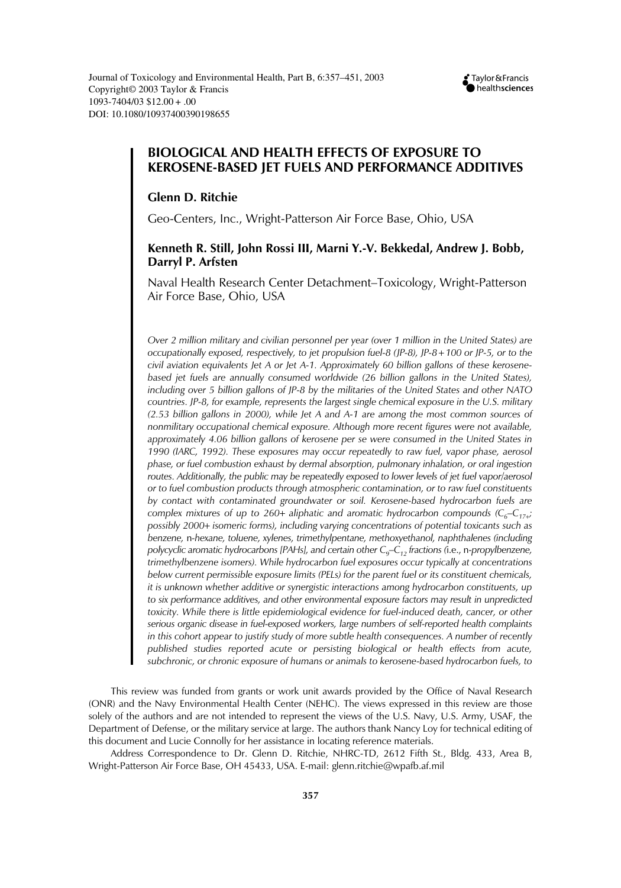Journal of Toxicology and Environmental Health, Part B, 6:357–451, 2003
Copyright© 2003 Taylor & Francis
1093-7404/03 $12.00 + .00
DOI: 10.1080/10937400390198655

# BIOLOGICAL AND HEALTH EFFECTS OF EXPOSURE TO KEROSENE-BASED JET FUELS AND PERFORMANCE ADDITIVES

**Glenn D. Ritchie**

Geo-Centers, Inc., Wright-Patterson Air Force Base, Ohio, USA

**Kenneth R. Still, John Rossi III, Marni Y.-V. Bekkedal, Andrew J. Bobb, Darryl P. Arfsten**

Naval Health Research Center Detachment–Toxicology, Wright-Patterson Air Force Base, Ohio, USA

*Over 2 million military and civilian personnel per year (over 1 million in the United States) are occupationally exposed, respectively, to jet propulsion fuel-8 (JP-8), JP-8 + 100 or JP-5, or to the civil aviation equivalents Jet A or Jet A-1. Approximately 60 billion gallons of these kerosene-based jet fuels are annually consumed worldwide (26 billion gallons in the United States), including over 5 billion gallons of JP-8 by the militaries of the United States and other NATO countries. JP-8, for example, represents the largest single chemical exposure in the U.S. military (2.53 billion gallons in 2000), while Jet A and A-1 are among the most common sources of nonmilitary occupational chemical exposure. Although more recent figures were not available, approximately 4.06 billion gallons of kerosene per se were consumed in the United States in 1990 (IARC, 1992). These exposures may occur repeatedly to raw fuel, vapor phase, aerosol phase, or fuel combustion exhaust by dermal absorption, pulmonary inhalation, or oral ingestion routes. Additionally, the public may be repeatedly exposed to lower levels of jet fuel vapor/aerosol or to fuel combustion products through atmospheric contamination, or to raw fuel constituents by contact with contaminated groundwater or soil. Kerosene-based hydrocarbon fuels are complex mixtures of up to 260+ aliphatic and aromatic hydrocarbon compounds ($C_6$–$C_{17+}$; possibly 2000+ isomeric forms), including varying concentrations of potential toxicants such as benzene, n-hexane, toluene, xylenes, trimethylpentane, methoxyethanol, naphthalenes (including polycyclic aromatic hydrocarbons [PAHs], and certain other $C_9$–$C_{12}$ fractions (i.e., n-propylbenzene, trimethylbenzene isomers). While hydrocarbon fuel exposures occur typically at concentrations below current permissible exposure limits (PELs) for the parent fuel or its constituent chemicals, it is unknown whether additive or synergistic interactions among hydrocarbon constituents, up to six performance additives, and other environmental exposure factors may result in unpredicted toxicity. While there is little epidemiological evidence for fuel-induced death, cancer, or other serious organic disease in fuel-exposed workers, large numbers of self-reported health complaints in this cohort appear to justify study of more subtle health consequences. A number of recently published studies reported acute or persisting biological or health effects from acute, subchronic, or chronic exposure of humans or animals to kerosene-based hydrocarbon fuels, to*

This review was funded from grants or work unit awards provided by the Office of Naval Research (ONR) and the Navy Environmental Health Center (NEHC). The views expressed in this review are those solely of the authors and are not intended to represent the views of the U.S. Navy, U.S. Army, USAF, the Department of Defense, or the military service at large. The authors thank Nancy Loy for technical editing of this document and Lucie Connolly for her assistance in locating reference materials.

Address Correspondence to Dr. Glenn D. Ritchie, NHRC-TD, 2612 Fifth St., Bldg. 433, Area B, Wright-Patterson Air Force Base, OH 45433, USA. E-mail: glenn.ritchie@wpafb.af.mil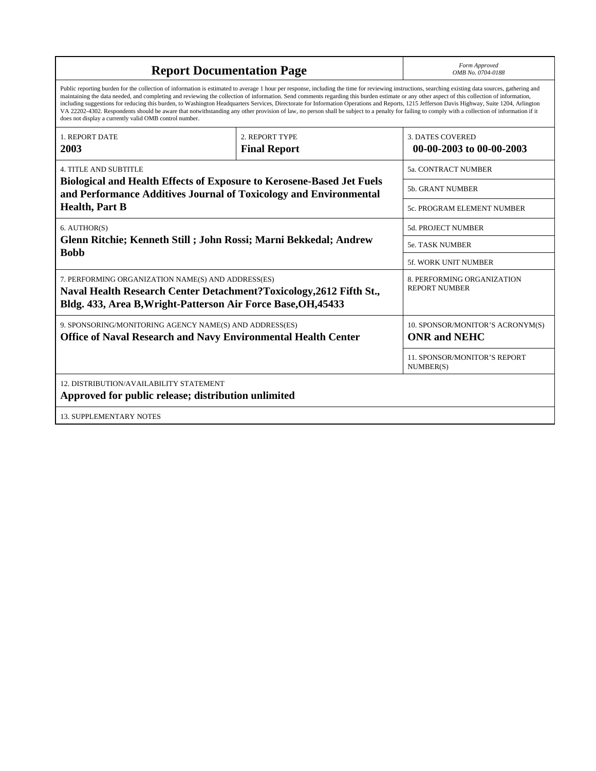# Report Documentation Page

*Form Approved*
*OMB No. 0704-0188*

Public reporting burden for the collection of information is estimated to average 1 hour per response, including the time for reviewing instructions, searching existing data sources, gathering and maintaining the data needed, and completing and reviewing the collection of information. Send comments regarding this burden estimate or any other aspect of this collection of information, including suggestions for reducing this burden, to Washington Headquarters Services, Directorate for Information Operations and Reports, 1215 Jefferson Davis Highway, Suite 1204, Arlington VA 22202-4302. Respondents should be aware that notwithstanding any other provision of law, no person shall be subject to a penalty for failing to comply with a collection of information if it does not display a currently valid OMB control number.

| 1. REPORT DATE | 2. REPORT TYPE | 3. DATES COVERED |
|---|---|---|
| **2003** | **Final Report** | **00-00-2003 to 00-00-2003** |

| 4. TITLE AND SUBTITLE | |
|---|---|
| **Biological and Health Effects of Exposure to Kerosene-Based Jet Fuels and Performance Additives Journal of Toxicology and Environmental Health, Part B** | 5a. CONTRACT NUMBER |
| | 5b. GRANT NUMBER |
| | 5c. PROGRAM ELEMENT NUMBER |
| 6. AUTHOR(S) | 5d. PROJECT NUMBER |
| **Glenn Ritchie; Kenneth Still ; John Rossi; Marni Bekkedal; Andrew Bobb** | 5e. TASK NUMBER |
| | 5f. WORK UNIT NUMBER |
| 7. PERFORMING ORGANIZATION NAME(S) AND ADDRESS(ES) **Naval Health Research Center Detachment?Toxicology,2612 Fifth St., Bldg. 433, Area B,Wright-Patterson Air Force Base,OH,45433** | 8. PERFORMING ORGANIZATION REPORT NUMBER |
| 9. SPONSORING/MONITORING AGENCY NAME(S) AND ADDRESS(ES) **Office of Naval Research and Navy Environmental Health Center** | 10. SPONSOR/MONITOR'S ACRONYM(S) **ONR and NEHC** |
| | 11. SPONSOR/MONITOR'S REPORT NUMBER(S) |

12. DISTRIBUTION/AVAILABILITY STATEMENT
**Approved for public release; distribution unlimited**

13. SUPPLEMENTARY NOTES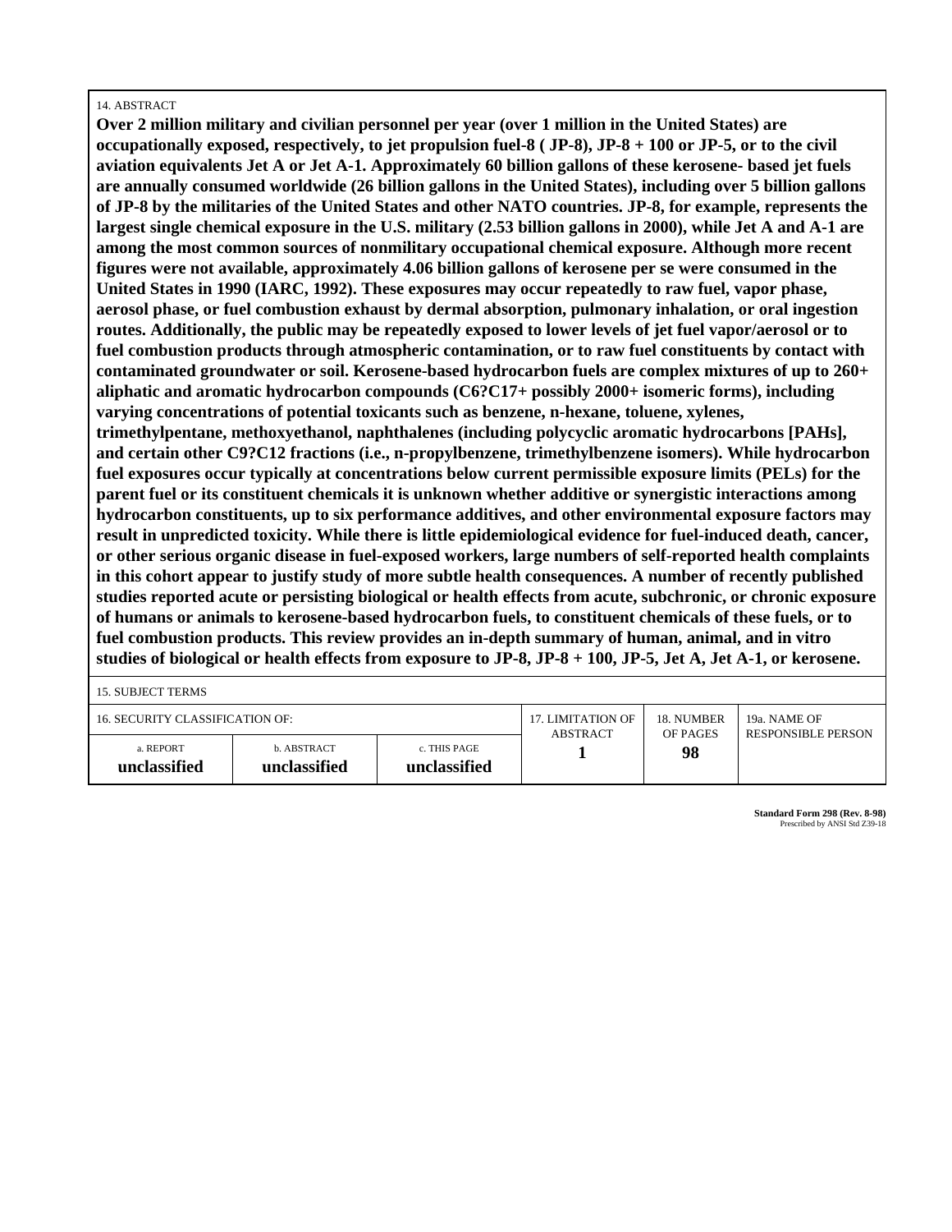14. ABSTRACT

**Over 2 million military and civilian personnel per year (over 1 million in the United States) are occupationally exposed, respectively, to jet propulsion fuel-8 ( JP-8), JP-8 + 100 or JP-5, or to the civil aviation equivalents Jet A or Jet A-1. Approximately 60 billion gallons of these kerosene- based jet fuels are annually consumed worldwide (26 billion gallons in the United States), including over 5 billion gallons of JP-8 by the militaries of the United States and other NATO countries. JP-8, for example, represents the largest single chemical exposure in the U.S. military (2.53 billion gallons in 2000), while Jet A and A-1 are among the most common sources of nonmilitary occupational chemical exposure. Although more recent figures were not available, approximately 4.06 billion gallons of kerosene per se were consumed in the United States in 1990 (IARC, 1992). These exposures may occur repeatedly to raw fuel, vapor phase, aerosol phase, or fuel combustion exhaust by dermal absorption, pulmonary inhalation, or oral ingestion routes. Additionally, the public may be repeatedly exposed to lower levels of jet fuel vapor/aerosol or to fuel combustion products through atmospheric contamination, or to raw fuel constituents by contact with contaminated groundwater or soil. Kerosene-based hydrocarbon fuels are complex mixtures of up to 260+ aliphatic and aromatic hydrocarbon compounds (C6?C17+ possibly 2000+ isomeric forms), including varying concentrations of potential toxicants such as benzene, n-hexane, toluene, xylenes, trimethylpentane, methoxyethanol, naphthalenes (including polycyclic aromatic hydrocarbons [PAHs], and certain other C9?C12 fractions (i.e., n-propylbenzene, trimethylbenzene isomers). While hydrocarbon fuel exposures occur typically at concentrations below current permissible exposure limits (PELs) for the parent fuel or its constituent chemicals it is unknown whether additive or synergistic interactions among hydrocarbon constituents, up to six performance additives, and other environmental exposure factors may result in unpredicted toxicity. While there is little epidemiological evidence for fuel-induced death, cancer, or other serious organic disease in fuel-exposed workers, large numbers of self-reported health complaints in this cohort appear to justify study of more subtle health consequences. A number of recently published studies reported acute or persisting biological or health effects from acute, subchronic, or chronic exposure of humans or animals to kerosene-based hydrocarbon fuels, to constituent chemicals of these fuels, or to fuel combustion products. This review provides an in-depth summary of human, animal, and in vitro studies of biological or health effects from exposure to JP-8, JP-8 + 100, JP-5, Jet A, Jet A-1, or kerosene.**

15. SUBJECT TERMS

| 16. SECURITY CLASSIFICATION OF: | | | 17. LIMITATION OF ABSTRACT | 18. NUMBER OF PAGES | 19a. NAME OF RESPONSIBLE PERSON |
|---|---|---|---|---|---|
| a. REPORT **unclassified** | b. ABSTRACT **unclassified** | c. THIS PAGE **unclassified** | **1** | **98** | |

**Standard Form 298 (Rev. 8-98)**
Prescribed by ANSI Std Z39-18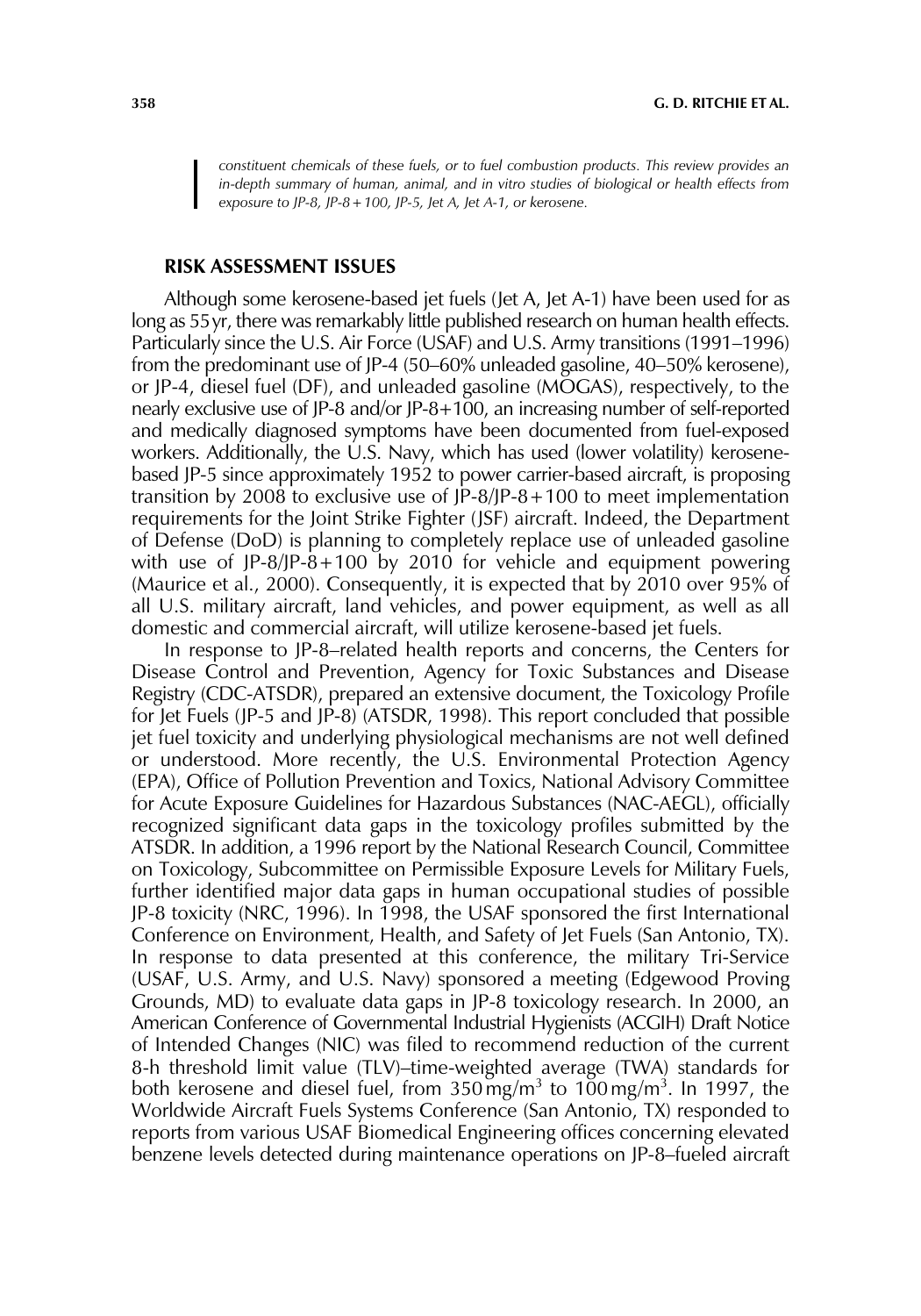*constituent chemicals of these fuels, or to fuel combustion products. This review provides an in-depth summary of human, animal, and in vitro studies of biological or health effects from exposure to JP-8, JP-8+100, JP-5, Jet A, Jet A-1, or kerosene.*

## RISK ASSESSMENT ISSUES

Although some kerosene-based jet fuels (Jet A, Jet A-1) have been used for as long as 55 yr, there was remarkably little published research on human health effects. Particularly since the U.S. Air Force (USAF) and U.S. Army transitions (1991–1996) from the predominant use of JP-4 (50–60% unleaded gasoline, 40–50% kerosene), or JP-4, diesel fuel (DF), and unleaded gasoline (MOGAS), respectively, to the nearly exclusive use of JP-8 and/or JP-8+100, an increasing number of self-reported and medically diagnosed symptoms have been documented from fuel-exposed workers. Additionally, the U.S. Navy, which has used (lower volatility) kerosene-based JP-5 since approximately 1952 to power carrier-based aircraft, is proposing transition by 2008 to exclusive use of JP-8/JP-8+100 to meet implementation requirements for the Joint Strike Fighter (JSF) aircraft. Indeed, the Department of Defense (DoD) is planning to completely replace use of unleaded gasoline with use of JP-8/JP-8+100 by 2010 for vehicle and equipment powering (Maurice et al., 2000). Consequently, it is expected that by 2010 over 95% of all U.S. military aircraft, land vehicles, and power equipment, as well as all domestic and commercial aircraft, will utilize kerosene-based jet fuels.

In response to JP-8–related health reports and concerns, the Centers for Disease Control and Prevention, Agency for Toxic Substances and Disease Registry (CDC-ATSDR), prepared an extensive document, the Toxicology Profile for Jet Fuels (JP-5 and JP-8) (ATSDR, 1998). This report concluded that possible jet fuel toxicity and underlying physiological mechanisms are not well defined or understood. More recently, the U.S. Environmental Protection Agency (EPA), Office of Pollution Prevention and Toxics, National Advisory Committee for Acute Exposure Guidelines for Hazardous Substances (NAC-AEGL), officially recognized significant data gaps in the toxicology profiles submitted by the ATSDR. In addition, a 1996 report by the National Research Council, Committee on Toxicology, Subcommittee on Permissible Exposure Levels for Military Fuels, further identified major data gaps in human occupational studies of possible JP-8 toxicity (NRC, 1996). In 1998, the USAF sponsored the first International Conference on Environment, Health, and Safety of Jet Fuels (San Antonio, TX). In response to data presented at this conference, the military Tri-Service (USAF, U.S. Army, and U.S. Navy) sponsored a meeting (Edgewood Proving Grounds, MD) to evaluate data gaps in JP-8 toxicology research. In 2000, an American Conference of Governmental Industrial Hygienists (ACGIH) Draft Notice of Intended Changes (NIC) was filed to recommend reduction of the current 8-h threshold limit value (TLV)–time-weighted average (TWA) standards for both kerosene and diesel fuel, from 350 $mg/m^3$ to 100 $mg/m^3$. In 1997, the Worldwide Aircraft Fuels Systems Conference (San Antonio, TX) responded to reports from various USAF Biomedical Engineering offices concerning elevated benzene levels detected during maintenance operations on JP-8–fueled aircraft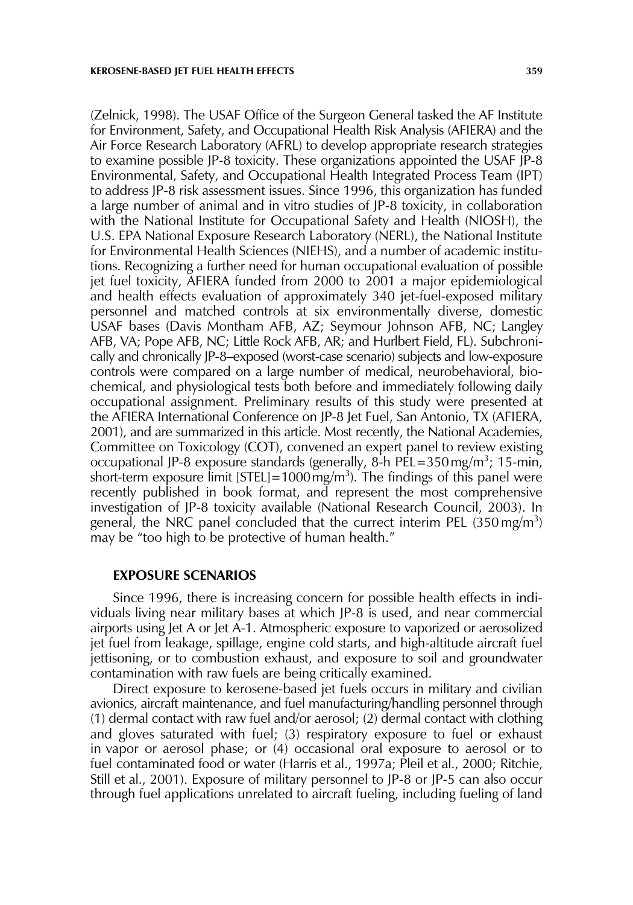(Zelnick, 1998). The USAF Office of the Surgeon General tasked the AF Institute for Environment, Safety, and Occupational Health Risk Analysis (AFIERA) and the Air Force Research Laboratory (AFRL) to develop appropriate research strategies to examine possible JP-8 toxicity. These organizations appointed the USAF JP-8 Environmental, Safety, and Occupational Health Integrated Process Team (IPT) to address JP-8 risk assessment issues. Since 1996, this organization has funded a large number of animal and in vitro studies of JP-8 toxicity, in collaboration with the National Institute for Occupational Safety and Health (NIOSH), the U.S. EPA National Exposure Research Laboratory (NERL), the National Institute for Environmental Health Sciences (NIEHS), and a number of academic institutions. Recognizing a further need for human occupational evaluation of possible jet fuel toxicity, AFIERA funded from 2000 to 2001 a major epidemiological and health effects evaluation of approximately 340 jet-fuel-exposed military personnel and matched controls at six environmentally diverse, domestic USAF bases (Davis Montham AFB, AZ; Seymour Johnson AFB, NC; Langley AFB, VA; Pope AFB, NC; Little Rock AFB, AR; and Hurlbert Field, FL). Subchronically and chronically JP-8–exposed (worst-case scenario) subjects and low-exposure controls were compared on a large number of medical, neurobehavioral, biochemical, and physiological tests both before and immediately following daily occupational assignment. Preliminary results of this study were presented at the AFIERA International Conference on JP-8 Jet Fuel, San Antonio, TX (AFIERA, 2001), and are summarized in this article. Most recently, the National Academies, Committee on Toxicology (COT), convened an expert panel to review existing occupational JP-8 exposure standards (generally, 8-h PEL=350 mg/m$^3$; 15-min, short-term exposure limit [STEL]=1000 mg/m$^3$). The findings of this panel were recently published in book format, and represent the most comprehensive investigation of JP-8 toxicity available (National Research Council, 2003). In general, the NRC panel concluded that the currect interim PEL (350 mg/m$^3$) may be "too high to be protective of human health."

## EXPOSURE SCENARIOS

Since 1996, there is increasing concern for possible health effects in individuals living near military bases at which JP-8 is used, and near commercial airports using Jet A or Jet A-1. Atmospheric exposure to vaporized or aerosolized jet fuel from leakage, spillage, engine cold starts, and high-altitude aircraft fuel jettisoning, or to combustion exhaust, and exposure to soil and groundwater contamination with raw fuels are being critically examined.

Direct exposure to kerosene-based jet fuels occurs in military and civilian avionics, aircraft maintenance, and fuel manufacturing/handling personnel through (1) dermal contact with raw fuel and/or aerosol; (2) dermal contact with clothing and gloves saturated with fuel; (3) respiratory exposure to fuel or exhaust in vapor or aerosol phase; or (4) occasional oral exposure to aerosol or to fuel contaminated food or water (Harris et al., 1997a; Pleil et al., 2000; Ritchie, Still et al., 2001). Exposure of military personnel to JP-8 or JP-5 can also occur through fuel applications unrelated to aircraft fueling, including fueling of land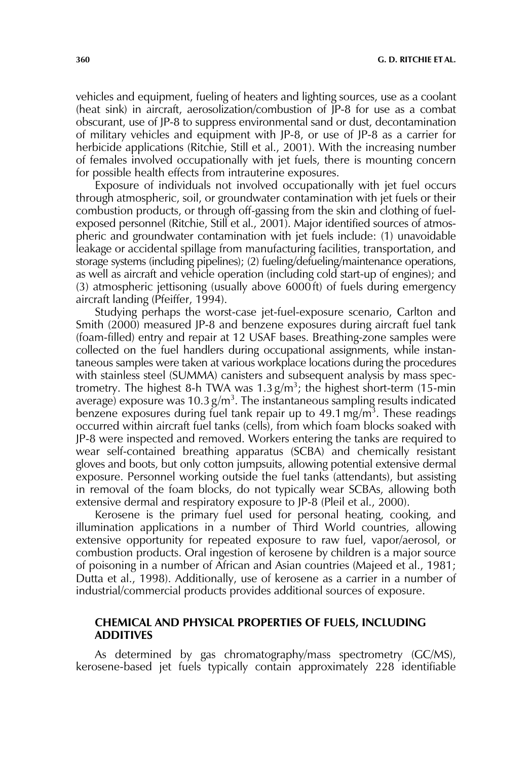vehicles and equipment, fueling of heaters and lighting sources, use as a coolant (heat sink) in aircraft, aerosolization/combustion of JP-8 for use as a combat obscurant, use of JP-8 to suppress environmental sand or dust, decontamination of military vehicles and equipment with JP-8, or use of JP-8 as a carrier for herbicide applications (Ritchie, Still et al., 2001). With the increasing number of females involved occupationally with jet fuels, there is mounting concern for possible health effects from intrauterine exposures.

Exposure of individuals not involved occupationally with jet fuel occurs through atmospheric, soil, or groundwater contamination with jet fuels or their combustion products, or through off-gassing from the skin and clothing of fuel-exposed personnel (Ritchie, Still et al., 2001). Major identified sources of atmospheric and groundwater contamination with jet fuels include: (1) unavoidable leakage or accidental spillage from manufacturing facilities, transportation, and storage systems (including pipelines); (2) fueling/defueling/maintenance operations, as well as aircraft and vehicle operation (including cold start-up of engines); and (3) atmospheric jettisoning (usually above 6000 ft) of fuels during emergency aircraft landing (Pfeiffer, 1994).

Studying perhaps the worst-case jet-fuel-exposure scenario, Carlton and Smith (2000) measured JP-8 and benzene exposures during aircraft fuel tank (foam-filled) entry and repair at 12 USAF bases. Breathing-zone samples were collected on the fuel handlers during occupational assignments, while instantaneous samples were taken at various workplace locations during the procedures with stainless steel (SUMMA) canisters and subsequent analysis by mass spectrometry. The highest 8-h TWA was 1.3 $g/m^3$; the highest short-term (15-min average) exposure was 10.3 $g/m^3$. The instantaneous sampling results indicated benzene exposures during fuel tank repair up to 49.1 $mg/m^3$. These readings occurred within aircraft fuel tanks (cells), from which foam blocks soaked with JP-8 were inspected and removed. Workers entering the tanks are required to wear self-contained breathing apparatus (SCBA) and chemically resistant gloves and boots, but only cotton jumpsuits, allowing potential extensive dermal exposure. Personnel working outside the fuel tanks (attendants), but assisting in removal of the foam blocks, do not typically wear SCBAs, allowing both extensive dermal and respiratory exposure to JP-8 (Pleil et al., 2000).

Kerosene is the primary fuel used for personal heating, cooking, and illumination applications in a number of Third World countries, allowing extensive opportunity for repeated exposure to raw fuel, vapor/aerosol, or combustion products. Oral ingestion of kerosene by children is a major source of poisoning in a number of African and Asian countries (Majeed et al., 1981; Dutta et al., 1998). Additionally, use of kerosene as a carrier in a number of industrial/commercial products provides additional sources of exposure.

## CHEMICAL AND PHYSICAL PROPERTIES OF FUELS, INCLUDING ADDITIVES

As determined by gas chromatography/mass spectrometry (GC/MS), kerosene-based jet fuels typically contain approximately 228 identifiable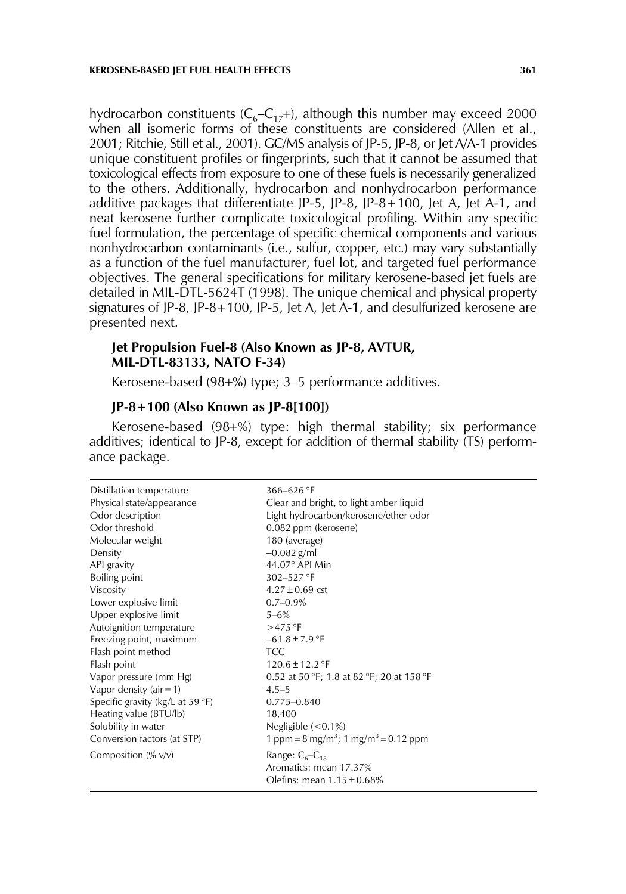hydrocarbon constituents ($C_6$–$C_{17}$+), although this number may exceed 2000 when all isomeric forms of these constituents are considered (Allen et al., 2001; Ritchie, Still et al., 2001). GC/MS analysis of JP-5, JP-8, or Jet A/A-1 provides unique constituent profiles or fingerprints, such that it cannot be assumed that toxicological effects from exposure to one of these fuels is necessarily generalized to the others. Additionally, hydrocarbon and nonhydrocarbon performance additive packages that differentiate JP-5, JP-8, JP-8+100, Jet A, Jet A-1, and neat kerosene further complicate toxicological profiling. Within any specific fuel formulation, the percentage of specific chemical components and various nonhydrocarbon contaminants (i.e., sulfur, copper, etc.) may vary substantially as a function of the fuel manufacturer, fuel lot, and targeted fuel performance objectives. The general specifications for military kerosene-based jet fuels are detailed in MIL-DTL-5624T (1998). The unique chemical and physical property signatures of JP-8, JP-8+100, JP-5, Jet A, Jet A-1, and desulfurized kerosene are presented next.

### Jet Propulsion Fuel-8 (Also Known as JP-8, AVTUR, MIL-DTL-83133, NATO F-34)

Kerosene-based (98+%) type; 3–5 performance additives.

### JP-8+100 (Also Known as JP-8[100])

Kerosene-based (98+%) type: high thermal stability; six performance additives; identical to JP-8, except for addition of thermal stability (TS) performance package.

| | |
|---|---|
| Distillation temperature | 366–626 °F |
| Physical state/appearance | Clear and bright, to light amber liquid |
| Odor description | Light hydrocarbon/kerosene/ether odor |
| Odor threshold | 0.082 ppm (kerosene) |
| Molecular weight | 180 (average) |
| Density | –0.082 g/ml |
| API gravity | 44.07° API Min |
| Boiling point | 302–527 °F |
| Viscosity | 4.27 ± 0.69 cst |
| Lower explosive limit | 0.7–0.9% |
| Upper explosive limit | 5–6% |
| Autoignition temperature | >475 °F |
| Freezing point, maximum | –61.8 ± 7.9 °F |
| Flash point method | TCC |
| Flash point | 120.6 ± 12.2 °F |
| Vapor pressure (mm Hg) | 0.52 at 50 °F; 1.8 at 82 °F; 20 at 158 °F |
| Vapor density (air = 1) | 4.5–5 |
| Specific gravity (kg/L at 59 °F) | 0.775–0.840 |
| Heating value (BTU/lb) | 18,400 |
| Solubility in water | Negligible (<0.1%) |
| Conversion factors (at STP) | 1 ppm = 8 mg/m$^3$; 1 mg/m$^3$ = 0.12 ppm |
| Composition (% v/v) | Range: $C_6$–$C_{18}$<br>Aromatics: mean 17.37%<br>Olefins: mean 1.15 ± 0.68% |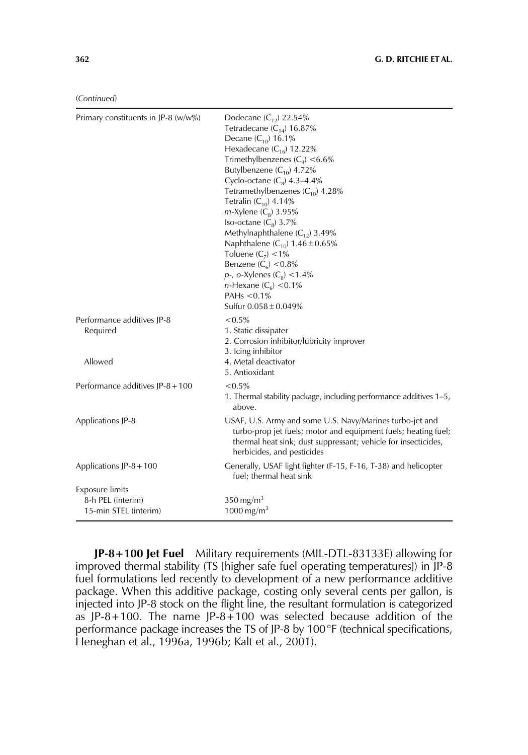(*Continued*)

| | |
|---|---|
| Primary constituents in JP-8 (w/w%) | Dodecane ($C_{12}$) 22.54%<br>Tetradecane ($C_{14}$) 16.87%<br>Decane ($C_{10}$) 16.1%<br>Hexadecane ($C_{16}$) 12.22%<br>Trimethylbenzenes ($C_9$) <6.6%<br>Butylbenzene ($C_{10}$) 4.72%<br>Cyclo-octane ($C_8$) 4.3–4.4%<br>Tetramethylbenzenes ($C_{10}$) 4.28%<br>Tetralin ($C_{10}$) 4.14%<br>*m*-Xylene ($C_8$) 3.95%<br>Iso-octane ($C_8$) 3.7%<br>Methylnaphthalene ($C_{12}$) 3.49%<br>Naphthalene ($C_{10}$) 1.46 ± 0.65%<br>Toluene ($C_7$) <1%<br>Benzene ($C_6$) <0.8%<br>*p*-, *o*-Xylenes ($C_8$) <1.4%<br>*n*-Hexane ($C_6$) <0.1%<br>PAHs <0.1%<br>Sulfur 0.058 ± 0.049% |
| Performance additives JP-8 | <0.5% |
| Required | 1. Static dissipater<br>2. Corrosion inhibitor/lubricity improver<br>3. Icing inhibitor |
| Allowed | 4. Metal deactivator<br>5. Antioxidant |
| Performance additives JP-8+100 | <0.5%<br>1. Thermal stability package, including performance additives 1–5, above. |
| Applications JP-8 | USAF, U.S. Army and some U.S. Navy/Marines turbo-jet and turbo-prop jet fuels; motor and equipment fuels; heating fuel; thermal heat sink; dust suppressant; vehicle for insecticides, herbicides, and pesticides |
| Applications JP-8+100 | Generally, USAF light fighter (F-15, F-16, T-38) and helicopter fuel; thermal heat sink |
| Exposure limits | |
| 8-h PEL (interim) | 350 mg/m$^3$ |
| 15-min STEL (interim) | 1000 mg/m$^3$ |

**JP-8+100 Jet Fuel** Military requirements (MIL-DTL-83133E) allowing for improved thermal stability (TS [higher safe fuel operating temperatures]) in JP-8 fuel formulations led recently to development of a new performance additive package. When this additive package, costing only several cents per gallon, is injected into JP-8 stock on the flight line, the resultant formulation is categorized as JP-8+100. The name JP-8+100 was selected because addition of the performance package increases the TS of JP-8 by 100°F (technical specifications, Heneghan et al., 1996a, 1996b; Kalt et al., 2001).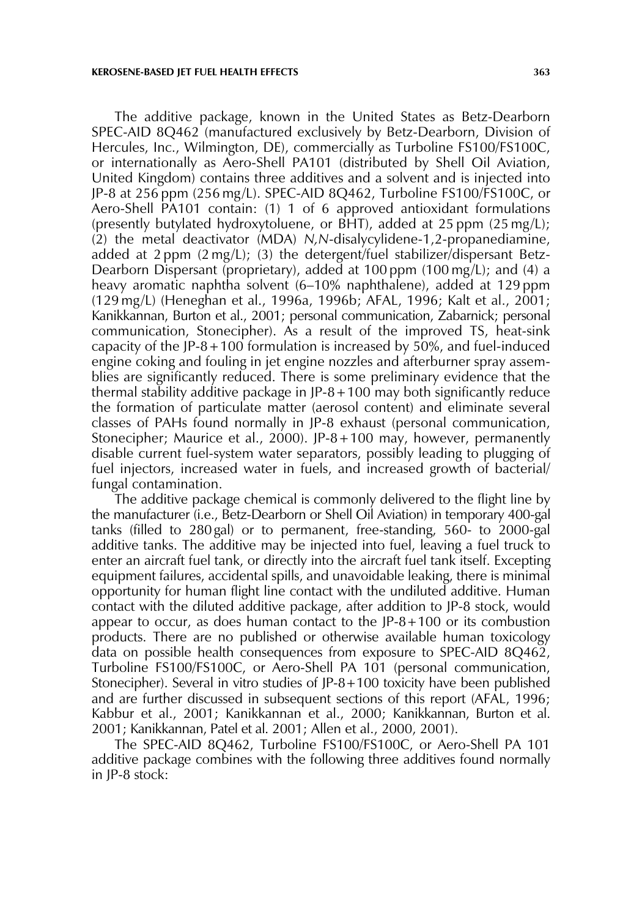The additive package, known in the United States as Betz-Dearborn SPEC-AID 8Q462 (manufactured exclusively by Betz-Dearborn, Division of Hercules, Inc., Wilmington, DE), commercially as Turboline FS100/FS100C, or internationally as Aero-Shell PA101 (distributed by Shell Oil Aviation, United Kingdom) contains three additives and a solvent and is injected into JP-8 at 256 ppm (256 mg/L). SPEC-AID 8Q462, Turboline FS100/FS100C, or Aero-Shell PA101 contain: (1) 1 of 6 approved antioxidant formulations (presently butylated hydroxytoluene, or BHT), added at 25 ppm (25 mg/L); (2) the metal deactivator (MDA) *N,N*-disalycylidene-1,2-propanediamine, added at 2 ppm (2 mg/L); (3) the detergent/fuel stabilizer/dispersant Betz-Dearborn Dispersant (proprietary), added at 100 ppm (100 mg/L); and (4) a heavy aromatic naphtha solvent (6–10% naphthalene), added at 129 ppm (129 mg/L) (Heneghan et al., 1996a, 1996b; AFAL, 1996; Kalt et al., 2001; Kanikkannan, Burton et al., 2001; personal communication, Zabarnick; personal communication, Stonecipher). As a result of the improved TS, heat-sink capacity of the JP-8 + 100 formulation is increased by 50%, and fuel-induced engine coking and fouling in jet engine nozzles and afterburner spray assemblies are significantly reduced. There is some preliminary evidence that the thermal stability additive package in JP-8 + 100 may both significantly reduce the formation of particulate matter (aerosol content) and eliminate several classes of PAHs found normally in JP-8 exhaust (personal communication, Stonecipher; Maurice et al., 2000). JP-8 + 100 may, however, permanently disable current fuel-system water separators, possibly leading to plugging of fuel injectors, increased water in fuels, and increased growth of bacterial/fungal contamination.

The additive package chemical is commonly delivered to the flight line by the manufacturer (i.e., Betz-Dearborn or Shell Oil Aviation) in temporary 400-gal tanks (filled to 280 gal) or to permanent, free-standing, 560- to 2000-gal additive tanks. The additive may be injected into fuel, leaving a fuel truck to enter an aircraft fuel tank, or directly into the aircraft fuel tank itself. Excepting equipment failures, accidental spills, and unavoidable leaking, there is minimal opportunity for human flight line contact with the undiluted additive. Human contact with the diluted additive package, after addition to JP-8 stock, would appear to occur, as does human contact to the JP-8 + 100 or its combustion products. There are no published or otherwise available human toxicology data on possible health consequences from exposure to SPEC-AID 8Q462, Turboline FS100/FS100C, or Aero-Shell PA 101 (personal communication, Stonecipher). Several in vitro studies of JP-8 + 100 toxicity have been published and are further discussed in subsequent sections of this report (AFAL, 1996; Kabbur et al., 2001; Kanikkannan et al., 2000; Kanikkannan, Burton et al. 2001; Kanikkannan, Patel et al. 2001; Allen et al., 2000, 2001).

The SPEC-AID 8Q462, Turboline FS100/FS100C, or Aero-Shell PA 101 additive package combines with the following three additives found normally in JP-8 stock: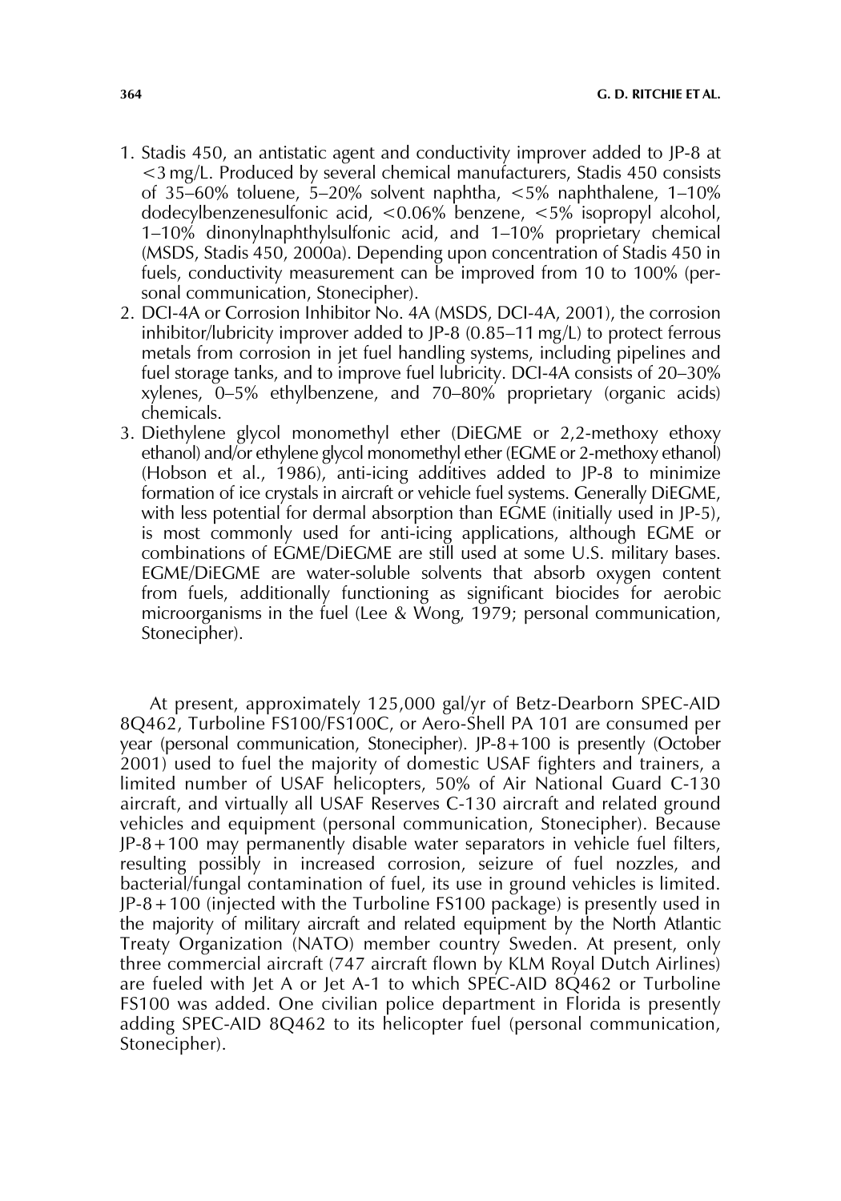1. Stadis 450, an antistatic agent and conductivity improver added to JP-8 at <3 mg/L. Produced by several chemical manufacturers, Stadis 450 consists of 35–60% toluene, 5–20% solvent naphtha, <5% naphthalene, 1–10% dodecylbenzenesulfonic acid, <0.06% benzene, <5% isopropyl alcohol, 1–10% dinonylnaphthylsulfonic acid, and 1–10% proprietary chemical (MSDS, Stadis 450, 2000a). Depending upon concentration of Stadis 450 in fuels, conductivity measurement can be improved from 10 to 100% (personal communication, Stonecipher).
2. DCI-4A or Corrosion Inhibitor No. 4A (MSDS, DCI-4A, 2001), the corrosion inhibitor/lubricity improver added to JP-8 (0.85–11 mg/L) to protect ferrous metals from corrosion in jet fuel handling systems, including pipelines and fuel storage tanks, and to improve fuel lubricity. DCI-4A consists of 20–30% xylenes, 0–5% ethylbenzene, and 70–80% proprietary (organic acids) chemicals.
3. Diethylene glycol monomethyl ether (DiEGME or 2,2-methoxy ethoxy ethanol) and/or ethylene glycol monomethyl ether (EGME or 2-methoxy ethanol) (Hobson et al., 1986), anti-icing additives added to JP-8 to minimize formation of ice crystals in aircraft or vehicle fuel systems. Generally DiEGME, with less potential for dermal absorption than EGME (initially used in JP-5), is most commonly used for anti-icing applications, although EGME or combinations of EGME/DiEGME are still used at some U.S. military bases. EGME/DiEGME are water-soluble solvents that absorb oxygen content from fuels, additionally functioning as significant biocides for aerobic microorganisms in the fuel (Lee & Wong, 1979; personal communication, Stonecipher).

At present, approximately 125,000 gal/yr of Betz-Dearborn SPEC-AID 8Q462, Turboline FS100/FS100C, or Aero-Shell PA 101 are consumed per year (personal communication, Stonecipher). JP-8+100 is presently (October 2001) used to fuel the majority of domestic USAF fighters and trainers, a limited number of USAF helicopters, 50% of Air National Guard C-130 aircraft, and virtually all USAF Reserves C-130 aircraft and related ground vehicles and equipment (personal communication, Stonecipher). Because JP-8+100 may permanently disable water separators in vehicle fuel filters, resulting possibly in increased corrosion, seizure of fuel nozzles, and bacterial/fungal contamination of fuel, its use in ground vehicles is limited. JP-8+100 (injected with the Turboline FS100 package) is presently used in the majority of military aircraft and related equipment by the North Atlantic Treaty Organization (NATO) member country Sweden. At present, only three commercial aircraft (747 aircraft flown by KLM Royal Dutch Airlines) are fueled with Jet A or Jet A-1 to which SPEC-AID 8Q462 or Turboline FS100 was added. One civilian police department in Florida is presently adding SPEC-AID 8Q462 to its helicopter fuel (personal communication, Stonecipher).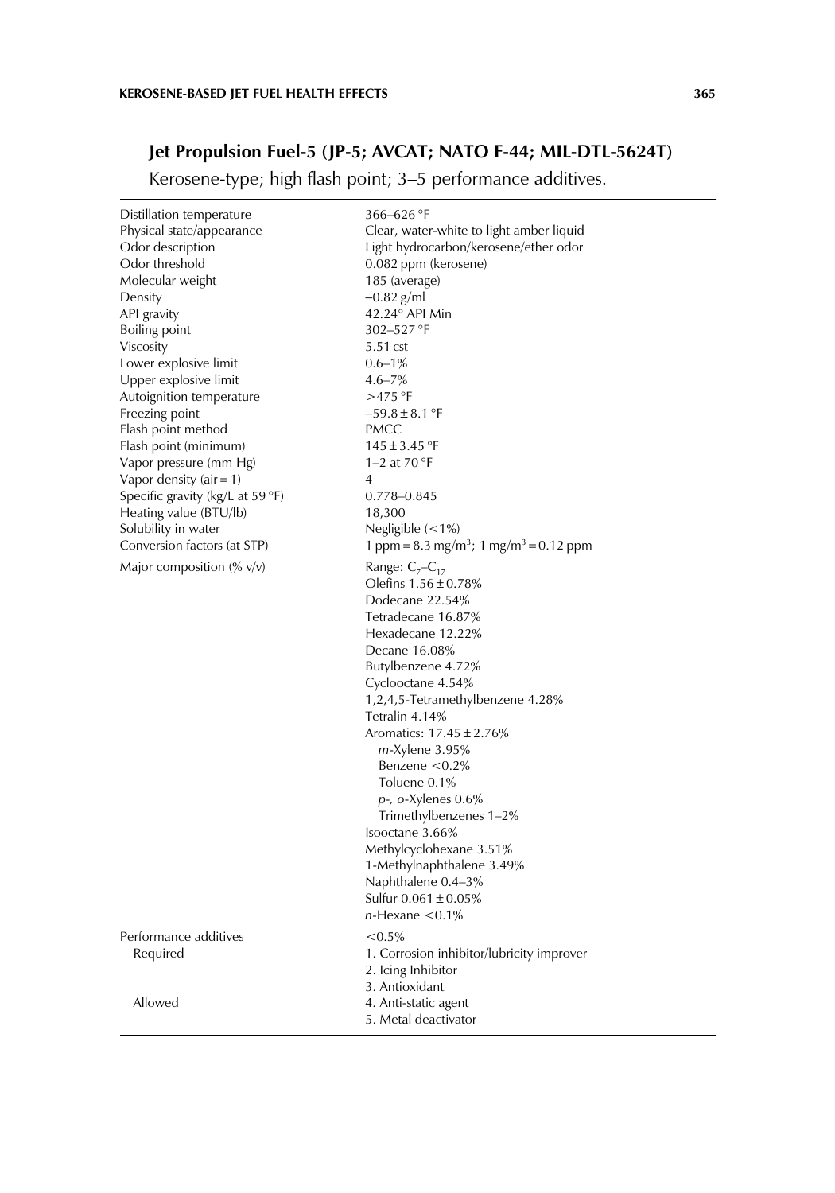## Jet Propulsion Fuel-5 (JP-5; AVCAT; NATO F-44; MIL-DTL-5624T)

Kerosene-type; high flash point; 3–5 performance additives.

| | |
|---|---|
| Distillation temperature | 366–626 °F |
| Physical state/appearance | Clear, water-white to light amber liquid |
| Odor description | Light hydrocarbon/kerosene/ether odor |
| Odor threshold | 0.082 ppm (kerosene) |
| Molecular weight | 185 (average) |
| Density | –0.82 g/ml |
| API gravity | 42.24° API Min |
| Boiling point | 302–527 °F |
| Viscosity | 5.51 cst |
| Lower explosive limit | 0.6–1% |
| Upper explosive limit | 4.6–7% |
| Autoignition temperature | >475 °F |
| Freezing point | –59.8 ± 8.1 °F |
| Flash point method | PMCC |
| Flash point (minimum) | 145 ± 3.45 °F |
| Vapor pressure (mm Hg) | 1–2 at 70 °F |
| Vapor density (air = 1) | 4 |
| Specific gravity (kg/L at 59 °F) | 0.778–0.845 |
| Heating value (BTU/lb) | 18,300 |
| Solubility in water | Negligible (<1%) |
| Conversion factors (at STP) | 1 ppm = 8.3 mg/m$^3$; 1 mg/m$^3$ = 0.12 ppm |
| Major composition (% v/v) | Range: $C_7$–$C_{17}$<br>Olefins 1.56 ± 0.78%<br>Dodecane 22.54%<br>Tetradecane 16.87%<br>Hexadecane 12.22%<br>Decane 16.08%<br>Butylbenzene 4.72%<br>Cyclooctane 4.54%<br>1,2,4,5-Tetramethylbenzene 4.28%<br>Tetralin 4.14%<br>Aromatics: 17.45 ± 2.76%<br>&nbsp;&nbsp;*m*-Xylene 3.95%<br>&nbsp;&nbsp;Benzene <0.2%<br>&nbsp;&nbsp;Toluene 0.1%<br>&nbsp;&nbsp;*p*-, *o*-Xylenes 0.6%<br>&nbsp;&nbsp;Trimethylbenzenes 1–2%<br>Isooctane 3.66%<br>Methylcyclohexane 3.51%<br>1-Methylnaphthalene 3.49%<br>Naphthalene 0.4–3%<br>Sulfur 0.061 ± 0.05%<br>*n*-Hexane <0.1% |
| Performance additives | <0.5% |
| &nbsp;&nbsp;Required | 1. Corrosion inhibitor/lubricity improver<br>2. Icing Inhibitor<br>3. Antioxidant |
| &nbsp;&nbsp;Allowed | 4. Anti-static agent<br>5. Metal deactivator |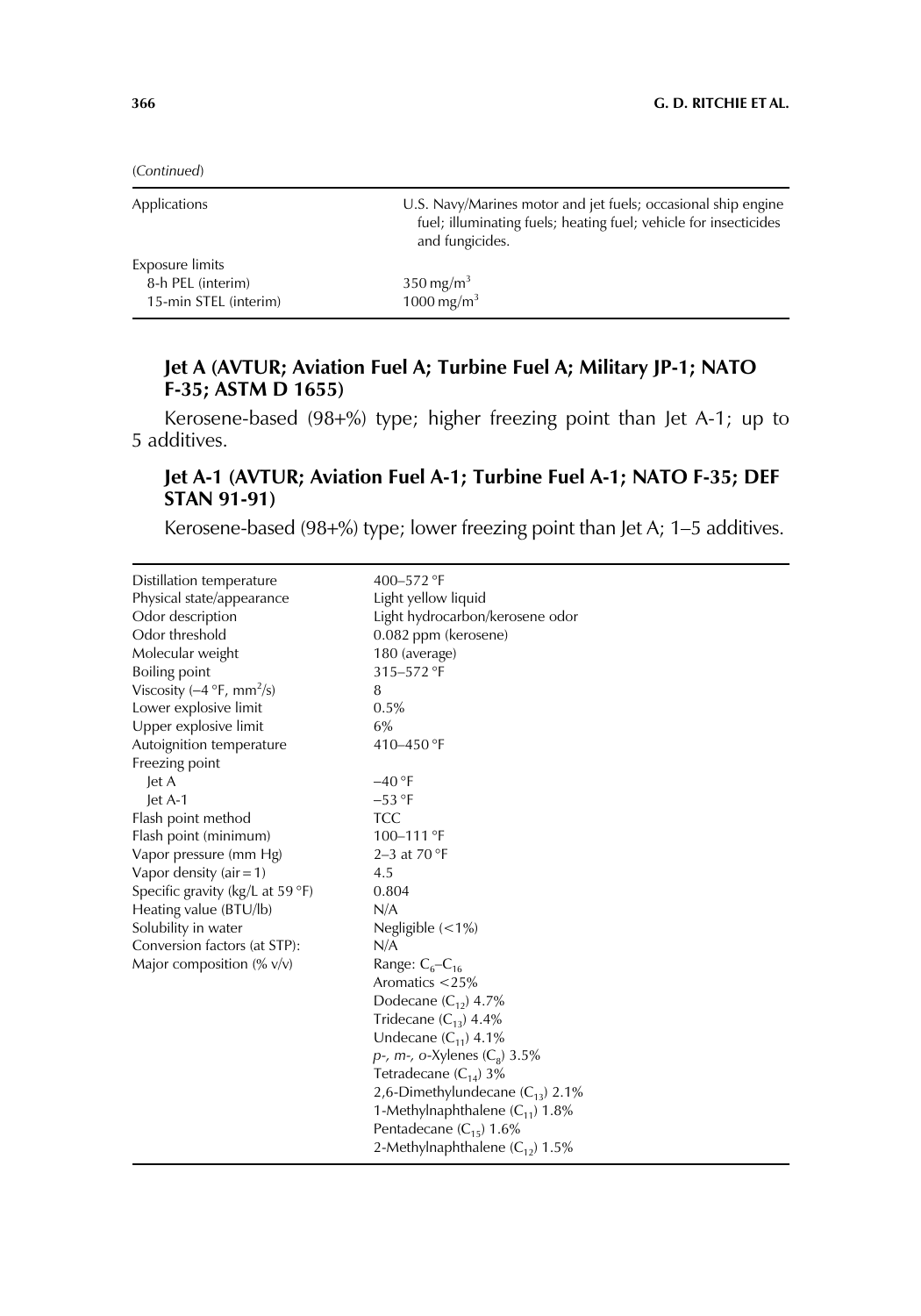(*Continued*)

| | |
|---|---|
| Applications | U.S. Navy/Marines motor and jet fuels; occasional ship engine fuel; illuminating fuels; heating fuel; vehicle for insecticides and fungicides. |
| Exposure limits | |
| 8-h PEL (interim) | 350 mg/m$^3$ |
| 15-min STEL (interim) | 1000 mg/m$^3$ |

### Jet A (AVTUR; Aviation Fuel A; Turbine Fuel A; Military JP-1; NATO F-35; ASTM D 1655)

Kerosene-based (98+%) type; higher freezing point than Jet A-1; up to 5 additives.

### Jet A-1 (AVTUR; Aviation Fuel A-1; Turbine Fuel A-1; NATO F-35; DEF STAN 91-91)

Kerosene-based (98+%) type; lower freezing point than Jet A; 1–5 additives.

| | |
|---|---|
| Distillation temperature | 400–572 °F |
| Physical state/appearance | Light yellow liquid |
| Odor description | Light hydrocarbon/kerosene odor |
| Odor threshold | 0.082 ppm (kerosene) |
| Molecular weight | 180 (average) |
| Boiling point | 315–572 °F |
| Viscosity (–4 °F, mm$^2$/s) | 8 |
| Lower explosive limit | 0.5% |
| Upper explosive limit | 6% |
| Autoignition temperature | 410–450 °F |
| Freezing point | |
| Jet A | –40 °F |
| Jet A-1 | –53 °F |
| Flash point method | TCC |
| Flash point (minimum) | 100–111 °F |
| Vapor pressure (mm Hg) | 2–3 at 70 °F |
| Vapor density (air = 1) | 4.5 |
| Specific gravity (kg/L at 59 °F) | 0.804 |
| Heating value (BTU/lb) | N/A |
| Solubility in water | Negligible (<1%) |
| Conversion factors (at STP): | N/A |
| Major composition (% v/v) | Range: $C_6$–$C_{16}$ |
| | Aromatics <25% |
| | Dodecane ($C_{12}$) 4.7% |
| | Tridecane ($C_{13}$) 4.4% |
| | Undecane ($C_{11}$) 4.1% |
| | *p*-, *m*-, *o*-Xylenes ($C_8$) 3.5% |
| | Tetradecane ($C_{14}$) 3% |
| | 2,6-Dimethylundecane ($C_{13}$) 2.1% |
| | 1-Methylnaphthalene ($C_{11}$) 1.8% |
| | Pentadecane ($C_{15}$) 1.6% |
| | 2-Methylnaphthalene ($C_{12}$) 1.5% |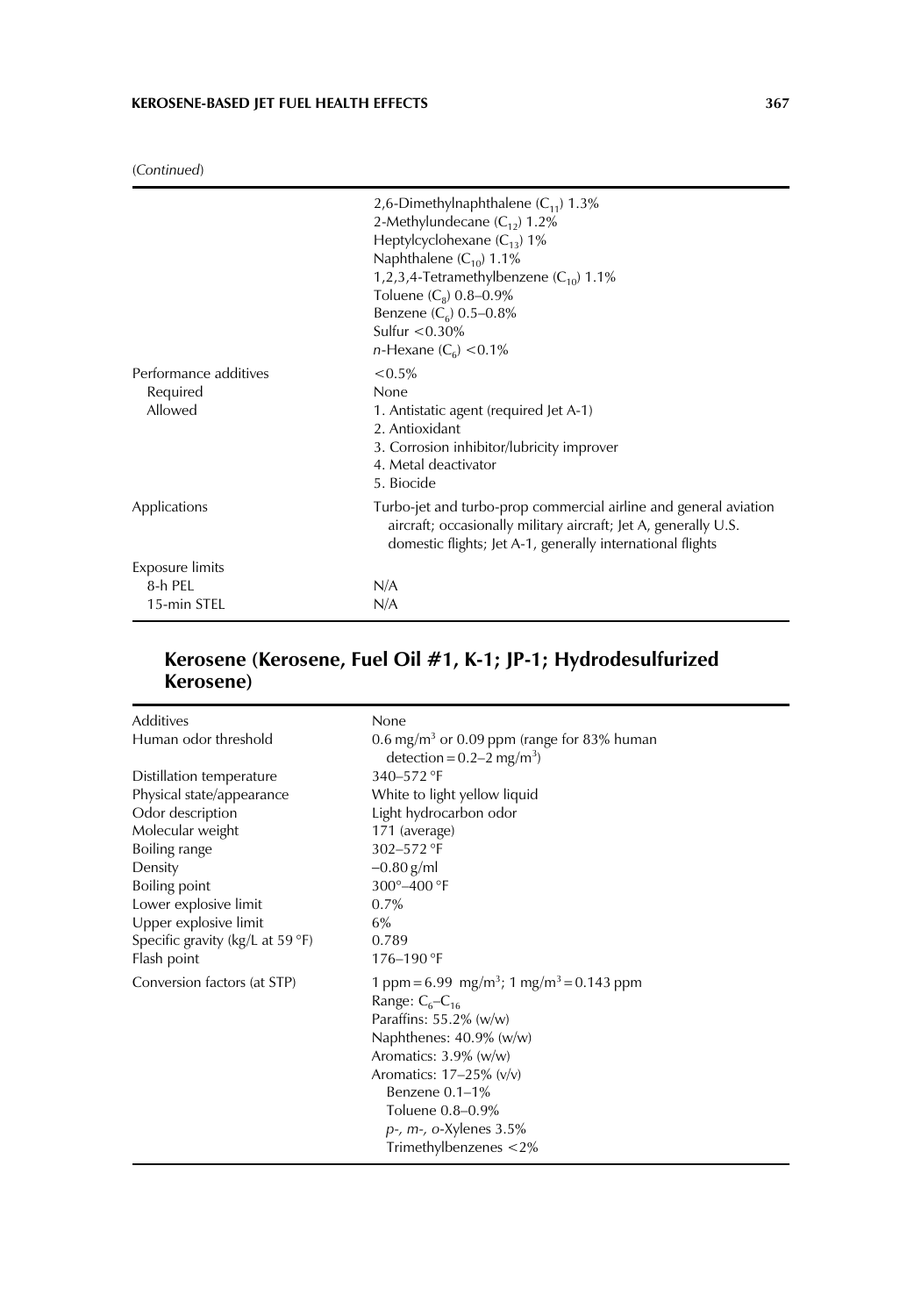(*Continued*)

| | |
|---|---|
| | 2,6-Dimethylnaphthalene ($C_{11}$) 1.3%<br>2-Methylundecane ($C_{12}$) 1.2%<br>Heptylcyclohexane ($C_{13}$) 1%<br>Naphthalene ($C_{10}$) 1.1%<br>1,2,3,4-Tetramethylbenzene ($C_{10}$) 1.1%<br>Toluene ($C_8$) 0.8–0.9%<br>Benzene ($C_6$) 0.5–0.8%<br>Sulfur <0.30%<br>*n*-Hexane ($C_6$) <0.1% |
| Performance additives | <0.5% |
| Required | None |
| Allowed | 1. Antistatic agent (required Jet A-1)<br>2. Antioxidant<br>3. Corrosion inhibitor/lubricity improver<br>4. Metal deactivator<br>5. Biocide |
| Applications | Turbo-jet and turbo-prop commercial airline and general aviation aircraft; occasionally military aircraft; Jet A, generally U.S. domestic flights; Jet A-1, generally international flights |
| Exposure limits | |
| 8-h PEL | N/A |
| 15-min STEL | N/A |

## Kerosene (Kerosene, Fuel Oil #1, K-1; JP-1; Hydrodesulfurized Kerosene)

| | |
|---|---|
| Additives | None |
| Human odor threshold | 0.6 mg/m$^3$ or 0.09 ppm (range for 83% human detection = 0.2–2 mg/m$^3$) |
| Distillation temperature | 340–572 °F |
| Physical state/appearance | White to light yellow liquid |
| Odor description | Light hydrocarbon odor |
| Molecular weight | 171 (average) |
| Boiling range | 302–572 °F |
| Density | –0.80 g/ml |
| Boiling point | 300°–400 °F |
| Lower explosive limit | 0.7% |
| Upper explosive limit | 6% |
| Specific gravity (kg/L at 59 °F) | 0.789 |
| Flash point | 176–190 °F |
| Conversion factors (at STP) | 1 ppm = 6.99 mg/m$^3$; 1 mg/m$^3$ = 0.143 ppm<br>Range: $C_6$–$C_{16}$<br>Paraffins: 55.2% (w/w)<br>Naphthenes: 40.9% (w/w)<br>Aromatics: 3.9% (w/w)<br>Aromatics: 17–25% (v/v)<br>Benzene 0.1–1%<br>Toluene 0.8–0.9%<br>*p*-, *m*-, *o*-Xylenes 3.5%<br>Trimethylbenzenes <2% |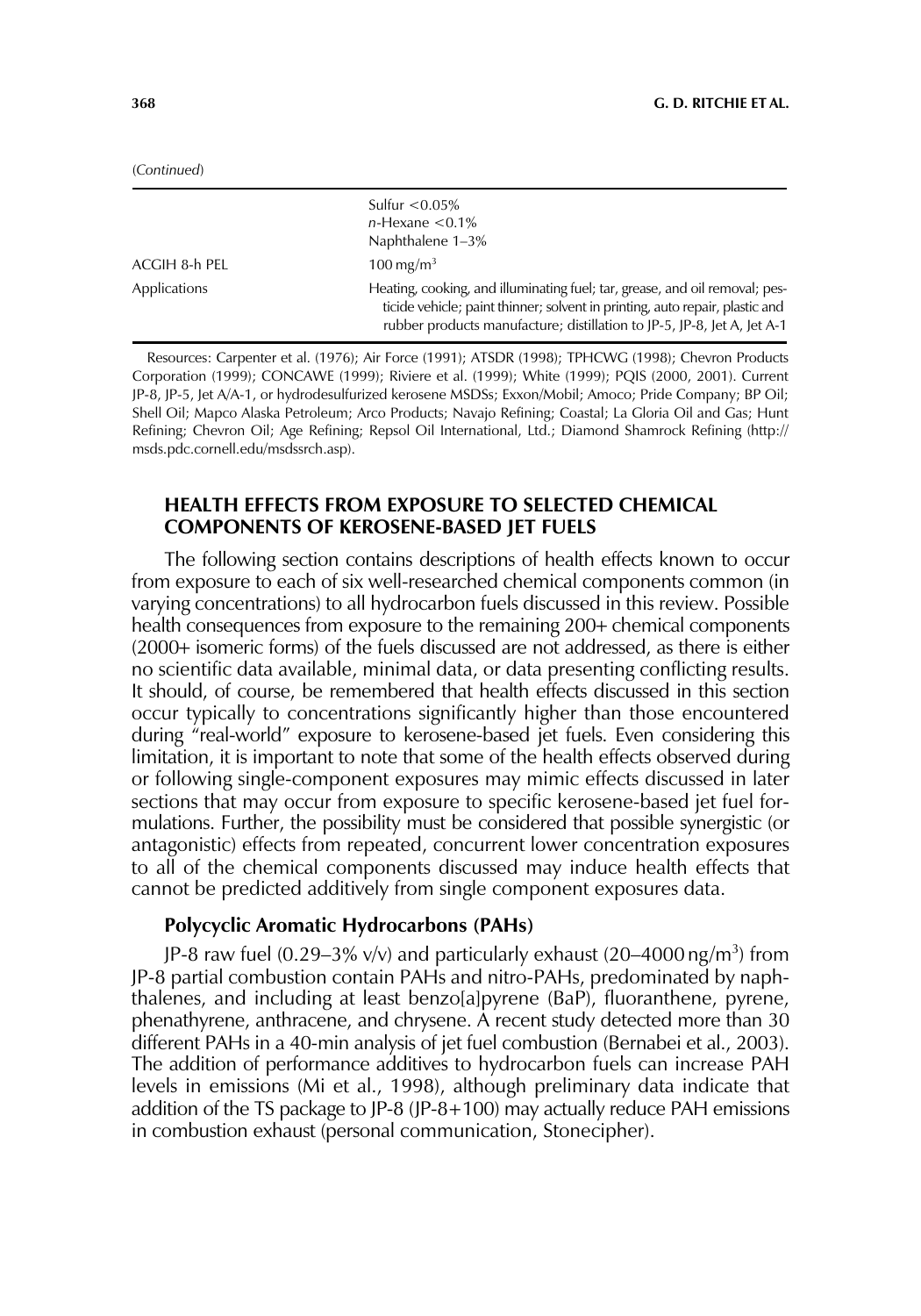(*Continued*)

| | |
|---|---|
| | Sulfur <0.05%<br>*n*-Hexane <0.1%<br>Naphthalene 1–3% |
| ACGIH 8-h PEL | 100 mg/m$^3$ |
| Applications | Heating, cooking, and illuminating fuel; tar, grease, and oil removal; pesticide vehicle; paint thinner; solvent in printing, auto repair, plastic and rubber products manufacture; distillation to JP-5, JP-8, Jet A, Jet A-1 |

Resources: Carpenter et al. (1976); Air Force (1991); ATSDR (1998); TPHCWG (1998); Chevron Products Corporation (1999); CONCAWE (1999); Riviere et al. (1999); White (1999); PQIS (2000, 2001). Current JP-8, JP-5, Jet A/A-1, or hydrodesulfurized kerosene MSDSs; Exxon/Mobil; Amoco; Pride Company; BP Oil; Shell Oil; Mapco Alaska Petroleum; Arco Products; Navajo Refining; Coastal; La Gloria Oil and Gas; Hunt Refining; Chevron Oil; Age Refining; Repsol Oil International, Ltd.; Diamond Shamrock Refining (http://msds.pdc.cornell.edu/msdssrch.asp).

## HEALTH EFFECTS FROM EXPOSURE TO SELECTED CHEMICAL COMPONENTS OF KEROSENE-BASED JET FUELS

The following section contains descriptions of health effects known to occur from exposure to each of six well-researched chemical components common (in varying concentrations) to all hydrocarbon fuels discussed in this review. Possible health consequences from exposure to the remaining 200+ chemical components (2000+ isomeric forms) of the fuels discussed are not addressed, as there is either no scientific data available, minimal data, or data presenting conflicting results. It should, of course, be remembered that health effects discussed in this section occur typically to concentrations significantly higher than those encountered during "real-world" exposure to kerosene-based jet fuels. Even considering this limitation, it is important to note that some of the health effects observed during or following single-component exposures may mimic effects discussed in later sections that may occur from exposure to specific kerosene-based jet fuel formulations. Further, the possibility must be considered that possible synergistic (or antagonistic) effects from repeated, concurrent lower concentration exposures to all of the chemical components discussed may induce health effects that cannot be predicted additively from single component exposures data.

### Polycyclic Aromatic Hydrocarbons (PAHs)

JP-8 raw fuel (0.29–3% v/v) and particularly exhaust (20–4000 ng/m$^3$) from JP-8 partial combustion contain PAHs and nitro-PAHs, predominated by naphthalenes, and including at least benzo[a]pyrene (BaP), fluoranthene, pyrene, phenathyrene, anthracene, and chrysene. A recent study detected more than 30 different PAHs in a 40-min analysis of jet fuel combustion (Bernabei et al., 2003). The addition of performance additives to hydrocarbon fuels can increase PAH levels in emissions (Mi et al., 1998), although preliminary data indicate that addition of the TS package to JP-8 (JP-8+100) may actually reduce PAH emissions in combustion exhaust (personal communication, Stonecipher).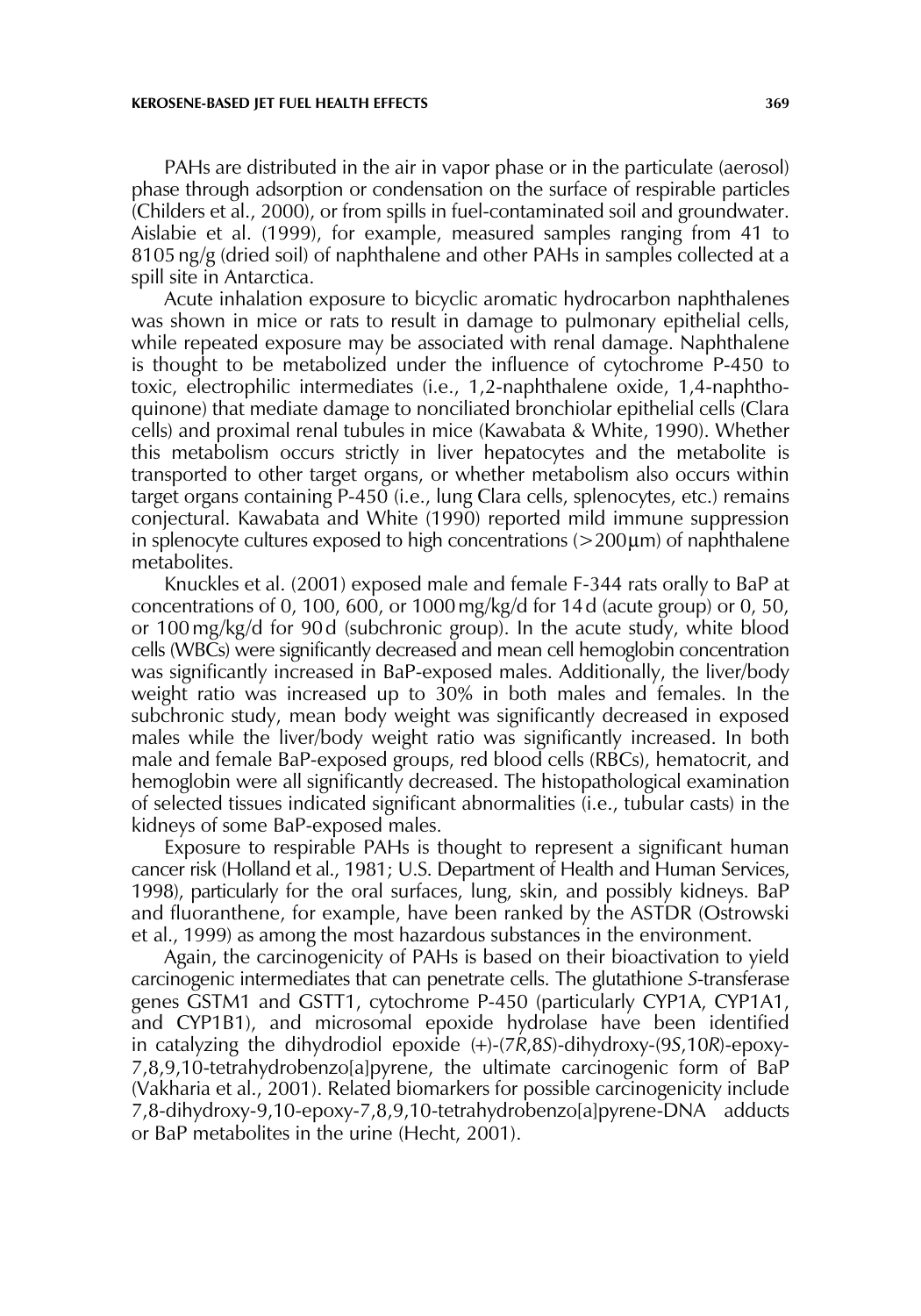PAHs are distributed in the air in vapor phase or in the particulate (aerosol) phase through adsorption or condensation on the surface of respirable particles (Childers et al., 2000), or from spills in fuel-contaminated soil and groundwater. Aislabie et al. (1999), for example, measured samples ranging from 41 to 8105 ng/g (dried soil) of naphthalene and other PAHs in samples collected at a spill site in Antarctica.

Acute inhalation exposure to bicyclic aromatic hydrocarbon naphthalenes was shown in mice or rats to result in damage to pulmonary epithelial cells, while repeated exposure may be associated with renal damage. Naphthalene is thought to be metabolized under the influence of cytochrome P-450 to toxic, electrophilic intermediates (i.e., 1,2-naphthalene oxide, 1,4-naphthoquinone) that mediate damage to nonciliated bronchiolar epithelial cells (Clara cells) and proximal renal tubules in mice (Kawabata & White, 1990). Whether this metabolism occurs strictly in liver hepatocytes and the metabolite is transported to other target organs, or whether metabolism also occurs within target organs containing P-450 (i.e., lung Clara cells, splenocytes, etc.) remains conjectural. Kawabata and White (1990) reported mild immune suppression in splenocyte cultures exposed to high concentrations (>200 μm) of naphthalene metabolites.

Knuckles et al. (2001) exposed male and female F-344 rats orally to BaP at concentrations of 0, 100, 600, or 1000 mg/kg/d for 14 d (acute group) or 0, 50, or 100 mg/kg/d for 90 d (subchronic group). In the acute study, white blood cells (WBCs) were significantly decreased and mean cell hemoglobin concentration was significantly increased in BaP-exposed males. Additionally, the liver/body weight ratio was increased up to 30% in both males and females. In the subchronic study, mean body weight was significantly decreased in exposed males while the liver/body weight ratio was significantly increased. In both male and female BaP-exposed groups, red blood cells (RBCs), hematocrit, and hemoglobin were all significantly decreased. The histopathological examination of selected tissues indicated significant abnormalities (i.e., tubular casts) in the kidneys of some BaP-exposed males.

Exposure to respirable PAHs is thought to represent a significant human cancer risk (Holland et al., 1981; U.S. Department of Health and Human Services, 1998), particularly for the oral surfaces, lung, skin, and possibly kidneys. BaP and fluoranthene, for example, have been ranked by the ASTDR (Ostrowski et al., 1999) as among the most hazardous substances in the environment.

Again, the carcinogenicity of PAHs is based on their bioactivation to yield carcinogenic intermediates that can penetrate cells. The glutathione *S*-transferase genes GSTM1 and GSTT1, cytochrome P-450 (particularly CYP1A, CYP1A1, and CYP1B1), and microsomal epoxide hydrolase have been identified in catalyzing the dihydrodiol epoxide (+)-(7*R*,8*S*)-dihydroxy-(9*S*,10*R*)-epoxy-7,8,9,10-tetrahydrobenzo[a]pyrene, the ultimate carcinogenic form of BaP (Vakharia et al., 2001). Related biomarkers for possible carcinogenicity include 7,8-dihydroxy-9,10-epoxy-7,8,9,10-tetrahydrobenzo[a]pyrene-DNA adducts or BaP metabolites in the urine (Hecht, 2001).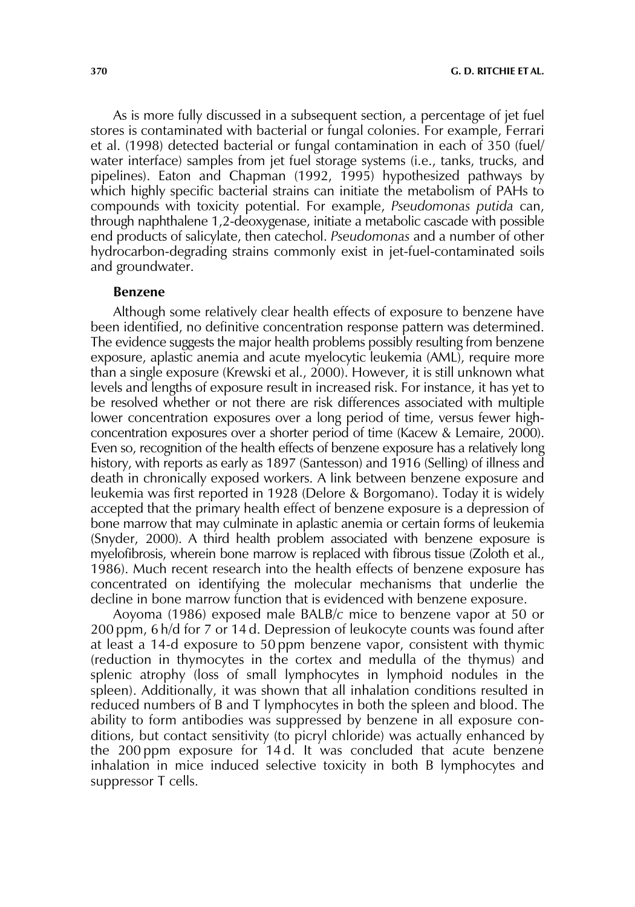As is more fully discussed in a subsequent section, a percentage of jet fuel stores is contaminated with bacterial or fungal colonies. For example, Ferrari et al. (1998) detected bacterial or fungal contamination in each of 350 (fuel/water interface) samples from jet fuel storage systems (i.e., tanks, trucks, and pipelines). Eaton and Chapman (1992, 1995) hypothesized pathways by which highly specific bacterial strains can initiate the metabolism of PAHs to compounds with toxicity potential. For example, *Pseudomonas putida* can, through naphthalene 1,2-deoxygenase, initiate a metabolic cascade with possible end products of salicylate, then catechol. *Pseudomonas* and a number of other hydrocarbon-degrading strains commonly exist in jet-fuel-contaminated soils and groundwater.

### Benzene

Although some relatively clear health effects of exposure to benzene have been identified, no definitive concentration response pattern was determined. The evidence suggests the major health problems possibly resulting from benzene exposure, aplastic anemia and acute myelocytic leukemia (AML), require more than a single exposure (Krewski et al., 2000). However, it is still unknown what levels and lengths of exposure result in increased risk. For instance, it has yet to be resolved whether or not there are risk differences associated with multiple lower concentration exposures over a long period of time, versus fewer high-concentration exposures over a shorter period of time (Kacew & Lemaire, 2000). Even so, recognition of the health effects of benzene exposure has a relatively long history, with reports as early as 1897 (Santesson) and 1916 (Selling) of illness and death in chronically exposed workers. A link between benzene exposure and leukemia was first reported in 1928 (Delore & Borgomano). Today it is widely accepted that the primary health effect of benzene exposure is a depression of bone marrow that may culminate in aplastic anemia or certain forms of leukemia (Snyder, 2000). A third health problem associated with benzene exposure is myelofibrosis, wherein bone marrow is replaced with fibrous tissue (Zoloth et al., 1986). Much recent research into the health effects of benzene exposure has concentrated on identifying the molecular mechanisms that underlie the decline in bone marrow function that is evidenced with benzene exposure.

Aoyoma (1986) exposed male BALB/*c* mice to benzene vapor at 50 or 200 ppm, 6 h/d for 7 or 14 d. Depression of leukocyte counts was found after at least a 14-d exposure to 50 ppm benzene vapor, consistent with thymic (reduction in thymocytes in the cortex and medulla of the thymus) and splenic atrophy (loss of small lymphocytes in lymphoid nodules in the spleen). Additionally, it was shown that all inhalation conditions resulted in reduced numbers of B and T lymphocytes in both the spleen and blood. The ability to form antibodies was suppressed by benzene in all exposure conditions, but contact sensitivity (to picryl chloride) was actually enhanced by the 200 ppm exposure for 14 d. It was concluded that acute benzene inhalation in mice induced selective toxicity in both B lymphocytes and suppressor T cells.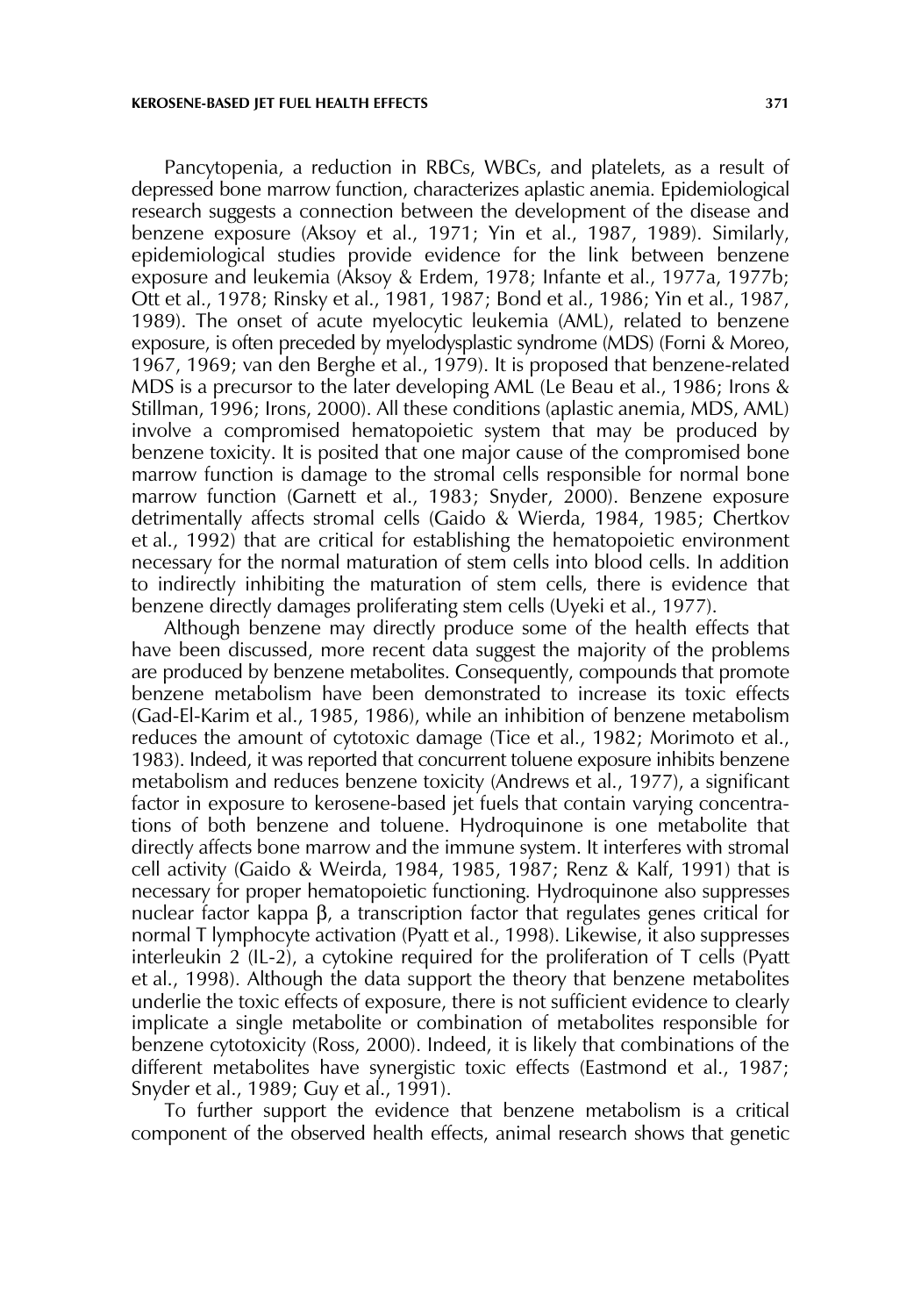Pancytopenia, a reduction in RBCs, WBCs, and platelets, as a result of depressed bone marrow function, characterizes aplastic anemia. Epidemiological research suggests a connection between the development of the disease and benzene exposure (Aksoy et al., 1971; Yin et al., 1987, 1989). Similarly, epidemiological studies provide evidence for the link between benzene exposure and leukemia (Aksoy & Erdem, 1978; Infante et al., 1977a, 1977b; Ott et al., 1978; Rinsky et al., 1981, 1987; Bond et al., 1986; Yin et al., 1987, 1989). The onset of acute myelocytic leukemia (AML), related to benzene exposure, is often preceded by myelodysplastic syndrome (MDS) (Forni & Moreo, 1967, 1969; van den Berghe et al., 1979). It is proposed that benzene-related MDS is a precursor to the later developing AML (Le Beau et al., 1986; Irons & Stillman, 1996; Irons, 2000). All these conditions (aplastic anemia, MDS, AML) involve a compromised hematopoietic system that may be produced by benzene toxicity. It is posited that one major cause of the compromised bone marrow function is damage to the stromal cells responsible for normal bone marrow function (Garnett et al., 1983; Snyder, 2000). Benzene exposure detrimentally affects stromal cells (Gaido & Wierda, 1984, 1985; Chertkov et al., 1992) that are critical for establishing the hematopoietic environment necessary for the normal maturation of stem cells into blood cells. In addition to indirectly inhibiting the maturation of stem cells, there is evidence that benzene directly damages proliferating stem cells (Uyeki et al., 1977).

Although benzene may directly produce some of the health effects that have been discussed, more recent data suggest the majority of the problems are produced by benzene metabolites. Consequently, compounds that promote benzene metabolism have been demonstrated to increase its toxic effects (Gad-El-Karim et al., 1985, 1986), while an inhibition of benzene metabolism reduces the amount of cytotoxic damage (Tice et al., 1982; Morimoto et al., 1983). Indeed, it was reported that concurrent toluene exposure inhibits benzene metabolism and reduces benzene toxicity (Andrews et al., 1977), a significant factor in exposure to kerosene-based jet fuels that contain varying concentrations of both benzene and toluene. Hydroquinone is one metabolite that directly affects bone marrow and the immune system. It interferes with stromal cell activity (Gaido & Weirda, 1984, 1985, 1987; Renz & Kalf, 1991) that is necessary for proper hematopoietic functioning. Hydroquinone also suppresses nuclear factor kappa β, a transcription factor that regulates genes critical for normal T lymphocyte activation (Pyatt et al., 1998). Likewise, it also suppresses interleukin 2 (IL-2), a cytokine required for the proliferation of T cells (Pyatt et al., 1998). Although the data support the theory that benzene metabolites underlie the toxic effects of exposure, there is not sufficient evidence to clearly implicate a single metabolite or combination of metabolites responsible for benzene cytotoxicity (Ross, 2000). Indeed, it is likely that combinations of the different metabolites have synergistic toxic effects (Eastmond et al., 1987; Snyder et al., 1989; Guy et al., 1991).

To further support the evidence that benzene metabolism is a critical component of the observed health effects, animal research shows that genetic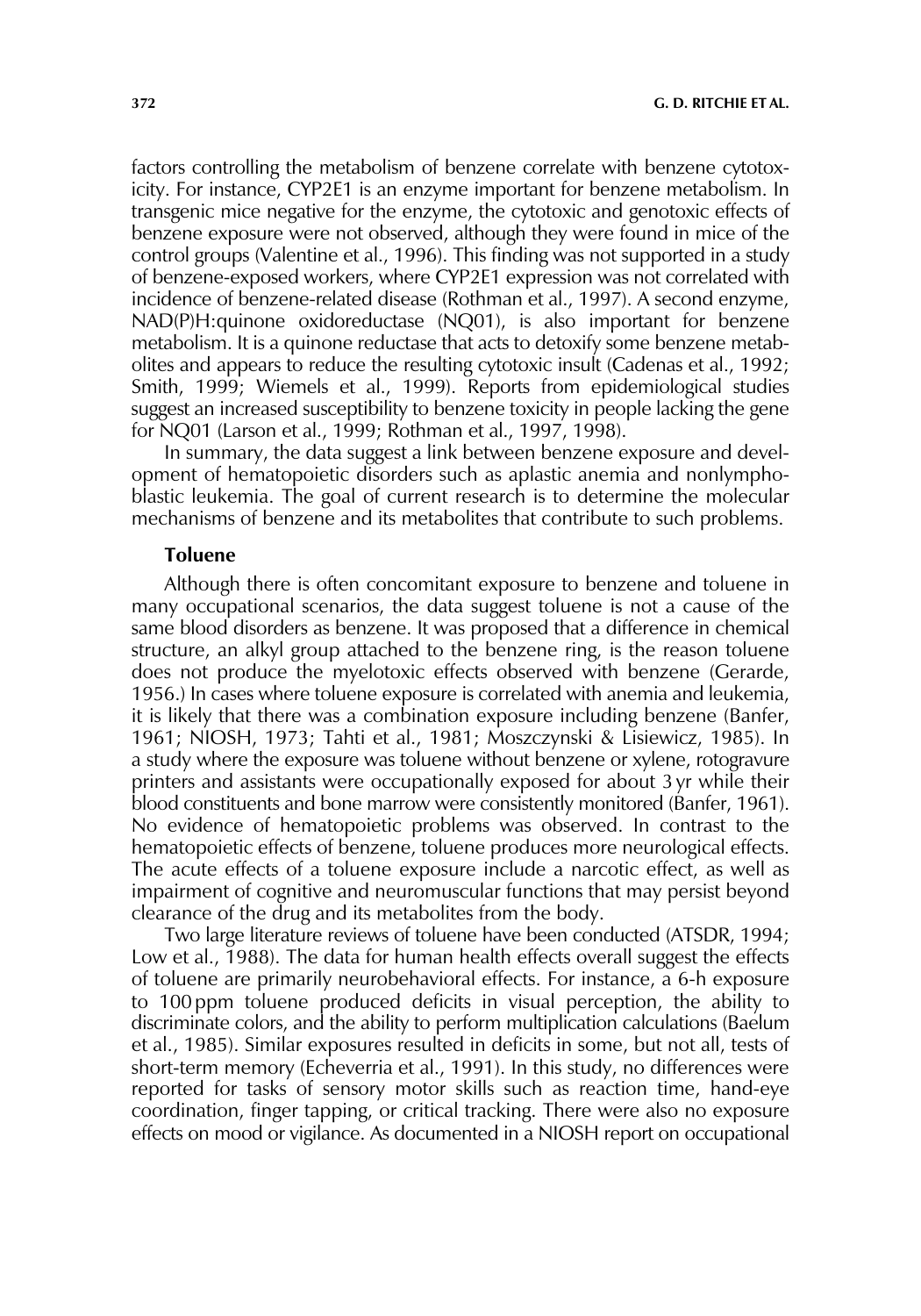factors controlling the metabolism of benzene correlate with benzene cytotoxicity. For instance, CYP2E1 is an enzyme important for benzene metabolism. In transgenic mice negative for the enzyme, the cytotoxic and genotoxic effects of benzene exposure were not observed, although they were found in mice of the control groups (Valentine et al., 1996). This finding was not supported in a study of benzene-exposed workers, where CYP2E1 expression was not correlated with incidence of benzene-related disease (Rothman et al., 1997). A second enzyme, NAD(P)H:quinone oxidoreductase (NQ01), is also important for benzene metabolism. It is a quinone reductase that acts to detoxify some benzene metabolites and appears to reduce the resulting cytotoxic insult (Cadenas et al., 1992; Smith, 1999; Wiemels et al., 1999). Reports from epidemiological studies suggest an increased susceptibility to benzene toxicity in people lacking the gene for NQ01 (Larson et al., 1999; Rothman et al., 1997, 1998).

In summary, the data suggest a link between benzene exposure and development of hematopoietic disorders such as aplastic anemia and nonlymphoblastic leukemia. The goal of current research is to determine the molecular mechanisms of benzene and its metabolites that contribute to such problems.

### Toluene

Although there is often concomitant exposure to benzene and toluene in many occupational scenarios, the data suggest toluene is not a cause of the same blood disorders as benzene. It was proposed that a difference in chemical structure, an alkyl group attached to the benzene ring, is the reason toluene does not produce the myelotoxic effects observed with benzene (Gerarde, 1956.) In cases where toluene exposure is correlated with anemia and leukemia, it is likely that there was a combination exposure including benzene (Banfer, 1961; NIOSH, 1973; Tahti et al., 1981; Moszczynski & Lisiewicz, 1985). In a study where the exposure was toluene without benzene or xylene, rotogravure printers and assistants were occupationally exposed for about 3 yr while their blood constituents and bone marrow were consistently monitored (Banfer, 1961). No evidence of hematopoietic problems was observed. In contrast to the hematopoietic effects of benzene, toluene produces more neurological effects. The acute effects of a toluene exposure include a narcotic effect, as well as impairment of cognitive and neuromuscular functions that may persist beyond clearance of the drug and its metabolites from the body.

Two large literature reviews of toluene have been conducted (ATSDR, 1994; Low et al., 1988). The data for human health effects overall suggest the effects of toluene are primarily neurobehavioral effects. For instance, a 6-h exposure to 100 ppm toluene produced deficits in visual perception, the ability to discriminate colors, and the ability to perform multiplication calculations (Baelum et al., 1985). Similar exposures resulted in deficits in some, but not all, tests of short-term memory (Echeverria et al., 1991). In this study, no differences were reported for tasks of sensory motor skills such as reaction time, hand-eye coordination, finger tapping, or critical tracking. There were also no exposure effects on mood or vigilance. As documented in a NIOSH report on occupational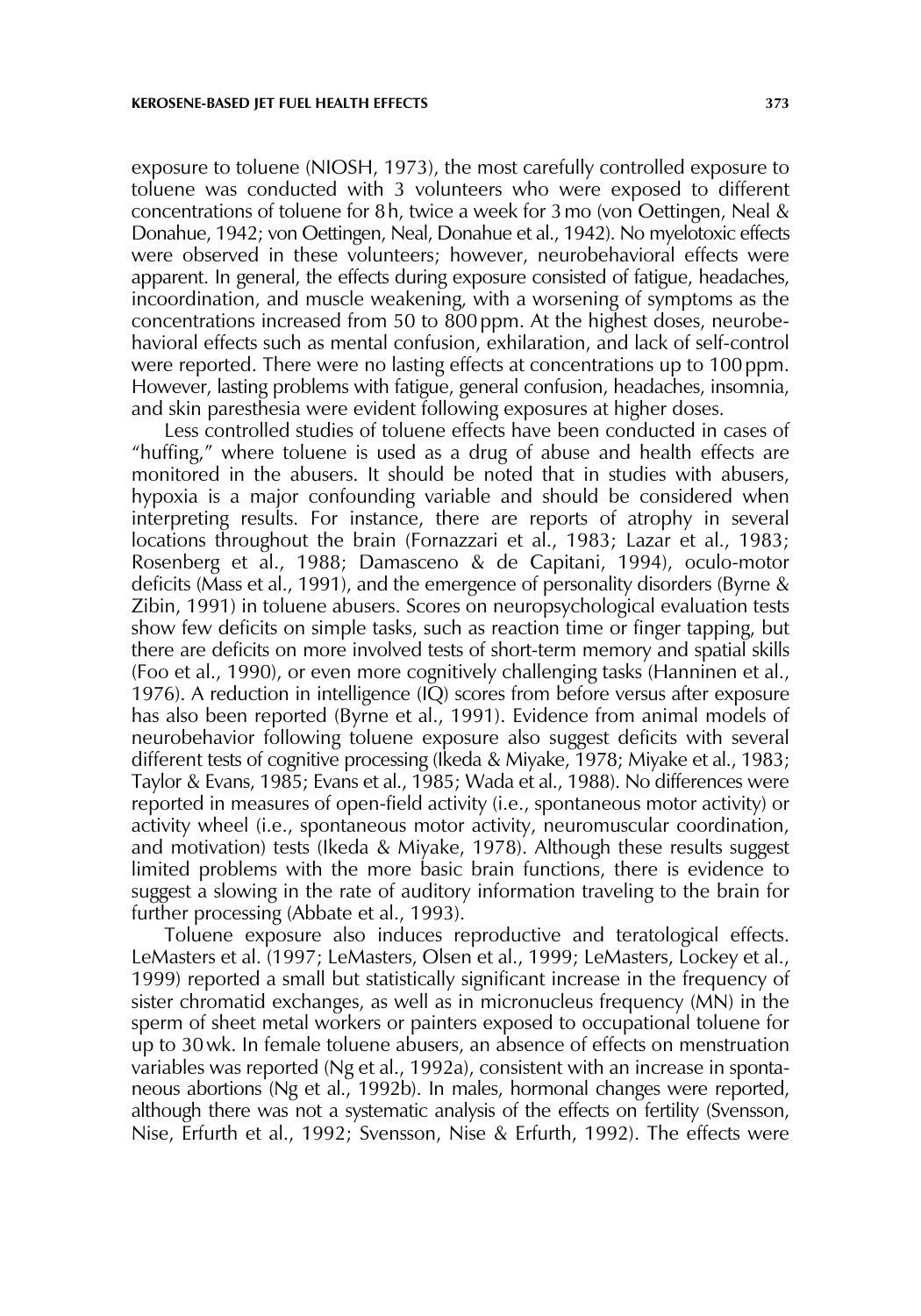exposure to toluene (NIOSH, 1973), the most carefully controlled exposure to toluene was conducted with 3 volunteers who were exposed to different concentrations of toluene for 8 h, twice a week for 3 mo (von Oettingen, Neal & Donahue, 1942; von Oettingen, Neal, Donahue et al., 1942). No myelotoxic effects were observed in these volunteers; however, neurobehavioral effects were apparent. In general, the effects during exposure consisted of fatigue, headaches, incoordination, and muscle weakening, with a worsening of symptoms as the concentrations increased from 50 to 800 ppm. At the highest doses, neurobehavioral effects such as mental confusion, exhilaration, and lack of self-control were reported. There were no lasting effects at concentrations up to 100 ppm. However, lasting problems with fatigue, general confusion, headaches, insomnia, and skin paresthesia were evident following exposures at higher doses.

Less controlled studies of toluene effects have been conducted in cases of "huffing," where toluene is used as a drug of abuse and health effects are monitored in the abusers. It should be noted that in studies with abusers, hypoxia is a major confounding variable and should be considered when interpreting results. For instance, there are reports of atrophy in several locations throughout the brain (Fornazzari et al., 1983; Lazar et al., 1983; Rosenberg et al., 1988; Damasceno & de Capitani, 1994), oculo-motor deficits (Mass et al., 1991), and the emergence of personality disorders (Byrne & Zibin, 1991) in toluene abusers. Scores on neuropsychological evaluation tests show few deficits on simple tasks, such as reaction time or finger tapping, but there are deficits on more involved tests of short-term memory and spatial skills (Foo et al., 1990), or even more cognitively challenging tasks (Hanninen et al., 1976). A reduction in intelligence (IQ) scores from before versus after exposure has also been reported (Byrne et al., 1991). Evidence from animal models of neurobehavior following toluene exposure also suggest deficits with several different tests of cognitive processing (Ikeda & Miyake, 1978; Miyake et al., 1983; Taylor & Evans, 1985; Evans et al., 1985; Wada et al., 1988). No differences were reported in measures of open-field activity (i.e., spontaneous motor activity) or activity wheel (i.e., spontaneous motor activity, neuromuscular coordination, and motivation) tests (Ikeda & Miyake, 1978). Although these results suggest limited problems with the more basic brain functions, there is evidence to suggest a slowing in the rate of auditory information traveling to the brain for further processing (Abbate et al., 1993).

Toluene exposure also induces reproductive and teratological effects. LeMasters et al. (1997; LeMasters, Olsen et al., 1999; LeMasters, Lockey et al., 1999) reported a small but statistically significant increase in the frequency of sister chromatid exchanges, as well as in micronucleus frequency (MN) in the sperm of sheet metal workers or painters exposed to occupational toluene for up to 30 wk. In female toluene abusers, an absence of effects on menstruation variables was reported (Ng et al., 1992a), consistent with an increase in spontaneous abortions (Ng et al., 1992b). In males, hormonal changes were reported, although there was not a systematic analysis of the effects on fertility (Svensson, Nise, Erfurth et al., 1992; Svensson, Nise & Erfurth, 1992). The effects were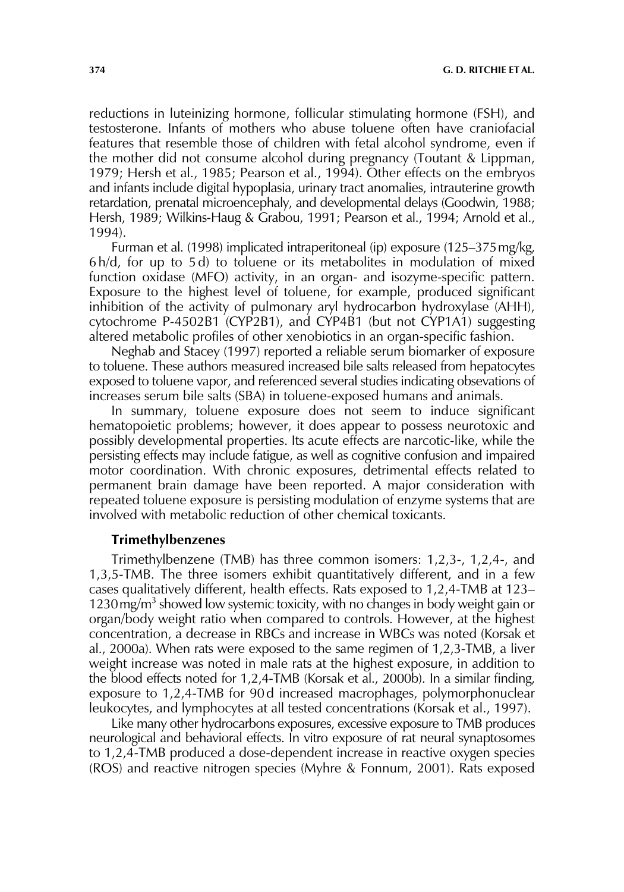reductions in luteinizing hormone, follicular stimulating hormone (FSH), and testosterone. Infants of mothers who abuse toluene often have craniofacial features that resemble those of children with fetal alcohol syndrome, even if the mother did not consume alcohol during pregnancy (Toutant & Lippman, 1979; Hersh et al., 1985; Pearson et al., 1994). Other effects on the embryos and infants include digital hypoplasia, urinary tract anomalies, intrauterine growth retardation, prenatal microencephaly, and developmental delays (Goodwin, 1988; Hersh, 1989; Wilkins-Haug & Grabou, 1991; Pearson et al., 1994; Arnold et al., 1994).

Furman et al. (1998) implicated intraperitoneal (ip) exposure (125–375 mg/kg, 6 h/d, for up to 5 d) to toluene or its metabolites in modulation of mixed function oxidase (MFO) activity, in an organ- and isozyme-specific pattern. Exposure to the highest level of toluene, for example, produced significant inhibition of the activity of pulmonary aryl hydrocarbon hydroxylase (AHH), cytochrome P-4502B1 (CYP2B1), and CYP4B1 (but not CYP1A1) suggesting altered metabolic profiles of other xenobiotics in an organ-specific fashion.

Neghab and Stacey (1997) reported a reliable serum biomarker of exposure to toluene. These authors measured increased bile salts released from hepatocytes exposed to toluene vapor, and referenced several studies indicating obsevations of increases serum bile salts (SBA) in toluene-exposed humans and animals.

In summary, toluene exposure does not seem to induce significant hematopoietic problems; however, it does appear to possess neurotoxic and possibly developmental properties. Its acute effects are narcotic-like, while the persisting effects may include fatigue, as well as cognitive confusion and impaired motor coordination. With chronic exposures, detrimental effects related to permanent brain damage have been reported. A major consideration with repeated toluene exposure is persisting modulation of enzyme systems that are involved with metabolic reduction of other chemical toxicants.

### Trimethylbenzenes

Trimethylbenzene (TMB) has three common isomers: 1,2,3-, 1,2,4-, and 1,3,5-TMB. The three isomers exhibit quantitatively different, and in a few cases qualitatively different, health effects. Rats exposed to 1,2,4-TMB at 123–1230 mg/m$^3$ showed low systemic toxicity, with no changes in body weight gain or organ/body weight ratio when compared to controls. However, at the highest concentration, a decrease in RBCs and increase in WBCs was noted (Korsak et al., 2000a). When rats were exposed to the same regimen of 1,2,3-TMB, a liver weight increase was noted in male rats at the highest exposure, in addition to the blood effects noted for 1,2,4-TMB (Korsak et al., 2000b). In a similar finding, exposure to 1,2,4-TMB for 90 d increased macrophages, polymorphonuclear leukocytes, and lymphocytes at all tested concentrations (Korsak et al., 1997).

Like many other hydrocarbons exposures, excessive exposure to TMB produces neurological and behavioral effects. In vitro exposure of rat neural synaptosomes to 1,2,4-TMB produced a dose-dependent increase in reactive oxygen species (ROS) and reactive nitrogen species (Myhre & Fonnum, 2001). Rats exposed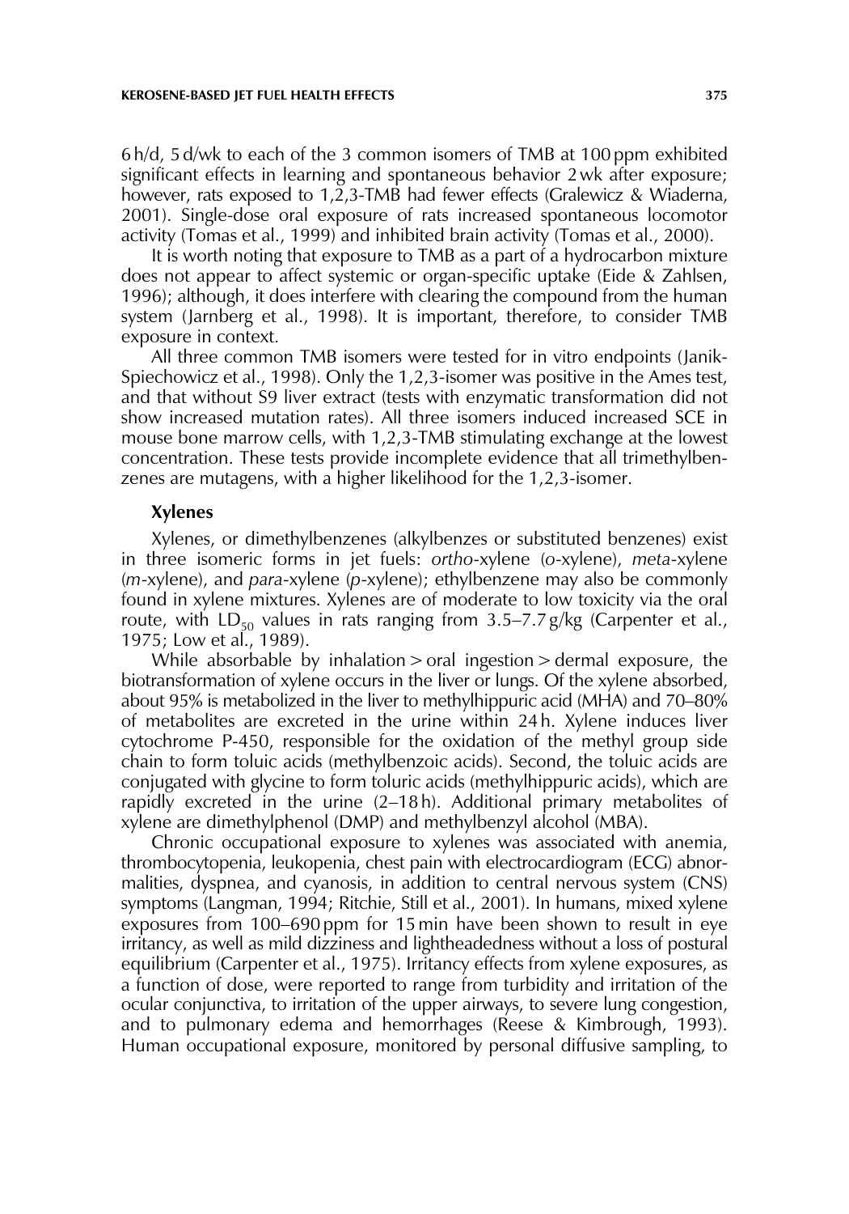6 h/d, 5 d/wk to each of the 3 common isomers of TMB at 100 ppm exhibited significant effects in learning and spontaneous behavior 2 wk after exposure; however, rats exposed to 1,2,3-TMB had fewer effects (Gralewicz & Wiaderna, 2001). Single-dose oral exposure of rats increased spontaneous locomotor activity (Tomas et al., 1999) and inhibited brain activity (Tomas et al., 2000).

It is worth noting that exposure to TMB as a part of a hydrocarbon mixture does not appear to affect systemic or organ-specific uptake (Eide & Zahlsen, 1996); although, it does interfere with clearing the compound from the human system (Jarnberg et al., 1998). It is important, therefore, to consider TMB exposure in context.

All three common TMB isomers were tested for in vitro endpoints (Janik-Spiechowicz et al., 1998). Only the 1,2,3-isomer was positive in the Ames test, and that without S9 liver extract (tests with enzymatic transformation did not show increased mutation rates). All three isomers induced increased SCE in mouse bone marrow cells, with 1,2,3-TMB stimulating exchange at the lowest concentration. These tests provide incomplete evidence that all trimethylbenzenes are mutagens, with a higher likelihood for the 1,2,3-isomer.

### Xylenes

Xylenes, or dimethylbenzenes (alkylbenzes or substituted benzenes) exist in three isomeric forms in jet fuels: *ortho*-xylene (*o*-xylene), *meta*-xylene (*m*-xylene), and *para*-xylene (*p*-xylene); ethylbenzene may also be commonly found in xylene mixtures. Xylenes are of moderate to low toxicity via the oral route, with $LD_{50}$ values in rats ranging from 3.5–7.7 g/kg (Carpenter et al., 1975; Low et al., 1989).

While absorbable by inhalation > oral ingestion > dermal exposure, the biotransformation of xylene occurs in the liver or lungs. Of the xylene absorbed, about 95% is metabolized in the liver to methylhippuric acid (MHA) and 70–80% of metabolites are excreted in the urine within 24 h. Xylene induces liver cytochrome P-450, responsible for the oxidation of the methyl group side chain to form toluic acids (methylbenzoic acids). Second, the toluic acids are conjugated with glycine to form toluric acids (methylhippuric acids), which are rapidly excreted in the urine (2–18 h). Additional primary metabolites of xylene are dimethylphenol (DMP) and methylbenzyl alcohol (MBA).

Chronic occupational exposure to xylenes was associated with anemia, thrombocytopenia, leukopenia, chest pain with electrocardiogram (ECG) abnormalities, dyspnea, and cyanosis, in addition to central nervous system (CNS) symptoms (Langman, 1994; Ritchie, Still et al., 2001). In humans, mixed xylene exposures from 100–690 ppm for 15 min have been shown to result in eye irritancy, as well as mild dizziness and lightheadedness without a loss of postural equilibrium (Carpenter et al., 1975). Irritancy effects from xylene exposures, as a function of dose, were reported to range from turbidity and irritation of the ocular conjunctiva, to irritation of the upper airways, to severe lung congestion, and to pulmonary edema and hemorrhages (Reese & Kimbrough, 1993). Human occupational exposure, monitored by personal diffusive sampling, to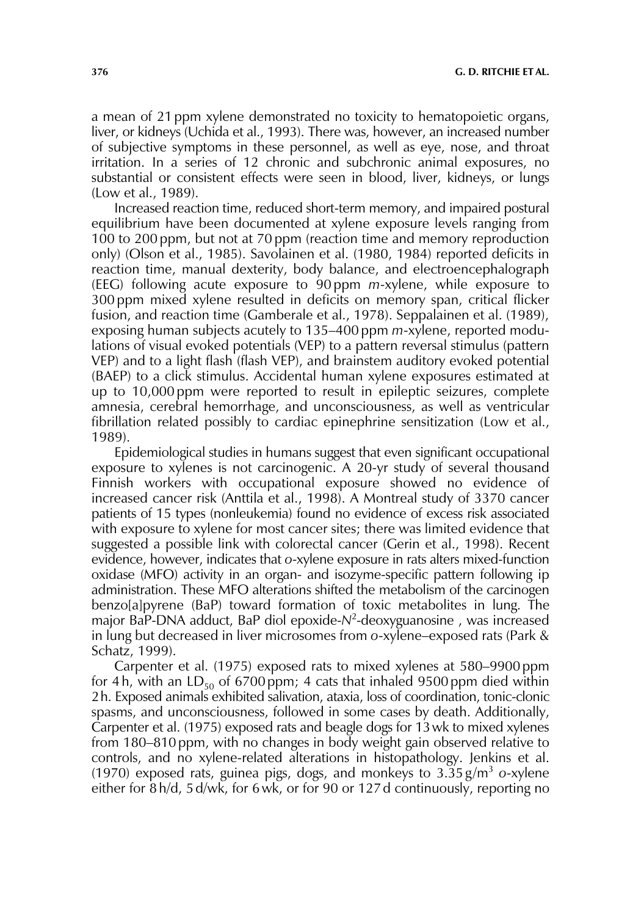a mean of 21 ppm xylene demonstrated no toxicity to hematopoietic organs, liver, or kidneys (Uchida et al., 1993). There was, however, an increased number of subjective symptoms in these personnel, as well as eye, nose, and throat irritation. In a series of 12 chronic and subchronic animal exposures, no substantial or consistent effects were seen in blood, liver, kidneys, or lungs (Low et al., 1989).

Increased reaction time, reduced short-term memory, and impaired postural equilibrium have been documented at xylene exposure levels ranging from 100 to 200 ppm, but not at 70 ppm (reaction time and memory reproduction only) (Olson et al., 1985). Savolainen et al. (1980, 1984) reported deficits in reaction time, manual dexterity, body balance, and electroencephalograph (EEG) following acute exposure to 90 ppm *m*-xylene, while exposure to 300 ppm mixed xylene resulted in deficits on memory span, critical flicker fusion, and reaction time (Gamberale et al., 1978). Seppalainen et al. (1989), exposing human subjects acutely to 135–400 ppm *m*-xylene, reported modulations of visual evoked potentials (VEP) to a pattern reversal stimulus (pattern VEP) and to a light flash (flash VEP), and brainstem auditory evoked potential (BAEP) to a click stimulus. Accidental human xylene exposures estimated at up to 10,000 ppm were reported to result in epileptic seizures, complete amnesia, cerebral hemorrhage, and unconsciousness, as well as ventricular fibrillation related possibly to cardiac epinephrine sensitization (Low et al., 1989).

Epidemiological studies in humans suggest that even significant occupational exposure to xylenes is not carcinogenic. A 20-yr study of several thousand Finnish workers with occupational exposure showed no evidence of increased cancer risk (Anttila et al., 1998). A Montreal study of 3370 cancer patients of 15 types (nonleukemia) found no evidence of excess risk associated with exposure to xylene for most cancer sites; there was limited evidence that suggested a possible link with colorectal cancer (Gerin et al., 1998). Recent evidence, however, indicates that *o*-xylene exposure in rats alters mixed-function oxidase (MFO) activity in an organ- and isozyme-specific pattern following ip administration. These MFO alterations shifted the metabolism of the carcinogen benzo[a]pyrene (BaP) toward formation of toxic metabolites in lung. The major BaP-DNA adduct, BaP diol epoxide-$N^2$-deoxyguanosine , was increased in lung but decreased in liver microsomes from *o*-xylene–exposed rats (Park & Schatz, 1999).

Carpenter et al. (1975) exposed rats to mixed xylenes at 580–9900 ppm for 4 h, with an $LD_{50}$ of 6700 ppm; 4 cats that inhaled 9500 ppm died within 2 h. Exposed animals exhibited salivation, ataxia, loss of coordination, tonic-clonic spasms, and unconsciousness, followed in some cases by death. Additionally, Carpenter et al. (1975) exposed rats and beagle dogs for 13 wk to mixed xylenes from 180–810 ppm, with no changes in body weight gain observed relative to controls, and no xylene-related alterations in histopathology. Jenkins et al. (1970) exposed rats, guinea pigs, dogs, and monkeys to 3.35 g/m$^3$ *o*-xylene either for 8 h/d, 5 d/wk, for 6 wk, or for 90 or 127 d continuously, reporting no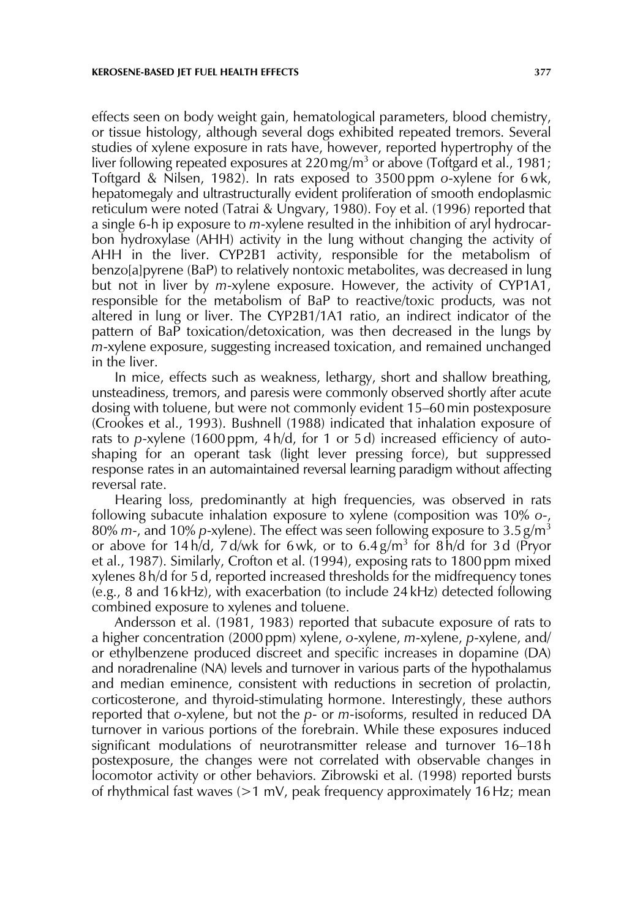effects seen on body weight gain, hematological parameters, blood chemistry, or tissue histology, although several dogs exhibited repeated tremors. Several studies of xylene exposure in rats have, however, reported hypertrophy of the liver following repeated exposures at 220 mg/m$^3$ or above (Toftgard et al., 1981; Toftgard & Nilsen, 1982). In rats exposed to 3500 ppm *o*-xylene for 6 wk, hepatomegaly and ultrastructurally evident proliferation of smooth endoplasmic reticulum were noted (Tatrai & Ungvary, 1980). Foy et al. (1996) reported that a single 6-h ip exposure to *m*-xylene resulted in the inhibition of aryl hydrocarbon hydroxylase (AHH) activity in the lung without changing the activity of AHH in the liver. CYP2B1 activity, responsible for the metabolism of benzo[a]pyrene (BaP) to relatively nontoxic metabolites, was decreased in lung but not in liver by *m*-xylene exposure. However, the activity of CYP1A1, responsible for the metabolism of BaP to reactive/toxic products, was not altered in lung or liver. The CYP2B1/1A1 ratio, an indirect indicator of the pattern of BaP toxication/detoxication, was then decreased in the lungs by *m*-xylene exposure, suggesting increased toxication, and remained unchanged in the liver.

In mice, effects such as weakness, lethargy, short and shallow breathing, unsteadiness, tremors, and paresis were commonly observed shortly after acute dosing with toluene, but were not commonly evident 15–60 min postexposure (Crookes et al., 1993). Bushnell (1988) indicated that inhalation exposure of rats to *p*-xylene (1600 ppm, 4 h/d, for 1 or 5 d) increased efficiency of autoshaping for an operant task (light lever pressing force), but suppressed response rates in an automaintained reversal learning paradigm without affecting reversal rate.

Hearing loss, predominantly at high frequencies, was observed in rats following subacute inhalation exposure to xylene (composition was 10% *o*-, 80% *m*-, and 10% *p*-xylene). The effect was seen following exposure to 3.5 g/m$^3$ or above for 14 h/d, 7 d/wk for 6 wk, or to 6.4 g/m$^3$ for 8 h/d for 3 d (Pryor et al., 1987). Similarly, Crofton et al. (1994), exposing rats to 1800 ppm mixed xylenes 8 h/d for 5 d, reported increased thresholds for the midfrequency tones (e.g., 8 and 16 kHz), with exacerbation (to include 24 kHz) detected following combined exposure to xylenes and toluene.

Andersson et al. (1981, 1983) reported that subacute exposure of rats to a higher concentration (2000 ppm) xylene, *o*-xylene, *m*-xylene, *p*-xylene, and/or ethylbenzene produced discreet and specific increases in dopamine (DA) and noradrenaline (NA) levels and turnover in various parts of the hypothalamus and median eminence, consistent with reductions in secretion of prolactin, corticosterone, and thyroid-stimulating hormone. Interestingly, these authors reported that *o*-xylene, but not the *p*- or *m*-isoforms, resulted in reduced DA turnover in various portions of the forebrain. While these exposures induced significant modulations of neurotransmitter release and turnover 16–18 h postexposure, the changes were not correlated with observable changes in locomotor activity or other behaviors. Zibrowski et al. (1998) reported bursts of rhythmical fast waves (>1 mV, peak frequency approximately 16 Hz; mean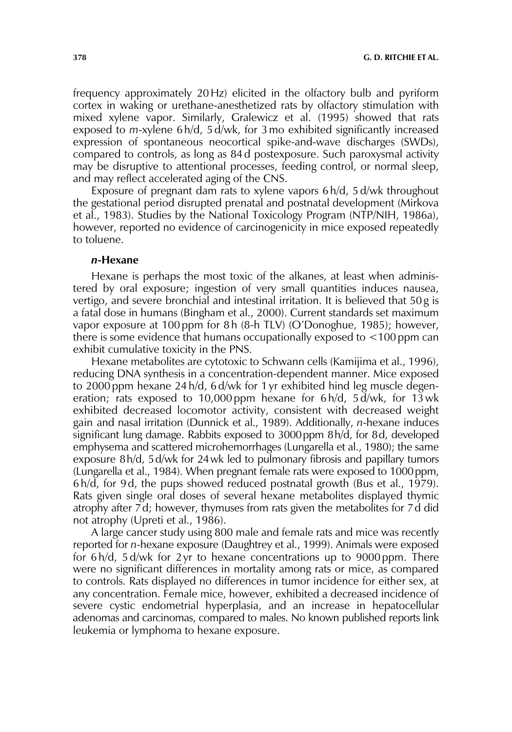frequency approximately 20 Hz) elicited in the olfactory bulb and pyriform cortex in waking or urethane-anesthetized rats by olfactory stimulation with mixed xylene vapor. Similarly, Gralewicz et al. (1995) showed that rats exposed to *m*-xylene 6 h/d, 5 d/wk, for 3 mo exhibited significantly increased expression of spontaneous neocortical spike-and-wave discharges (SWDs), compared to controls, as long as 84 d postexposure. Such paroxysmal activity may be disruptive to attentional processes, feeding control, or normal sleep, and may reflect accelerated aging of the CNS.

Exposure of pregnant dam rats to xylene vapors 6 h/d, 5 d/wk throughout the gestational period disrupted prenatal and postnatal development (Mirkova et al., 1983). Studies by the National Toxicology Program (NTP/NIH, 1986a), however, reported no evidence of carcinogenicity in mice exposed repeatedly to toluene.

### *n*-Hexane

Hexane is perhaps the most toxic of the alkanes, at least when administered by oral exposure; ingestion of very small quantities induces nausea, vertigo, and severe bronchial and intestinal irritation. It is believed that 50 g is a fatal dose in humans (Bingham et al., 2000). Current standards set maximum vapor exposure at 100 ppm for 8 h (8-h TLV) (O'Donoghue, 1985); however, there is some evidence that humans occupationally exposed to <100 ppm can exhibit cumulative toxicity in the PNS.

Hexane metabolites are cytotoxic to Schwann cells (Kamijima et al., 1996), reducing DNA synthesis in a concentration-dependent manner. Mice exposed to 2000 ppm hexane 24 h/d, 6 d/wk for 1 yr exhibited hind leg muscle degeneration; rats exposed to 10,000 ppm hexane for 6 h/d, 5 d/wk, for 13 wk exhibited decreased locomotor activity, consistent with decreased weight gain and nasal irritation (Dunnick et al., 1989). Additionally, *n*-hexane induces significant lung damage. Rabbits exposed to 3000 ppm 8 h/d, for 8 d, developed emphysema and scattered microhemorrhages (Lungarella et al., 1980); the same exposure 8 h/d, 5 d/wk for 24 wk led to pulmonary fibrosis and papillary tumors (Lungarella et al., 1984). When pregnant female rats were exposed to 1000 ppm, 6 h/d, for 9 d, the pups showed reduced postnatal growth (Bus et al., 1979). Rats given single oral doses of several hexane metabolites displayed thymic atrophy after 7 d; however, thymuses from rats given the metabolites for 7 d did not atrophy (Upreti et al., 1986).

A large cancer study using 800 male and female rats and mice was recently reported for *n*-hexane exposure (Daughtrey et al., 1999). Animals were exposed for 6 h/d, 5 d/wk for 2 yr to hexane concentrations up to 9000 ppm. There were no significant differences in mortality among rats or mice, as compared to controls. Rats displayed no differences in tumor incidence for either sex, at any concentration. Female mice, however, exhibited a decreased incidence of severe cystic endometrial hyperplasia, and an increase in hepatocellular adenomas and carcinomas, compared to males. No known published reports link leukemia or lymphoma to hexane exposure.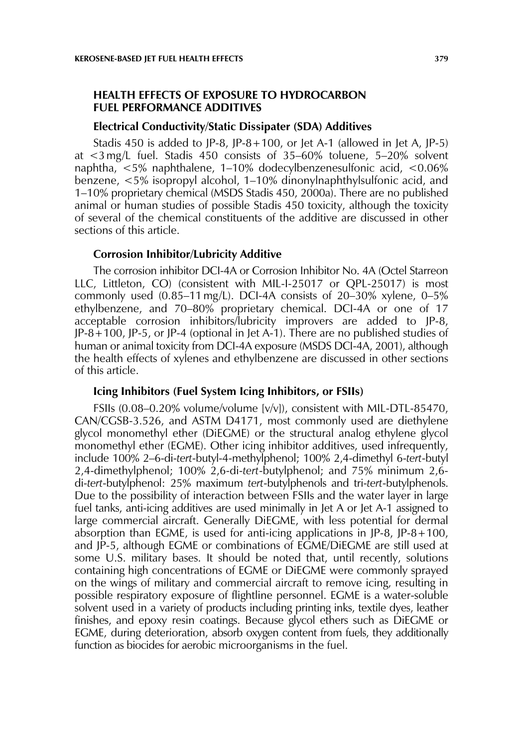## HEALTH EFFECTS OF EXPOSURE TO HYDROCARBON FUEL PERFORMANCE ADDITIVES

### Electrical Conductivity/Static Dissipater (SDA) Additives

Stadis 450 is added to JP-8, JP-8+100, or Jet A-1 (allowed in Jet A, JP-5) at <3 mg/L fuel. Stadis 450 consists of 35–60% toluene, 5–20% solvent naphtha, <5% naphthalene, 1–10% dodecylbenzenesulfonic acid, <0.06% benzene, <5% isopropyl alcohol, 1–10% dinonylnaphthylsulfonic acid, and 1–10% proprietary chemical (MSDS Stadis 450, 2000a). There are no published animal or human studies of possible Stadis 450 toxicity, although the toxicity of several of the chemical constituents of the additive are discussed in other sections of this article.

### Corrosion Inhibitor/Lubricity Additive

The corrosion inhibitor DCI-4A or Corrosion Inhibitor No. 4A (Octel Starreon LLC, Littleton, CO) (consistent with MIL-I-25017 or QPL-25017) is most commonly used (0.85–11 mg/L). DCI-4A consists of 20–30% xylene, 0–5% ethylbenzene, and 70–80% proprietary chemical. DCI-4A or one of 17 acceptable corrosion inhibitors/lubricity improvers are added to JP-8, JP-8+100, JP-5, or JP-4 (optional in Jet A-1). There are no published studies of human or animal toxicity from DCI-4A exposure (MSDS DCI-4A, 2001), although the health effects of xylenes and ethylbenzene are discussed in other sections of this article.

### Icing Inhibitors (Fuel System Icing Inhibitors, or FSIIs)

FSIIs (0.08–0.20% volume/volume [v/v]), consistent with MIL-DTL-85470, CAN/CGSB-3.526, and ASTM D4171, most commonly used are diethylene glycol monomethyl ether (DiEGME) or the structural analog ethylene glycol monomethyl ether (EGME). Other icing inhibitor additives, used infrequently, include 100% 2–6-di-*tert*-butyl-4-methylphenol; 100% 2,4-dimethyl 6-*tert*-butyl 2,4-dimethylphenol; 100% 2,6-di-*tert*-butylphenol; and 75% minimum 2,6-di-*tert*-butylphenol: 25% maximum *tert*-butylphenols and tri-*tert*-butylphenols. Due to the possibility of interaction between FSIIs and the water layer in large fuel tanks, anti-icing additives are used minimally in Jet A or Jet A-1 assigned to large commercial aircraft. Generally DiEGME, with less potential for dermal absorption than EGME, is used for anti-icing applications in JP-8, JP-8+100, and JP-5, although EGME or combinations of EGME/DiEGME are still used at some U.S. military bases. It should be noted that, until recently, solutions containing high concentrations of EGME or DiEGME were commonly sprayed on the wings of military and commercial aircraft to remove icing, resulting in possible respiratory exposure of flightline personnel. EGME is a water-soluble solvent used in a variety of products including printing inks, textile dyes, leather finishes, and epoxy resin coatings. Because glycol ethers such as DiEGME or EGME, during deterioration, absorb oxygen content from fuels, they additionally function as biocides for aerobic microorganisms in the fuel.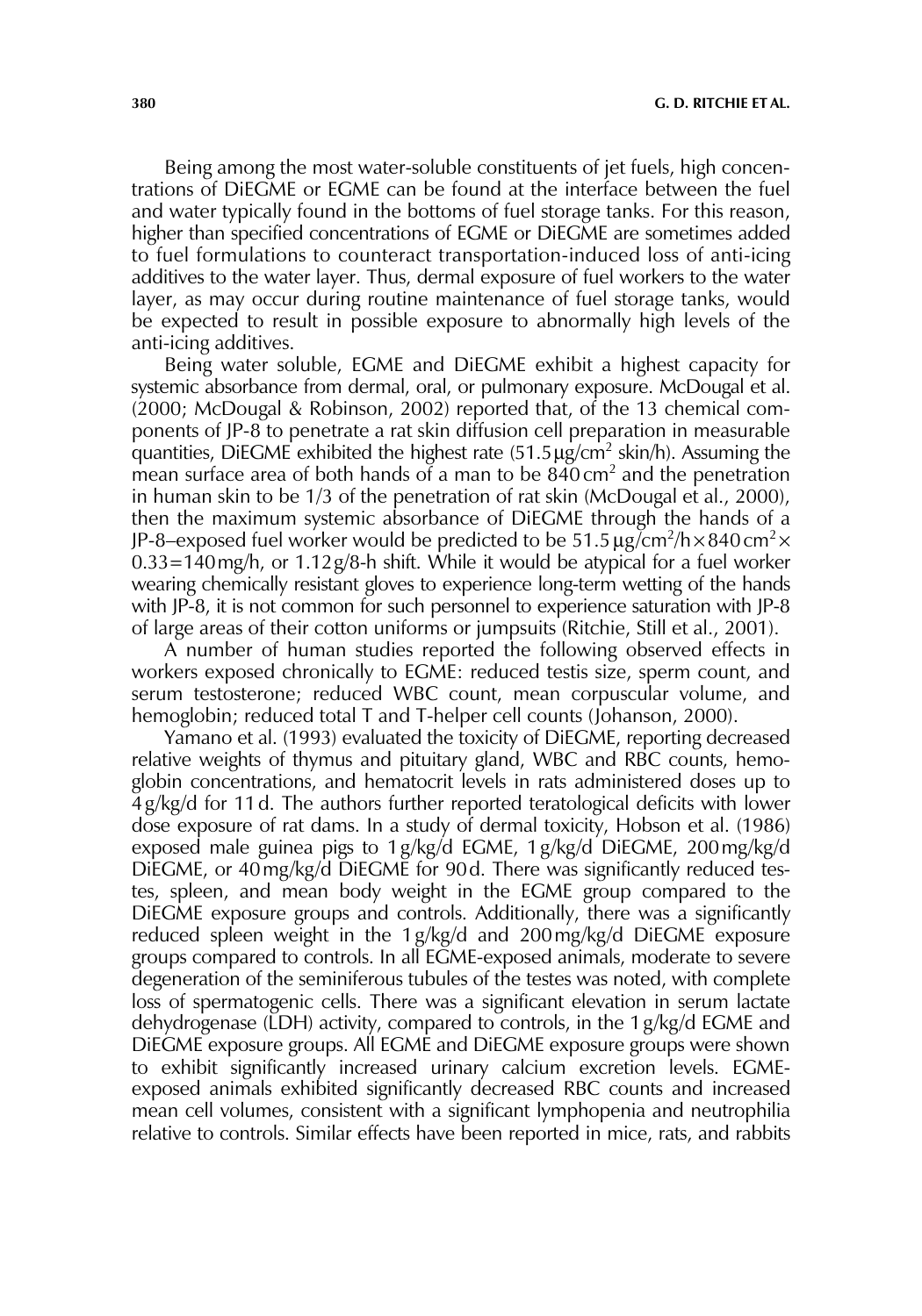Being among the most water-soluble constituents of jet fuels, high concentrations of DiEGME or EGME can be found at the interface between the fuel and water typically found in the bottoms of fuel storage tanks. For this reason, higher than specified concentrations of EGME or DiEGME are sometimes added to fuel formulations to counteract transportation-induced loss of anti-icing additives to the water layer. Thus, dermal exposure of fuel workers to the water layer, as may occur during routine maintenance of fuel storage tanks, would be expected to result in possible exposure to abnormally high levels of the anti-icing additives.

Being water soluble, EGME and DiEGME exhibit a highest capacity for systemic absorbance from dermal, oral, or pulmonary exposure. McDougal et al. (2000; McDougal & Robinson, 2002) reported that, of the 13 chemical components of JP-8 to penetrate a rat skin diffusion cell preparation in measurable quantities, DiEGME exhibited the highest rate (51.5 μg/cm$^2$ skin/h). Assuming the mean surface area of both hands of a man to be 840 cm$^2$ and the penetration in human skin to be 1/3 of the penetration of rat skin (McDougal et al., 2000), then the maximum systemic absorbance of DiEGME through the hands of a JP-8–exposed fuel worker would be predicted to be $51.5\ \mu g/cm^2/h \times 840\ cm^2 \times 0.33 = 140\ mg/h$, or 1.12 g/8-h shift. While it would be atypical for a fuel worker wearing chemically resistant gloves to experience long-term wetting of the hands with JP-8, it is not common for such personnel to experience saturation with JP-8 of large areas of their cotton uniforms or jumpsuits (Ritchie, Still et al., 2001).

A number of human studies reported the following observed effects in workers exposed chronically to EGME: reduced testis size, sperm count, and serum testosterone; reduced WBC count, mean corpuscular volume, and hemoglobin; reduced total T and T-helper cell counts (Johanson, 2000).

Yamano et al. (1993) evaluated the toxicity of DiEGME, reporting decreased relative weights of thymus and pituitary gland, WBC and RBC counts, hemoglobin concentrations, and hematocrit levels in rats administered doses up to 4 g/kg/d for 11 d. The authors further reported teratological deficits with lower dose exposure of rat dams. In a study of dermal toxicity, Hobson et al. (1986) exposed male guinea pigs to 1 g/kg/d EGME, 1 g/kg/d DiEGME, 200 mg/kg/d DiEGME, or 40 mg/kg/d DiEGME for 90 d. There was significantly reduced testes, spleen, and mean body weight in the EGME group compared to the DiEGME exposure groups and controls. Additionally, there was a significantly reduced spleen weight in the 1 g/kg/d and 200 mg/kg/d DiEGME exposure groups compared to controls. In all EGME-exposed animals, moderate to severe degeneration of the seminiferous tubules of the testes was noted, with complete loss of spermatogenic cells. There was a significant elevation in serum lactate dehydrogenase (LDH) activity, compared to controls, in the 1 g/kg/d EGME and DiEGME exposure groups. All EGME and DiEGME exposure groups were shown to exhibit significantly increased urinary calcium excretion levels. EGME-exposed animals exhibited significantly decreased RBC counts and increased mean cell volumes, consistent with a significant lymphopenia and neutrophilia relative to controls. Similar effects have been reported in mice, rats, and rabbits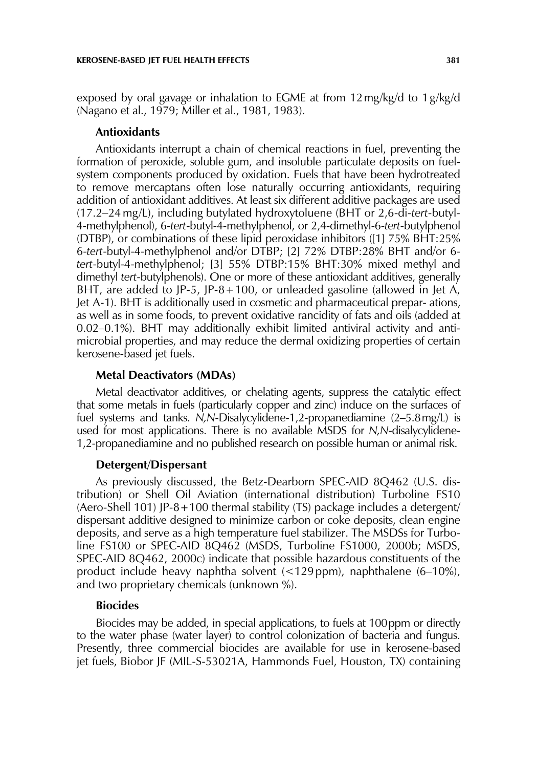exposed by oral gavage or inhalation to EGME at from 12 mg/kg/d to 1 g/kg/d (Nagano et al., 1979; Miller et al., 1981, 1983).

### Antioxidants

Antioxidants interrupt a chain of chemical reactions in fuel, preventing the formation of peroxide, soluble gum, and insoluble particulate deposits on fuel-system components produced by oxidation. Fuels that have been hydrotreated to remove mercaptans often lose naturally occurring antioxidants, requiring addition of antioxidant additives. At least six different additive packages are used (17.2–24 mg/L), including butylated hydroxytoluene (BHT or 2,6-di-*tert*-butyl-4-methylphenol), 6-*tert*-butyl-4-methylphenol, or 2,4-dimethyl-6-*tert*-butylphenol (DTBP), or combinations of these lipid peroxidase inhibitors ([1] 75% BHT:25% 6-*tert*-butyl-4-methylphenol and/or DTBP; [2] 72% DTBP:28% BHT and/or 6-*tert*-butyl-4-methylphenol; [3] 55% DTBP:15% BHT:30% mixed methyl and dimethyl *tert*-butylphenols). One or more of these antioxidant additives, generally BHT, are added to JP-5, JP-8+100, or unleaded gasoline (allowed in Jet A, Jet A-1). BHT is additionally used in cosmetic and pharmaceutical prepar- ations, as well as in some foods, to prevent oxidative rancidity of fats and oils (added at 0.02–0.1%). BHT may additionally exhibit limited antiviral activity and anti-microbial properties, and may reduce the dermal oxidizing properties of certain kerosene-based jet fuels.

### Metal Deactivators (MDAs)

Metal deactivator additives, or chelating agents, suppress the catalytic effect that some metals in fuels (particularly copper and zinc) induce on the surfaces of fuel systems and tanks. *N,N*-Disalycylidene-1,2-propanediamine (2–5.8 mg/L) is used for most applications. There is no available MSDS for *N,N*-disalycylidene-1,2-propanediamine and no published research on possible human or animal risk.

### Detergent/Dispersant

As previously discussed, the Betz-Dearborn SPEC-AID 8Q462 (U.S. distribution) or Shell Oil Aviation (international distribution) Turboline FS10 (Aero-Shell 101) JP-8+100 thermal stability (TS) package includes a detergent/dispersant additive designed to minimize carbon or coke deposits, clean engine deposits, and serve as a high temperature fuel stabilizer. The MSDSs for Turboline FS100 or SPEC-AID 8Q462 (MSDS, Turboline FS1000, 2000b; MSDS, SPEC-AID 8Q462, 2000c) indicate that possible hazardous constituents of the product include heavy naphtha solvent (<129 ppm), naphthalene (6–10%), and two proprietary chemicals (unknown %).

### Biocides

Biocides may be added, in special applications, to fuels at 100 ppm or directly to the water phase (water layer) to control colonization of bacteria and fungus. Presently, three commercial biocides are available for use in kerosene-based jet fuels, Biobor JF (MIL-S-53021A, Hammonds Fuel, Houston, TX) containing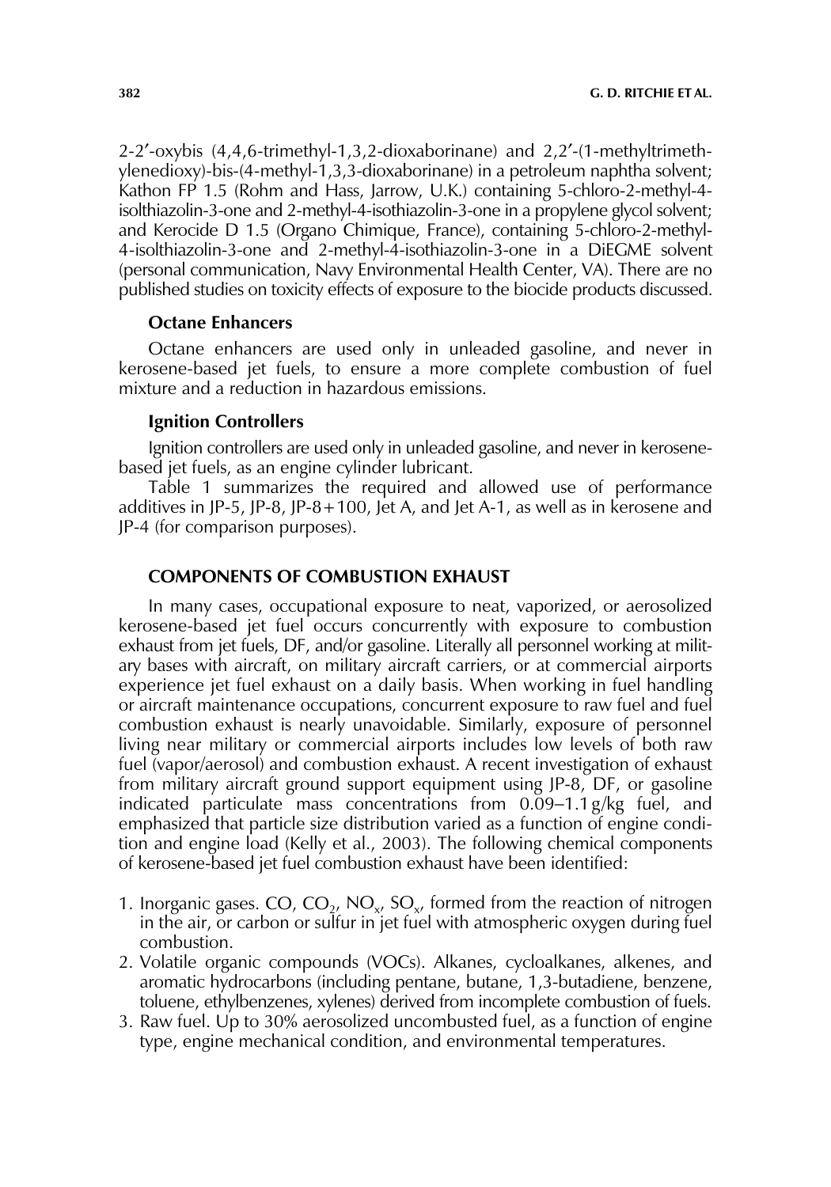2-2′-oxybis (4,4,6-trimethyl-1,3,2-dioxaborinane) and 2,2′-(1-methyltrimethylenedioxy)-bis-(4-methyl-1,3,3-dioxaborinane) in a petroleum naphtha solvent; Kathon FP 1.5 (Rohm and Hass, Jarrow, U.K.) containing 5-chloro-2-methyl-4-isolthiazolin-3-one and 2-methyl-4-isothiazolin-3-one in a propylene glycol solvent; and Kerocide D 1.5 (Organo Chimique, France), containing 5-chloro-2-methyl-4-isolthiazolin-3-one and 2-methyl-4-isothiazolin-3-one in a DiEGME solvent (personal communication, Navy Environmental Health Center, VA). There are no published studies on toxicity effects of exposure to the biocide products discussed.

### Octane Enhancers

Octane enhancers are used only in unleaded gasoline, and never in kerosene-based jet fuels, to ensure a more complete combustion of fuel mixture and a reduction in hazardous emissions.

### Ignition Controllers

Ignition controllers are used only in unleaded gasoline, and never in kerosene-based jet fuels, as an engine cylinder lubricant.

Table 1 summarizes the required and allowed use of performance additives in JP-5, JP-8, JP-8+100, Jet A, and Jet A-1, as well as in kerosene and JP-4 (for comparison purposes).

## COMPONENTS OF COMBUSTION EXHAUST

In many cases, occupational exposure to neat, vaporized, or aerosolized kerosene-based jet fuel occurs concurrently with exposure to combustion exhaust from jet fuels, DF, and/or gasoline. Literally all personnel working at military bases with aircraft, on military aircraft carriers, or at commercial airports experience jet fuel exhaust on a daily basis. When working in fuel handling or aircraft maintenance occupations, concurrent exposure to raw fuel and fuel combustion exhaust is nearly unavoidable. Similarly, exposure of personnel living near military or commercial airports includes low levels of both raw fuel (vapor/aerosol) and combustion exhaust. A recent investigation of exhaust from military aircraft ground support equipment using JP-8, DF, or gasoline indicated particulate mass concentrations from 0.09–1.1 g/kg fuel, and emphasized that particle size distribution varied as a function of engine condition and engine load (Kelly et al., 2003). The following chemical components of kerosene-based jet fuel combustion exhaust have been identified:

1. Inorganic gases. $CO$, $CO_2$, $NO_x$, $SO_x$, formed from the reaction of nitrogen in the air, or carbon or sulfur in jet fuel with atmospheric oxygen during fuel combustion.
2. Volatile organic compounds (VOCs). Alkanes, cycloalkanes, alkenes, and aromatic hydrocarbons (including pentane, butane, 1,3-butadiene, benzene, toluene, ethylbenzenes, xylenes) derived from incomplete combustion of fuels.
3. Raw fuel. Up to 30% aerosolized uncombusted fuel, as a function of engine type, engine mechanical condition, and environmental temperatures.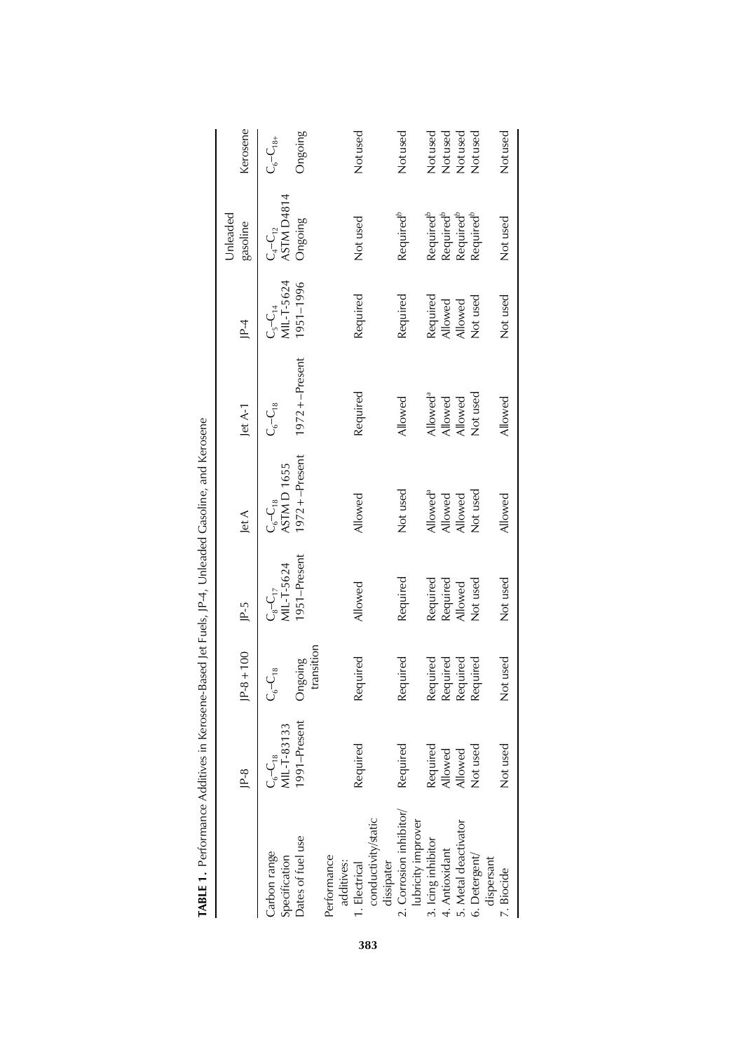**TABLE 1.** Performance Additives in Kerosene-Based Jet Fuels, JP-4, Unleaded Gasoline, and Kerosene

| | JP-8 | JP-8 + 100 | JP-5 | Jet A | Jet A-1 | JP-4 | Unleaded gasoline | Kerosene |
|---|---|---|---|---|---|---|---|---|
| Carbon range | $C_6$–$C_{18}$ | $C_6$–$C_{18}$ | $C_8$–$C_{17}$ | $C_6$–$C_{18}$ | $C_6$–$C_{18}$ | $C_5$–$C_{14}$ | $C_4$–$C_{12}$ | $C_6$–$C_{18+}$ |
| Specification | MIL-T-83133 | | MIL-T-5624 | ASTM D 1655 | | MIL-T-5624 | ASTM D4814 | |
| Dates of fuel use | 1991–Present | Ongoing transition | 1951–Present | 1972+–Present | 1972+–Present | 1951–1996 | Ongoing | Ongoing |
| Performance additives: | | | | | | | | |
| 1. Electrical conductivity/static dissipater | Required | Required | Allowed | Allowed | Required | Required | Not used | Not used |
| 2. Corrosion inhibitor/ lubricity improver | Required | Required | Required | Not used | Allowed | Required | Required[b] | Not used |
| 3. Icing inhibitor | Required | Required | Required | Allowed[a] | Allowed[a] | Required | Required[b] | Not used |
| 4. Antioxidant | Allowed | Required | Required | Allowed | Allowed | Allowed | Required[b] | Not used |
| 5. Metal deactivator | Allowed | Required | Allowed | Allowed | Allowed | Allowed | Required[b] | Not used |
| 6. Detergent/ dispersant | Not used | Required | Not used | Not used | Not used | Not used | Required[b] | Not used |
| 7. Biocide | Not used | Not used | Not used | Allowed | Allowed | Not used | Not used | Not used |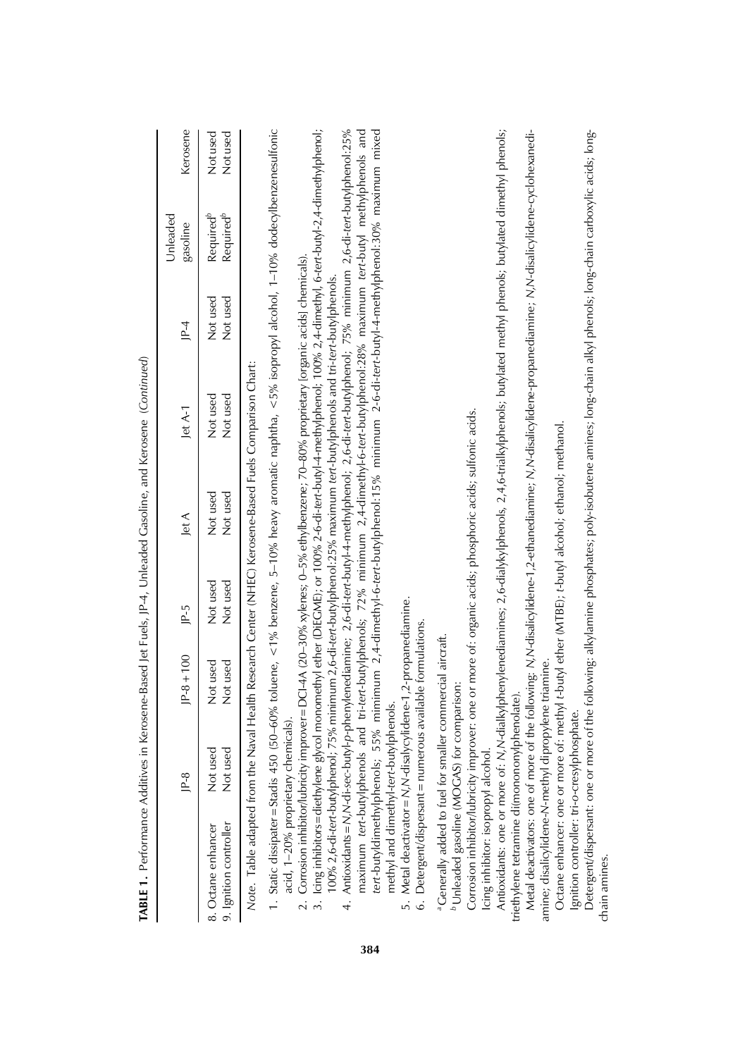**TABLE 1.** Performance Additives in Kerosene-Based Jet Fuels, JP-4, Unleaded Gasoline, and Kerosene (*Continued*)

| | JP-8 | JP-8 + 100 | JP-5 | Jet A | Jet A-1 | JP-4 | Unleaded gasoline | Kerosene |
|---|---|---|---|---|---|---|---|---|
| 8. Octane enhancer | Not used | Not used | Not used | Not used | Not used | Not used | Required[b] | Not used |
| 9. Ignition controller | Not used | Not used | Not used | Not used | Not used | Not used | Required[b] | Not used |

*Note.* Table adapted from the Naval Health Research Center (NHRC) Kerosene-Based Fuels Comparison Chart:

1. Static dissipater = Stadis 450 (50–60% toluene, <1% benzene, 5–10% heavy aromatic naphtha, <5% isopropyl alcohol, 1–10% dodecylbenzenesulfonic acid, 1–20% proprietary chemicals).
2. Corrosion inhibitor/lubricity improver = DCI-4A (20–30% xylenes; 0–5% ethylbenzene; 70–80% proprietary [organic acids] chemicals).
3. Icing inhibitors = diethylene glycol monomethyl ether (DIEGME); or 100% 2-6-di-*tert*-butyl-4-methylphenol; 100% 2,4-dimethyl, 6-*tert*-butyl-2,4-dimethylphenol; 100% 2,6-di-*tert*-butylphenol; 75% minimum 2,6-di-*tert*-butylphenol:25% maximum *tert*-butylphenols and tri-*tert*-butylphenols.
4. Antioxidants = *N,N*-di-*sec*-butyl-*p*-phenylenediamine; 2,6-di-*tert*-butyl-4-methylphenol; 2,6-di-*tert*-butylphenol; 75% minimum 2,6-di-*tert*-butylphenol:25% maximum *tert*-butylphenols and tri-*tert*-butylphenols; 72% minimum 2,4-dimethyl-6-*tert*-butylphenol:28% maximum *tert*-butyl methylphenols and *tert*-butyldimethylphenols; 55% minimum 2,4-dimethyl-6-*tert*-butylphenol:15% minimum 2-6-di-*tert*-butyl-4-methylphenol:30% maximum mixed methyl and dimethyl-*tert*-butylphenols.
5. Metal deactivator = *N,N*-disalycylidene-1,2-propanediamine.
6. Detergent/dispersant = numerous available formulations.

[a]Generally added to fuel for smaller commercial aircraft.
[b]Unleaded gasoline (MOGAS) for comparison:
Corrosion inhibitor/lubricity improver: one or more of: organic acids; phosphoric acids; sulfonic acids.
Icing inhibitor: isopropyl alcohol.
Antioxidants: one or more of: *N,N*-dialkylphenylenediamines; 2,6-dialkylphenols, 2,4,6-trialkylphenols; butylated methyl phenols; butylated dimethyl phenols; triethylene tetramine di(monononylphenolate).
Metal deactivators: one of more of the following: *N,N*-disalicylidene-1,2-ethanediamine; *N,N*-disalicylidene-propanediamine; *N,N*-disalicylidene-cyclohexanediamine; disalicylidene-*N*-methyl dipropylene triamine.
Octane enhancer: one or more of: methyl *t*-butyl ether (MTBE); *t*-butyl alcohol; ethanol; methanol.
Ignition controller: tri-*o*-cresylphosphate.
Detergent/dispersant: one or more of the following: alkylamine phosphates; poly-isobutene amines; long-chain alkyl phenols; long-chain carboxylic acids; long-chain amines.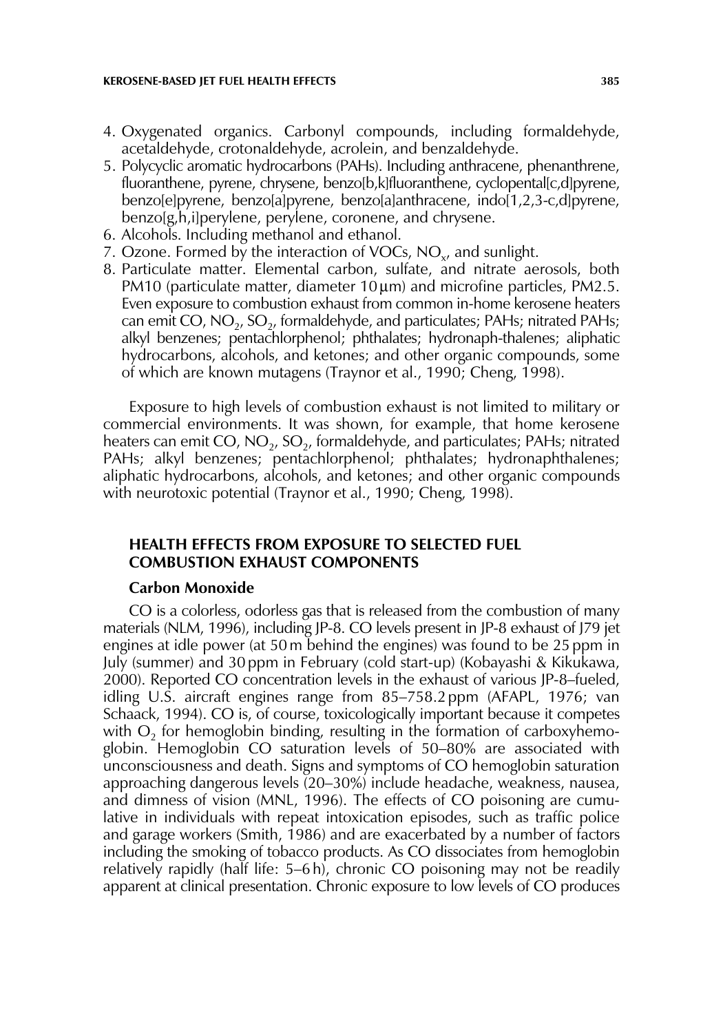4. Oxygenated organics. Carbonyl compounds, including formaldehyde, acetaldehyde, crotonaldehyde, acrolein, and benzaldehyde.
5. Polycyclic aromatic hydrocarbons (PAHs). Including anthracene, phenanthrene, fluoranthene, pyrene, chrysene, benzo[b,k]fluoranthene, cyclopental[c,d]pyrene, benzo[e]pyrene, benzo[a]pyrene, benzo[a]anthracene, indo[1,2,3-c,d]pyrene, benzo[g,h,i]perylene, perylene, coronene, and chrysene.
6. Alcohols. Including methanol and ethanol.
7. Ozone. Formed by the interaction of VOCs, $NO_x$, and sunlight.
8. Particulate matter. Elemental carbon, sulfate, and nitrate aerosols, both PM10 (particulate matter, diameter 10 μm) and microfine particles, PM2.5. Even exposure to combustion exhaust from common in-home kerosene heaters can emit CO, $NO_2$, $SO_2$, formaldehyde, and particulates; PAHs; nitrated PAHs; alkyl benzenes; pentachlorphenol; phthalates; hydronaph-thalenes; aliphatic hydrocarbons, alcohols, and ketones; and other organic compounds, some of which are known mutagens (Traynor et al., 1990; Cheng, 1998).

Exposure to high levels of combustion exhaust is not limited to military or commercial environments. It was shown, for example, that home kerosene heaters can emit CO, $NO_2$, $SO_2$, formaldehyde, and particulates; PAHs; nitrated PAHs; alkyl benzenes; pentachlorphenol; phthalates; hydronaphthalenes; aliphatic hydrocarbons, alcohols, and ketones; and other organic compounds with neurotoxic potential (Traynor et al., 1990; Cheng, 1998).

## HEALTH EFFECTS FROM EXPOSURE TO SELECTED FUEL COMBUSTION EXHAUST COMPONENTS

### Carbon Monoxide

CO is a colorless, odorless gas that is released from the combustion of many materials (NLM, 1996), including JP-8. CO levels present in JP-8 exhaust of J79 jet engines at idle power (at 50 m behind the engines) was found to be 25 ppm in July (summer) and 30 ppm in February (cold start-up) (Kobayashi & Kikukawa, 2000). Reported CO concentration levels in the exhaust of various JP-8–fueled, idling U.S. aircraft engines range from 85–758.2 ppm (AFAPL, 1976; van Schaack, 1994). CO is, of course, toxicologically important because it competes with $O_2$ for hemoglobin binding, resulting in the formation of carboxyhemoglobin. Hemoglobin CO saturation levels of 50–80% are associated with unconsciousness and death. Signs and symptoms of CO hemoglobin saturation approaching dangerous levels (20–30%) include headache, weakness, nausea, and dimness of vision (MNL, 1996). The effects of CO poisoning are cumulative in individuals with repeat intoxication episodes, such as traffic police and garage workers (Smith, 1986) and are exacerbated by a number of factors including the smoking of tobacco products. As CO dissociates from hemoglobin relatively rapidly (half life: 5–6 h), chronic CO poisoning may not be readily apparent at clinical presentation. Chronic exposure to low levels of CO produces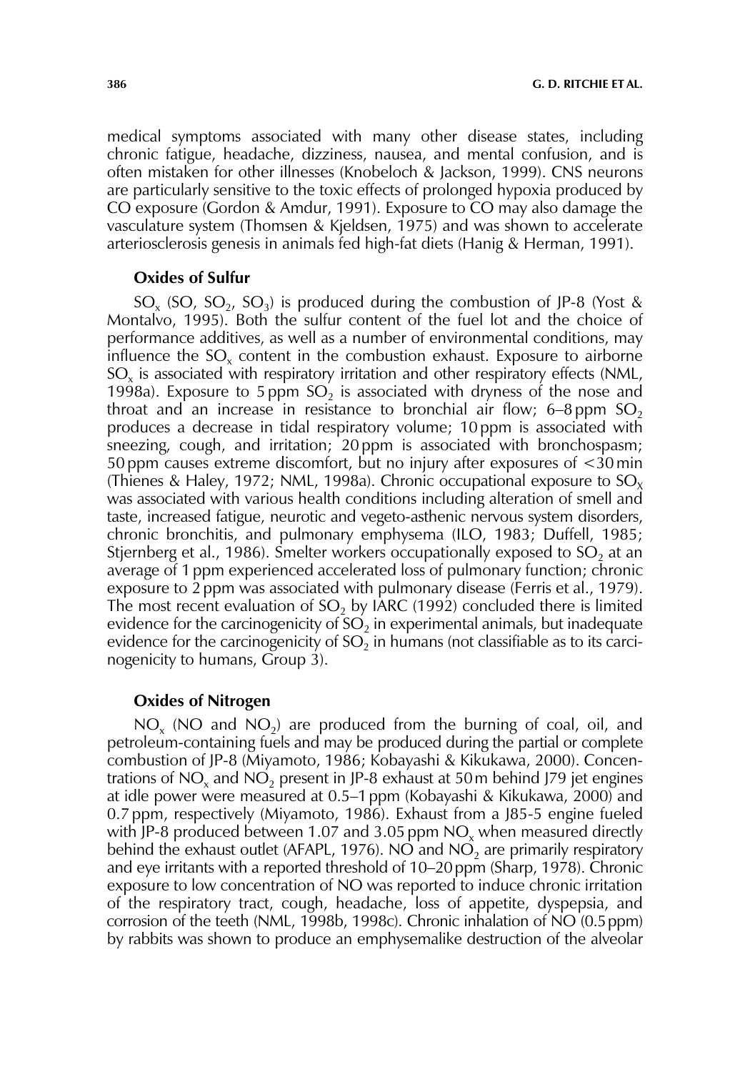medical symptoms associated with many other disease states, including chronic fatigue, headache, dizziness, nausea, and mental confusion, and is often mistaken for other illnesses (Knobeloch & Jackson, 1999). CNS neurons are particularly sensitive to the toxic effects of prolonged hypoxia produced by CO exposure (Gordon & Amdur, 1991). Exposure to CO may also damage the vasculature system (Thomsen & Kjeldsen, 1975) and was shown to accelerate arteriosclerosis genesis in animals fed high-fat diets (Hanig & Herman, 1991).

### Oxides of Sulfur

$SO_x$ (SO, $SO_2$, $SO_3$) is produced during the combustion of JP-8 (Yost & Montalvo, 1995). Both the sulfur content of the fuel lot and the choice of performance additives, as well as a number of environmental conditions, may influence the $SO_x$ content in the combustion exhaust. Exposure to airborne $SO_x$ is associated with respiratory irritation and other respiratory effects (NML, 1998a). Exposure to 5 ppm $SO_2$ is associated with dryness of the nose and throat and an increase in resistance to bronchial air flow; 6–8 ppm $SO_2$ produces a decrease in tidal respiratory volume; 10 ppm is associated with sneezing, cough, and irritation; 20 ppm is associated with bronchospasm; 50 ppm causes extreme discomfort, but no injury after exposures of $<30$ min (Thienes & Haley, 1972; NML, 1998a). Chronic occupational exposure to $SO_X$ was associated with various health conditions including alteration of smell and taste, increased fatigue, neurotic and vegeto-asthenic nervous system disorders, chronic bronchitis, and pulmonary emphysema (ILO, 1983; Duffell, 1985; Stjernberg et al., 1986). Smelter workers occupationally exposed to $SO_2$ at an average of 1 ppm experienced accelerated loss of pulmonary function; chronic exposure to 2 ppm was associated with pulmonary disease (Ferris et al., 1979). The most recent evaluation of $SO_2$ by IARC (1992) concluded there is limited evidence for the carcinogenicity of $SO_2$ in experimental animals, but inadequate evidence for the carcinogenicity of $SO_2$ in humans (not classifiable as to its carcinogenicity to humans, Group 3).

### Oxides of Nitrogen

$NO_x$ (NO and $NO_2$) are produced from the burning of coal, oil, and petroleum-containing fuels and may be produced during the partial or complete combustion of JP-8 (Miyamoto, 1986; Kobayashi & Kikukawa, 2000). Concentrations of $NO_x$ and $NO_2$ present in JP-8 exhaust at 50 m behind J79 jet engines at idle power were measured at 0.5–1 ppm (Kobayashi & Kikukawa, 2000) and 0.7 ppm, respectively (Miyamoto, 1986). Exhaust from a J85-5 engine fueled with JP-8 produced between 1.07 and 3.05 ppm $NO_x$ when measured directly behind the exhaust outlet (AFAPL, 1976). NO and $NO_2$ are primarily respiratory and eye irritants with a reported threshold of 10–20 ppm (Sharp, 1978). Chronic exposure to low concentration of NO was reported to induce chronic irritation of the respiratory tract, cough, headache, loss of appetite, dyspepsia, and corrosion of the teeth (NML, 1998b, 1998c). Chronic inhalation of NO (0.5 ppm) by rabbits was shown to produce an emphysemalike destruction of the alveolar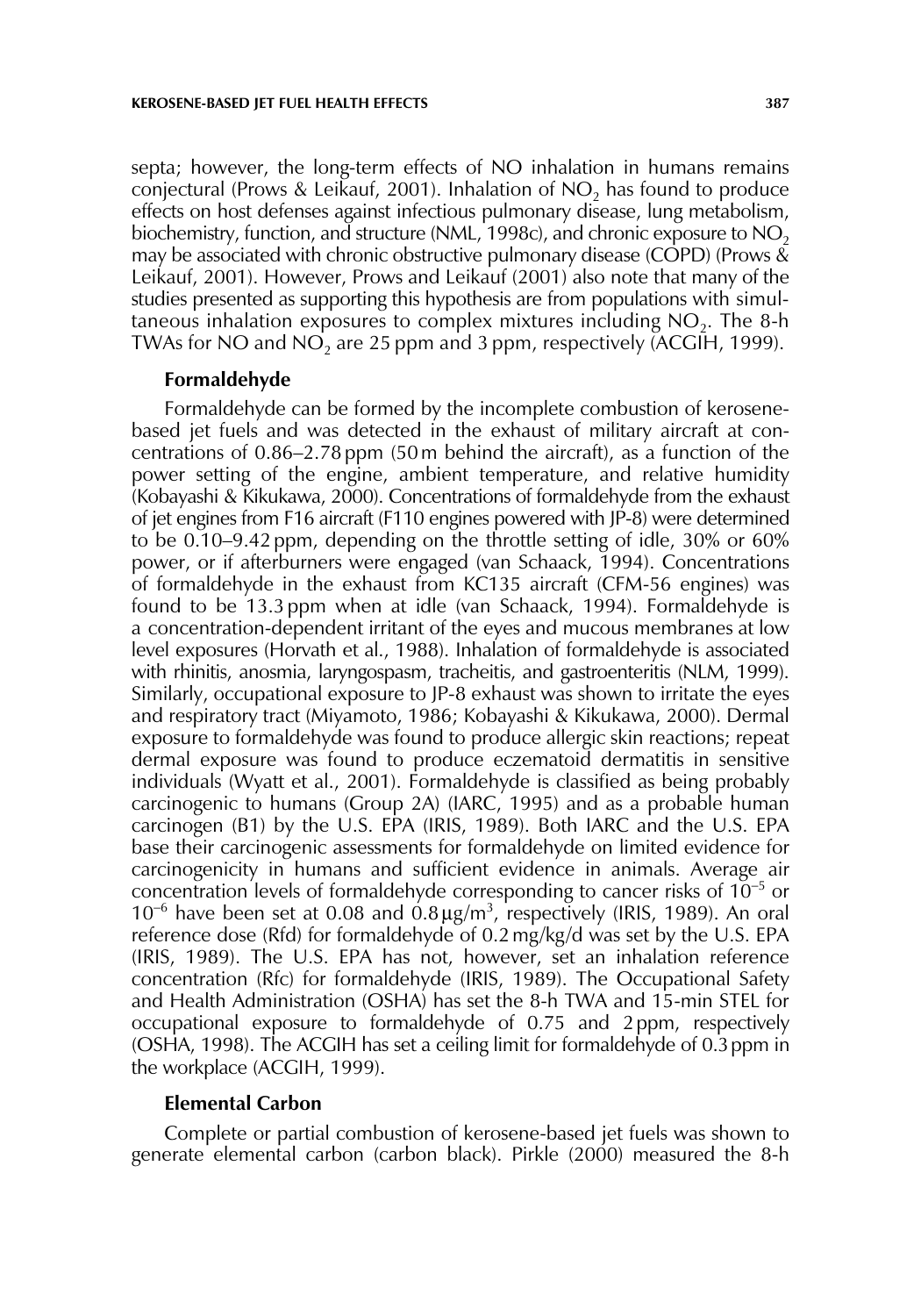septa; however, the long-term effects of NO inhalation in humans remains conjectural (Prows & Leikauf, 2001). Inhalation of $NO_2$ has found to produce effects on host defenses against infectious pulmonary disease, lung metabolism, biochemistry, function, and structure (NML, 1998c), and chronic exposure to $NO_2$ may be associated with chronic obstructive pulmonary disease (COPD) (Prows & Leikauf, 2001). However, Prows and Leikauf (2001) also note that many of the studies presented as supporting this hypothesis are from populations with simultaneous inhalation exposures to complex mixtures including $NO_2$. The 8-h TWAs for NO and $NO_2$ are 25 ppm and 3 ppm, respectively (ACGIH, 1999).

### Formaldehyde

Formaldehyde can be formed by the incomplete combustion of kerosene-based jet fuels and was detected in the exhaust of military aircraft at concentrations of 0.86–2.78 ppm (50 m behind the aircraft), as a function of the power setting of the engine, ambient temperature, and relative humidity (Kobayashi & Kikukawa, 2000). Concentrations of formaldehyde from the exhaust of jet engines from F16 aircraft (F110 engines powered with JP-8) were determined to be 0.10–9.42 ppm, depending on the throttle setting of idle, 30% or 60% power, or if afterburners were engaged (van Schaack, 1994). Concentrations of formaldehyde in the exhaust from KC135 aircraft (CFM-56 engines) was found to be 13.3 ppm when at idle (van Schaack, 1994). Formaldehyde is a concentration-dependent irritant of the eyes and mucous membranes at low level exposures (Horvath et al., 1988). Inhalation of formaldehyde is associated with rhinitis, anosmia, laryngospasm, tracheitis, and gastroenteritis (NLM, 1999). Similarly, occupational exposure to JP-8 exhaust was shown to irritate the eyes and respiratory tract (Miyamoto, 1986; Kobayashi & Kikukawa, 2000). Dermal exposure to formaldehyde was found to produce allergic skin reactions; repeat dermal exposure was found to produce eczematoid dermatitis in sensitive individuals (Wyatt et al., 2001). Formaldehyde is classified as being probably carcinogenic to humans (Group 2A) (IARC, 1995) and as a probable human carcinogen (B1) by the U.S. EPA (IRIS, 1989). Both IARC and the U.S. EPA base their carcinogenic assessments for formaldehyde on limited evidence for carcinogenicity in humans and sufficient evidence in animals. Average air concentration levels of formaldehyde corresponding to cancer risks of $10^{-5}$ or $10^{-6}$ have been set at 0.08 and 0.8 $\mu g/m^3$, respectively (IRIS, 1989). An oral reference dose (Rfd) for formaldehyde of 0.2 mg/kg/d was set by the U.S. EPA (IRIS, 1989). The U.S. EPA has not, however, set an inhalation reference concentration (Rfc) for formaldehyde (IRIS, 1989). The Occupational Safety and Health Administration (OSHA) has set the 8-h TWA and 15-min STEL for occupational exposure to formaldehyde of 0.75 and 2 ppm, respectively (OSHA, 1998). The ACGIH has set a ceiling limit for formaldehyde of 0.3 ppm in the workplace (ACGIH, 1999).

### Elemental Carbon

Complete or partial combustion of kerosene-based jet fuels was shown to generate elemental carbon (carbon black). Pirkle (2000) measured the 8-h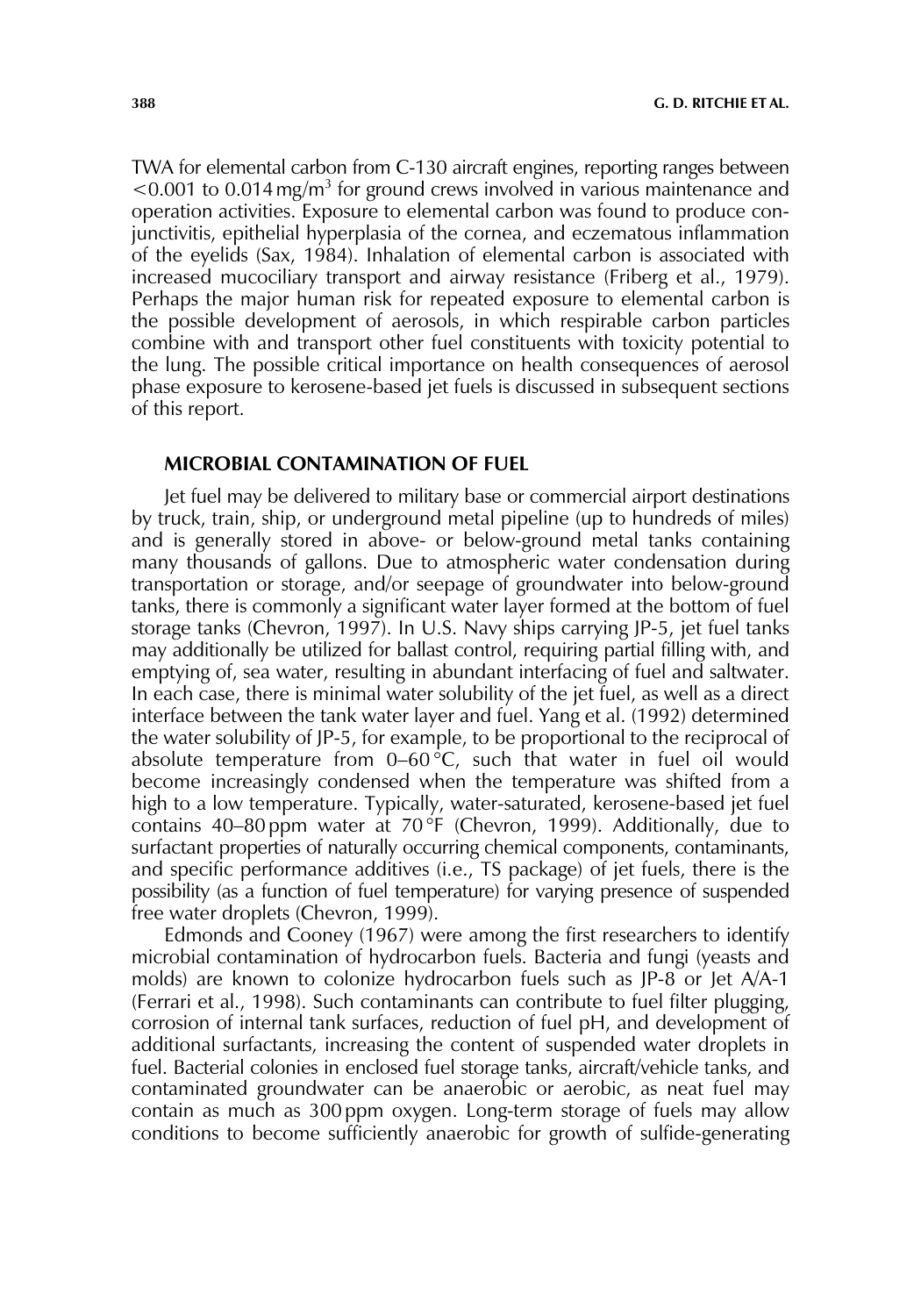TWA for elemental carbon from C-130 aircraft engines, reporting ranges between <0.001 to 0.014 mg/m$^3$ for ground crews involved in various maintenance and operation activities. Exposure to elemental carbon was found to produce conjunctivitis, epithelial hyperplasia of the cornea, and eczematous inflammation of the eyelids (Sax, 1984). Inhalation of elemental carbon is associated with increased mucociliary transport and airway resistance (Friberg et al., 1979). Perhaps the major human risk for repeated exposure to elemental carbon is the possible development of aerosols, in which respirable carbon particles combine with and transport other fuel constituents with toxicity potential to the lung. The possible critical importance on health consequences of aerosol phase exposure to kerosene-based jet fuels is discussed in subsequent sections of this report.

## MICROBIAL CONTAMINATION OF FUEL

Jet fuel may be delivered to military base or commercial airport destinations by truck, train, ship, or underground metal pipeline (up to hundreds of miles) and is generally stored in above- or below-ground metal tanks containing many thousands of gallons. Due to atmospheric water condensation during transportation or storage, and/or seepage of groundwater into below-ground tanks, there is commonly a significant water layer formed at the bottom of fuel storage tanks (Chevron, 1997). In U.S. Navy ships carrying JP-5, jet fuel tanks may additionally be utilized for ballast control, requiring partial filling with, and emptying of, sea water, resulting in abundant interfacing of fuel and saltwater. In each case, there is minimal water solubility of the jet fuel, as well as a direct interface between the tank water layer and fuel. Yang et al. (1992) determined the water solubility of JP-5, for example, to be proportional to the reciprocal of absolute temperature from 0–60 °C, such that water in fuel oil would become increasingly condensed when the temperature was shifted from a high to a low temperature. Typically, water-saturated, kerosene-based jet fuel contains 40–80 ppm water at 70 °F (Chevron, 1999). Additionally, due to surfactant properties of naturally occurring chemical components, contaminants, and specific performance additives (i.e., TS package) of jet fuels, there is the possibility (as a function of fuel temperature) for varying presence of suspended free water droplets (Chevron, 1999).

Edmonds and Cooney (1967) were among the first researchers to identify microbial contamination of hydrocarbon fuels. Bacteria and fungi (yeasts and molds) are known to colonize hydrocarbon fuels such as JP-8 or Jet A/A-1 (Ferrari et al., 1998). Such contaminants can contribute to fuel filter plugging, corrosion of internal tank surfaces, reduction of fuel pH, and development of additional surfactants, increasing the content of suspended water droplets in fuel. Bacterial colonies in enclosed fuel storage tanks, aircraft/vehicle tanks, and contaminated groundwater can be anaerobic or aerobic, as neat fuel may contain as much as 300 ppm oxygen. Long-term storage of fuels may allow conditions to become sufficiently anaerobic for growth of sulfide-generating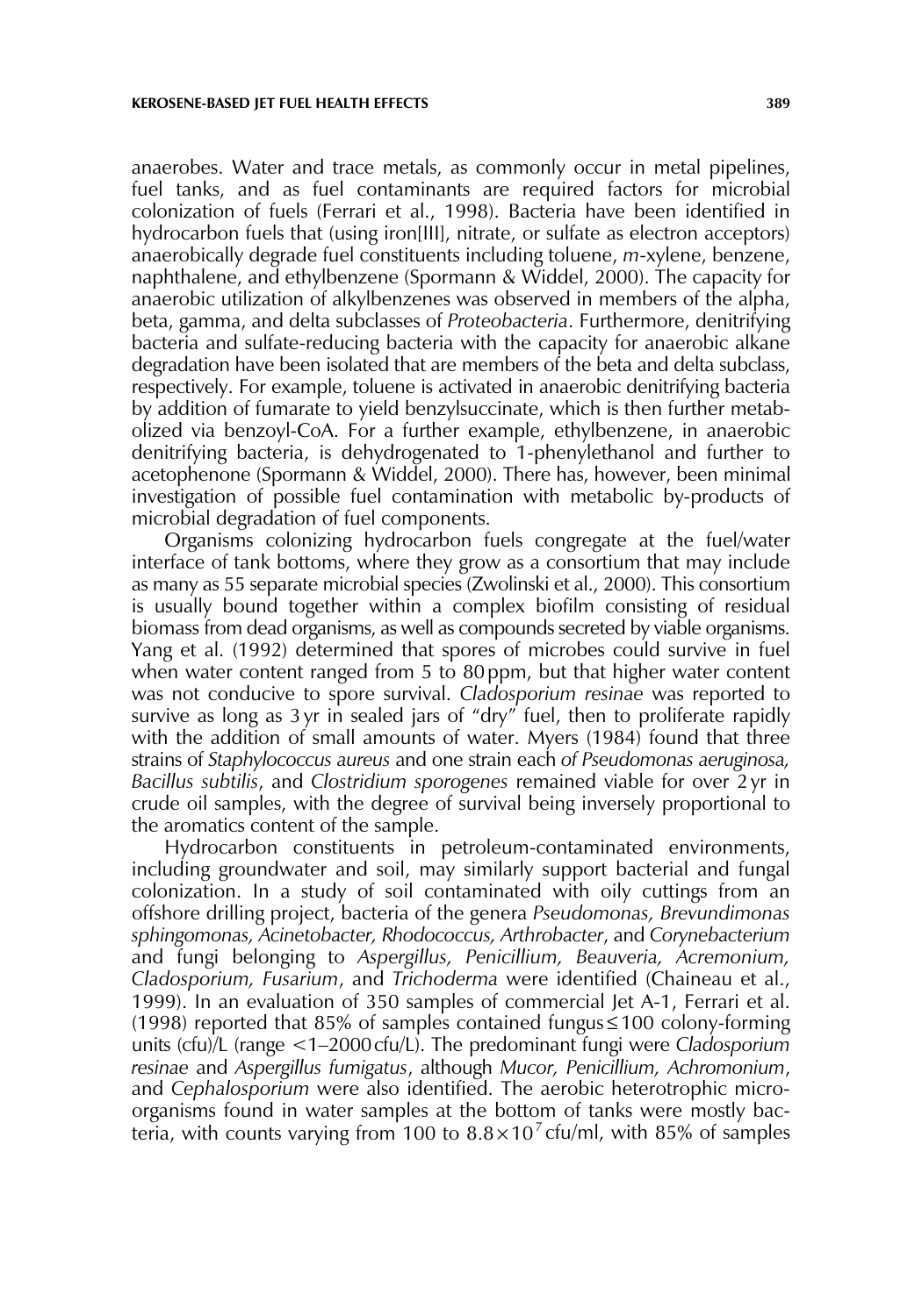anaerobes. Water and trace metals, as commonly occur in metal pipelines, fuel tanks, and as fuel contaminants are required factors for microbial colonization of fuels (Ferrari et al., 1998). Bacteria have been identified in hydrocarbon fuels that (using iron[III], nitrate, or sulfate as electron acceptors) anaerobically degrade fuel constituents including toluene, *m*-xylene, benzene, naphthalene, and ethylbenzene (Spormann & Widdel, 2000). The capacity for anaerobic utilization of alkylbenzenes was observed in members of the alpha, beta, gamma, and delta subclasses of *Proteobacteria*. Furthermore, denitrifying bacteria and sulfate-reducing bacteria with the capacity for anaerobic alkane degradation have been isolated that are members of the beta and delta subclass, respectively. For example, toluene is activated in anaerobic denitrifying bacteria by addition of fumarate to yield benzylsuccinate, which is then further metabolized via benzoyl-CoA. For a further example, ethylbenzene, in anaerobic denitrifying bacteria, is dehydrogenated to 1-phenylethanol and further to acetophenone (Spormann & Widdel, 2000). There has, however, been minimal investigation of possible fuel contamination with metabolic by-products of microbial degradation of fuel components.

Organisms colonizing hydrocarbon fuels congregate at the fuel/water interface of tank bottoms, where they grow as a consortium that may include as many as 55 separate microbial species (Zwolinski et al., 2000). This consortium is usually bound together within a complex biofilm consisting of residual biomass from dead organisms, as well as compounds secreted by viable organisms. Yang et al. (1992) determined that spores of microbes could survive in fuel when water content ranged from 5 to 80 ppm, but that higher water content was not conducive to spore survival. *Cladosporium resinae* was reported to survive as long as 3 yr in sealed jars of "dry" fuel, then to proliferate rapidly with the addition of small amounts of water. Myers (1984) found that three strains of *Staphylococcus aureus* and one strain each of *Pseudomonas aeruginosa, Bacillus subtilis*, and *Clostridium sporogenes* remained viable for over 2 yr in crude oil samples, with the degree of survival being inversely proportional to the aromatics content of the sample.

Hydrocarbon constituents in petroleum-contaminated environments, including groundwater and soil, may similarly support bacterial and fungal colonization. In a study of soil contaminated with oily cuttings from an offshore drilling project, bacteria of the genera *Pseudomonas, Brevundimonas sphingomonas, Acinetobacter, Rhodococcus, Arthrobacter*, and *Corynebacterium* and fungi belonging to *Aspergillus, Penicillium, Beauveria, Acremonium, Cladosporium, Fusarium*, and *Trichoderma* were identified (Chaineau et al., 1999). In an evaluation of 350 samples of commercial Jet A-1, Ferrari et al. (1998) reported that 85% of samples contained fungus $\leq$100 colony-forming units (cfu)/L (range <1–2000 cfu/L). The predominant fungi were *Cladosporium resinae* and *Aspergillus fumigatus*, although *Mucor, Penicillium, Achromonium*, and *Cephalosporium* were also identified. The aerobic heterotrophic microorganisms found in water samples at the bottom of tanks were mostly bacteria, with counts varying from 100 to $8.8 \times 10^7$ cfu/ml, with 85% of samples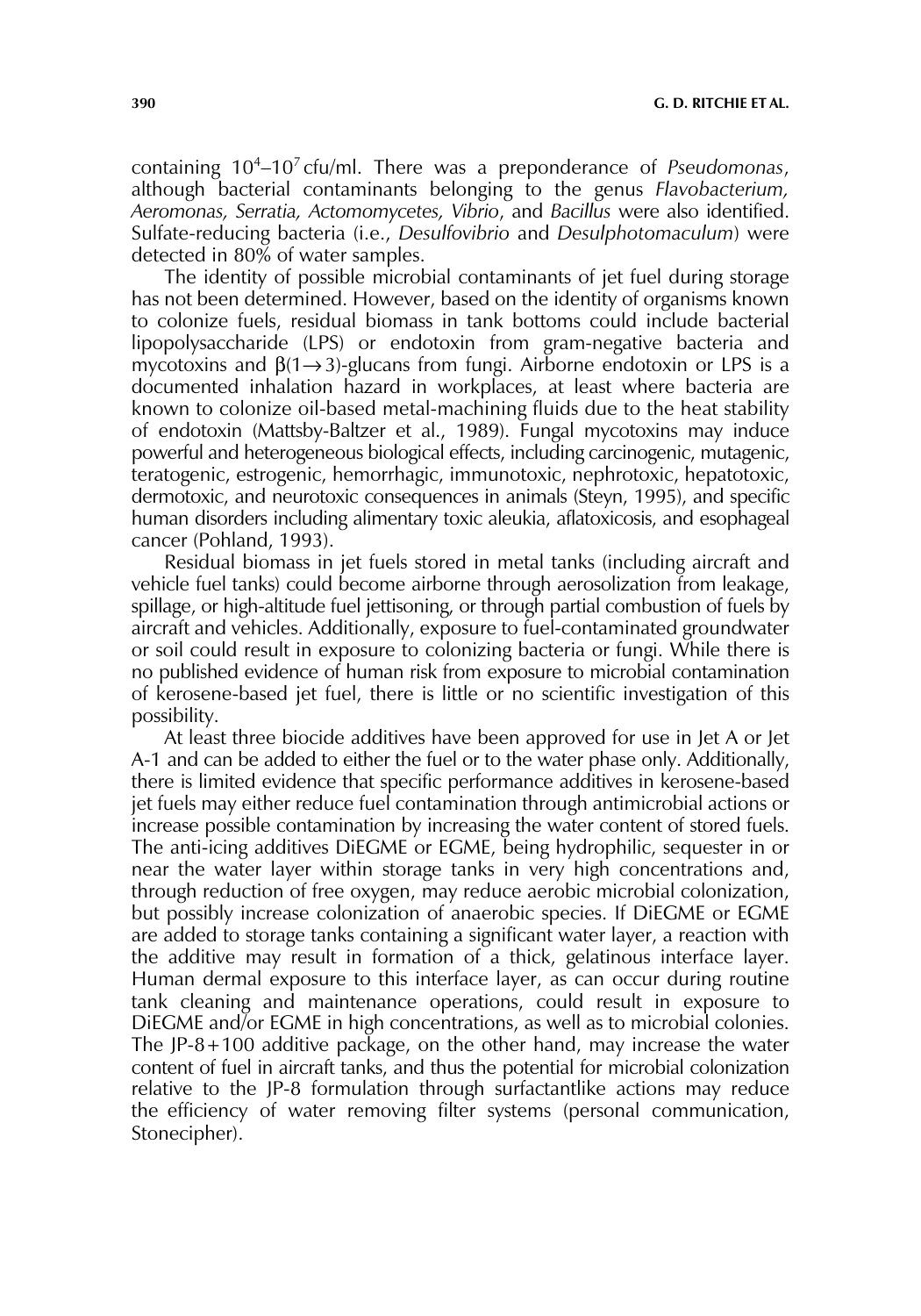containing $10^4$–$10^7$ cfu/ml. There was a preponderance of *Pseudomonas*, although bacterial contaminants belonging to the genus *Flavobacterium, Aeromonas, Serratia, Actomomycetes, Vibrio*, and *Bacillus* were also identified. Sulfate-reducing bacteria (i.e., *Desulfovibrio* and *Desulphotomaculum*) were detected in 80% of water samples.

The identity of possible microbial contaminants of jet fuel during storage has not been determined. However, based on the identity of organisms known to colonize fuels, residual biomass in tank bottoms could include bacterial lipopolysaccharide (LPS) or endotoxin from gram-negative bacteria and mycotoxins and $\beta(1\rightarrow3)$-glucans from fungi. Airborne endotoxin or LPS is a documented inhalation hazard in workplaces, at least where bacteria are known to colonize oil-based metal-machining fluids due to the heat stability of endotoxin (Mattsby-Baltzer et al., 1989). Fungal mycotoxins may induce powerful and heterogeneous biological effects, including carcinogenic, mutagenic, teratogenic, estrogenic, hemorrhagic, immunotoxic, nephrotoxic, hepatotoxic, dermotoxic, and neurotoxic consequences in animals (Steyn, 1995), and specific human disorders including alimentary toxic aleukia, aflatoxicosis, and esophageal cancer (Pohland, 1993).

Residual biomass in jet fuels stored in metal tanks (including aircraft and vehicle fuel tanks) could become airborne through aerosolization from leakage, spillage, or high-altitude fuel jettisoning, or through partial combustion of fuels by aircraft and vehicles. Additionally, exposure to fuel-contaminated groundwater or soil could result in exposure to colonizing bacteria or fungi. While there is no published evidence of human risk from exposure to microbial contamination of kerosene-based jet fuel, there is little or no scientific investigation of this possibility.

At least three biocide additives have been approved for use in Jet A or Jet A-1 and can be added to either the fuel or to the water phase only. Additionally, there is limited evidence that specific performance additives in kerosene-based jet fuels may either reduce fuel contamination through antimicrobial actions or increase possible contamination by increasing the water content of stored fuels. The anti-icing additives DiEGME or EGME, being hydrophilic, sequester in or near the water layer within storage tanks in very high concentrations and, through reduction of free oxygen, may reduce aerobic microbial colonization, but possibly increase colonization of anaerobic species. If DiEGME or EGME are added to storage tanks containing a significant water layer, a reaction with the additive may result in formation of a thick, gelatinous interface layer. Human dermal exposure to this interface layer, as can occur during routine tank cleaning and maintenance operations, could result in exposure to DiEGME and/or EGME in high concentrations, as well as to microbial colonies. The JP-8+100 additive package, on the other hand, may increase the water content of fuel in aircraft tanks, and thus the potential for microbial colonization relative to the JP-8 formulation through surfactantlike actions may reduce the efficiency of water removing filter systems (personal communication, Stonecipher).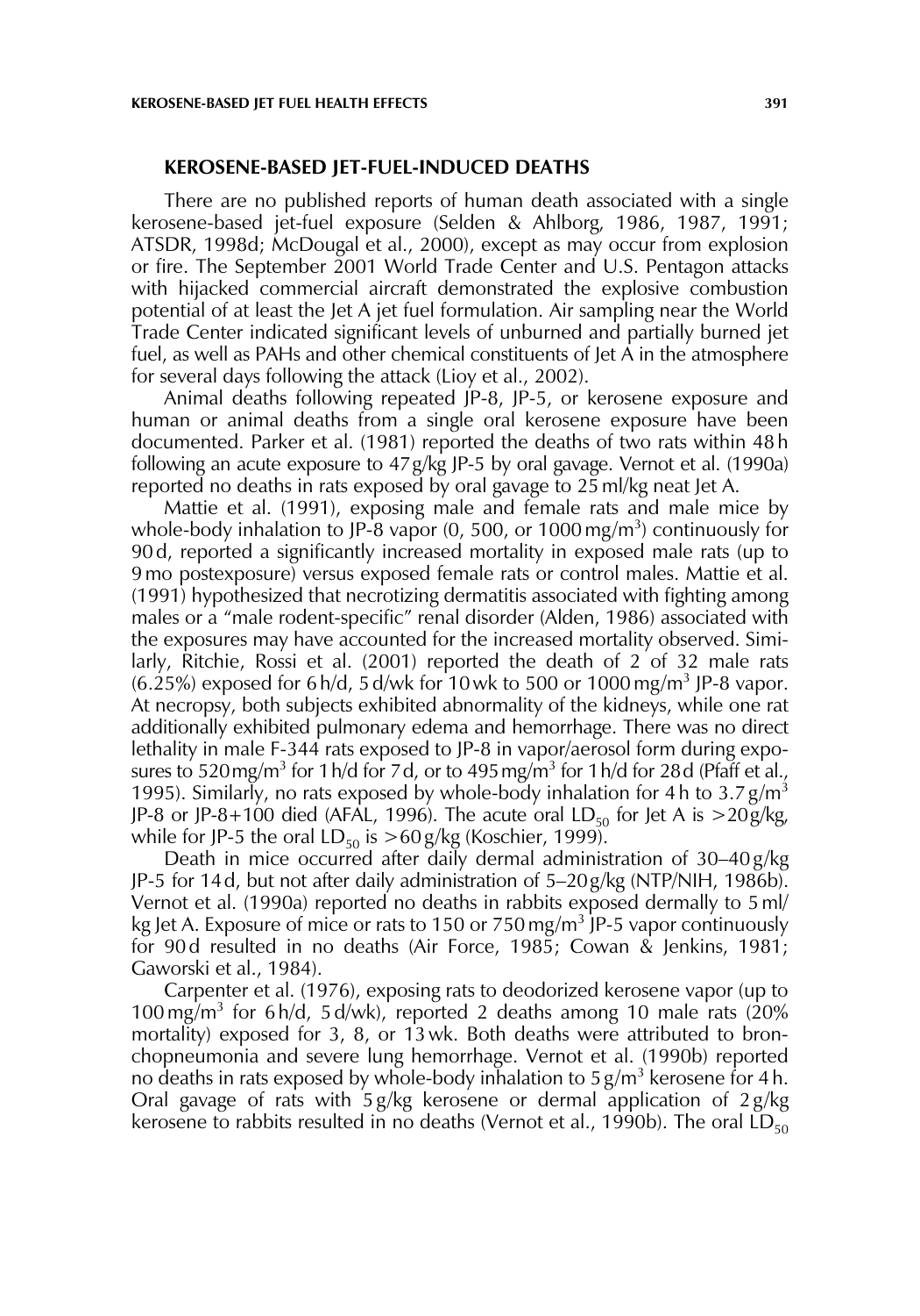## KEROSENE-BASED JET-FUEL-INDUCED DEATHS

There are no published reports of human death associated with a single kerosene-based jet-fuel exposure (Selden & Ahlborg, 1986, 1987, 1991; ATSDR, 1998d; McDougal et al., 2000), except as may occur from explosion or fire. The September 2001 World Trade Center and U.S. Pentagon attacks with hijacked commercial aircraft demonstrated the explosive combustion potential of at least the Jet A jet fuel formulation. Air sampling near the World Trade Center indicated significant levels of unburned and partially burned jet fuel, as well as PAHs and other chemical constituents of Jet A in the atmosphere for several days following the attack (Lioy et al., 2002).

Animal deaths following repeated JP-8, JP-5, or kerosene exposure and human or animal deaths from a single oral kerosene exposure have been documented. Parker et al. (1981) reported the deaths of two rats within 48 h following an acute exposure to 47 g/kg JP-5 by oral gavage. Vernot et al. (1990a) reported no deaths in rats exposed by oral gavage to 25 ml/kg neat Jet A.

Mattie et al. (1991), exposing male and female rats and male mice by whole-body inhalation to JP-8 vapor (0, 500, or 1000 mg/m$^3$) continuously for 90 d, reported a significantly increased mortality in exposed male rats (up to 9 mo postexposure) versus exposed female rats or control males. Mattie et al. (1991) hypothesized that necrotizing dermatitis associated with fighting among males or a "male rodent-specific" renal disorder (Alden, 1986) associated with the exposures may have accounted for the increased mortality observed. Similarly, Ritchie, Rossi et al. (2001) reported the death of 2 of 32 male rats (6.25%) exposed for 6 h/d, 5 d/wk for 10 wk to 500 or 1000 mg/m$^3$ JP-8 vapor. At necropsy, both subjects exhibited abnormality of the kidneys, while one rat additionally exhibited pulmonary edema and hemorrhage. There was no direct lethality in male F-344 rats exposed to JP-8 in vapor/aerosol form during exposures to 520 mg/m$^3$ for 1 h/d for 7 d, or to 495 mg/m$^3$ for 1 h/d for 28 d (Pfaff et al., 1995). Similarly, no rats exposed by whole-body inhalation for 4 h to 3.7 g/m$^3$ JP-8 or JP-8+100 died (AFAL, 1996). The acute oral $LD_{50}$ for Jet A is >20 g/kg, while for JP-5 the oral $LD_{50}$ is >60 g/kg (Koschier, 1999).

Death in mice occurred after daily dermal administration of 30–40 g/kg JP-5 for 14 d, but not after daily administration of 5–20 g/kg (NTP/NIH, 1986b). Vernot et al. (1990a) reported no deaths in rabbits exposed dermally to 5 ml/kg Jet A. Exposure of mice or rats to 150 or 750 mg/m$^3$ JP-5 vapor continuously for 90 d resulted in no deaths (Air Force, 1985; Cowan & Jenkins, 1981; Gaworski et al., 1984).

Carpenter et al. (1976), exposing rats to deodorized kerosene vapor (up to 100 mg/m$^3$ for 6 h/d, 5 d/wk), reported 2 deaths among 10 male rats (20% mortality) exposed for 3, 8, or 13 wk. Both deaths were attributed to bronchopneumonia and severe lung hemorrhage. Vernot et al. (1990b) reported no deaths in rats exposed by whole-body inhalation to 5 g/m$^3$ kerosene for 4 h. Oral gavage of rats with 5 g/kg kerosene or dermal application of 2 g/kg kerosene to rabbits resulted in no deaths (Vernot et al., 1990b). The oral $LD_{50}$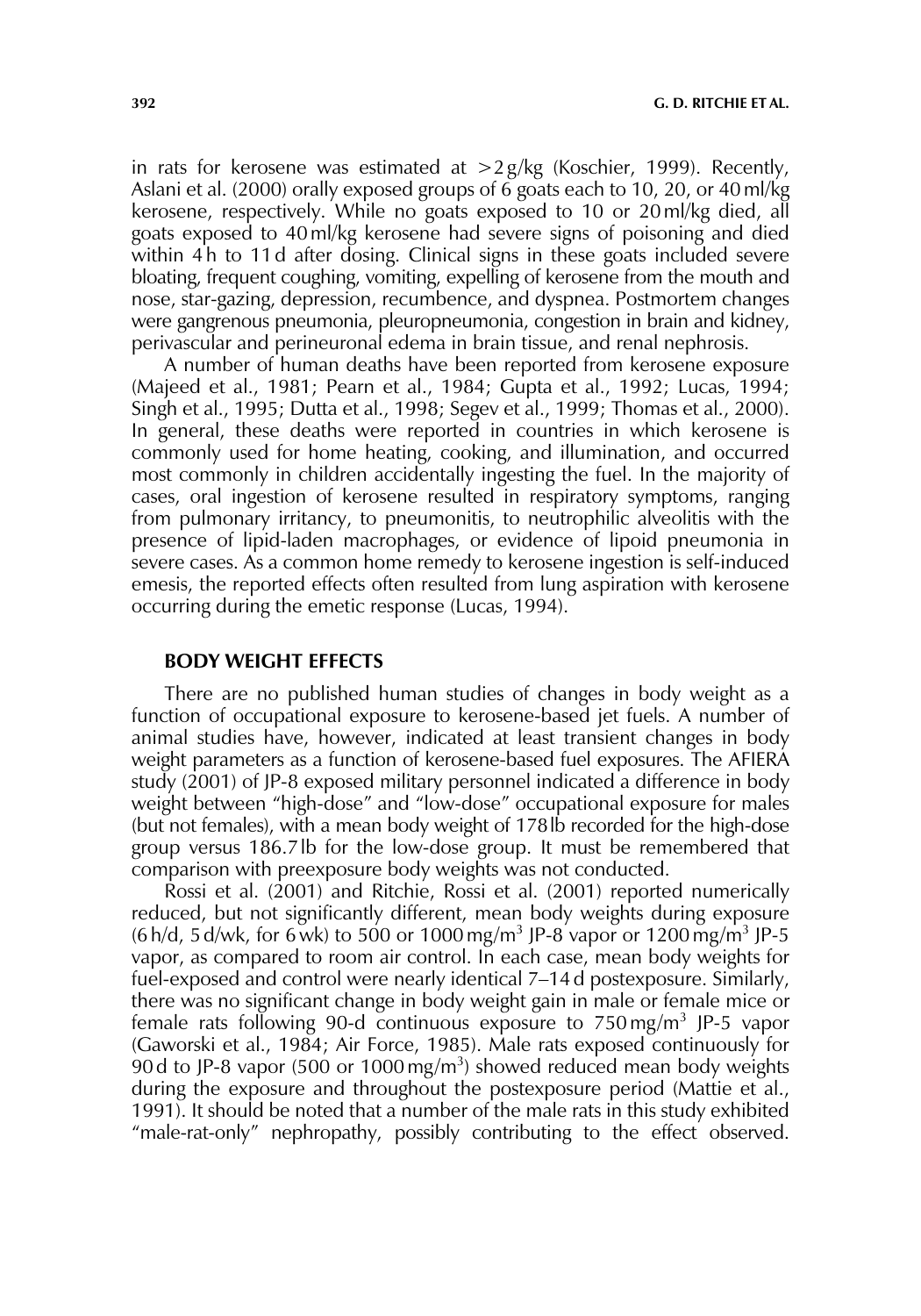in rats for kerosene was estimated at >2 g/kg (Koschier, 1999). Recently, Aslani et al. (2000) orally exposed groups of 6 goats each to 10, 20, or 40 ml/kg kerosene, respectively. While no goats exposed to 10 or 20 ml/kg died, all goats exposed to 40 ml/kg kerosene had severe signs of poisoning and died within 4 h to 11 d after dosing. Clinical signs in these goats included severe bloating, frequent coughing, vomiting, expelling of kerosene from the mouth and nose, star-gazing, depression, recumbence, and dyspnea. Postmortem changes were gangrenous pneumonia, pleuropneumonia, congestion in brain and kidney, perivascular and perineuronal edema in brain tissue, and renal nephrosis.

A number of human deaths have been reported from kerosene exposure (Majeed et al., 1981; Pearn et al., 1984; Gupta et al., 1992; Lucas, 1994; Singh et al., 1995; Dutta et al., 1998; Segev et al., 1999; Thomas et al., 2000). In general, these deaths were reported in countries in which kerosene is commonly used for home heating, cooking, and illumination, and occurred most commonly in children accidentally ingesting the fuel. In the majority of cases, oral ingestion of kerosene resulted in respiratory symptoms, ranging from pulmonary irritancy, to pneumonitis, to neutrophilic alveolitis with the presence of lipid-laden macrophages, or evidence of lipoid pneumonia in severe cases. As a common home remedy to kerosene ingestion is self-induced emesis, the reported effects often resulted from lung aspiration with kerosene occurring during the emetic response (Lucas, 1994).

## BODY WEIGHT EFFECTS

There are no published human studies of changes in body weight as a function of occupational exposure to kerosene-based jet fuels. A number of animal studies have, however, indicated at least transient changes in body weight parameters as a function of kerosene-based fuel exposures. The AFIERA study (2001) of JP-8 exposed military personnel indicated a difference in body weight between "high-dose" and "low-dose" occupational exposure for males (but not females), with a mean body weight of 178 lb recorded for the high-dose group versus 186.7 lb for the low-dose group. It must be remembered that comparison with preexposure body weights was not conducted.

Rossi et al. (2001) and Ritchie, Rossi et al. (2001) reported numerically reduced, but not significantly different, mean body weights during exposure (6 h/d, 5 d/wk, for 6 wk) to 500 or 1000 mg/m$^3$ JP-8 vapor or 1200 mg/m$^3$ JP-5 vapor, as compared to room air control. In each case, mean body weights for fuel-exposed and control were nearly identical 7–14 d postexposure. Similarly, there was no significant change in body weight gain in male or female mice or female rats following 90-d continuous exposure to 750 mg/m$^3$ JP-5 vapor (Gaworski et al., 1984; Air Force, 1985). Male rats exposed continuously for 90 d to JP-8 vapor (500 or 1000 mg/m$^3$) showed reduced mean body weights during the exposure and throughout the postexposure period (Mattie et al., 1991). It should be noted that a number of the male rats in this study exhibited "male-rat-only" nephropathy, possibly contributing to the effect observed.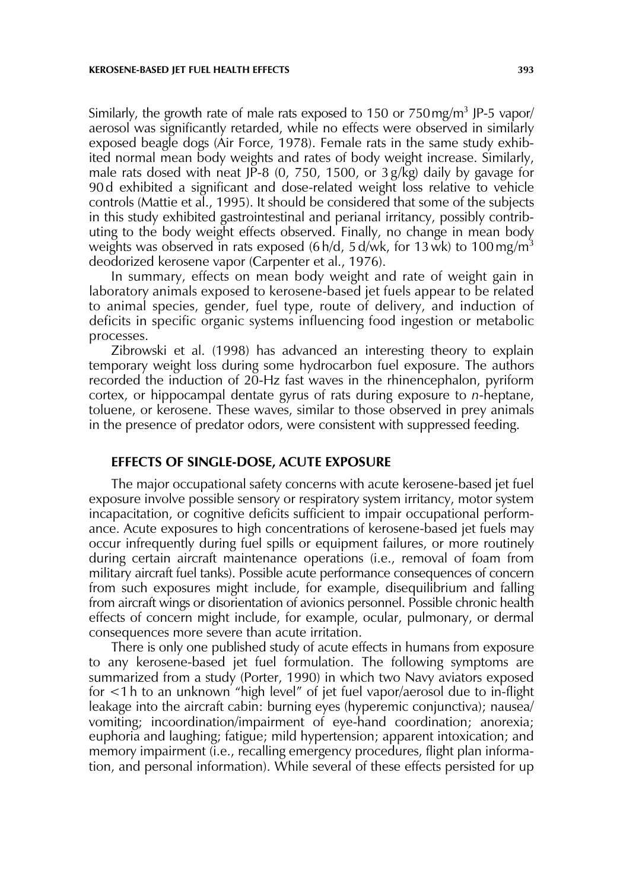Similarly, the growth rate of male rats exposed to 150 or 750 mg/m$^3$ JP-5 vapor/aerosol was significantly retarded, while no effects were observed in similarly exposed beagle dogs (Air Force, 1978). Female rats in the same study exhibited normal mean body weights and rates of body weight increase. Similarly, male rats dosed with neat JP-8 (0, 750, 1500, or 3 g/kg) daily by gavage for 90 d exhibited a significant and dose-related weight loss relative to vehicle controls (Mattie et al., 1995). It should be considered that some of the subjects in this study exhibited gastrointestinal and perianal irritancy, possibly contributing to the body weight effects observed. Finally, no change in mean body weights was observed in rats exposed (6 h/d, 5 d/wk, for 13 wk) to 100 mg/m$^3$ deodorized kerosene vapor (Carpenter et al., 1976).

In summary, effects on mean body weight and rate of weight gain in laboratory animals exposed to kerosene-based jet fuels appear to be related to animal species, gender, fuel type, route of delivery, and induction of deficits in specific organic systems influencing food ingestion or metabolic processes.

Zibrowski et al. (1998) has advanced an interesting theory to explain temporary weight loss during some hydrocarbon fuel exposure. The authors recorded the induction of 20-Hz fast waves in the rhinencephalon, pyriform cortex, or hippocampal dentate gyrus of rats during exposure to *n*-heptane, toluene, or kerosene. These waves, similar to those observed in prey animals in the presence of predator odors, were consistent with suppressed feeding.

## EFFECTS OF SINGLE-DOSE, ACUTE EXPOSURE

The major occupational safety concerns with acute kerosene-based jet fuel exposure involve possible sensory or respiratory system irritancy, motor system incapacitation, or cognitive deficits sufficient to impair occupational performance. Acute exposures to high concentrations of kerosene-based jet fuels may occur infrequently during fuel spills or equipment failures, or more routinely during certain aircraft maintenance operations (i.e., removal of foam from military aircraft fuel tanks). Possible acute performance consequences of concern from such exposures might include, for example, disequilibrium and falling from aircraft wings or disorientation of avionics personnel. Possible chronic health effects of concern might include, for example, ocular, pulmonary, or dermal consequences more severe than acute irritation.

There is only one published study of acute effects in humans from exposure to any kerosene-based jet fuel formulation. The following symptoms are summarized from a study (Porter, 1990) in which two Navy aviators exposed for <1 h to an unknown “high level” of jet fuel vapor/aerosol due to in-flight leakage into the aircraft cabin: burning eyes (hyperemic conjunctiva); nausea/vomiting; incoordination/impairment of eye-hand coordination; anorexia; euphoria and laughing; fatigue; mild hypertension; apparent intoxication; and memory impairment (i.e., recalling emergency procedures, flight plan information, and personal information). While several of these effects persisted for up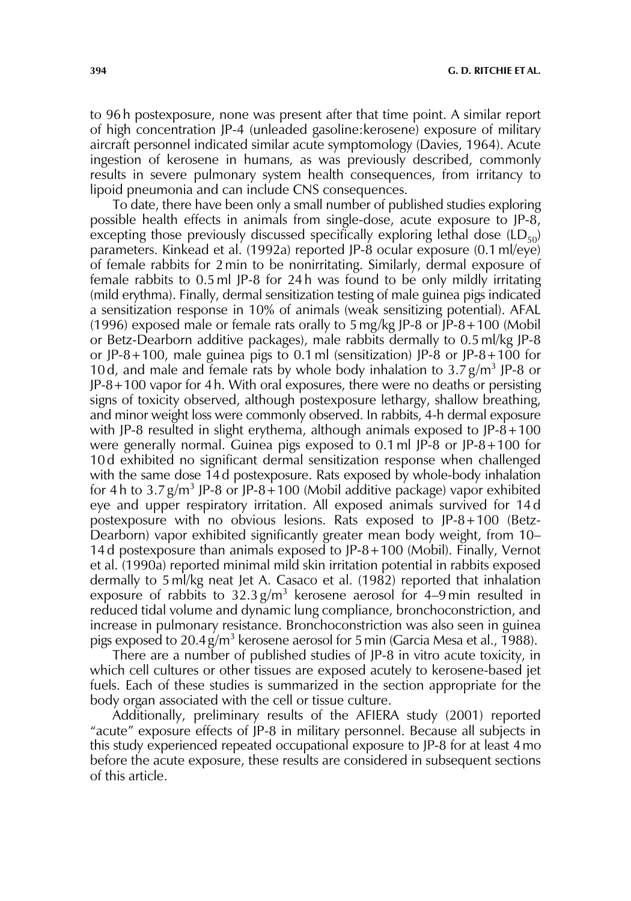to 96 h postexposure, none was present after that time point. A similar report of high concentration JP-4 (unleaded gasoline:kerosene) exposure of military aircraft personnel indicated similar acute symptomology (Davies, 1964). Acute ingestion of kerosene in humans, as was previously described, commonly results in severe pulmonary system health consequences, from irritancy to lipoid pneumonia and can include CNS consequences.

To date, there have been only a small number of published studies exploring possible health effects in animals from single-dose, acute exposure to JP-8, excepting those previously discussed specifically exploring lethal dose ($LD_{50}$) parameters. Kinkead et al. (1992a) reported JP-8 ocular exposure (0.1 ml/eye) of female rabbits for 2 min to be nonirritating. Similarly, dermal exposure of female rabbits to 0.5 ml JP-8 for 24 h was found to be only mildly irritating (mild erythma). Finally, dermal sensitization testing of male guinea pigs indicated a sensitization response in 10% of animals (weak sensitizing potential). AFAL (1996) exposed male or female rats orally to 5 mg/kg JP-8 or JP-8+100 (Mobil or Betz-Dearborn additive packages), male rabbits dermally to 0.5 ml/kg JP-8 or JP-8+100, male guinea pigs to 0.1 ml (sensitization) JP-8 or JP-8+100 for 10 d, and male and female rats by whole body inhalation to 3.7 g/m$^3$ JP-8 or JP-8+100 vapor for 4 h. With oral exposures, there were no deaths or persisting signs of toxicity observed, although postexposure lethargy, shallow breathing, and minor weight loss were commonly observed. In rabbits, 4-h dermal exposure with JP-8 resulted in slight erythema, although animals exposed to JP-8+100 were generally normal. Guinea pigs exposed to 0.1 ml JP-8 or JP-8+100 for 10 d exhibited no significant dermal sensitization response when challenged with the same dose 14 d postexposure. Rats exposed by whole-body inhalation for 4 h to 3.7 g/m$^3$ JP-8 or JP-8+100 (Mobil additive package) vapor exhibited eye and upper respiratory irritation. All exposed animals survived for 14 d postexposure with no obvious lesions. Rats exposed to JP-8+100 (Betz-Dearborn) vapor exhibited significantly greater mean body weight, from 10–14 d postexposure than animals exposed to JP-8+100 (Mobil). Finally, Vernot et al. (1990a) reported minimal mild skin irritation potential in rabbits exposed dermally to 5 ml/kg neat Jet A. Casaco et al. (1982) reported that inhalation exposure of rabbits to 32.3 g/m$^3$ kerosene aerosol for 4–9 min resulted in reduced tidal volume and dynamic lung compliance, bronchoconstriction, and increase in pulmonary resistance. Bronchoconstriction was also seen in guinea pigs exposed to 20.4 g/m$^3$ kerosene aerosol for 5 min (Garcia Mesa et al., 1988).

There are a number of published studies of JP-8 in vitro acute toxicity, in which cell cultures or other tissues are exposed acutely to kerosene-based jet fuels. Each of these studies is summarized in the section appropriate for the body organ associated with the cell or tissue culture.

Additionally, preliminary results of the AFIERA study (2001) reported "acute" exposure effects of JP-8 in military personnel. Because all subjects in this study experienced repeated occupational exposure to JP-8 for at least 4 mo before the acute exposure, these results are considered in subsequent sections of this article.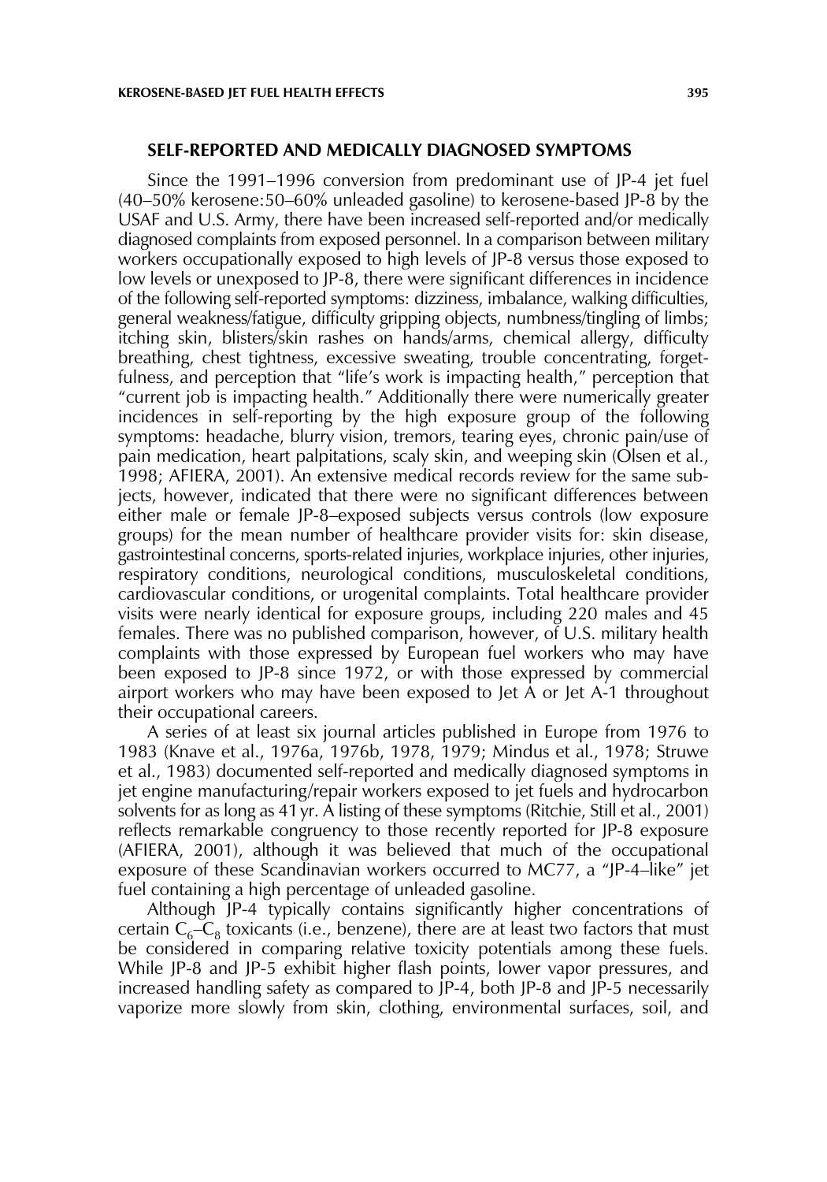## SELF-REPORTED AND MEDICALLY DIAGNOSED SYMPTOMS

Since the 1991–1996 conversion from predominant use of JP-4 jet fuel (40–50% kerosene:50–60% unleaded gasoline) to kerosene-based JP-8 by the USAF and U.S. Army, there have been increased self-reported and/or medically diagnosed complaints from exposed personnel. In a comparison between military workers occupationally exposed to high levels of JP-8 versus those exposed to low levels or unexposed to JP-8, there were significant differences in incidence of the following self-reported symptoms: dizziness, imbalance, walking difficulties, general weakness/fatigue, difficulty gripping objects, numbness/tingling of limbs; itching skin, blisters/skin rashes on hands/arms, chemical allergy, difficulty breathing, chest tightness, excessive sweating, trouble concentrating, forgetfulness, and perception that "life's work is impacting health," perception that "current job is impacting health." Additionally there were numerically greater incidences in self-reporting by the high exposure group of the following symptoms: headache, blurry vision, tremors, tearing eyes, chronic pain/use of pain medication, heart palpitations, scaly skin, and weeping skin (Olsen et al., 1998; AFIERA, 2001). An extensive medical records review for the same subjects, however, indicated that there were no significant differences between either male or female JP-8–exposed subjects versus controls (low exposure groups) for the mean number of healthcare provider visits for: skin disease, gastrointestinal concerns, sports-related injuries, workplace injuries, other injuries, respiratory conditions, neurological conditions, musculoskeletal conditions, cardiovascular conditions, or urogenital complaints. Total healthcare provider visits were nearly identical for exposure groups, including 220 males and 45 females. There was no published comparison, however, of U.S. military health complaints with those expressed by European fuel workers who may have been exposed to JP-8 since 1972, or with those expressed by commercial airport workers who may have been exposed to Jet A or Jet A-1 throughout their occupational careers.

A series of at least six journal articles published in Europe from 1976 to 1983 (Knave et al., 1976a, 1976b, 1978, 1979; Mindus et al., 1978; Struwe et al., 1983) documented self-reported and medically diagnosed symptoms in jet engine manufacturing/repair workers exposed to jet fuels and hydrocarbon solvents for as long as 41 yr. A listing of these symptoms (Ritchie, Still et al., 2001) reflects remarkable congruency to those recently reported for JP-8 exposure (AFIERA, 2001), although it was believed that much of the occupational exposure of these Scandinavian workers occurred to MC77, a "JP-4–like" jet fuel containing a high percentage of unleaded gasoline.

Although JP-4 typically contains significantly higher concentrations of certain $C_6$–$C_8$ toxicants (i.e., benzene), there are at least two factors that must be considered in comparing relative toxicity potentials among these fuels. While JP-8 and JP-5 exhibit higher flash points, lower vapor pressures, and increased handling safety as compared to JP-4, both JP-8 and JP-5 necessarily vaporize more slowly from skin, clothing, environmental surfaces, soil, and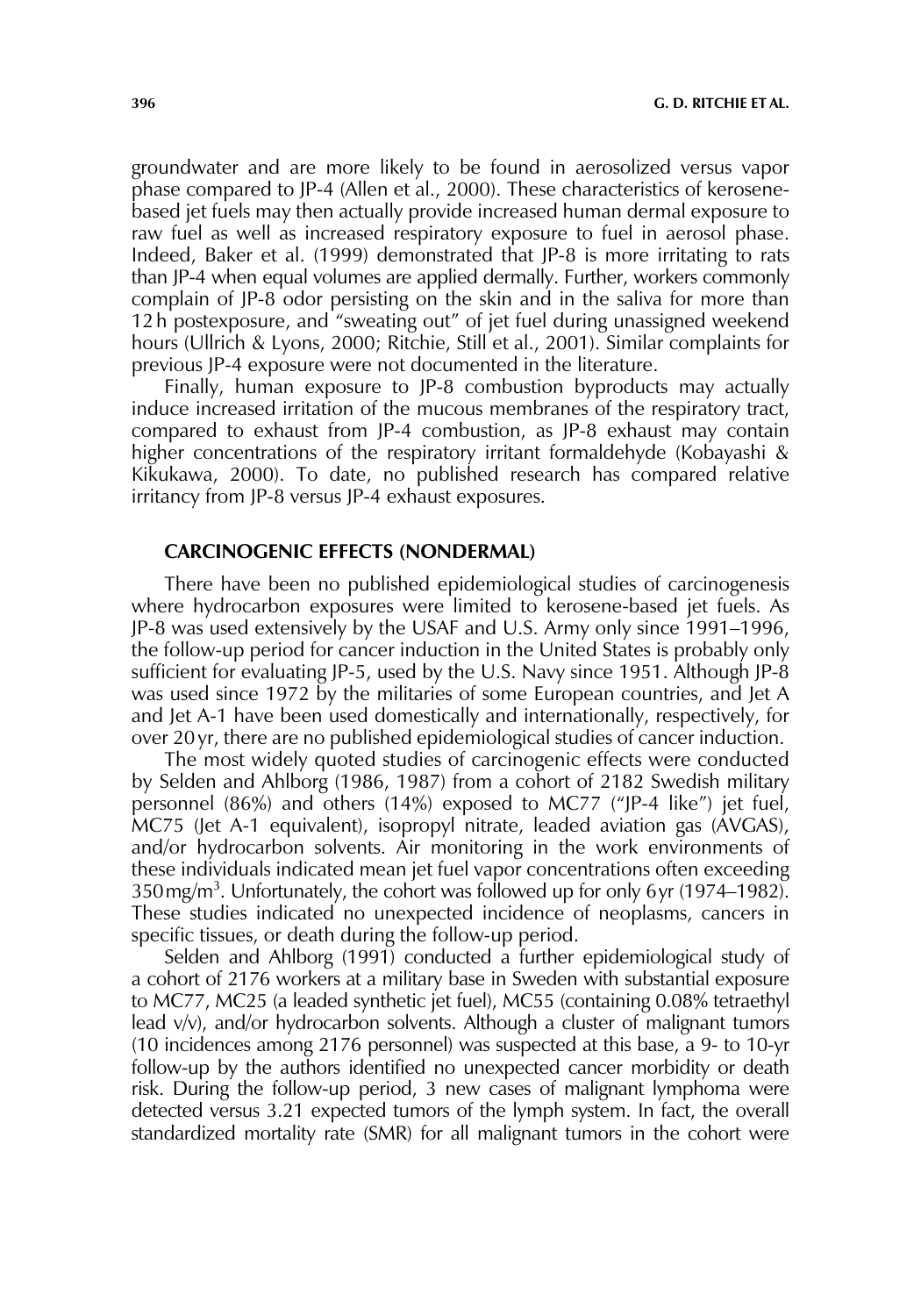groundwater and are more likely to be found in aerosolized versus vapor phase compared to JP-4 (Allen et al., 2000). These characteristics of kerosene-based jet fuels may then actually provide increased human dermal exposure to raw fuel as well as increased respiratory exposure to fuel in aerosol phase. Indeed, Baker et al. (1999) demonstrated that JP-8 is more irritating to rats than JP-4 when equal volumes are applied dermally. Further, workers commonly complain of JP-8 odor persisting on the skin and in the saliva for more than 12 h postexposure, and "sweating out" of jet fuel during unassigned weekend hours (Ullrich & Lyons, 2000; Ritchie, Still et al., 2001). Similar complaints for previous JP-4 exposure were not documented in the literature.

Finally, human exposure to JP-8 combustion byproducts may actually induce increased irritation of the mucous membranes of the respiratory tract, compared to exhaust from JP-4 combustion, as JP-8 exhaust may contain higher concentrations of the respiratory irritant formaldehyde (Kobayashi & Kikukawa, 2000). To date, no published research has compared relative irritancy from JP-8 versus JP-4 exhaust exposures.

## CARCINOGENIC EFFECTS (NONDERMAL)

There have been no published epidemiological studies of carcinogenesis where hydrocarbon exposures were limited to kerosene-based jet fuels. As JP-8 was used extensively by the USAF and U.S. Army only since 1991–1996, the follow-up period for cancer induction in the United States is probably only sufficient for evaluating JP-5, used by the U.S. Navy since 1951. Although JP-8 was used since 1972 by the militaries of some European countries, and Jet A and Jet A-1 have been used domestically and internationally, respectively, for over 20 yr, there are no published epidemiological studies of cancer induction.

The most widely quoted studies of carcinogenic effects were conducted by Selden and Ahlborg (1986, 1987) from a cohort of 2182 Swedish military personnel (86%) and others (14%) exposed to MC77 ("JP-4 like") jet fuel, MC75 (Jet A-1 equivalent), isopropyl nitrate, leaded aviation gas (AVGAS), and/or hydrocarbon solvents. Air monitoring in the work environments of these individuals indicated mean jet fuel vapor concentrations often exceeding 350 mg/m$^3$. Unfortunately, the cohort was followed up for only 6 yr (1974–1982). These studies indicated no unexpected incidence of neoplasms, cancers in specific tissues, or death during the follow-up period.

Selden and Ahlborg (1991) conducted a further epidemiological study of a cohort of 2176 workers at a military base in Sweden with substantial exposure to MC77, MC25 (a leaded synthetic jet fuel), MC55 (containing 0.08% tetraethyl lead v/v), and/or hydrocarbon solvents. Although a cluster of malignant tumors (10 incidences among 2176 personnel) was suspected at this base, a 9- to 10-yr follow-up by the authors identified no unexpected cancer morbidity or death risk. During the follow-up period, 3 new cases of malignant lymphoma were detected versus 3.21 expected tumors of the lymph system. In fact, the overall standardized mortality rate (SMR) for all malignant tumors in the cohort were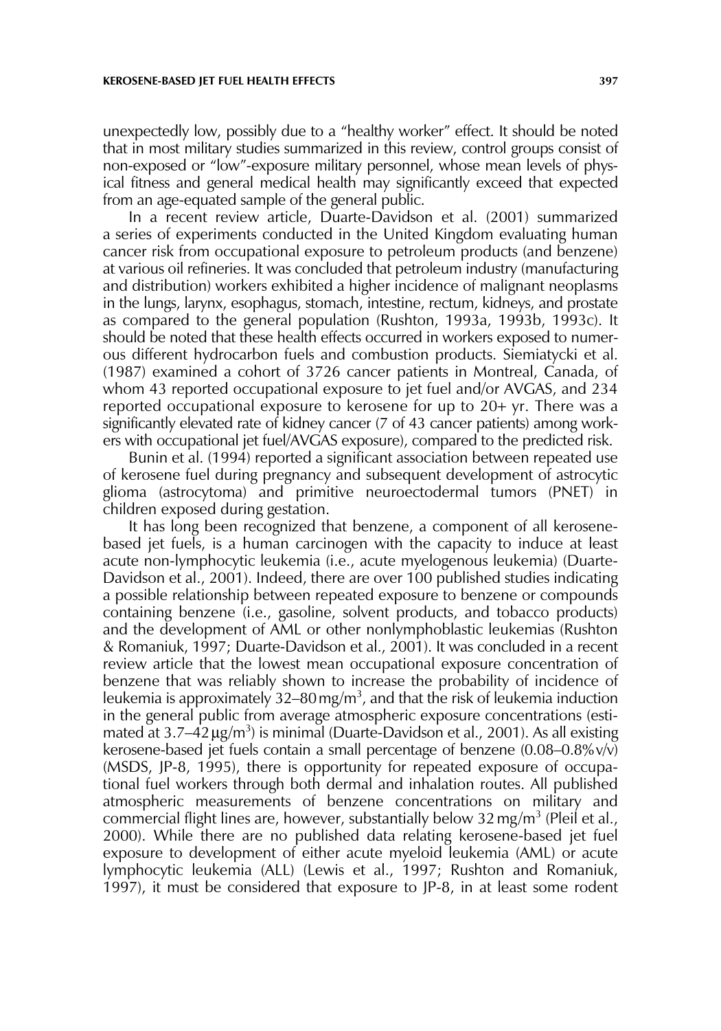unexpectedly low, possibly due to a "healthy worker" effect. It should be noted that in most military studies summarized in this review, control groups consist of non-exposed or "low"-exposure military personnel, whose mean levels of physical fitness and general medical health may significantly exceed that expected from an age-equated sample of the general public.

In a recent review article, Duarte-Davidson et al. (2001) summarized a series of experiments conducted in the United Kingdom evaluating human cancer risk from occupational exposure to petroleum products (and benzene) at various oil refineries. It was concluded that petroleum industry (manufacturing and distribution) workers exhibited a higher incidence of malignant neoplasms in the lungs, larynx, esophagus, stomach, intestine, rectum, kidneys, and prostate as compared to the general population (Rushton, 1993a, 1993b, 1993c). It should be noted that these health effects occurred in workers exposed to numerous different hydrocarbon fuels and combustion products. Siemiatycki et al. (1987) examined a cohort of 3726 cancer patients in Montreal, Canada, of whom 43 reported occupational exposure to jet fuel and/or AVGAS, and 234 reported occupational exposure to kerosene for up to 20+ yr. There was a significantly elevated rate of kidney cancer (7 of 43 cancer patients) among workers with occupational jet fuel/AVGAS exposure), compared to the predicted risk.

Bunin et al. (1994) reported a significant association between repeated use of kerosene fuel during pregnancy and subsequent development of astrocytic glioma (astrocytoma) and primitive neuroectodermal tumors (PNET) in children exposed during gestation.

It has long been recognized that benzene, a component of all kerosene-based jet fuels, is a human carcinogen with the capacity to induce at least acute non-lymphocytic leukemia (i.e., acute myelogenous leukemia) (Duarte-Davidson et al., 2001). Indeed, there are over 100 published studies indicating a possible relationship between repeated exposure to benzene or compounds containing benzene (i.e., gasoline, solvent products, and tobacco products) and the development of AML or other nonlymphoblastic leukemias (Rushton & Romaniuk, 1997; Duarte-Davidson et al., 2001). It was concluded in a recent review article that the lowest mean occupational exposure concentration of benzene that was reliably shown to increase the probability of incidence of leukemia is approximately 32–80 $mg/m^3$, and that the risk of leukemia induction in the general public from average atmospheric exposure concentrations (estimated at 3.7–42 $\mu g/m^3$) is minimal (Duarte-Davidson et al., 2001). As all existing kerosene-based jet fuels contain a small percentage of benzene (0.08–0.8% v/v) (MSDS, JP-8, 1995), there is opportunity for repeated exposure of occupational fuel workers through both dermal and inhalation routes. All published atmospheric measurements of benzene concentrations on military and commercial flight lines are, however, substantially below 32 $mg/m^3$ (Pleil et al., 2000). While there are no published data relating kerosene-based jet fuel exposure to development of either acute myeloid leukemia (AML) or acute lymphocytic leukemia (ALL) (Lewis et al., 1997; Rushton and Romaniuk, 1997), it must be considered that exposure to JP-8, in at least some rodent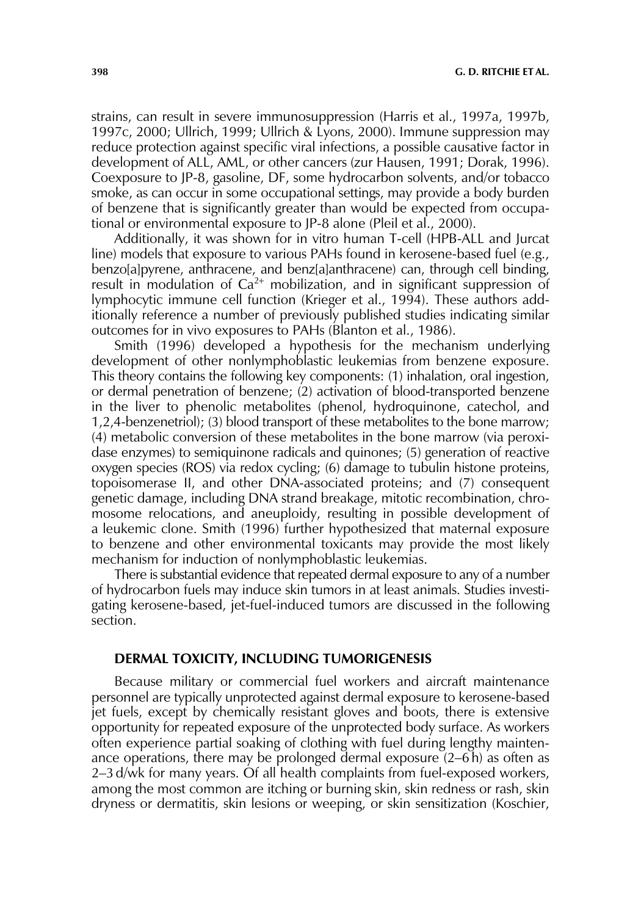strains, can result in severe immunosuppression (Harris et al., 1997a, 1997b, 1997c, 2000; Ullrich, 1999; Ullrich & Lyons, 2000). Immune suppression may reduce protection against specific viral infections, a possible causative factor in development of ALL, AML, or other cancers (zur Hausen, 1991; Dorak, 1996). Coexposure to JP-8, gasoline, DF, some hydrocarbon solvents, and/or tobacco smoke, as can occur in some occupational settings, may provide a body burden of benzene that is significantly greater than would be expected from occupational or environmental exposure to JP-8 alone (Pleil et al., 2000).

Additionally, it was shown for in vitro human T-cell (HPB-ALL and Jurcat line) models that exposure to various PAHs found in kerosene-based fuel (e.g., benzo[a]pyrene, anthracene, and benz[a]anthracene) can, through cell binding, result in modulation of $Ca^{2+}$ mobilization, and in significant suppression of lymphocytic immune cell function (Krieger et al., 1994). These authors additionally reference a number of previously published studies indicating similar outcomes for in vivo exposures to PAHs (Blanton et al., 1986).

Smith (1996) developed a hypothesis for the mechanism underlying development of other nonlymphoblastic leukemias from benzene exposure. This theory contains the following key components: (1) inhalation, oral ingestion, or dermal penetration of benzene; (2) activation of blood-transported benzene in the liver to phenolic metabolites (phenol, hydroquinone, catechol, and 1,2,4-benzenetriol); (3) blood transport of these metabolites to the bone marrow; (4) metabolic conversion of these metabolites in the bone marrow (via peroxidase enzymes) to semiquinone radicals and quinones; (5) generation of reactive oxygen species (ROS) via redox cycling; (6) damage to tubulin histone proteins, topoisomerase II, and other DNA-associated proteins; and (7) consequent genetic damage, including DNA strand breakage, mitotic recombination, chromosome relocations, and aneuploidy, resulting in possible development of a leukemic clone. Smith (1996) further hypothesized that maternal exposure to benzene and other environmental toxicants may provide the most likely mechanism for induction of nonlymphoblastic leukemias.

There is substantial evidence that repeated dermal exposure to any of a number of hydrocarbon fuels may induce skin tumors in at least animals. Studies investigating kerosene-based, jet-fuel-induced tumors are discussed in the following section.

## DERMAL TOXICITY, INCLUDING TUMORIGENESIS

Because military or commercial fuel workers and aircraft maintenance personnel are typically unprotected against dermal exposure to kerosene-based jet fuels, except by chemically resistant gloves and boots, there is extensive opportunity for repeated exposure of the unprotected body surface. As workers often experience partial soaking of clothing with fuel during lengthy maintenance operations, there may be prolonged dermal exposure (2–6 h) as often as 2–3 d/wk for many years. Of all health complaints from fuel-exposed workers, among the most common are itching or burning skin, skin redness or rash, skin dryness or dermatitis, skin lesions or weeping, or skin sensitization (Koschier,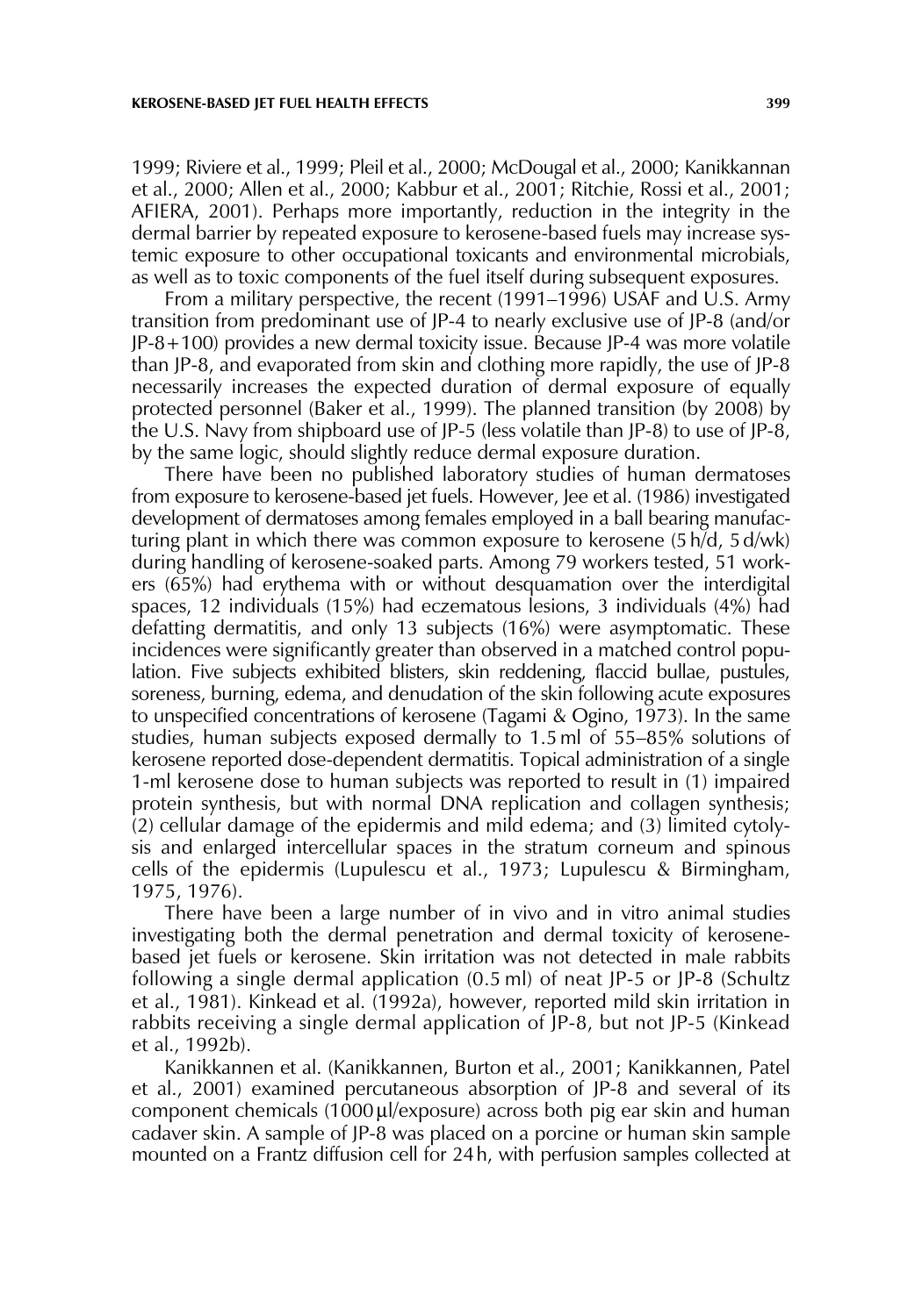1999; Riviere et al., 1999; Pleil et al., 2000; McDougal et al., 2000; Kanikkannan et al., 2000; Allen et al., 2000; Kabbur et al., 2001; Ritchie, Rossi et al., 2001; AFIERA, 2001). Perhaps more importantly, reduction in the integrity in the dermal barrier by repeated exposure to kerosene-based fuels may increase systemic exposure to other occupational toxicants and environmental microbials, as well as to toxic components of the fuel itself during subsequent exposures.

From a military perspective, the recent (1991–1996) USAF and U.S. Army transition from predominant use of JP-4 to nearly exclusive use of JP-8 (and/or JP-8+100) provides a new dermal toxicity issue. Because JP-4 was more volatile than JP-8, and evaporated from skin and clothing more rapidly, the use of JP-8 necessarily increases the expected duration of dermal exposure of equally protected personnel (Baker et al., 1999). The planned transition (by 2008) by the U.S. Navy from shipboard use of JP-5 (less volatile than JP-8) to use of JP-8, by the same logic, should slightly reduce dermal exposure duration.

There have been no published laboratory studies of human dermatoses from exposure to kerosene-based jet fuels. However, Jee et al. (1986) investigated development of dermatoses among females employed in a ball bearing manufacturing plant in which there was common exposure to kerosene (5 h/d, 5 d/wk) during handling of kerosene-soaked parts. Among 79 workers tested, 51 workers (65%) had erythema with or without desquamation over the interdigital spaces, 12 individuals (15%) had eczematous lesions, 3 individuals (4%) had defatting dermatitis, and only 13 subjects (16%) were asymptomatic. These incidences were significantly greater than observed in a matched control population. Five subjects exhibited blisters, skin reddening, flaccid bullae, pustules, soreness, burning, edema, and denudation of the skin following acute exposures to unspecified concentrations of kerosene (Tagami & Ogino, 1973). In the same studies, human subjects exposed dermally to 1.5 ml of 55–85% solutions of kerosene reported dose-dependent dermatitis. Topical administration of a single 1-ml kerosene dose to human subjects was reported to result in (1) impaired protein synthesis, but with normal DNA replication and collagen synthesis; (2) cellular damage of the epidermis and mild edema; and (3) limited cytolysis and enlarged intercellular spaces in the stratum corneum and spinous cells of the epidermis (Lupulescu et al., 1973; Lupulescu & Birmingham, 1975, 1976).

There have been a large number of in vivo and in vitro animal studies investigating both the dermal penetration and dermal toxicity of kerosene-based jet fuels or kerosene. Skin irritation was not detected in male rabbits following a single dermal application (0.5 ml) of neat JP-5 or JP-8 (Schultz et al., 1981). Kinkead et al. (1992a), however, reported mild skin irritation in rabbits receiving a single dermal application of JP-8, but not JP-5 (Kinkead et al., 1992b).

Kanikkannen et al. (Kanikkannen, Burton et al., 2001; Kanikkannen, Patel et al., 2001) examined percutaneous absorption of JP-8 and several of its component chemicals (1000 μl/exposure) across both pig ear skin and human cadaver skin. A sample of JP-8 was placed on a porcine or human skin sample mounted on a Frantz diffusion cell for 24 h, with perfusion samples collected at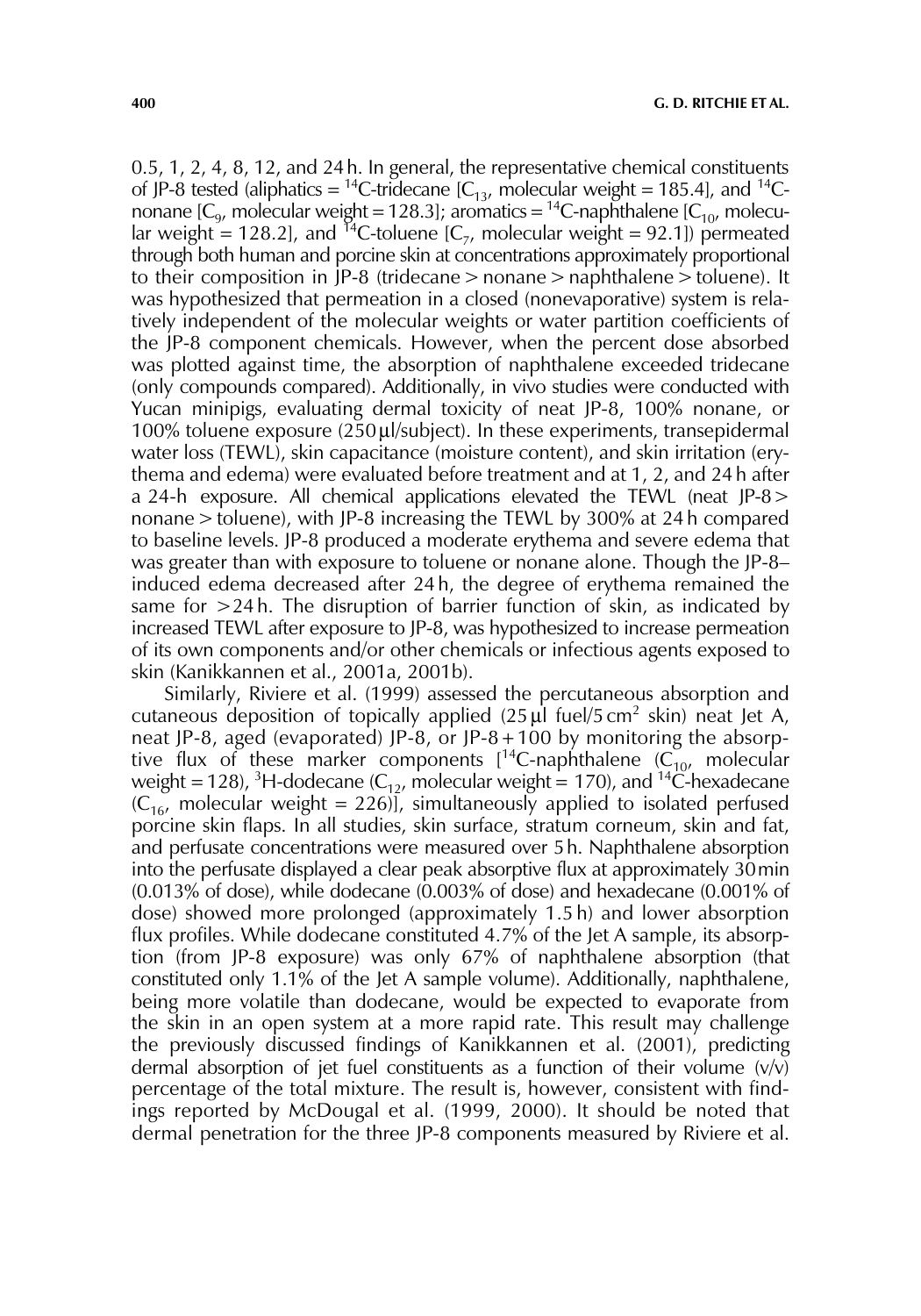0.5, 1, 2, 4, 8, 12, and 24 h. In general, the representative chemical constituents of JP-8 tested (aliphatics = $^{14}$C-tridecane [$C_{13}$, molecular weight = 185.4], and $^{14}$C-nonane [$C_9$, molecular weight = 128.3]; aromatics = $^{14}$C-naphthalene [$C_{10}$, molecular weight = 128.2], and $^{14}$C-toluene [$C_7$, molecular weight = 92.1]) permeated through both human and porcine skin at concentrations approximately proportional to their composition in JP-8 (tridecane > nonane > naphthalene > toluene). It was hypothesized that permeation in a closed (nonevaporative) system is relatively independent of the molecular weights or water partition coefficients of the JP-8 component chemicals. However, when the percent dose absorbed was plotted against time, the absorption of naphthalene exceeded tridecane (only compounds compared). Additionally, in vivo studies were conducted with Yucan minipigs, evaluating dermal toxicity of neat JP-8, 100% nonane, or 100% toluene exposure (250 μl/subject). In these experiments, transepidermal water loss (TEWL), skin capacitance (moisture content), and skin irritation (erythema and edema) were evaluated before treatment and at 1, 2, and 24 h after a 24-h exposure. All chemical applications elevated the TEWL (neat JP-8 > nonane > toluene), with JP-8 increasing the TEWL by 300% at 24 h compared to baseline levels. JP-8 produced a moderate erythema and severe edema that was greater than with exposure to toluene or nonane alone. Though the JP-8–induced edema decreased after 24 h, the degree of erythema remained the same for >24 h. The disruption of barrier function of skin, as indicated by increased TEWL after exposure to JP-8, was hypothesized to increase permeation of its own components and/or other chemicals or infectious agents exposed to skin (Kanikkannen et al., 2001a, 2001b).

Similarly, Riviere et al. (1999) assessed the percutaneous absorption and cutaneous deposition of topically applied (25 μl fuel/5 $cm^2$ skin) neat Jet A, neat JP-8, aged (evaporated) JP-8, or JP-8 + 100 by monitoring the absorptive flux of these marker components [$^{14}$C-naphthalene ($C_{10}$, molecular weight = 128), $^{3}$H-dodecane ($C_{12}$, molecular weight = 170), and $^{14}$C-hexadecane ($C_{16}$, molecular weight = 226)], simultaneously applied to isolated perfused porcine skin flaps. In all studies, skin surface, stratum corneum, skin and fat, and perfusate concentrations were measured over 5 h. Naphthalene absorption into the perfusate displayed a clear peak absorptive flux at approximately 30 min (0.013% of dose), while dodecane (0.003% of dose) and hexadecane (0.001% of dose) showed more prolonged (approximately 1.5 h) and lower absorption flux profiles. While dodecane constituted 4.7% of the Jet A sample, its absorption (from JP-8 exposure) was only 67% of naphthalene absorption (that constituted only 1.1% of the Jet A sample volume). Additionally, naphthalene, being more volatile than dodecane, would be expected to evaporate from the skin in an open system at a more rapid rate. This result may challenge the previously discussed findings of Kanikkannen et al. (2001), predicting dermal absorption of jet fuel constituents as a function of their volume (v/v) percentage of the total mixture. The result is, however, consistent with findings reported by McDougal et al. (1999, 2000). It should be noted that dermal penetration for the three JP-8 components measured by Riviere et al.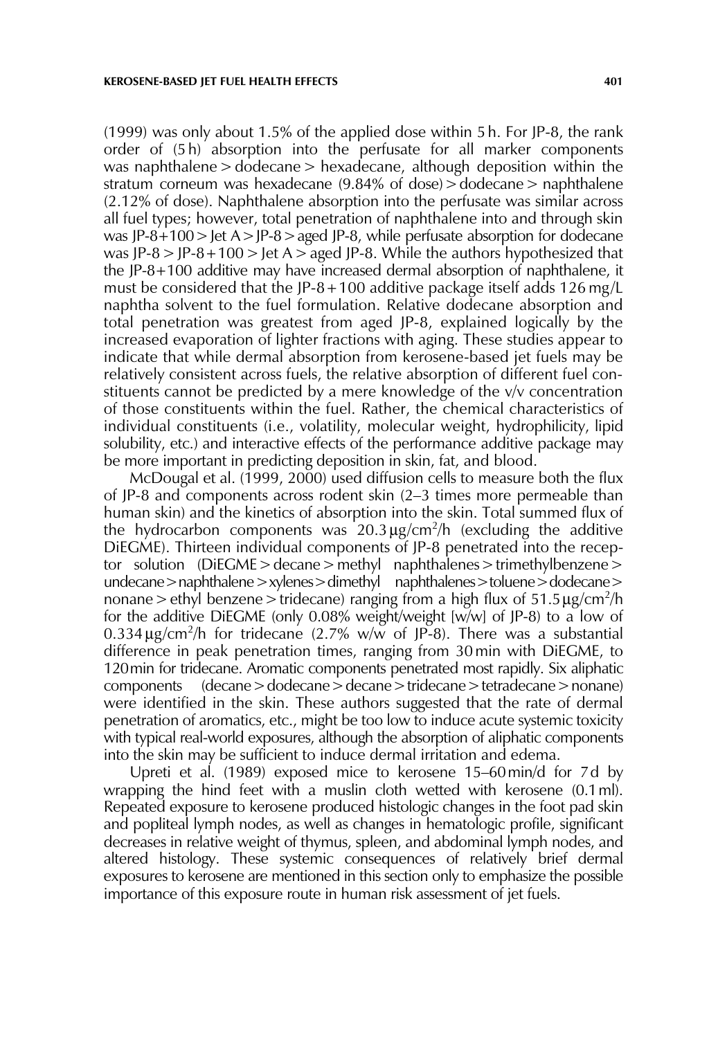(1999) was only about 1.5% of the applied dose within 5 h. For JP-8, the rank order of (5 h) absorption into the perfusate for all marker components was naphthalene > dodecane > hexadecane, although deposition within the stratum corneum was hexadecane (9.84% of dose) > dodecane > naphthalene (2.12% of dose). Naphthalene absorption into the perfusate was similar across all fuel types; however, total penetration of naphthalene into and through skin was JP-8+100 > Jet A > JP-8 > aged JP-8, while perfusate absorption for dodecane was JP-8 > JP-8 + 100 > Jet A > aged JP-8. While the authors hypothesized that the JP-8+100 additive may have increased dermal absorption of naphthalene, it must be considered that the JP-8 + 100 additive package itself adds 126 mg/L naphtha solvent to the fuel formulation. Relative dodecane absorption and total penetration was greatest from aged JP-8, explained logically by the increased evaporation of lighter fractions with aging. These studies appear to indicate that while dermal absorption from kerosene-based jet fuels may be relatively consistent across fuels, the relative absorption of different fuel constituents cannot be predicted by a mere knowledge of the v/v concentration of those constituents within the fuel. Rather, the chemical characteristics of individual constituents (i.e., volatility, molecular weight, hydrophilicity, lipid solubility, etc.) and interactive effects of the performance additive package may be more important in predicting deposition in skin, fat, and blood.

McDougal et al. (1999, 2000) used diffusion cells to measure both the flux of JP-8 and components across rodent skin (2–3 times more permeable than human skin) and the kinetics of absorption into the skin. Total summed flux of the hydrocarbon components was 20.3 $\mu g/cm^2/h$ (excluding the additive DiEGME). Thirteen individual components of JP-8 penetrated into the receptor solution (DiEGME > decane > methyl naphthalenes > trimethylbenzene > undecane > naphthalene > xylenes > dimethyl naphthalenes > toluene > dodecane > nonane > ethyl benzene > tridecane) ranging from a high flux of 51.5 $\mu g/cm^2/h$ for the additive DiEGME (only 0.08% weight/weight [w/w] of JP-8) to a low of 0.334 $\mu g/cm^2/h$ for tridecane (2.7% w/w of JP-8). There was a substantial difference in peak penetration times, ranging from 30 min with DiEGME, to 120 min for tridecane. Aromatic components penetrated most rapidly. Six aliphatic components (decane > dodecane > decane > tridecane > tetradecane > nonane) were identified in the skin. These authors suggested that the rate of dermal penetration of aromatics, etc., might be too low to induce acute systemic toxicity with typical real-world exposures, although the absorption of aliphatic components into the skin may be sufficient to induce dermal irritation and edema.

Upreti et al. (1989) exposed mice to kerosene 15–60 min/d for 7 d by wrapping the hind feet with a muslin cloth wetted with kerosene (0.1 ml). Repeated exposure to kerosene produced histologic changes in the foot pad skin and popliteal lymph nodes, as well as changes in hematologic profile, significant decreases in relative weight of thymus, spleen, and abdominal lymph nodes, and altered histology. These systemic consequences of relatively brief dermal exposures to kerosene are mentioned in this section only to emphasize the possible importance of this exposure route in human risk assessment of jet fuels.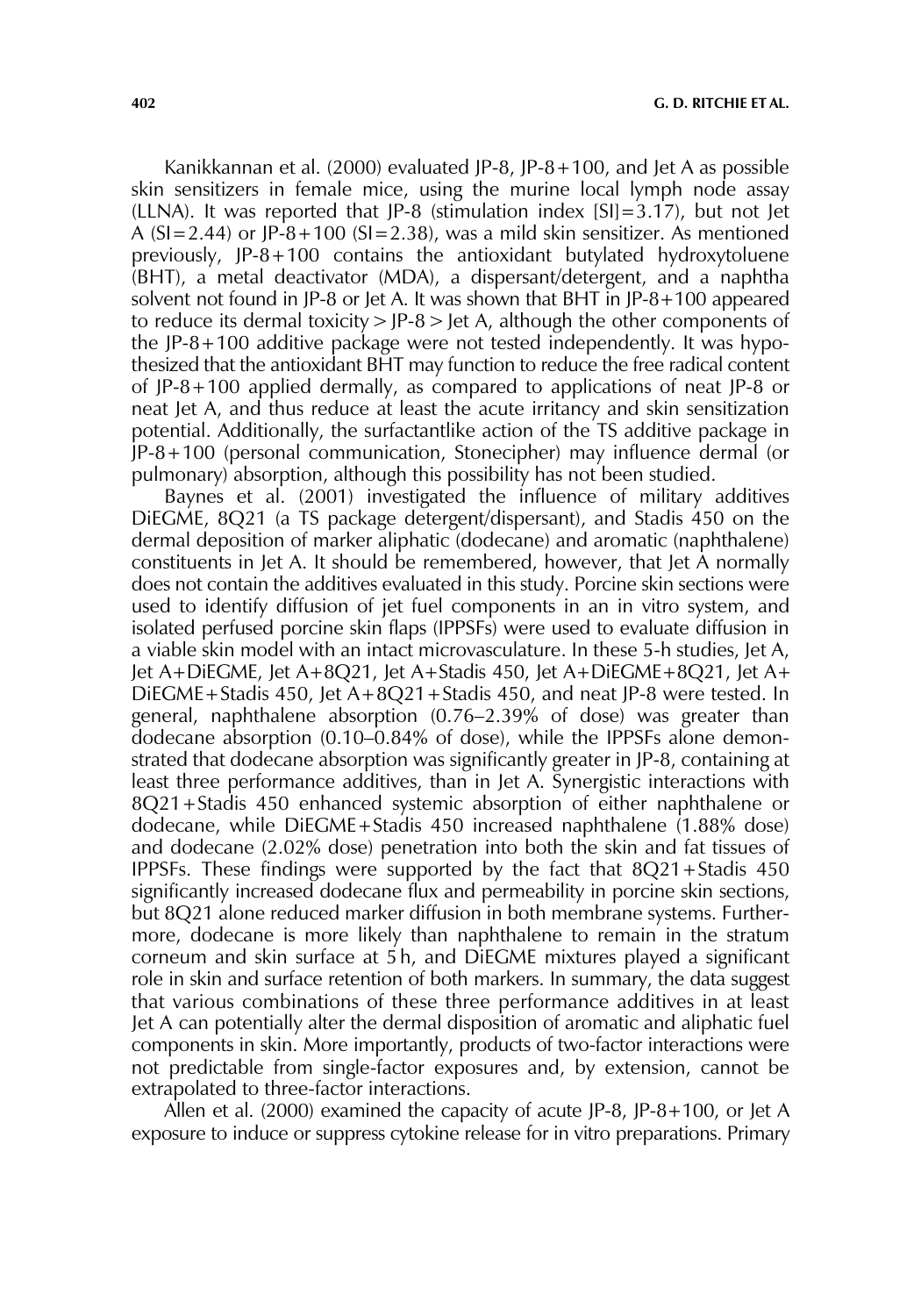Kanikkannan et al. (2000) evaluated JP-8, JP-8+100, and Jet A as possible skin sensitizers in female mice, using the murine local lymph node assay (LLNA). It was reported that JP-8 (stimulation index [SI]=3.17), but not Jet A (SI=2.44) or JP-8+100 (SI=2.38), was a mild skin sensitizer. As mentioned previously, JP-8+100 contains the antioxidant butylated hydroxytoluene (BHT), a metal deactivator (MDA), a dispersant/detergent, and a naphtha solvent not found in JP-8 or Jet A. It was shown that BHT in JP-8+100 appeared to reduce its dermal toxicity > JP-8 > Jet A, although the other components of the JP-8+100 additive package were not tested independently. It was hypothesized that the antioxidant BHT may function to reduce the free radical content of JP-8+100 applied dermally, as compared to applications of neat JP-8 or neat Jet A, and thus reduce at least the acute irritancy and skin sensitization potential. Additionally, the surfactantlike action of the TS additive package in JP-8+100 (personal communication, Stonecipher) may influence dermal (or pulmonary) absorption, although this possibility has not been studied.

Baynes et al. (2001) investigated the influence of military additives DiEGME, 8Q21 (a TS package detergent/dispersant), and Stadis 450 on the dermal deposition of marker aliphatic (dodecane) and aromatic (naphthalene) constituents in Jet A. It should be remembered, however, that Jet A normally does not contain the additives evaluated in this study. Porcine skin sections were used to identify diffusion of jet fuel components in an in vitro system, and isolated perfused porcine skin flaps (IPPSFs) were used to evaluate diffusion in a viable skin model with an intact microvasculature. In these 5-h studies, Jet A, Jet A+DiEGME, Jet A+8Q21, Jet A+Stadis 450, Jet A+DiEGME+8Q21, Jet A+DiEGME+Stadis 450, Jet A+8Q21+Stadis 450, and neat JP-8 were tested. In general, naphthalene absorption (0.76–2.39% of dose) was greater than dodecane absorption (0.10–0.84% of dose), while the IPPSFs alone demonstrated that dodecane absorption was significantly greater in JP-8, containing at least three performance additives, than in Jet A. Synergistic interactions with 8Q21+Stadis 450 enhanced systemic absorption of either naphthalene or dodecane, while DiEGME+Stadis 450 increased naphthalene (1.88% dose) and dodecane (2.02% dose) penetration into both the skin and fat tissues of IPPSFs. These findings were supported by the fact that 8Q21+Stadis 450 significantly increased dodecane flux and permeability in porcine skin sections, but 8Q21 alone reduced marker diffusion in both membrane systems. Furthermore, dodecane is more likely than naphthalene to remain in the stratum corneum and skin surface at 5 h, and DiEGME mixtures played a significant role in skin and surface retention of both markers. In summary, the data suggest that various combinations of these three performance additives in at least Jet A can potentially alter the dermal disposition of aromatic and aliphatic fuel components in skin. More importantly, products of two-factor interactions were not predictable from single-factor exposures and, by extension, cannot be extrapolated to three-factor interactions.

Allen et al. (2000) examined the capacity of acute JP-8, JP-8+100, or Jet A exposure to induce or suppress cytokine release for in vitro preparations. Primary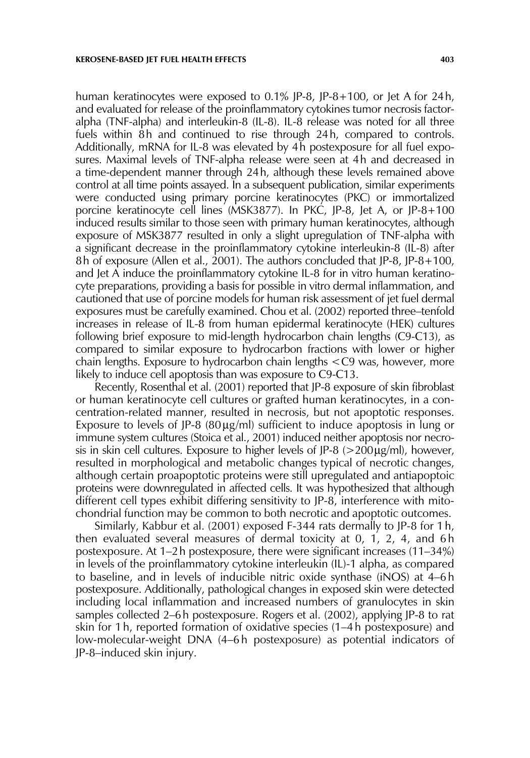human keratinocytes were exposed to 0.1% JP-8, JP-8+100, or Jet A for 24 h, and evaluated for release of the proinflammatory cytokines tumor necrosis factor-alpha (TNF-alpha) and interleukin-8 (IL-8). IL-8 release was noted for all three fuels within 8 h and continued to rise through 24 h, compared to controls. Additionally, mRNA for IL-8 was elevated by 4 h postexposure for all fuel exposures. Maximal levels of TNF-alpha release were seen at 4 h and decreased in a time-dependent manner through 24 h, although these levels remained above control at all time points assayed. In a subsequent publication, similar experiments were conducted using primary porcine keratinocytes (PKC) or immortalized porcine keratinocyte cell lines (MSK3877). In PKC, JP-8, Jet A, or JP-8+100 induced results similar to those seen with primary human keratinocytes, although exposure of MSK3877 resulted in only a slight upregulation of TNF-alpha with a significant decrease in the proinflammatory cytokine interleukin-8 (IL-8) after 8 h of exposure (Allen et al., 2001). The authors concluded that JP-8, JP-8+100, and Jet A induce the proinflammatory cytokine IL-8 for in vitro human keratinocyte preparations, providing a basis for possible in vitro dermal inflammation, and cautioned that use of porcine models for human risk assessment of jet fuel dermal exposures must be carefully examined. Chou et al. (2002) reported three–tenfold increases in release of IL-8 from human epidermal keratinocyte (HEK) cultures following brief exposure to mid-length hydrocarbon chain lengths (C9-C13), as compared to similar exposure to hydrocarbon fractions with lower or higher chain lengths. Exposure to hydrocarbon chain lengths <C9 was, however, more likely to induce cell apoptosis than was exposure to C9-C13.

Recently, Rosenthal et al. (2001) reported that JP-8 exposure of skin fibroblast or human keratinocyte cell cultures or grafted human keratinocytes, in a concentration-related manner, resulted in necrosis, but not apoptotic responses. Exposure to levels of JP-8 (80 μg/ml) sufficient to induce apoptosis in lung or immune system cultures (Stoica et al., 2001) induced neither apoptosis nor necrosis in skin cell cultures. Exposure to higher levels of JP-8 (>200 μg/ml), however, resulted in morphological and metabolic changes typical of necrotic changes, although certain proapoptotic proteins were still upregulated and antiapoptoic proteins were downregulated in affected cells. It was hypothesized that although different cell types exhibit differing sensitivity to JP-8, interference with mitochondrial function may be common to both necrotic and apoptotic outcomes.

Similarly, Kabbur et al. (2001) exposed F-344 rats dermally to JP-8 for 1 h, then evaluated several measures of dermal toxicity at 0, 1, 2, 4, and 6 h postexposure. At 1–2 h postexposure, there were significant increases (11–34%) in levels of the proinflammatory cytokine interleukin (IL)-1 alpha, as compared to baseline, and in levels of inducible nitric oxide synthase (iNOS) at 4–6 h postexposure. Additionally, pathological changes in exposed skin were detected including local inflammation and increased numbers of granulocytes in skin samples collected 2–6 h postexposure. Rogers et al. (2002), applying JP-8 to rat skin for 1 h, reported formation of oxidative species (1–4 h postexposure) and low-molecular-weight DNA (4–6 h postexposure) as potential indicators of JP-8–induced skin injury.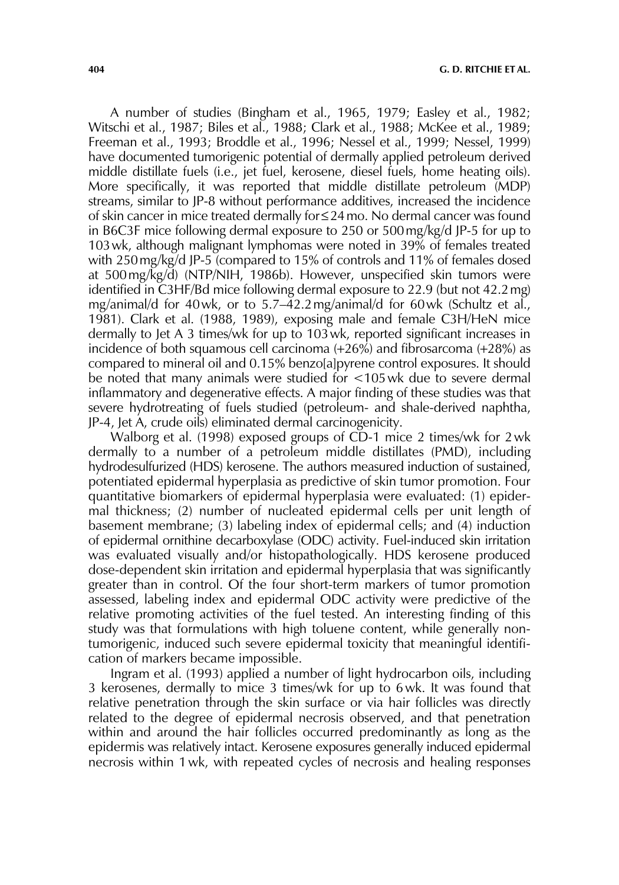A number of studies (Bingham et al., 1965, 1979; Easley et al., 1982; Witschi et al., 1987; Biles et al., 1988; Clark et al., 1988; McKee et al., 1989; Freeman et al., 1993; Broddle et al., 1996; Nessel et al., 1999; Nessel, 1999) have documented tumorigenic potential of dermally applied petroleum derived middle distillate fuels (i.e., jet fuel, kerosene, diesel fuels, home heating oils). More specifically, it was reported that middle distillate petroleum (MDP) streams, similar to JP-8 without performance additives, increased the incidence of skin cancer in mice treated dermally for ≤ 24 mo. No dermal cancer was found in B6C3F mice following dermal exposure to 250 or 500 mg/kg/d JP-5 for up to 103 wk, although malignant lymphomas were noted in 39% of females treated with 250 mg/kg/d JP-5 (compared to 15% of controls and 11% of females dosed at 500 mg/kg/d) (NTP/NIH, 1986b). However, unspecified skin tumors were identified in C3HF/Bd mice following dermal exposure to 22.9 (but not 42.2 mg) mg/animal/d for 40 wk, or to 5.7–42.2 mg/animal/d for 60 wk (Schultz et al., 1981). Clark et al. (1988, 1989), exposing male and female C3H/HeN mice dermally to Jet A 3 times/wk for up to 103 wk, reported significant increases in incidence of both squamous cell carcinoma (+26%) and fibrosarcoma (+28%) as compared to mineral oil and 0.15% benzo[a]pyrene control exposures. It should be noted that many animals were studied for <105 wk due to severe dermal inflammatory and degenerative effects. A major finding of these studies was that severe hydrotreating of fuels studied (petroleum- and shale-derived naphtha, JP-4, Jet A, crude oils) eliminated dermal carcinogenicity.

Walborg et al. (1998) exposed groups of CD-1 mice 2 times/wk for 2 wk dermally to a number of a petroleum middle distillates (PMD), including hydrodesulfurized (HDS) kerosene. The authors measured induction of sustained, potentiated epidermal hyperplasia as predictive of skin tumor promotion. Four quantitative biomarkers of epidermal hyperplasia were evaluated: (1) epidermal thickness; (2) number of nucleated epidermal cells per unit length of basement membrane; (3) labeling index of epidermal cells; and (4) induction of epidermal ornithine decarboxylase (ODC) activity. Fuel-induced skin irritation was evaluated visually and/or histopathologically. HDS kerosene produced dose-dependent skin irritation and epidermal hyperplasia that was significantly greater than in control. Of the four short-term markers of tumor promotion assessed, labeling index and epidermal ODC activity were predictive of the relative promoting activities of the fuel tested. An interesting finding of this study was that formulations with high toluene content, while generally non-tumorigenic, induced such severe epidermal toxicity that meaningful identification of markers became impossible.

Ingram et al. (1993) applied a number of light hydrocarbon oils, including 3 kerosenes, dermally to mice 3 times/wk for up to 6 wk. It was found that relative penetration through the skin surface or via hair follicles was directly related to the degree of epidermal necrosis observed, and that penetration within and around the hair follicles occurred predominantly as long as the epidermis was relatively intact. Kerosene exposures generally induced epidermal necrosis within 1 wk, with repeated cycles of necrosis and healing responses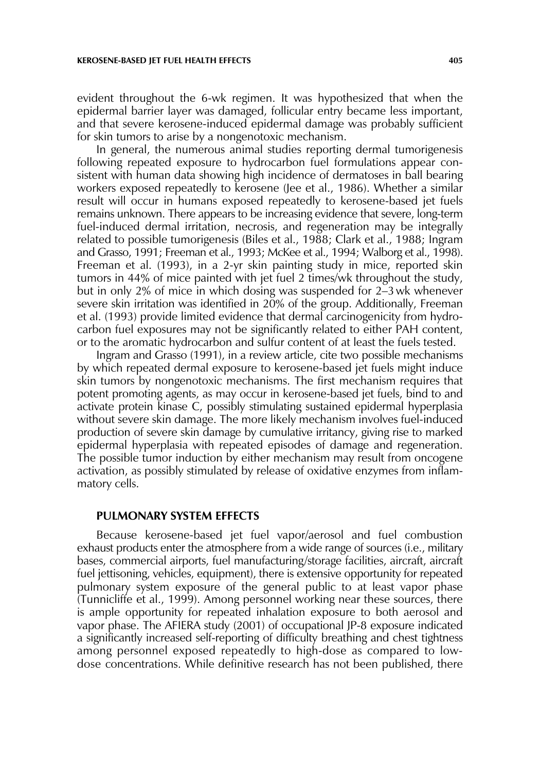evident throughout the 6-wk regimen. It was hypothesized that when the epidermal barrier layer was damaged, follicular entry became less important, and that severe kerosene-induced epidermal damage was probably sufficient for skin tumors to arise by a nongenotoxic mechanism.

In general, the numerous animal studies reporting dermal tumorigenesis following repeated exposure to hydrocarbon fuel formulations appear consistent with human data showing high incidence of dermatoses in ball bearing workers exposed repeatedly to kerosene (Jee et al., 1986). Whether a similar result will occur in humans exposed repeatedly to kerosene-based jet fuels remains unknown. There appears to be increasing evidence that severe, long-term fuel-induced dermal irritation, necrosis, and regeneration may be integrally related to possible tumorigenesis (Biles et al., 1988; Clark et al., 1988; Ingram and Grasso, 1991; Freeman et al., 1993; McKee et al., 1994; Walborg et al., 1998). Freeman et al. (1993), in a 2-yr skin painting study in mice, reported skin tumors in 44% of mice painted with jet fuel 2 times/wk throughout the study, but in only 2% of mice in which dosing was suspended for 2–3 wk whenever severe skin irritation was identified in 20% of the group. Additionally, Freeman et al. (1993) provide limited evidence that dermal carcinogenicity from hydrocarbon fuel exposures may not be significantly related to either PAH content, or to the aromatic hydrocarbon and sulfur content of at least the fuels tested.

Ingram and Grasso (1991), in a review article, cite two possible mechanisms by which repeated dermal exposure to kerosene-based jet fuels might induce skin tumors by nongenotoxic mechanisms. The first mechanism requires that potent promoting agents, as may occur in kerosene-based jet fuels, bind to and activate protein kinase C, possibly stimulating sustained epidermal hyperplasia without severe skin damage. The more likely mechanism involves fuel-induced production of severe skin damage by cumulative irritancy, giving rise to marked epidermal hyperplasia with repeated episodes of damage and regeneration. The possible tumor induction by either mechanism may result from oncogene activation, as possibly stimulated by release of oxidative enzymes from inflammatory cells.

## PULMONARY SYSTEM EFFECTS

Because kerosene-based jet fuel vapor/aerosol and fuel combustion exhaust products enter the atmosphere from a wide range of sources (i.e., military bases, commercial airports, fuel manufacturing/storage facilities, aircraft, aircraft fuel jettisoning, vehicles, equipment), there is extensive opportunity for repeated pulmonary system exposure of the general public to at least vapor phase (Tunnicliffe et al., 1999). Among personnel working near these sources, there is ample opportunity for repeated inhalation exposure to both aerosol and vapor phase. The AFIERA study (2001) of occupational JP-8 exposure indicated a significantly increased self-reporting of difficulty breathing and chest tightness among personnel exposed repeatedly to high-dose as compared to low-dose concentrations. While definitive research has not been published, there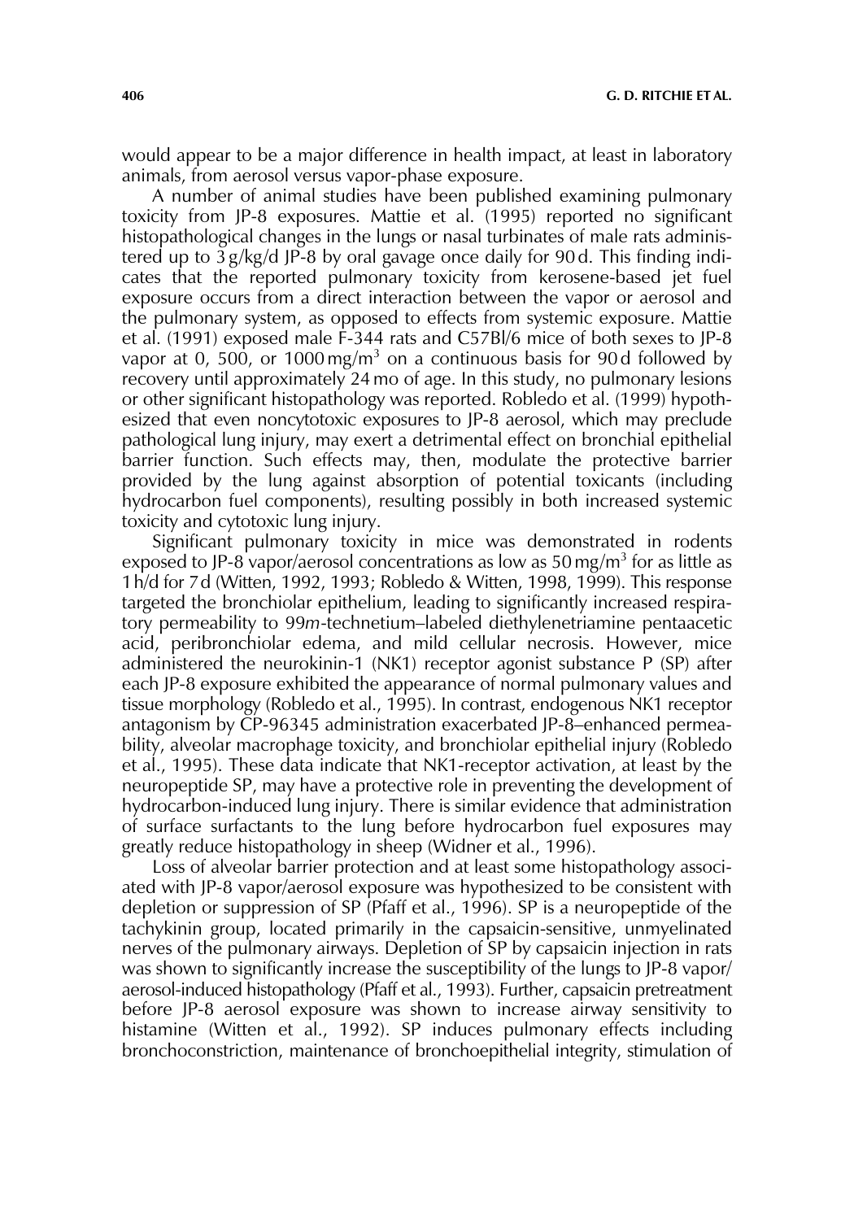would appear to be a major difference in health impact, at least in laboratory animals, from aerosol versus vapor-phase exposure.

A number of animal studies have been published examining pulmonary toxicity from JP-8 exposures. Mattie et al. (1995) reported no significant histopathological changes in the lungs or nasal turbinates of male rats administered up to 3 g/kg/d JP-8 by oral gavage once daily for 90 d. This finding indicates that the reported pulmonary toxicity from kerosene-based jet fuel exposure occurs from a direct interaction between the vapor or aerosol and the pulmonary system, as opposed to effects from systemic exposure. Mattie et al. (1991) exposed male F-344 rats and C57Bl/6 mice of both sexes to JP-8 vapor at 0, 500, or 1000 mg/m$^3$ on a continuous basis for 90 d followed by recovery until approximately 24 mo of age. In this study, no pulmonary lesions or other significant histopathology was reported. Robledo et al. (1999) hypothesized that even noncytotoxic exposures to JP-8 aerosol, which may preclude pathological lung injury, may exert a detrimental effect on bronchial epithelial barrier function. Such effects may, then, modulate the protective barrier provided by the lung against absorption of potential toxicants (including hydrocarbon fuel components), resulting possibly in both increased systemic toxicity and cytotoxic lung injury.

Significant pulmonary toxicity in mice was demonstrated in rodents exposed to JP-8 vapor/aerosol concentrations as low as 50 mg/m$^3$ for as little as 1 h/d for 7 d (Witten, 1992, 1993; Robledo & Witten, 1998, 1999). This response targeted the bronchiolar epithelium, leading to significantly increased respiratory permeability to 99*m*-technetium–labeled diethylenetriamine pentaacetic acid, peribronchiolar edema, and mild cellular necrosis. However, mice administered the neurokinin-1 (NK1) receptor agonist substance P (SP) after each JP-8 exposure exhibited the appearance of normal pulmonary values and tissue morphology (Robledo et al., 1995). In contrast, endogenous NK1 receptor antagonism by CP-96345 administration exacerbated JP-8–enhanced permeability, alveolar macrophage toxicity, and bronchiolar epithelial injury (Robledo et al., 1995). These data indicate that NK1-receptor activation, at least by the neuropeptide SP, may have a protective role in preventing the development of hydrocarbon-induced lung injury. There is similar evidence that administration of surface surfactants to the lung before hydrocarbon fuel exposures may greatly reduce histopathology in sheep (Widner et al., 1996).

Loss of alveolar barrier protection and at least some histopathology associated with JP-8 vapor/aerosol exposure was hypothesized to be consistent with depletion or suppression of SP (Pfaff et al., 1996). SP is a neuropeptide of the tachykinin group, located primarily in the capsaicin-sensitive, unmyelinated nerves of the pulmonary airways. Depletion of SP by capsaicin injection in rats was shown to significantly increase the susceptibility of the lungs to JP-8 vapor/aerosol-induced histopathology (Pfaff et al., 1993). Further, capsaicin pretreatment before JP-8 aerosol exposure was shown to increase airway sensitivity to histamine (Witten et al., 1992). SP induces pulmonary effects including bronchoconstriction, maintenance of bronchoepithelial integrity, stimulation of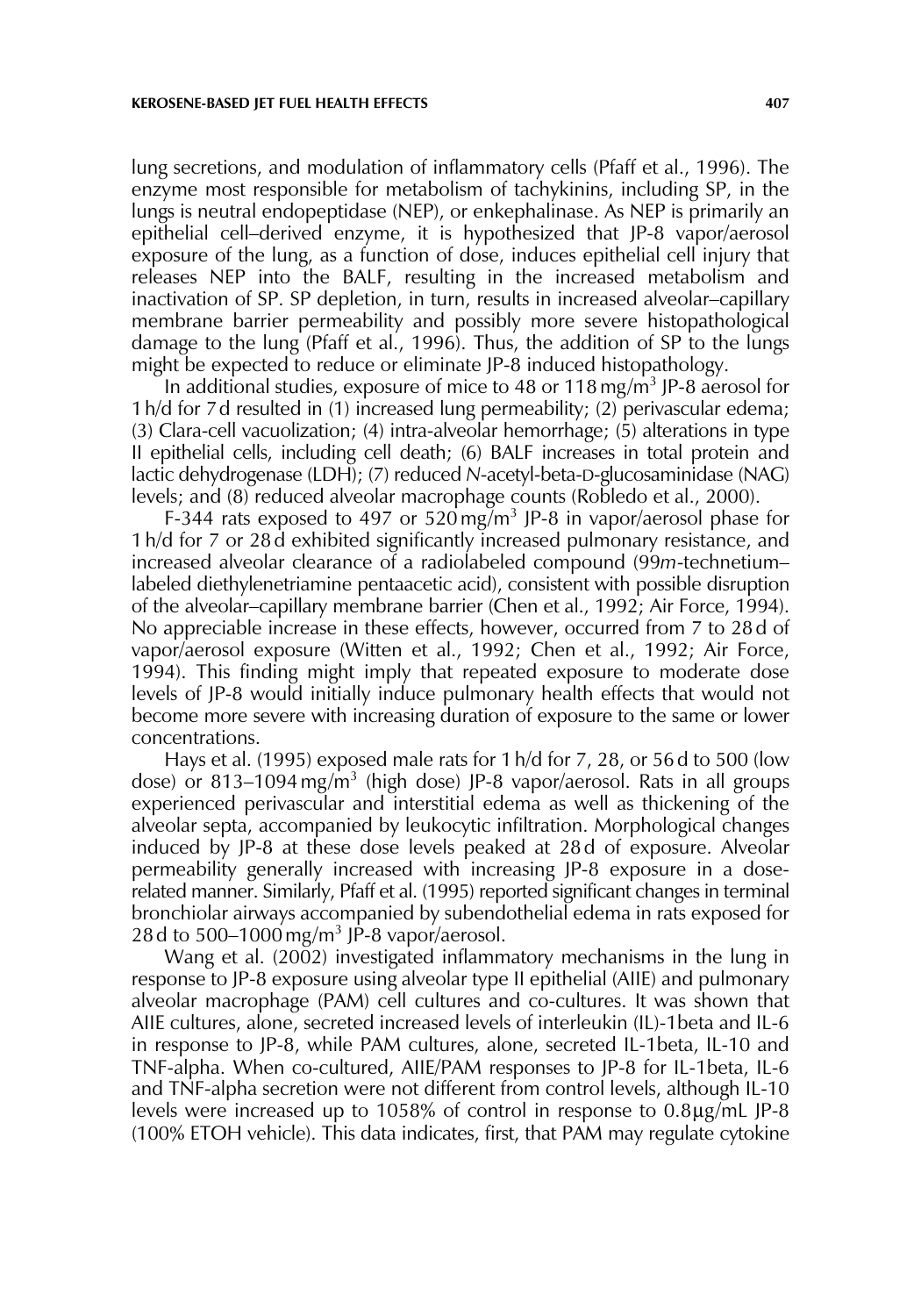lung secretions, and modulation of inflammatory cells (Pfaff et al., 1996). The enzyme most responsible for metabolism of tachykinins, including SP, in the lungs is neutral endopeptidase (NEP), or enkephalinase. As NEP is primarily an epithelial cell–derived enzyme, it is hypothesized that JP-8 vapor/aerosol exposure of the lung, as a function of dose, induces epithelial cell injury that releases NEP into the BALF, resulting in the increased metabolism and inactivation of SP. SP depletion, in turn, results in increased alveolar–capillary membrane barrier permeability and possibly more severe histopathological damage to the lung (Pfaff et al., 1996). Thus, the addition of SP to the lungs might be expected to reduce or eliminate JP-8 induced histopathology.

In additional studies, exposure of mice to 48 or 118 mg/m$^3$ JP-8 aerosol for 1 h/d for 7 d resulted in (1) increased lung permeability; (2) perivascular edema; (3) Clara-cell vacuolization; (4) intra-alveolar hemorrhage; (5) alterations in type II epithelial cells, including cell death; (6) BALF increases in total protein and lactic dehydrogenase (LDH); (7) reduced *N*-acetyl-beta-D-glucosaminidase (NAG) levels; and (8) reduced alveolar macrophage counts (Robledo et al., 2000).

F-344 rats exposed to 497 or 520 mg/m$^3$ JP-8 in vapor/aerosol phase for 1 h/d for 7 or 28 d exhibited significantly increased pulmonary resistance, and increased alveolar clearance of a radiolabeled compound (99*m*-technetium–labeled diethylenetriamine pentaacetic acid), consistent with possible disruption of the alveolar–capillary membrane barrier (Chen et al., 1992; Air Force, 1994). No appreciable increase in these effects, however, occurred from 7 to 28 d of vapor/aerosol exposure (Witten et al., 1992; Chen et al., 1992; Air Force, 1994). This finding might imply that repeated exposure to moderate dose levels of JP-8 would initially induce pulmonary health effects that would not become more severe with increasing duration of exposure to the same or lower concentrations.

Hays et al. (1995) exposed male rats for 1 h/d for 7, 28, or 56 d to 500 (low dose) or 813–1094 mg/m$^3$ (high dose) JP-8 vapor/aerosol. Rats in all groups experienced perivascular and interstitial edema as well as thickening of the alveolar septa, accompanied by leukocytic infiltration. Morphological changes induced by JP-8 at these dose levels peaked at 28 d of exposure. Alveolar permeability generally increased with increasing JP-8 exposure in a dose-related manner. Similarly, Pfaff et al. (1995) reported significant changes in terminal bronchiolar airways accompanied by subendothelial edema in rats exposed for 28 d to 500–1000 mg/m$^3$ JP-8 vapor/aerosol.

Wang et al. (2002) investigated inflammatory mechanisms in the lung in response to JP-8 exposure using alveolar type II epithelial (AIIE) and pulmonary alveolar macrophage (PAM) cell cultures and co-cultures. It was shown that AIIE cultures, alone, secreted increased levels of interleukin (IL)-1beta and IL-6 in response to JP-8, while PAM cultures, alone, secreted IL-1beta, IL-10 and TNF-alpha. When co-cultured, AIIE/PAM responses to JP-8 for IL-1beta, IL-6 and TNF-alpha secretion were not different from control levels, although IL-10 levels were increased up to 1058% of control in response to 0.8 μg/mL JP-8 (100% ETOH vehicle). This data indicates, first, that PAM may regulate cytokine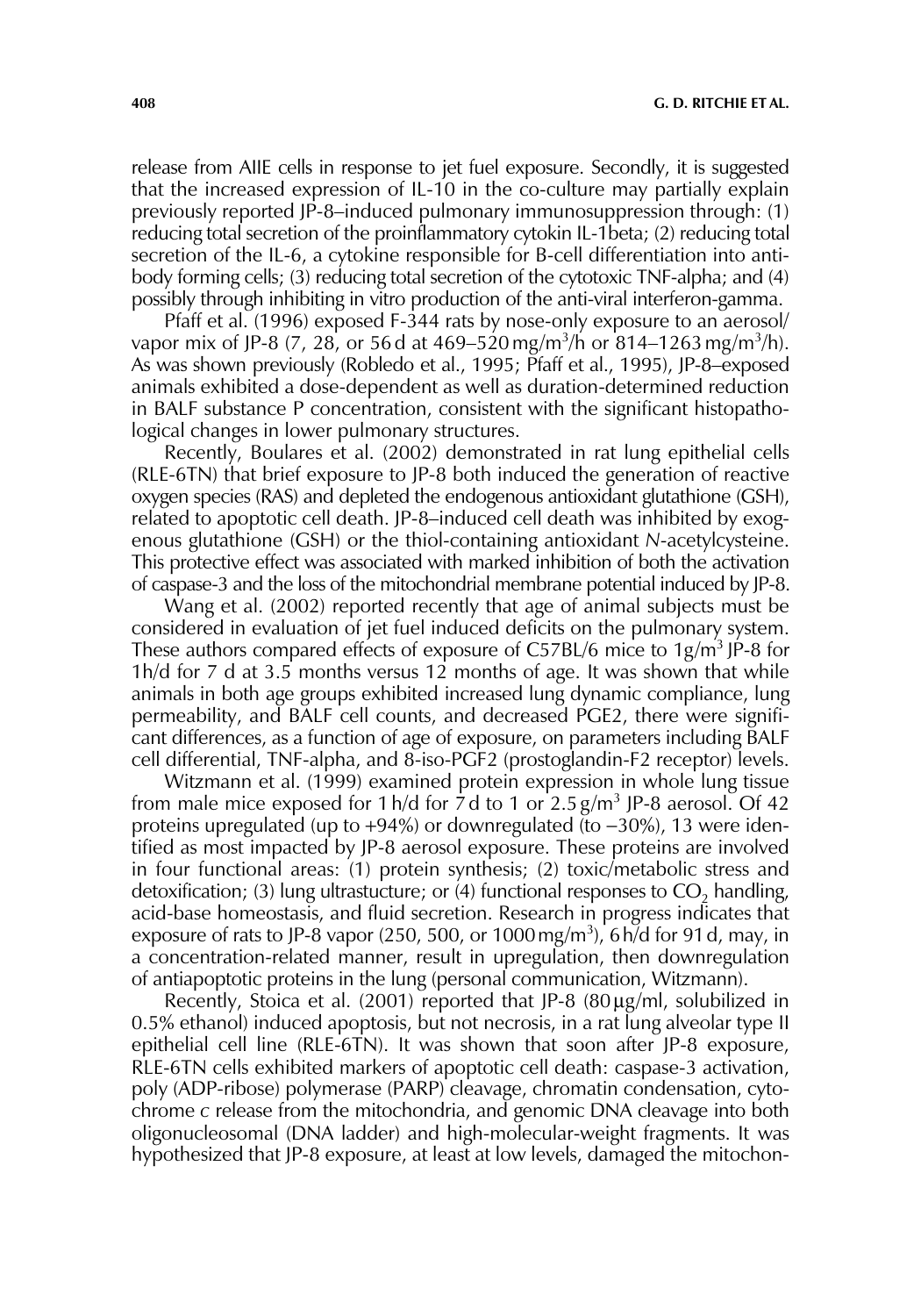release from AIIE cells in response to jet fuel exposure. Secondly, it is suggested that the increased expression of IL-10 in the co-culture may partially explain previously reported JP-8–induced pulmonary immunosuppression through: (1) reducing total secretion of the proinflammatory cytokin IL-1beta; (2) reducing total secretion of the IL-6, a cytokine responsible for B-cell differentiation into antibody forming cells; (3) reducing total secretion of the cytotoxic TNF-alpha; and (4) possibly through inhibiting in vitro production of the anti-viral interferon-gamma.

Pfaff et al. (1996) exposed F-344 rats by nose-only exposure to an aerosol/vapor mix of JP-8 (7, 28, or 56 d at 469–520 mg/m$^3$/h or 814–1263 mg/m$^3$/h). As was shown previously (Robledo et al., 1995; Pfaff et al., 1995), JP-8–exposed animals exhibited a dose-dependent as well as duration-determined reduction in BALF substance P concentration, consistent with the significant histopathological changes in lower pulmonary structures.

Recently, Boulares et al. (2002) demonstrated in rat lung epithelial cells (RLE-6TN) that brief exposure to JP-8 both induced the generation of reactive oxygen species (RAS) and depleted the endogenous antioxidant glutathione (GSH), related to apoptotic cell death. JP-8–induced cell death was inhibited by exogenous glutathione (GSH) or the thiol-containing antioxidant *N*-acetylcysteine. This protective effect was associated with marked inhibition of both the activation of caspase-3 and the loss of the mitochondrial membrane potential induced by JP-8.

Wang et al. (2002) reported recently that age of animal subjects must be considered in evaluation of jet fuel induced deficits on the pulmonary system. These authors compared effects of exposure of C57BL/6 mice to 1g/m$^3$ JP-8 for 1h/d for 7 d at 3.5 months versus 12 months of age. It was shown that while animals in both age groups exhibited increased lung dynamic compliance, lung permeability, and BALF cell counts, and decreased PGE2, there were significant differences, as a function of age of exposure, on parameters including BALF cell differential, TNF-alpha, and 8-iso-PGF2 (prostoglandin-F2 receptor) levels.

Witzmann et al. (1999) examined protein expression in whole lung tissue from male mice exposed for 1 h/d for 7 d to 1 or 2.5 g/m$^3$ JP-8 aerosol. Of 42 proteins upregulated (up to +94%) or downregulated (to −30%), 13 were identified as most impacted by JP-8 aerosol exposure. These proteins are involved in four functional areas: (1) protein synthesis; (2) toxic/metabolic stress and detoxification; (3) lung ultrastucture; or (4) functional responses to $CO_2$ handling, acid-base homeostasis, and fluid secretion. Research in progress indicates that exposure of rats to JP-8 vapor (250, 500, or 1000 mg/m$^3$), 6 h/d for 91 d, may, in a concentration-related manner, result in upregulation, then downregulation of antiapoptotic proteins in the lung (personal communication, Witzmann).

Recently, Stoica et al. (2001) reported that JP-8 (80 μg/ml, solubilized in 0.5% ethanol) induced apoptosis, but not necrosis, in a rat lung alveolar type II epithelial cell line (RLE-6TN). It was shown that soon after JP-8 exposure, RLE-6TN cells exhibited markers of apoptotic cell death: caspase-3 activation, poly (ADP-ribose) polymerase (PARP) cleavage, chromatin condensation, cytochrome *c* release from the mitochondria, and genomic DNA cleavage into both oligonucleosomal (DNA ladder) and high-molecular-weight fragments. It was hypothesized that JP-8 exposure, at least at low levels, damaged the mitochon-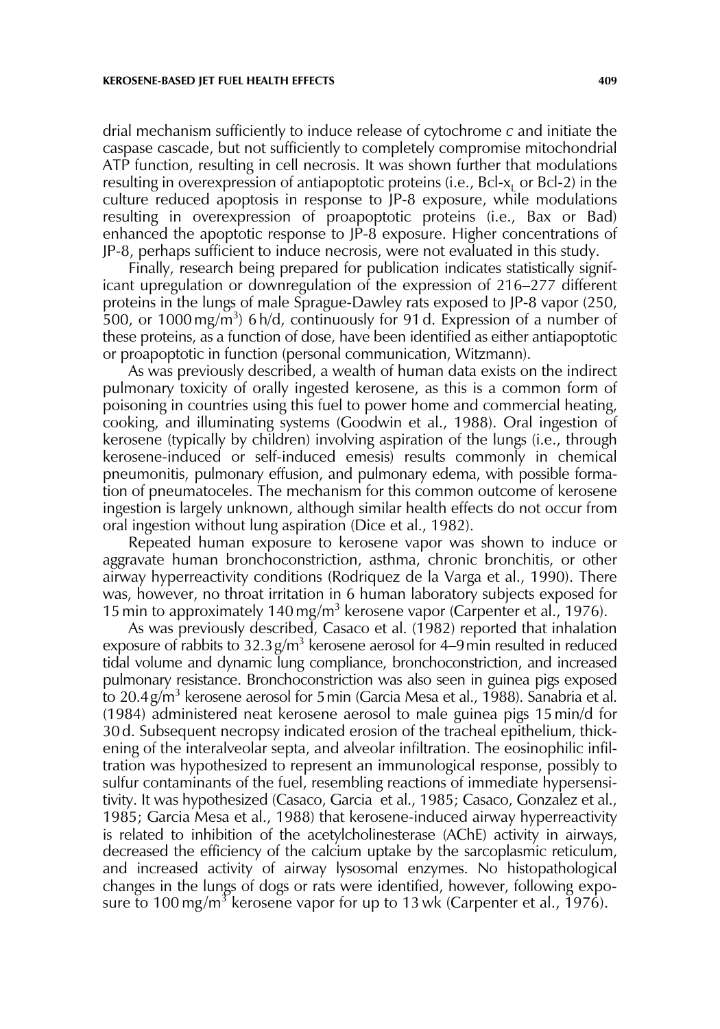drial mechanism sufficiently to induce release of cytochrome *c* and initiate the caspase cascade, but not sufficiently to completely compromise mitochondrial ATP function, resulting in cell necrosis. It was shown further that modulations resulting in overexpression of antiapoptotic proteins (i.e., Bcl-$x_L$ or Bcl-2) in the culture reduced apoptosis in response to JP-8 exposure, while modulations resulting in overexpression of proapoptotic proteins (i.e., Bax or Bad) enhanced the apoptotic response to JP-8 exposure. Higher concentrations of JP-8, perhaps sufficient to induce necrosis, were not evaluated in this study.

Finally, research being prepared for publication indicates statistically significant upregulation or downregulation of the expression of 216–277 different proteins in the lungs of male Sprague-Dawley rats exposed to JP-8 vapor (250, 500, or 1000 mg/m$^3$) 6 h/d, continuously for 91 d. Expression of a number of these proteins, as a function of dose, have been identified as either antiapoptotic or proapoptotic in function (personal communication, Witzmann).

As was previously described, a wealth of human data exists on the indirect pulmonary toxicity of orally ingested kerosene, as this is a common form of poisoning in countries using this fuel to power home and commercial heating, cooking, and illuminating systems (Goodwin et al., 1988). Oral ingestion of kerosene (typically by children) involving aspiration of the lungs (i.e., through kerosene-induced or self-induced emesis) results commonly in chemical pneumonitis, pulmonary effusion, and pulmonary edema, with possible formation of pneumatoceles. The mechanism for this common outcome of kerosene ingestion is largely unknown, although similar health effects do not occur from oral ingestion without lung aspiration (Dice et al., 1982).

Repeated human exposure to kerosene vapor was shown to induce or aggravate human bronchoconstriction, asthma, chronic bronchitis, or other airway hyperreactivity conditions (Rodriquez de la Varga et al., 1990). There was, however, no throat irritation in 6 human laboratory subjects exposed for 15 min to approximately 140 mg/m$^3$ kerosene vapor (Carpenter et al., 1976).

As was previously described, Casaco et al. (1982) reported that inhalation exposure of rabbits to 32.3 g/m$^3$ kerosene aerosol for 4–9 min resulted in reduced tidal volume and dynamic lung compliance, bronchoconstriction, and increased pulmonary resistance. Bronchoconstriction was also seen in guinea pigs exposed to 20.4 g/m$^3$ kerosene aerosol for 5 min (Garcia Mesa et al., 1988). Sanabria et al. (1984) administered neat kerosene aerosol to male guinea pigs 15 min/d for 30 d. Subsequent necropsy indicated erosion of the tracheal epithelium, thickening of the interalveolar septa, and alveolar infiltration. The eosinophilic infiltration was hypothesized to represent an immunological response, possibly to sulfur contaminants of the fuel, resembling reactions of immediate hypersensitivity. It was hypothesized (Casaco, Garcia et al., 1985; Casaco, Gonzalez et al., 1985; Garcia Mesa et al., 1988) that kerosene-induced airway hyperreactivity is related to inhibition of the acetylcholinesterase (AChE) activity in airways, decreased the efficiency of the calcium uptake by the sarcoplasmic reticulum, and increased activity of airway lysosomal enzymes. No histopathological changes in the lungs of dogs or rats were identified, however, following exposure to 100 mg/m$^3$ kerosene vapor for up to 13 wk (Carpenter et al., 1976).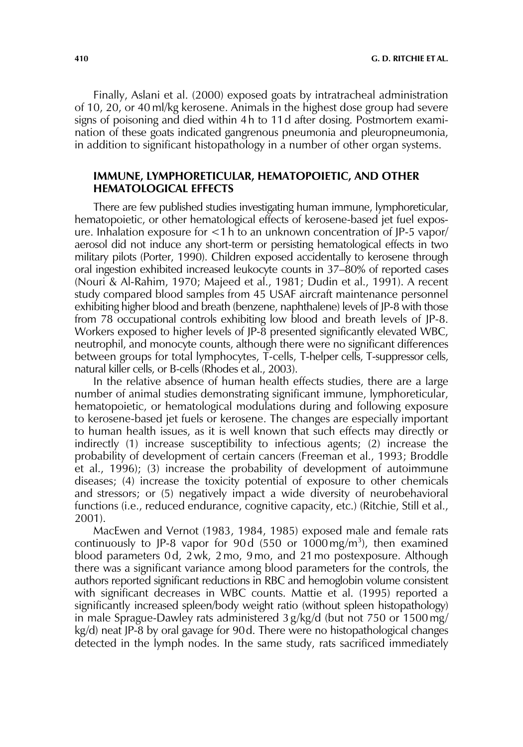Finally, Aslani et al. (2000) exposed goats by intratracheal administration of 10, 20, or 40 ml/kg kerosene. Animals in the highest dose group had severe signs of poisoning and died within 4 h to 11 d after dosing. Postmortem examination of these goats indicated gangrenous pneumonia and pleuropneumonia, in addition to significant histopathology in a number of other organ systems.

## IMMUNE, LYMPHORETICULAR, HEMATOPOIETIC, AND OTHER HEMATOLOGICAL EFFECTS

There are few published studies investigating human immune, lymphoreticular, hematopoietic, or other hematological effects of kerosene-based jet fuel exposure. Inhalation exposure for <1 h to an unknown concentration of JP-5 vapor/aerosol did not induce any short-term or persisting hematological effects in two military pilots (Porter, 1990). Children exposed accidentally to kerosene through oral ingestion exhibited increased leukocyte counts in 37–80% of reported cases (Nouri & Al-Rahim, 1970; Majeed et al., 1981; Dudin et al., 1991). A recent study compared blood samples from 45 USAF aircraft maintenance personnel exhibiting higher blood and breath (benzene, naphthalene) levels of JP-8 with those from 78 occupational controls exhibiting low blood and breath levels of JP-8. Workers exposed to higher levels of JP-8 presented significantly elevated WBC, neutrophil, and monocyte counts, although there were no significant differences between groups for total lymphocytes, T-cells, T-helper cells, T-suppressor cells, natural killer cells, or B-cells (Rhodes et al., 2003).

In the relative absence of human health effects studies, there are a large number of animal studies demonstrating significant immune, lymphoreticular, hematopoietic, or hematological modulations during and following exposure to kerosene-based jet fuels or kerosene. The changes are especially important to human health issues, as it is well known that such effects may directly or indirectly (1) increase susceptibility to infectious agents; (2) increase the probability of development of certain cancers (Freeman et al., 1993; Broddle et al., 1996); (3) increase the probability of development of autoimmune diseases; (4) increase the toxicity potential of exposure to other chemicals and stressors; or (5) negatively impact a wide diversity of neurobehavioral functions (i.e., reduced endurance, cognitive capacity, etc.) (Ritchie, Still et al., 2001).

MacEwen and Vernot (1983, 1984, 1985) exposed male and female rats continuously to JP-8 vapor for 90 d (550 or 1000 mg/m$^3$), then examined blood parameters 0 d, 2 wk, 2 mo, 9 mo, and 21 mo postexposure. Although there was a significant variance among blood parameters for the controls, the authors reported significant reductions in RBC and hemoglobin volume consistent with significant decreases in WBC counts. Mattie et al. (1995) reported a significantly increased spleen/body weight ratio (without spleen histopathology) in male Sprague-Dawley rats administered 3 g/kg/d (but not 750 or 1500 mg/kg/d) neat JP-8 by oral gavage for 90 d. There were no histopathological changes detected in the lymph nodes. In the same study, rats sacrificed immediately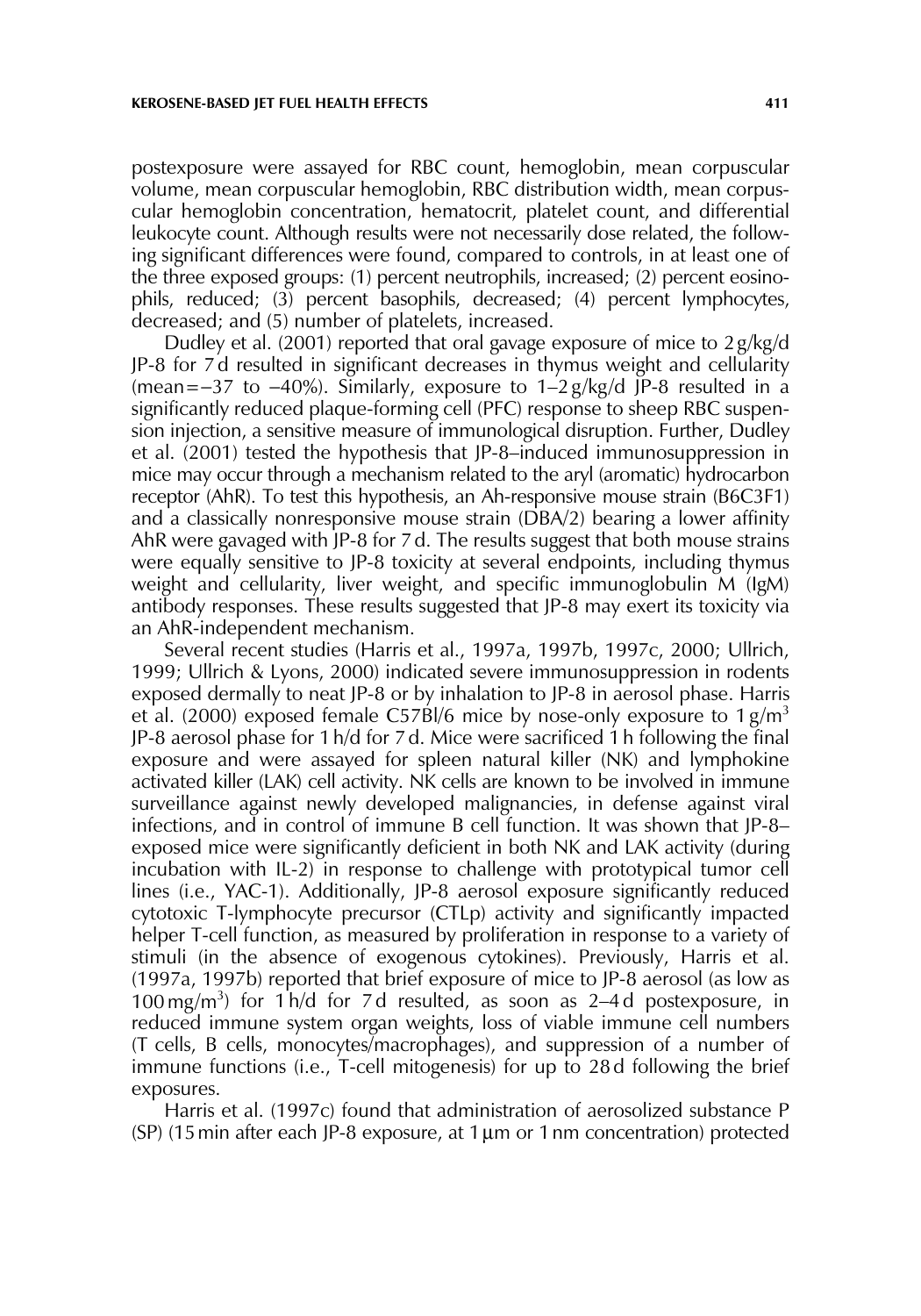postexposure were assayed for RBC count, hemoglobin, mean corpuscular volume, mean corpuscular hemoglobin, RBC distribution width, mean corpuscular hemoglobin concentration, hematocrit, platelet count, and differential leukocyte count. Although results were not necessarily dose related, the following significant differences were found, compared to controls, in at least one of the three exposed groups: (1) percent neutrophils, increased; (2) percent eosinophils, reduced; (3) percent basophils, decreased; (4) percent lymphocytes, decreased; and (5) number of platelets, increased.

Dudley et al. (2001) reported that oral gavage exposure of mice to 2 g/kg/d JP-8 for 7 d resulted in significant decreases in thymus weight and cellularity (mean = −37 to −40%). Similarly, exposure to 1–2 g/kg/d JP-8 resulted in a significantly reduced plaque-forming cell (PFC) response to sheep RBC suspension injection, a sensitive measure of immunological disruption. Further, Dudley et al. (2001) tested the hypothesis that JP-8–induced immunosuppression in mice may occur through a mechanism related to the aryl (aromatic) hydrocarbon receptor (AhR). To test this hypothesis, an Ah-responsive mouse strain (B6C3F1) and a classically nonresponsive mouse strain (DBA/2) bearing a lower affinity AhR were gavaged with JP-8 for 7 d. The results suggest that both mouse strains were equally sensitive to JP-8 toxicity at several endpoints, including thymus weight and cellularity, liver weight, and specific immunoglobulin M (IgM) antibody responses. These results suggested that JP-8 may exert its toxicity via an AhR-independent mechanism.

Several recent studies (Harris et al., 1997a, 1997b, 1997c, 2000; Ullrich, 1999; Ullrich & Lyons, 2000) indicated severe immunosuppression in rodents exposed dermally to neat JP-8 or by inhalation to JP-8 in aerosol phase. Harris et al. (2000) exposed female C57Bl/6 mice by nose-only exposure to 1 g/m$^3$ JP-8 aerosol phase for 1 h/d for 7 d. Mice were sacrificed 1 h following the final exposure and were assayed for spleen natural killer (NK) and lymphokine activated killer (LAK) cell activity. NK cells are known to be involved in immune surveillance against newly developed malignancies, in defense against viral infections, and in control of immune B cell function. It was shown that JP-8–exposed mice were significantly deficient in both NK and LAK activity (during incubation with IL-2) in response to challenge with prototypical tumor cell lines (i.e., YAC-1). Additionally, JP-8 aerosol exposure significantly reduced cytotoxic T-lymphocyte precursor (CTLp) activity and significantly impacted helper T-cell function, as measured by proliferation in response to a variety of stimuli (in the absence of exogenous cytokines). Previously, Harris et al. (1997a, 1997b) reported that brief exposure of mice to JP-8 aerosol (as low as 100 mg/m$^3$) for 1 h/d for 7 d resulted, as soon as 2–4 d postexposure, in reduced immune system organ weights, loss of viable immune cell numbers (T cells, B cells, monocytes/macrophages), and suppression of a number of immune functions (i.e., T-cell mitogenesis) for up to 28 d following the brief exposures.

Harris et al. (1997c) found that administration of aerosolized substance P (SP) (15 min after each JP-8 exposure, at 1 μm or 1 nm concentration) protected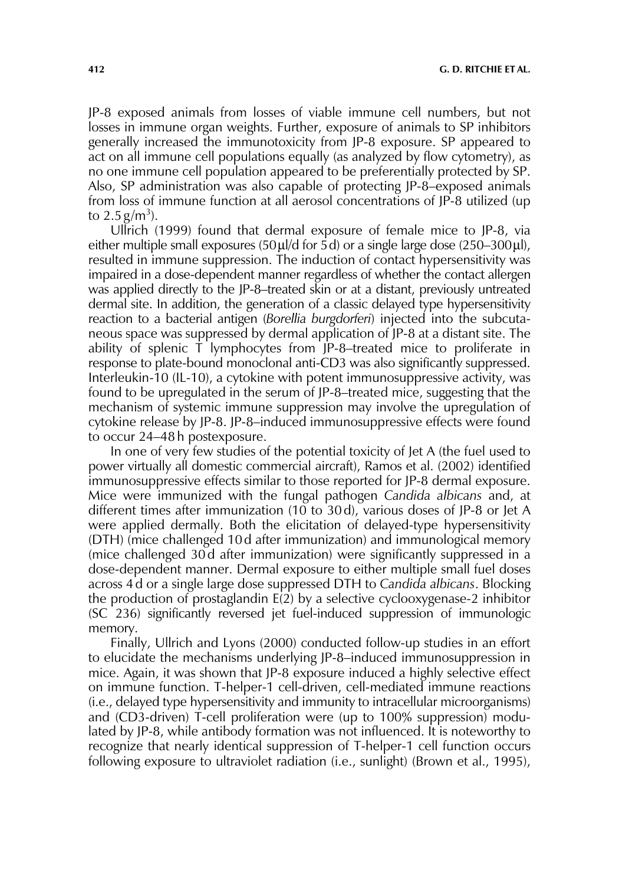JP-8 exposed animals from losses of viable immune cell numbers, but not losses in immune organ weights. Further, exposure of animals to SP inhibitors generally increased the immunotoxicity from JP-8 exposure. SP appeared to act on all immune cell populations equally (as analyzed by flow cytometry), as no one immune cell population appeared to be preferentially protected by SP. Also, SP administration was also capable of protecting JP-8–exposed animals from loss of immune function at all aerosol concentrations of JP-8 utilized (up to $2.5\,g/m^3$).

Ullrich (1999) found that dermal exposure of female mice to JP-8, via either multiple small exposures ($50\,\mu l$/d for 5 d) or a single large dose ($250–300\,\mu l$), resulted in immune suppression. The induction of contact hypersensitivity was impaired in a dose-dependent manner regardless of whether the contact allergen was applied directly to the JP-8–treated skin or at a distant, previously untreated dermal site. In addition, the generation of a classic delayed type hypersensitivity reaction to a bacterial antigen (*Borellia burgdorferi*) injected into the subcutaneous space was suppressed by dermal application of JP-8 at a distant site. The ability of splenic T lymphocytes from JP-8–treated mice to proliferate in response to plate-bound monoclonal anti-CD3 was also significantly suppressed. Interleukin-10 (IL-10), a cytokine with potent immunosuppressive activity, was found to be upregulated in the serum of JP-8–treated mice, suggesting that the mechanism of systemic immune suppression may involve the upregulation of cytokine release by JP-8. JP-8–induced immunosuppressive effects were found to occur 24–48 h postexposure.

In one of very few studies of the potential toxicity of Jet A (the fuel used to power virtually all domestic commercial aircraft), Ramos et al. (2002) identified immunosuppressive effects similar to those reported for JP-8 dermal exposure. Mice were immunized with the fungal pathogen *Candida albicans* and, at different times after immunization (10 to 30 d), various doses of JP-8 or Jet A were applied dermally. Both the elicitation of delayed-type hypersensitivity (DTH) (mice challenged 10 d after immunization) and immunological memory (mice challenged 30 d after immunization) were significantly suppressed in a dose-dependent manner. Dermal exposure to either multiple small fuel doses across 4 d or a single large dose suppressed DTH to *Candida albicans*. Blocking the production of prostaglandin E(2) by a selective cyclooxygenase-2 inhibitor (SC 236) significantly reversed jet fuel-induced suppression of immunologic memory.

Finally, Ullrich and Lyons (2000) conducted follow-up studies in an effort to elucidate the mechanisms underlying JP-8–induced immunosuppression in mice. Again, it was shown that JP-8 exposure induced a highly selective effect on immune function. T-helper-1 cell-driven, cell-mediated immune reactions (i.e., delayed type hypersensitivity and immunity to intracellular microorganisms) and (CD3-driven) T-cell proliferation were (up to 100% suppression) modulated by JP-8, while antibody formation was not influenced. It is noteworthy to recognize that nearly identical suppression of T-helper-1 cell function occurs following exposure to ultraviolet radiation (i.e., sunlight) (Brown et al., 1995),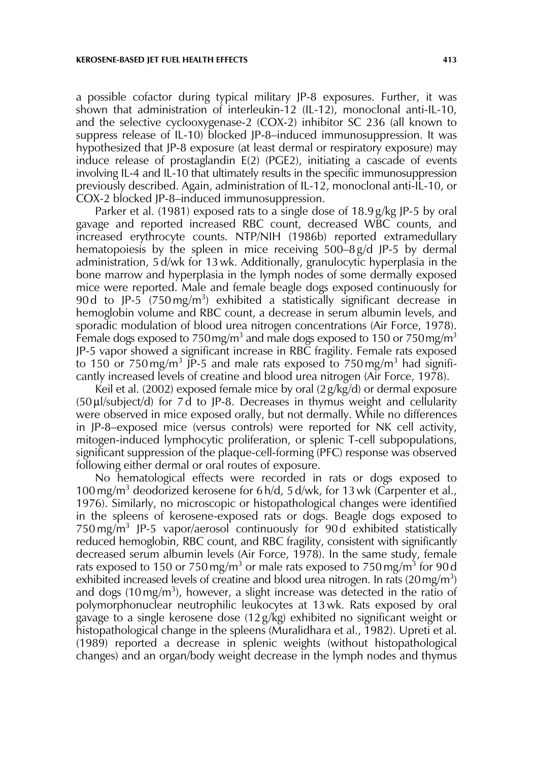a possible cofactor during typical military JP-8 exposures. Further, it was shown that administration of interleukin-12 (IL-12), monoclonal anti-IL-10, and the selective cyclooxygenase-2 (COX-2) inhibitor SC 236 (all known to suppress release of IL-10) blocked JP-8–induced immunosuppression. It was hypothesized that JP-8 exposure (at least dermal or respiratory exposure) may induce release of prostaglandin E(2) (PGE2), initiating a cascade of events involving IL-4 and IL-10 that ultimately results in the specific immunosuppression previously described. Again, administration of IL-12, monoclonal anti-IL-10, or COX-2 blocked JP-8–induced immunosuppression.

Parker et al. (1981) exposed rats to a single dose of 18.9 g/kg JP-5 by oral gavage and reported increased RBC count, decreased WBC counts, and increased erythrocyte counts. NTP/NIH (1986b) reported extramedullary hematopoiesis by the spleen in mice receiving 500–8 g/d JP-5 by dermal administration, 5 d/wk for 13 wk. Additionally, granulocytic hyperplasia in the bone marrow and hyperplasia in the lymph nodes of some dermally exposed mice were reported. Male and female beagle dogs exposed continuously for 90 d to JP-5 (750 mg/m$^3$) exhibited a statistically significant decrease in hemoglobin volume and RBC count, a decrease in serum albumin levels, and sporadic modulation of blood urea nitrogen concentrations (Air Force, 1978). Female dogs exposed to 750 mg/m$^3$ and male dogs exposed to 150 or 750 mg/m$^3$ JP-5 vapor showed a significant increase in RBC fragility. Female rats exposed to 150 or 750 mg/m$^3$ JP-5 and male rats exposed to 750 mg/m$^3$ had significantly increased levels of creatine and blood urea nitrogen (Air Force, 1978).

Keil et al. (2002) exposed female mice by oral (2 g/kg/d) or dermal exposure (50 μl/subject/d) for 7 d to JP-8. Decreases in thymus weight and cellularity were observed in mice exposed orally, but not dermally. While no differences in JP-8–exposed mice (versus controls) were reported for NK cell activity, mitogen-induced lymphocytic proliferation, or splenic T-cell subpopulations, significant suppression of the plaque-cell-forming (PFC) response was observed following either dermal or oral routes of exposure.

No hematological effects were recorded in rats or dogs exposed to 100 mg/m$^3$ deodorized kerosene for 6 h/d, 5 d/wk, for 13 wk (Carpenter et al., 1976). Similarly, no microscopic or histopathological changes were identified in the spleens of kerosene-exposed rats or dogs. Beagle dogs exposed to 750 mg/m$^3$ JP-5 vapor/aerosol continuously for 90 d exhibited statistically reduced hemoglobin, RBC count, and RBC fragility, consistent with significantly decreased serum albumin levels (Air Force, 1978). In the same study, female rats exposed to 150 or 750 mg/m$^3$ or male rats exposed to 750 mg/m$^3$ for 90 d exhibited increased levels of creatine and blood urea nitrogen. In rats (20 mg/m$^3$) and dogs (10 mg/m$^3$), however, a slight increase was detected in the ratio of polymorphonuclear neutrophilic leukocytes at 13 wk. Rats exposed by oral gavage to a single kerosene dose (12 g/kg) exhibited no significant weight or histopathological change in the spleens (Muralidhara et al., 1982). Upreti et al. (1989) reported a decrease in splenic weights (without histopathological changes) and an organ/body weight decrease in the lymph nodes and thymus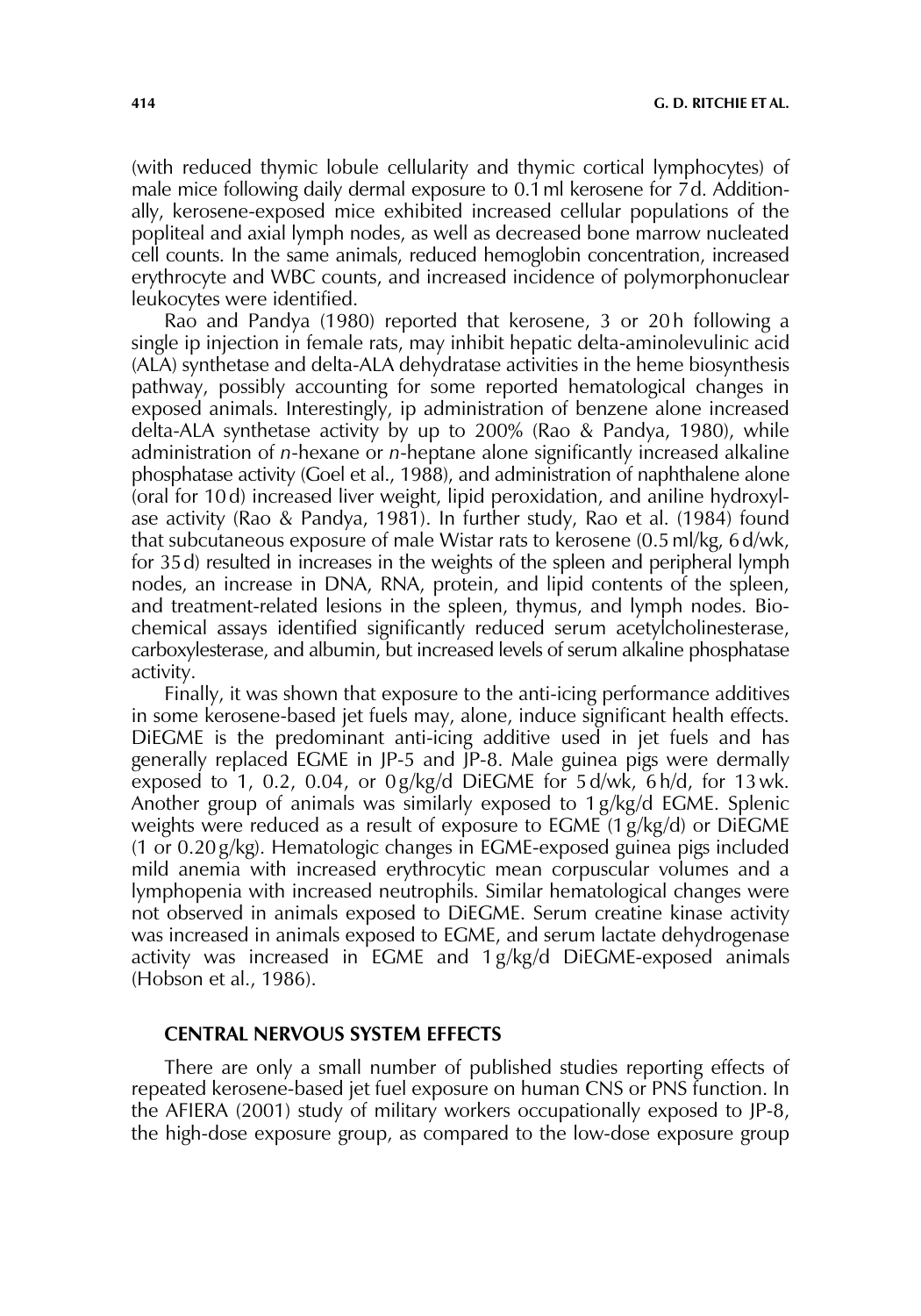(with reduced thymic lobule cellularity and thymic cortical lymphocytes) of male mice following daily dermal exposure to 0.1 ml kerosene for 7 d. Additionally, kerosene-exposed mice exhibited increased cellular populations of the popliteal and axial lymph nodes, as well as decreased bone marrow nucleated cell counts. In the same animals, reduced hemoglobin concentration, increased erythrocyte and WBC counts, and increased incidence of polymorphonuclear leukocytes were identified.

Rao and Pandya (1980) reported that kerosene, 3 or 20 h following a single ip injection in female rats, may inhibit hepatic delta-aminolevulinic acid (ALA) synthetase and delta-ALA dehydratase activities in the heme biosynthesis pathway, possibly accounting for some reported hematological changes in exposed animals. Interestingly, ip administration of benzene alone increased delta-ALA synthetase activity by up to 200% (Rao & Pandya, 1980), while administration of *n*-hexane or *n*-heptane alone significantly increased alkaline phosphatase activity (Goel et al., 1988), and administration of naphthalene alone (oral for 10 d) increased liver weight, lipid peroxidation, and aniline hydroxylase activity (Rao & Pandya, 1981). In further study, Rao et al. (1984) found that subcutaneous exposure of male Wistar rats to kerosene (0.5 ml/kg, 6 d/wk, for 35 d) resulted in increases in the weights of the spleen and peripheral lymph nodes, an increase in DNA, RNA, protein, and lipid contents of the spleen, and treatment-related lesions in the spleen, thymus, and lymph nodes. Biochemical assays identified significantly reduced serum acetylcholinesterase, carboxylesterase, and albumin, but increased levels of serum alkaline phosphatase activity.

Finally, it was shown that exposure to the anti-icing performance additives in some kerosene-based jet fuels may, alone, induce significant health effects. DiEGME is the predominant anti-icing additive used in jet fuels and has generally replaced EGME in JP-5 and JP-8. Male guinea pigs were dermally exposed to 1, 0.2, 0.04, or 0 g/kg/d DiEGME for 5 d/wk, 6 h/d, for 13 wk. Another group of animals was similarly exposed to 1 g/kg/d EGME. Splenic weights were reduced as a result of exposure to EGME (1 g/kg/d) or DiEGME (1 or 0.20 g/kg). Hematologic changes in EGME-exposed guinea pigs included mild anemia with increased erythrocytic mean corpuscular volumes and a lymphopenia with increased neutrophils. Similar hematological changes were not observed in animals exposed to DiEGME. Serum creatine kinase activity was increased in animals exposed to EGME, and serum lactate dehydrogenase activity was increased in EGME and 1 g/kg/d DiEGME-exposed animals (Hobson et al., 1986).

## CENTRAL NERVOUS SYSTEM EFFECTS

There are only a small number of published studies reporting effects of repeated kerosene-based jet fuel exposure on human CNS or PNS function. In the AFIERA (2001) study of military workers occupationally exposed to JP-8, the high-dose exposure group, as compared to the low-dose exposure group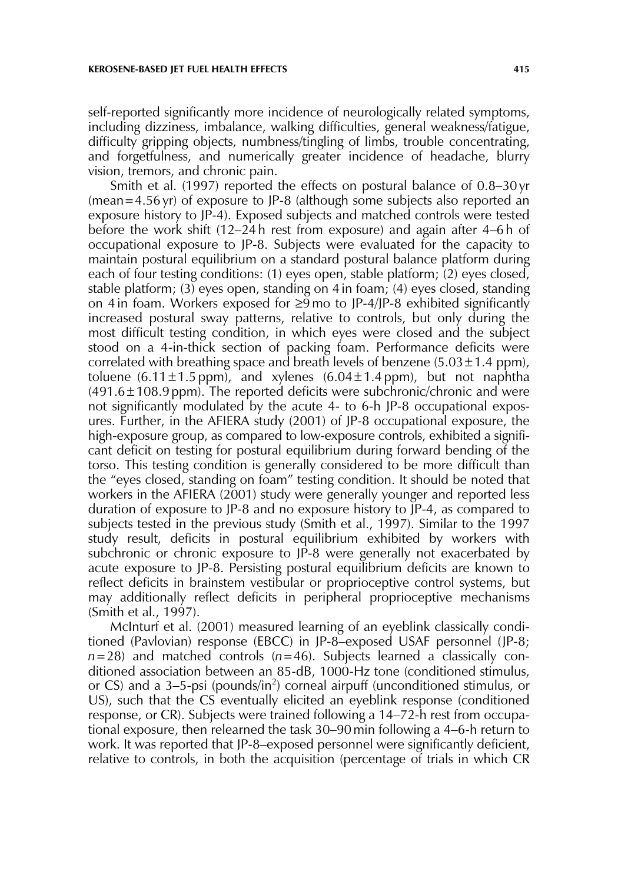self-reported significantly more incidence of neurologically related symptoms, including dizziness, imbalance, walking difficulties, general weakness/fatigue, difficulty gripping objects, numbness/tingling of limbs, trouble concentrating, and forgetfulness, and numerically greater incidence of headache, blurry vision, tremors, and chronic pain.

Smith et al. (1997) reported the effects on postural balance of 0.8–30 yr (mean = 4.56 yr) of exposure to JP-8 (although some subjects also reported an exposure history to JP-4). Exposed subjects and matched controls were tested before the work shift (12–24 h rest from exposure) and again after 4–6 h of occupational exposure to JP-8. Subjects were evaluated for the capacity to maintain postural equilibrium on a standard postural balance platform during each of four testing conditions: (1) eyes open, stable platform; (2) eyes closed, stable platform; (3) eyes open, standing on 4 in foam; (4) eyes closed, standing on 4 in foam. Workers exposed for ≥9 mo to JP-4/JP-8 exhibited significantly increased postural sway patterns, relative to controls, but only during the most difficult testing condition, in which eyes were closed and the subject stood on a 4-in-thick section of packing foam. Performance deficits were correlated with breathing space and breath levels of benzene (5.03 ± 1.4 ppm), toluene (6.11 ± 1.5 ppm), and xylenes (6.04 ± 1.4 ppm), but not naphtha (491.6 ± 108.9 ppm). The reported deficits were subchronic/chronic and were not significantly modulated by the acute 4- to 6-h JP-8 occupational exposures. Further, in the AFIERA study (2001) of JP-8 occupational exposure, the high-exposure group, as compared to low-exposure controls, exhibited a significant deficit on testing for postural equilibrium during forward bending of the torso. This testing condition is generally considered to be more difficult than the "eyes closed, standing on foam" testing condition. It should be noted that workers in the AFIERA (2001) study were generally younger and reported less duration of exposure to JP-8 and no exposure history to JP-4, as compared to subjects tested in the previous study (Smith et al., 1997). Similar to the 1997 study result, deficits in postural equilibrium exhibited by workers with subchronic or chronic exposure to JP-8 were generally not exacerbated by acute exposure to JP-8. Persisting postural equilibrium deficits are known to reflect deficits in brainstem vestibular or proprioceptive control systems, but may additionally reflect deficits in peripheral proprioceptive mechanisms (Smith et al., 1997).

McInturf et al. (2001) measured learning of an eyeblink classically conditioned (Pavlovian) response (EBCC) in JP-8–exposed USAF personnel (JP-8; $n = 28$) and matched controls ($n = 46$). Subjects learned a classically conditioned association between an 85-dB, 1000-Hz tone (conditioned stimulus, or CS) and a 3–5-psi (pounds/in$^2$) corneal airpuff (unconditioned stimulus, or US), such that the CS eventually elicited an eyeblink response (conditioned response, or CR). Subjects were trained following a 14–72-h rest from occupational exposure, then relearned the task 30–90 min following a 4–6-h return to work. It was reported that JP-8–exposed personnel were significantly deficient, relative to controls, in both the acquisition (percentage of trials in which CR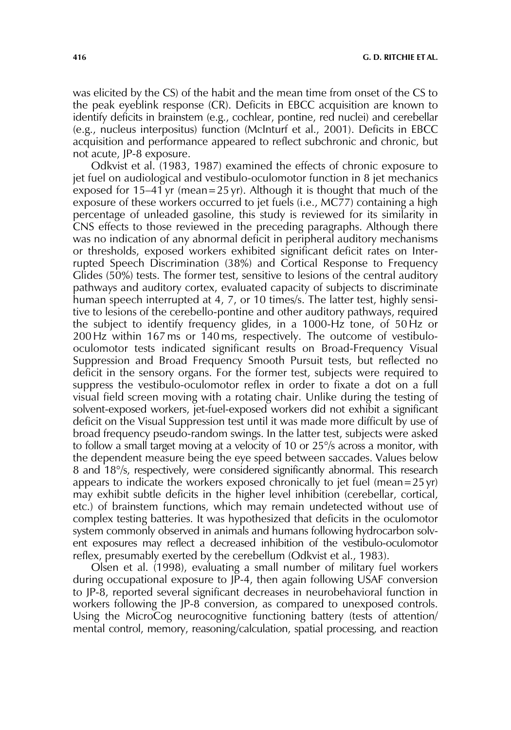was elicited by the CS) of the habit and the mean time from onset of the CS to the peak eyeblink response (CR). Deficits in EBCC acquisition are known to identify deficits in brainstem (e.g., cochlear, pontine, red nuclei) and cerebellar (e.g., nucleus interpositus) function (McInturf et al., 2001). Deficits in EBCC acquisition and performance appeared to reflect subchronic and chronic, but not acute, JP-8 exposure.

Odkvist et al. (1983, 1987) examined the effects of chronic exposure to jet fuel on audiological and vestibulo-oculomotor function in 8 jet mechanics exposed for 15–41 yr (mean = 25 yr). Although it is thought that much of the exposure of these workers occurred to jet fuels (i.e., MC77) containing a high percentage of unleaded gasoline, this study is reviewed for its similarity in CNS effects to those reviewed in the preceding paragraphs. Although there was no indication of any abnormal deficit in peripheral auditory mechanisms or thresholds, exposed workers exhibited significant deficit rates on Interrupted Speech Discrimination (38%) and Cortical Response to Frequency Glides (50%) tests. The former test, sensitive to lesions of the central auditory pathways and auditory cortex, evaluated capacity of subjects to discriminate human speech interrupted at 4, 7, or 10 times/s. The latter test, highly sensitive to lesions of the cerebello-pontine and other auditory pathways, required the subject to identify frequency glides, in a 1000-Hz tone, of 50 Hz or 200 Hz within 167 ms or 140 ms, respectively. The outcome of vestibulo-oculomotor tests indicated significant results on Broad-Frequency Visual Suppression and Broad Frequency Smooth Pursuit tests, but reflected no deficit in the sensory organs. For the former test, subjects were required to suppress the vestibulo-oculomotor reflex in order to fixate a dot on a full visual field screen moving with a rotating chair. Unlike during the testing of solvent-exposed workers, jet-fuel-exposed workers did not exhibit a significant deficit on the Visual Suppression test until it was made more difficult by use of broad frequency pseudo-random swings. In the latter test, subjects were asked to follow a small target moving at a velocity of 10 or 25°/s across a monitor, with the dependent measure being the eye speed between saccades. Values below 8 and 18°/s, respectively, were considered significantly abnormal. This research appears to indicate the workers exposed chronically to jet fuel (mean = 25 yr) may exhibit subtle deficits in the higher level inhibition (cerebellar, cortical, etc.) of brainstem functions, which may remain undetected without use of complex testing batteries. It was hypothesized that deficits in the oculomotor system commonly observed in animals and humans following hydrocarbon solvent exposures may reflect a decreased inhibition of the vestibulo-oculomotor reflex, presumably exerted by the cerebellum (Odkvist et al., 1983).

Olsen et al. (1998), evaluating a small number of military fuel workers during occupational exposure to JP-4, then again following USAF conversion to JP-8, reported several significant decreases in neurobehavioral function in workers following the JP-8 conversion, as compared to unexposed controls. Using the MicroCog neurocognitive functioning battery (tests of attention/mental control, memory, reasoning/calculation, spatial processing, and reaction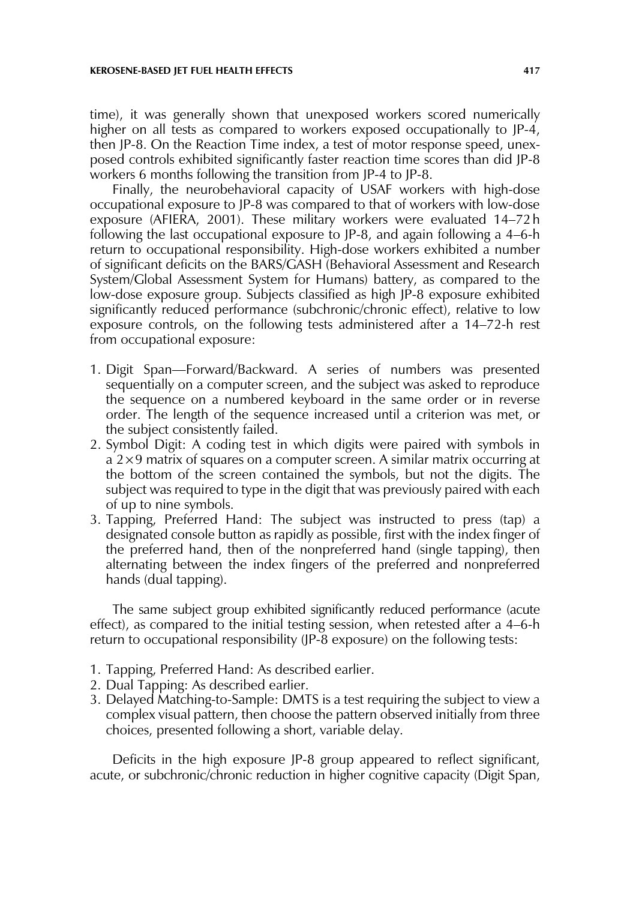time), it was generally shown that unexposed workers scored numerically higher on all tests as compared to workers exposed occupationally to JP-4, then JP-8. On the Reaction Time index, a test of motor response speed, unexposed controls exhibited significantly faster reaction time scores than did JP-8 workers 6 months following the transition from JP-4 to JP-8.

Finally, the neurobehavioral capacity of USAF workers with high-dose occupational exposure to JP-8 was compared to that of workers with low-dose exposure (AFIERA, 2001). These military workers were evaluated 14–72 h following the last occupational exposure to JP-8, and again following a 4–6-h return to occupational responsibility. High-dose workers exhibited a number of significant deficits on the BARS/GASH (Behavioral Assessment and Research System/Global Assessment System for Humans) battery, as compared to the low-dose exposure group. Subjects classified as high JP-8 exposure exhibited significantly reduced performance (subchronic/chronic effect), relative to low exposure controls, on the following tests administered after a 14–72-h rest from occupational exposure:

1. Digit Span—Forward/Backward. A series of numbers was presented sequentially on a computer screen, and the subject was asked to reproduce the sequence on a numbered keyboard in the same order or in reverse order. The length of the sequence increased until a criterion was met, or the subject consistently failed.
2. Symbol Digit: A coding test in which digits were paired with symbols in a 2×9 matrix of squares on a computer screen. A similar matrix occurring at the bottom of the screen contained the symbols, but not the digits. The subject was required to type in the digit that was previously paired with each of up to nine symbols.
3. Tapping, Preferred Hand: The subject was instructed to press (tap) a designated console button as rapidly as possible, first with the index finger of the preferred hand, then of the nonpreferred hand (single tapping), then alternating between the index fingers of the preferred and nonpreferred hands (dual tapping).

The same subject group exhibited significantly reduced performance (acute effect), as compared to the initial testing session, when retested after a 4–6-h return to occupational responsibility (JP-8 exposure) on the following tests:

1. Tapping, Preferred Hand: As described earlier.
2. Dual Tapping: As described earlier.
3. Delayed Matching-to-Sample: DMTS is a test requiring the subject to view a complex visual pattern, then choose the pattern observed initially from three choices, presented following a short, variable delay.

Deficits in the high exposure JP-8 group appeared to reflect significant, acute, or subchronic/chronic reduction in higher cognitive capacity (Digit Span,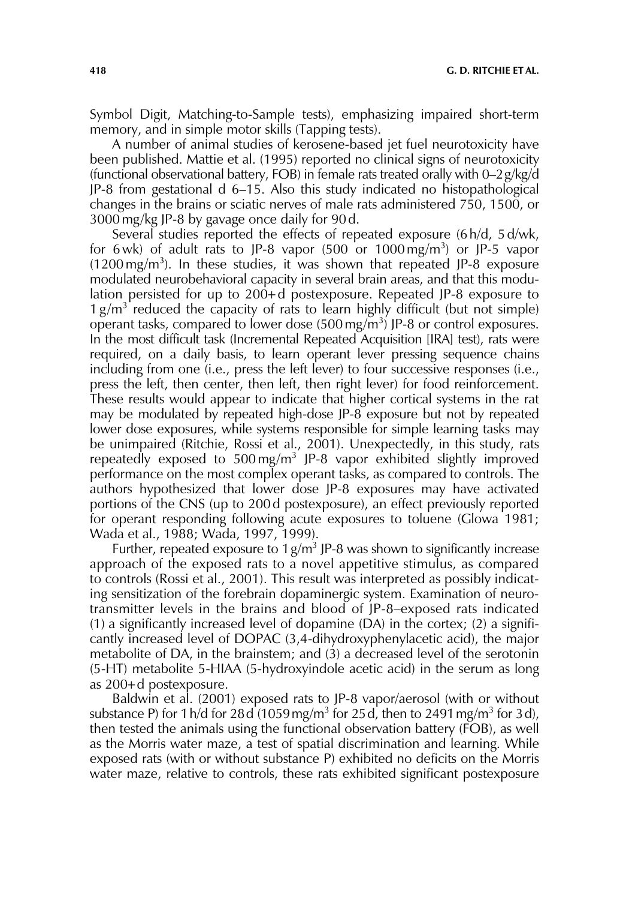Symbol Digit, Matching-to-Sample tests), emphasizing impaired short-term memory, and in simple motor skills (Tapping tests).

A number of animal studies of kerosene-based jet fuel neurotoxicity have been published. Mattie et al. (1995) reported no clinical signs of neurotoxicity (functional observational battery, FOB) in female rats treated orally with 0–2 g/kg/d JP-8 from gestational d 6–15. Also this study indicated no histopathological changes in the brains or sciatic nerves of male rats administered 750, 1500, or 3000 mg/kg JP-8 by gavage once daily for 90 d.

Several studies reported the effects of repeated exposure (6 h/d, 5 d/wk, for 6 wk) of adult rats to JP-8 vapor (500 or 1000 mg/m$^3$) or JP-5 vapor (1200 mg/m$^3$). In these studies, it was shown that repeated JP-8 exposure modulated neurobehavioral capacity in several brain areas, and that this modulation persisted for up to 200+ d postexposure. Repeated JP-8 exposure to 1 g/m$^3$ reduced the capacity of rats to learn highly difficult (but not simple) operant tasks, compared to lower dose (500 mg/m$^3$) JP-8 or control exposures. In the most difficult task (Incremental Repeated Acquisition [IRA] test), rats were required, on a daily basis, to learn operant lever pressing sequence chains including from one (i.e., press the left lever) to four successive responses (i.e., press the left, then center, then left, then right lever) for food reinforcement. These results would appear to indicate that higher cortical systems in the rat may be modulated by repeated high-dose JP-8 exposure but not by repeated lower dose exposures, while systems responsible for simple learning tasks may be unimpaired (Ritchie, Rossi et al., 2001). Unexpectedly, in this study, rats repeatedly exposed to 500 mg/m$^3$ JP-8 vapor exhibited slightly improved performance on the most complex operant tasks, as compared to controls. The authors hypothesized that lower dose JP-8 exposures may have activated portions of the CNS (up to 200 d postexposure), an effect previously reported for operant responding following acute exposures to toluene (Glowa 1981; Wada et al., 1988; Wada, 1997, 1999).

Further, repeated exposure to 1 g/m$^3$ JP-8 was shown to significantly increase approach of the exposed rats to a novel appetitive stimulus, as compared to controls (Rossi et al., 2001). This result was interpreted as possibly indicating sensitization of the forebrain dopaminergic system. Examination of neurotransmitter levels in the brains and blood of JP-8–exposed rats indicated (1) a significantly increased level of dopamine (DA) in the cortex; (2) a significantly increased level of DOPAC (3,4-dihydroxyphenylacetic acid), the major metabolite of DA, in the brainstem; and (3) a decreased level of the serotonin (5-HT) metabolite 5-HIAA (5-hydroxyindole acetic acid) in the serum as long as 200+ d postexposure.

Baldwin et al. (2001) exposed rats to JP-8 vapor/aerosol (with or without substance P) for 1 h/d for 28 d (1059 mg/m$^3$ for 25 d, then to 2491 mg/m$^3$ for 3 d), then tested the animals using the functional observation battery (FOB), as well as the Morris water maze, a test of spatial discrimination and learning. While exposed rats (with or without substance P) exhibited no deficits on the Morris water maze, relative to controls, these rats exhibited significant postexposure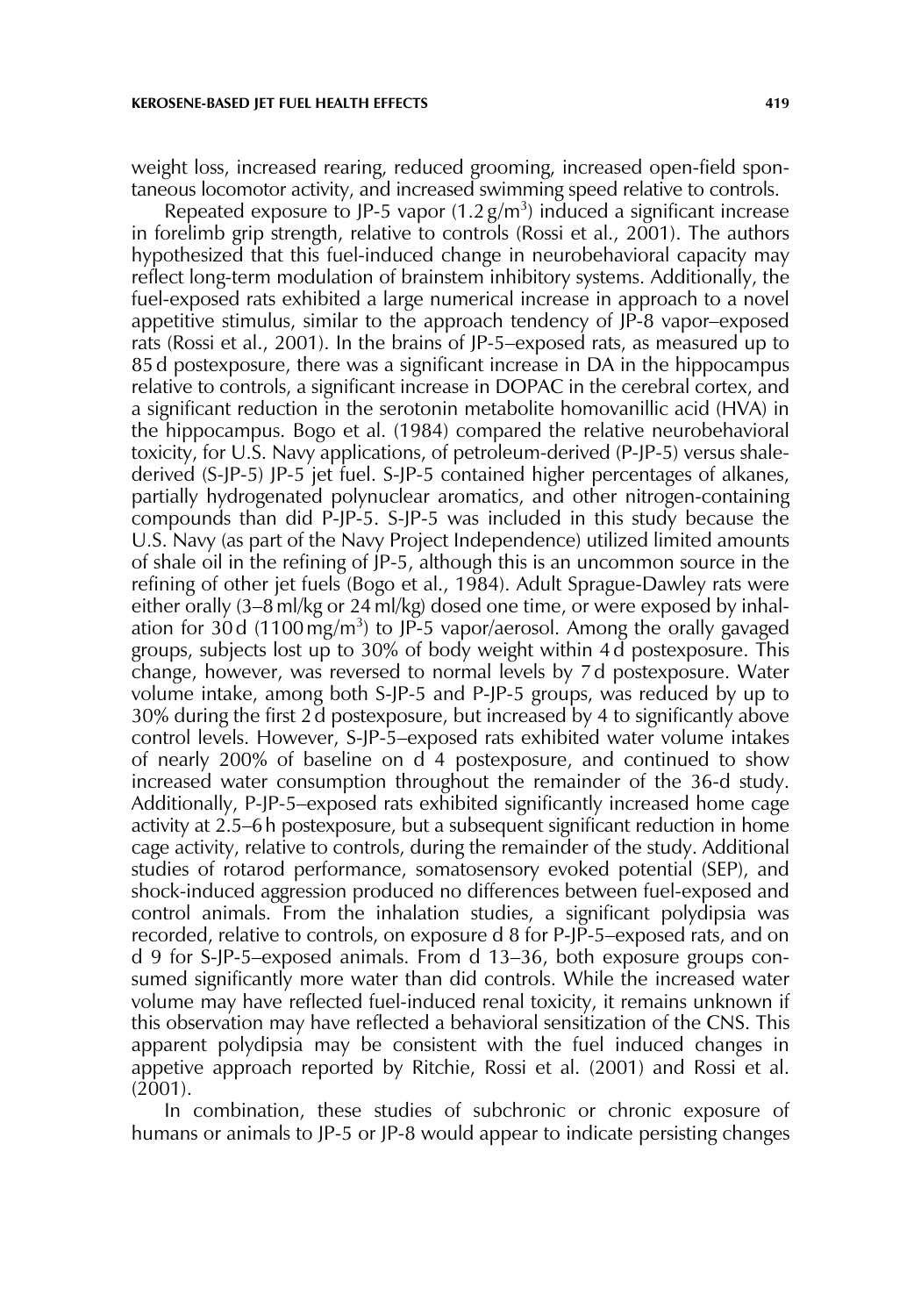weight loss, increased rearing, reduced grooming, increased open-field spontaneous locomotor activity, and increased swimming speed relative to controls.

Repeated exposure to JP-5 vapor ($1.2\,g/m^3$) induced a significant increase in forelimb grip strength, relative to controls (Rossi et al., 2001). The authors hypothesized that this fuel-induced change in neurobehavioral capacity may reflect long-term modulation of brainstem inhibitory systems. Additionally, the fuel-exposed rats exhibited a large numerical increase in approach to a novel appetitive stimulus, similar to the approach tendency of JP-8 vapor–exposed rats (Rossi et al., 2001). In the brains of JP-5–exposed rats, as measured up to 85 d postexposure, there was a significant increase in DA in the hippocampus relative to controls, a significant increase in DOPAC in the cerebral cortex, and a significant reduction in the serotonin metabolite homovanillic acid (HVA) in the hippocampus. Bogo et al. (1984) compared the relative neurobehavioral toxicity, for U.S. Navy applications, of petroleum-derived (P-JP-5) versus shale-derived (S-JP-5) JP-5 jet fuel. S-JP-5 contained higher percentages of alkanes, partially hydrogenated polynuclear aromatics, and other nitrogen-containing compounds than did P-JP-5. S-JP-5 was included in this study because the U.S. Navy (as part of the Navy Project Independence) utilized limited amounts of shale oil in the refining of JP-5, although this is an uncommon source in the refining of other jet fuels (Bogo et al., 1984). Adult Sprague-Dawley rats were either orally (3–8 ml/kg or 24 ml/kg) dosed one time, or were exposed by inhalation for 30 d ($1100\,mg/m^3$) to JP-5 vapor/aerosol. Among the orally gavaged groups, subjects lost up to 30% of body weight within 4 d postexposure. This change, however, was reversed to normal levels by 7 d postexposure. Water volume intake, among both S-JP-5 and P-JP-5 groups, was reduced by up to 30% during the first 2 d postexposure, but increased by 4 to significantly above control levels. However, S-JP-5–exposed rats exhibited water volume intakes of nearly 200% of baseline on d 4 postexposure, and continued to show increased water consumption throughout the remainder of the 36-d study. Additionally, P-JP-5–exposed rats exhibited significantly increased home cage activity at 2.5–6 h postexposure, but a subsequent significant reduction in home cage activity, relative to controls, during the remainder of the study. Additional studies of rotarod performance, somatosensory evoked potential (SEP), and shock-induced aggression produced no differences between fuel-exposed and control animals. From the inhalation studies, a significant polydipsia was recorded, relative to controls, on exposure d 8 for P-JP-5–exposed rats, and on d 9 for S-JP-5–exposed animals. From d 13–36, both exposure groups consumed significantly more water than did controls. While the increased water volume may have reflected fuel-induced renal toxicity, it remains unknown if this observation may have reflected a behavioral sensitization of the CNS. This apparent polydipsia may be consistent with the fuel induced changes in appetive approach reported by Ritchie, Rossi et al. (2001) and Rossi et al. (2001).

In combination, these studies of subchronic or chronic exposure of humans or animals to JP-5 or JP-8 would appear to indicate persisting changes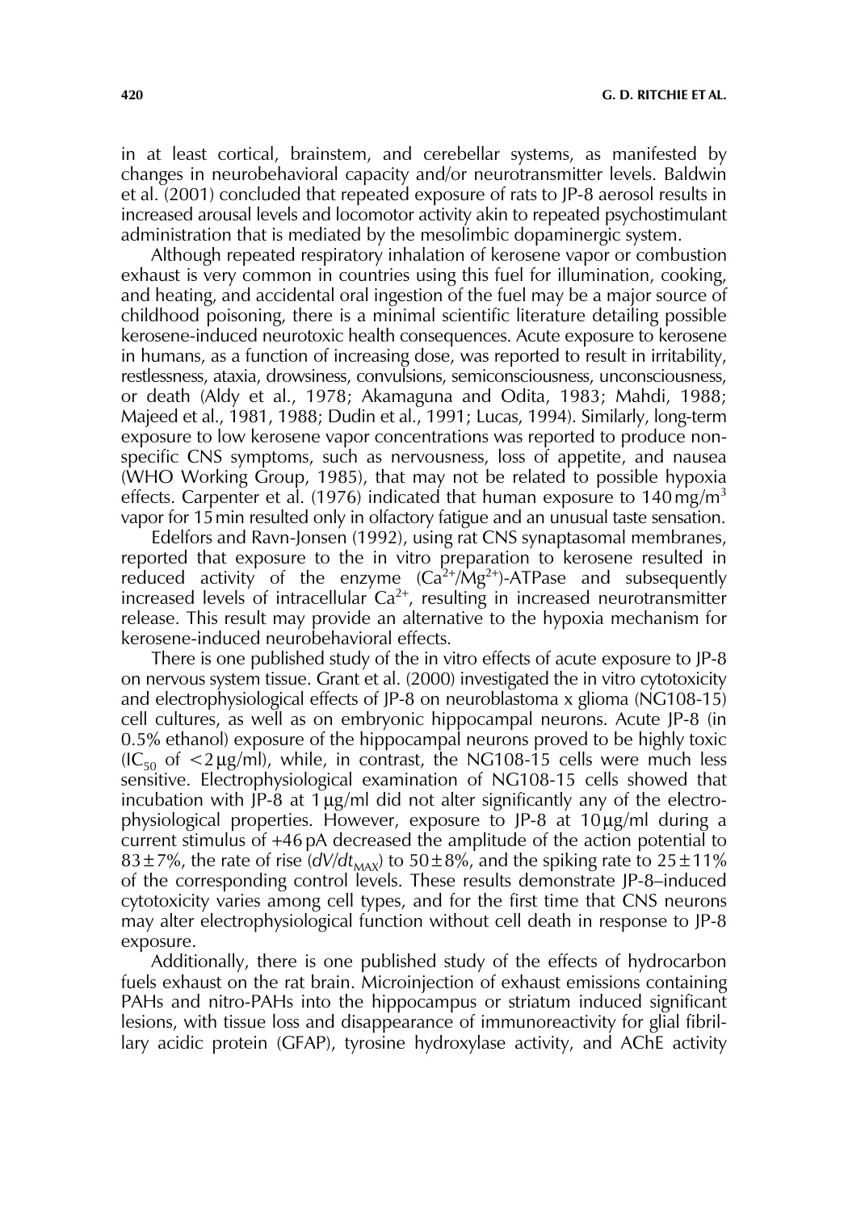in at least cortical, brainstem, and cerebellar systems, as manifested by changes in neurobehavioral capacity and/or neurotransmitter levels. Baldwin et al. (2001) concluded that repeated exposure of rats to JP-8 aerosol results in increased arousal levels and locomotor activity akin to repeated psychostimulant administration that is mediated by the mesolimbic dopaminergic system.

Although repeated respiratory inhalation of kerosene vapor or combustion exhaust is very common in countries using this fuel for illumination, cooking, and heating, and accidental oral ingestion of the fuel may be a major source of childhood poisoning, there is a minimal scientific literature detailing possible kerosene-induced neurotoxic health consequences. Acute exposure to kerosene in humans, as a function of increasing dose, was reported to result in irritability, restlessness, ataxia, drowsiness, convulsions, semiconsciousness, unconsciousness, or death (Aldy et al., 1978; Akamaguna and Odita, 1983; Mahdi, 1988; Majeed et al., 1981, 1988; Dudin et al., 1991; Lucas, 1994). Similarly, long-term exposure to low kerosene vapor concentrations was reported to produce nonspecific CNS symptoms, such as nervousness, loss of appetite, and nausea (WHO Working Group, 1985), that may not be related to possible hypoxia effects. Carpenter et al. (1976) indicated that human exposure to 140 mg/m$^3$ vapor for 15 min resulted only in olfactory fatigue and an unusual taste sensation.

Edelfors and Ravn-Jonsen (1992), using rat CNS synaptasomal membranes, reported that exposure to the in vitro preparation to kerosene resulted in reduced activity of the enzyme ($Ca^{2+}/Mg^{2+}$)-ATPase and subsequently increased levels of intracellular $Ca^{2+}$, resulting in increased neurotransmitter release. This result may provide an alternative to the hypoxia mechanism for kerosene-induced neurobehavioral effects.

There is one published study of the in vitro effects of acute exposure to JP-8 on nervous system tissue. Grant et al. (2000) investigated the in vitro cytotoxicity and electrophysiological effects of JP-8 on neuroblastoma x glioma (NG108-15) cell cultures, as well as on embryonic hippocampal neurons. Acute JP-8 (in 0.5% ethanol) exposure of the hippocampal neurons proved to be highly toxic ($IC_{50}$ of $<2\,\mu g/ml$), while, in contrast, the NG108-15 cells were much less sensitive. Electrophysiological examination of NG108-15 cells showed that incubation with JP-8 at 1 μg/ml did not alter significantly any of the electrophysiological properties. However, exposure to JP-8 at 10 μg/ml during a current stimulus of +46 pA decreased the amplitude of the action potential to $83 \pm 7\%$, the rate of rise ($dV/dt_{MAX}$) to $50 \pm 8\%$, and the spiking rate to $25 \pm 11\%$ of the corresponding control levels. These results demonstrate JP-8–induced cytotoxicity varies among cell types, and for the first time that CNS neurons may alter electrophysiological function without cell death in response to JP-8 exposure.

Additionally, there is one published study of the effects of hydrocarbon fuels exhaust on the rat brain. Microinjection of exhaust emissions containing PAHs and nitro-PAHs into the hippocampus or striatum induced significant lesions, with tissue loss and disappearance of immunoreactivity for glial fibrillary acidic protein (GFAP), tyrosine hydroxylase activity, and AChE activity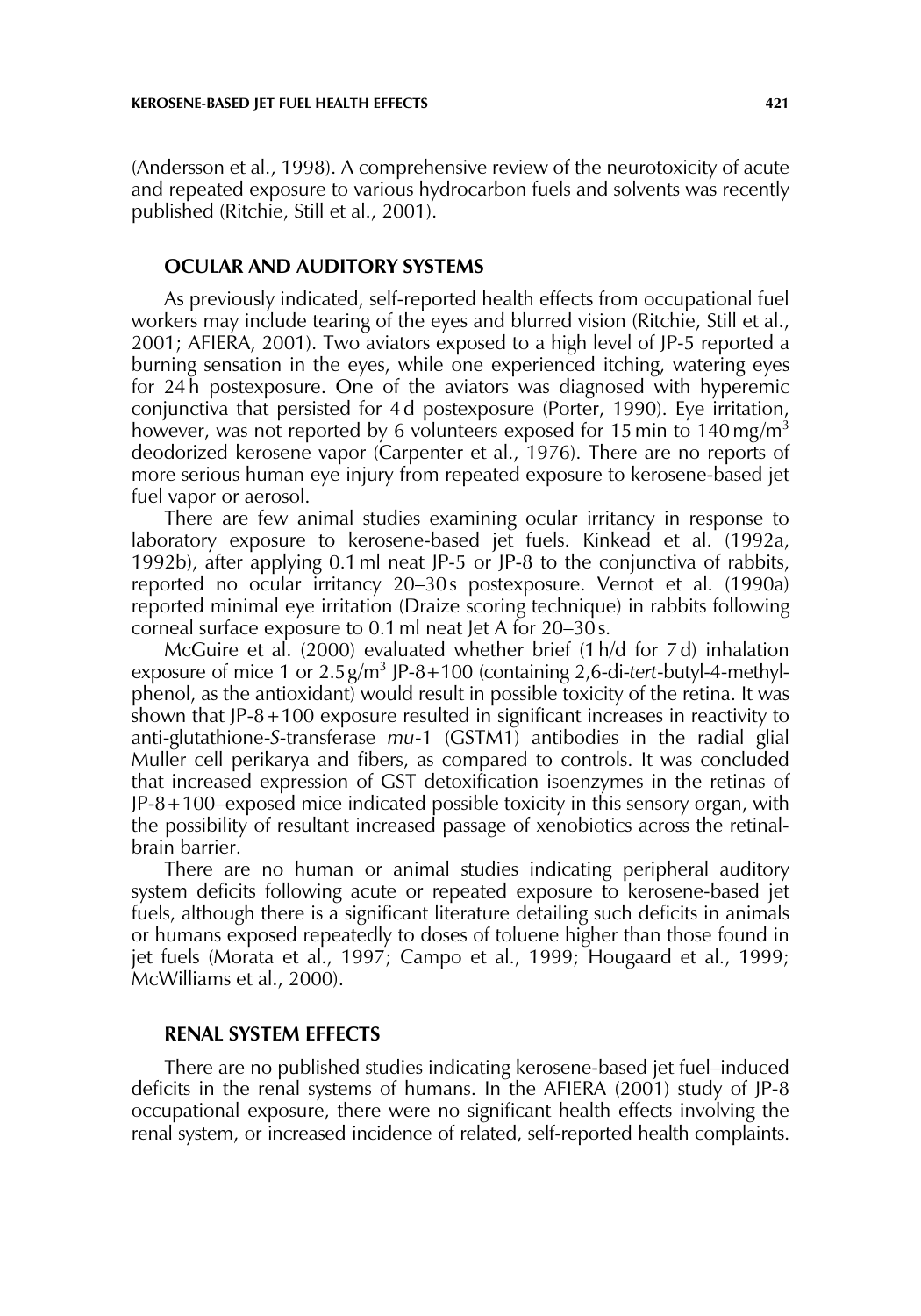(Andersson et al., 1998). A comprehensive review of the neurotoxicity of acute and repeated exposure to various hydrocarbon fuels and solvents was recently published (Ritchie, Still et al., 2001).

## OCULAR AND AUDITORY SYSTEMS

As previously indicated, self-reported health effects from occupational fuel workers may include tearing of the eyes and blurred vision (Ritchie, Still et al., 2001; AFIERA, 2001). Two aviators exposed to a high level of JP-5 reported a burning sensation in the eyes, while one experienced itching, watering eyes for 24 h postexposure. One of the aviators was diagnosed with hyperemic conjunctiva that persisted for 4 d postexposure (Porter, 1990). Eye irritation, however, was not reported by 6 volunteers exposed for 15 min to 140 $mg/m^3$ deodorized kerosene vapor (Carpenter et al., 1976). There are no reports of more serious human eye injury from repeated exposure to kerosene-based jet fuel vapor or aerosol.

There are few animal studies examining ocular irritancy in response to laboratory exposure to kerosene-based jet fuels. Kinkead et al. (1992a, 1992b), after applying 0.1 ml neat JP-5 or JP-8 to the conjunctiva of rabbits, reported no ocular irritancy 20–30 s postexposure. Vernot et al. (1990a) reported minimal eye irritation (Draize scoring technique) in rabbits following corneal surface exposure to 0.1 ml neat Jet A for 20–30 s.

McGuire et al. (2000) evaluated whether brief (1 h/d for 7 d) inhalation exposure of mice 1 or 2.5 $g/m^3$ JP-8+100 (containing 2,6-di-*tert*-butyl-4-methylphenol, as the antioxidant) would result in possible toxicity of the retina. It was shown that JP-8+100 exposure resulted in significant increases in reactivity to anti-glutathione-*S*-transferase *mu*-1 (GSTM1) antibodies in the radial glial Muller cell perikarya and fibers, as compared to controls. It was concluded that increased expression of GST detoxification isoenzymes in the retinas of JP-8+100–exposed mice indicated possible toxicity in this sensory organ, with the possibility of resultant increased passage of xenobiotics across the retinal-brain barrier.

There are no human or animal studies indicating peripheral auditory system deficits following acute or repeated exposure to kerosene-based jet fuels, although there is a significant literature detailing such deficits in animals or humans exposed repeatedly to doses of toluene higher than those found in jet fuels (Morata et al., 1997; Campo et al., 1999; Hougaard et al., 1999; McWilliams et al., 2000).

## RENAL SYSTEM EFFECTS

There are no published studies indicating kerosene-based jet fuel–induced deficits in the renal systems of humans. In the AFIERA (2001) study of JP-8 occupational exposure, there were no significant health effects involving the renal system, or increased incidence of related, self-reported health complaints.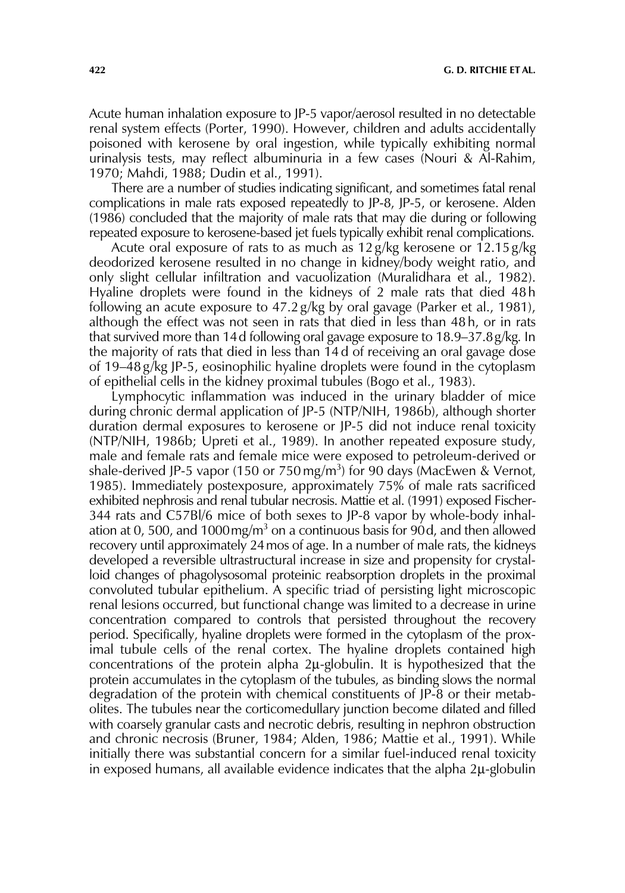Acute human inhalation exposure to JP-5 vapor/aerosol resulted in no detectable renal system effects (Porter, 1990). However, children and adults accidentally poisoned with kerosene by oral ingestion, while typically exhibiting normal urinalysis tests, may reflect albuminuria in a few cases (Nouri & Al-Rahim, 1970; Mahdi, 1988; Dudin et al., 1991).

There are a number of studies indicating significant, and sometimes fatal renal complications in male rats exposed repeatedly to JP-8, JP-5, or kerosene. Alden (1986) concluded that the majority of male rats that may die during or following repeated exposure to kerosene-based jet fuels typically exhibit renal complications.

Acute oral exposure of rats to as much as 12 g/kg kerosene or 12.15 g/kg deodorized kerosene resulted in no change in kidney/body weight ratio, and only slight cellular infiltration and vacuolization (Muralidhara et al., 1982). Hyaline droplets were found in the kidneys of 2 male rats that died 48 h following an acute exposure to 47.2 g/kg by oral gavage (Parker et al., 1981), although the effect was not seen in rats that died in less than 48 h, or in rats that survived more than 14 d following oral gavage exposure to 18.9–37.8 g/kg. In the majority of rats that died in less than 14 d of receiving an oral gavage dose of 19–48 g/kg JP-5, eosinophilic hyaline droplets were found in the cytoplasm of epithelial cells in the kidney proximal tubules (Bogo et al., 1983).

Lymphocytic inflammation was induced in the urinary bladder of mice during chronic dermal application of JP-5 (NTP/NIH, 1986b), although shorter duration dermal exposures to kerosene or JP-5 did not induce renal toxicity (NTP/NIH, 1986b; Upreti et al., 1989). In another repeated exposure study, male and female rats and female mice were exposed to petroleum-derived or shale-derived JP-5 vapor (150 or 750 $mg/m^3$) for 90 days (MacEwen & Vernot, 1985). Immediately postexposure, approximately 75% of male rats sacrificed exhibited nephrosis and renal tubular necrosis. Mattie et al. (1991) exposed Fischer-344 rats and C57Bl/6 mice of both sexes to JP-8 vapor by whole-body inhalation at 0, 500, and 1000 $mg/m^3$ on a continuous basis for 90 d, and then allowed recovery until approximately 24 mos of age. In a number of male rats, the kidneys developed a reversible ultrastructural increase in size and propensity for crystalloid changes of phagolysosomal proteinic reabsorption droplets in the proximal convoluted tubular epithelium. A specific triad of persisting light microscopic renal lesions occurred, but functional change was limited to a decrease in urine concentration compared to controls that persisted throughout the recovery period. Specifically, hyaline droplets were formed in the cytoplasm of the proximal tubule cells of the renal cortex. The hyaline droplets contained high concentrations of the protein alpha $2\mu$-globulin. It is hypothesized that the protein accumulates in the cytoplasm of the tubules, as binding slows the normal degradation of the protein with chemical constituents of JP-8 or their metabolites. The tubules near the corticomedullary junction become dilated and filled with coarsely granular casts and necrotic debris, resulting in nephron obstruction and chronic necrosis (Bruner, 1984; Alden, 1986; Mattie et al., 1991). While initially there was substantial concern for a similar fuel-induced renal toxicity in exposed humans, all available evidence indicates that the alpha $2\mu$-globulin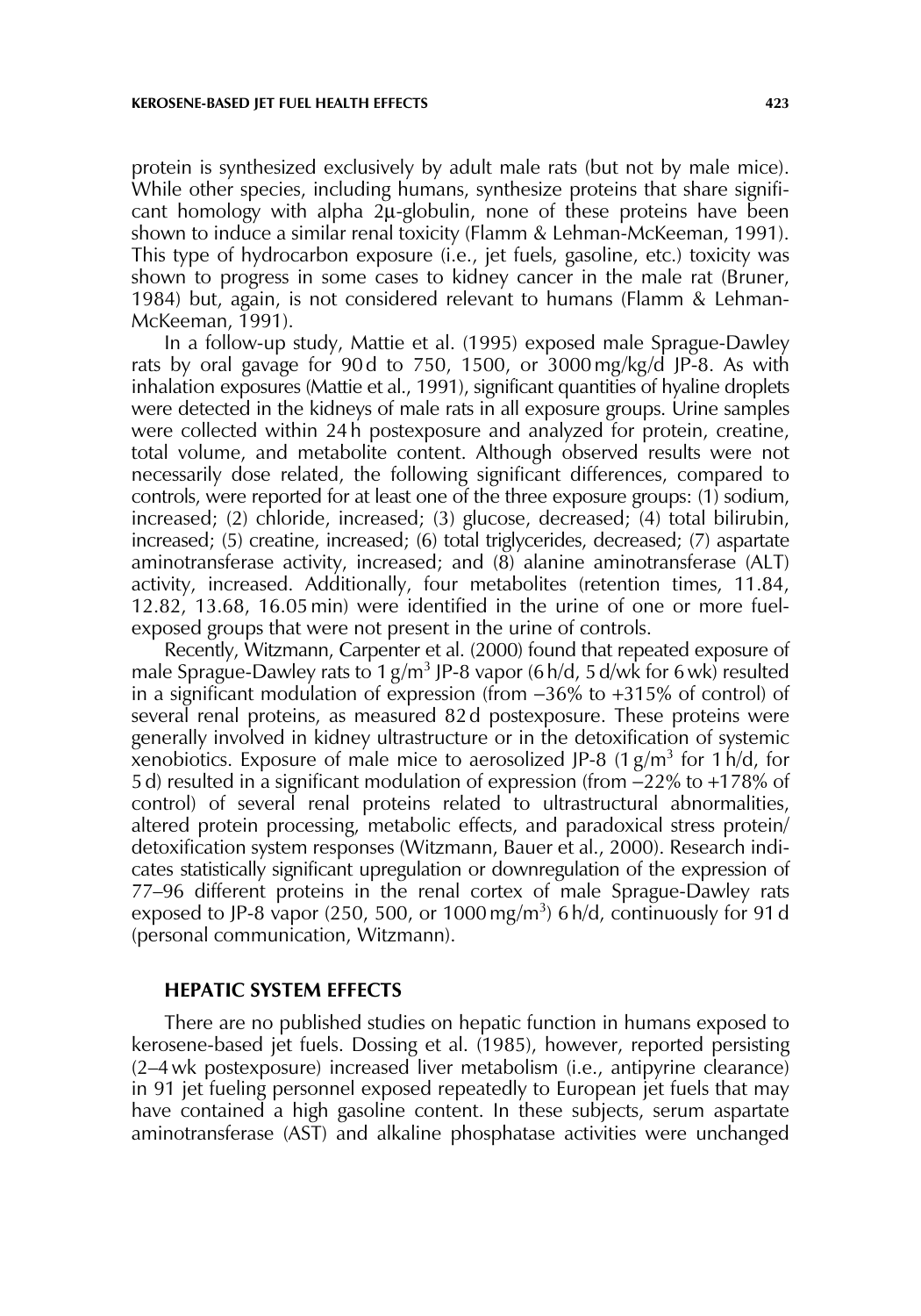protein is synthesized exclusively by adult male rats (but not by male mice). While other species, including humans, synthesize proteins that share significant homology with alpha 2μ-globulin, none of these proteins have been shown to induce a similar renal toxicity (Flamm & Lehman-McKeeman, 1991). This type of hydrocarbon exposure (i.e., jet fuels, gasoline, etc.) toxicity was shown to progress in some cases to kidney cancer in the male rat (Bruner, 1984) but, again, is not considered relevant to humans (Flamm & Lehman-McKeeman, 1991).

In a follow-up study, Mattie et al. (1995) exposed male Sprague-Dawley rats by oral gavage for 90 d to 750, 1500, or 3000 mg/kg/d JP-8. As with inhalation exposures (Mattie et al., 1991), significant quantities of hyaline droplets were detected in the kidneys of male rats in all exposure groups. Urine samples were collected within 24 h postexposure and analyzed for protein, creatine, total volume, and metabolite content. Although observed results were not necessarily dose related, the following significant differences, compared to controls, were reported for at least one of the three exposure groups: (1) sodium, increased; (2) chloride, increased; (3) glucose, decreased; (4) total bilirubin, increased; (5) creatine, increased; (6) total triglycerides, decreased; (7) aspartate aminotransferase activity, increased; and (8) alanine aminotransferase (ALT) activity, increased. Additionally, four metabolites (retention times, 11.84, 12.82, 13.68, 16.05 min) were identified in the urine of one or more fuel-exposed groups that were not present in the urine of controls.

Recently, Witzmann, Carpenter et al. (2000) found that repeated exposure of male Sprague-Dawley rats to 1 g/m$^3$ JP-8 vapor (6 h/d, 5 d/wk for 6 wk) resulted in a significant modulation of expression (from −36% to +315% of control) of several renal proteins, as measured 82 d postexposure. These proteins were generally involved in kidney ultrastructure or in the detoxification of systemic xenobiotics. Exposure of male mice to aerosolized JP-8 (1 g/m$^3$ for 1 h/d, for 5 d) resulted in a significant modulation of expression (from −22% to +178% of control) of several renal proteins related to ultrastructural abnormalities, altered protein processing, metabolic effects, and paradoxical stress protein/detoxification system responses (Witzmann, Bauer et al., 2000). Research indicates statistically significant upregulation or downregulation of the expression of 77–96 different proteins in the renal cortex of male Sprague-Dawley rats exposed to JP-8 vapor (250, 500, or 1000 mg/m$^3$) 6 h/d, continuously for 91 d (personal communication, Witzmann).

## HEPATIC SYSTEM EFFECTS

There are no published studies on hepatic function in humans exposed to kerosene-based jet fuels. Dossing et al. (1985), however, reported persisting (2–4 wk postexposure) increased liver metabolism (i.e., antipyrine clearance) in 91 jet fueling personnel exposed repeatedly to European jet fuels that may have contained a high gasoline content. In these subjects, serum aspartate aminotransferase (AST) and alkaline phosphatase activities were unchanged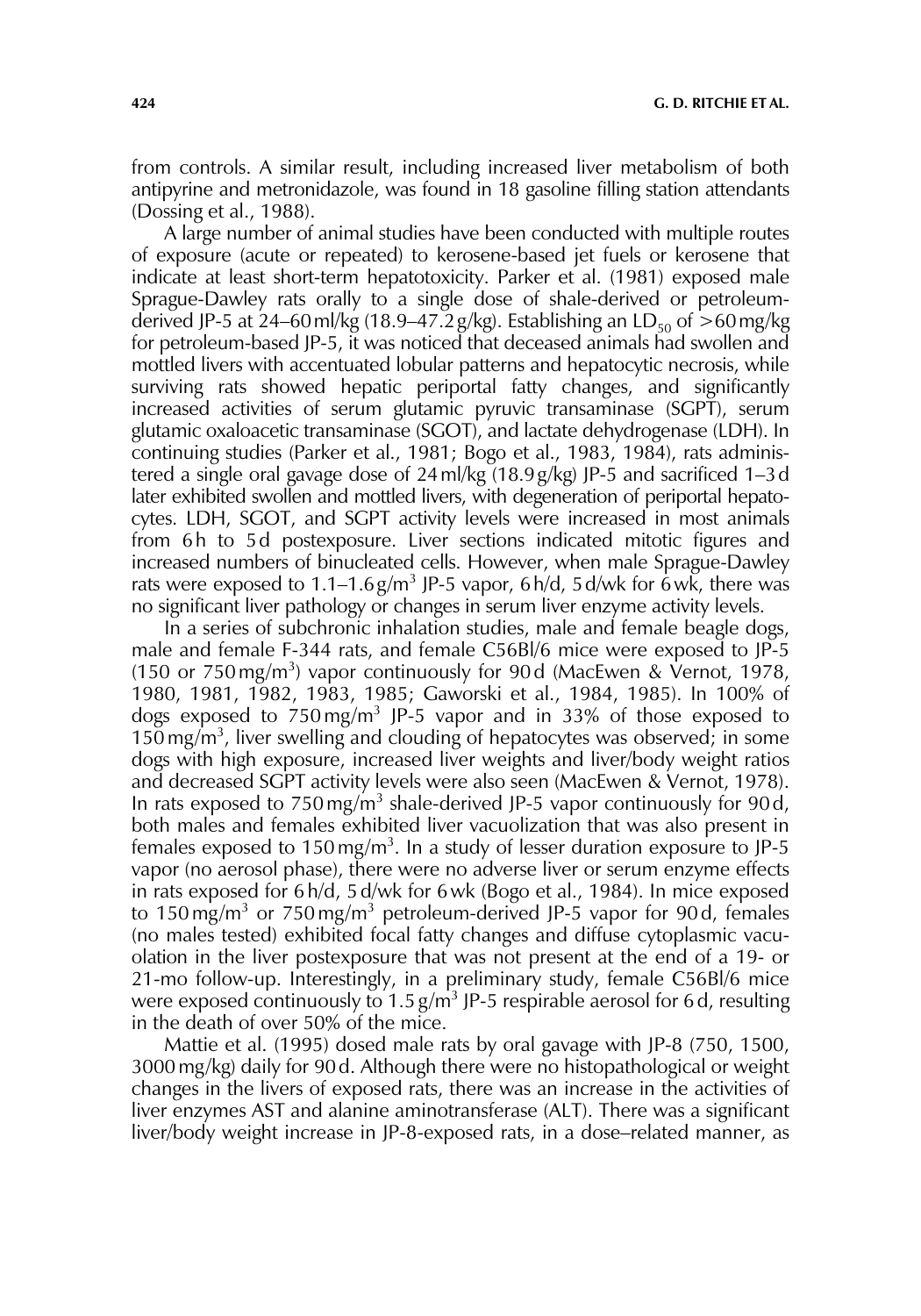from controls. A similar result, including increased liver metabolism of both antipyrine and metronidazole, was found in 18 gasoline filling station attendants (Dossing et al., 1988).

A large number of animal studies have been conducted with multiple routes of exposure (acute or repeated) to kerosene-based jet fuels or kerosene that indicate at least short-term hepatotoxicity. Parker et al. (1981) exposed male Sprague-Dawley rats orally to a single dose of shale-derived or petroleum-derived JP-5 at 24–60 ml/kg (18.9–47.2 g/kg). Establishing an $LD_{50}$ of >60 mg/kg for petroleum-based JP-5, it was noticed that deceased animals had swollen and mottled livers with accentuated lobular patterns and hepatocytic necrosis, while surviving rats showed hepatic periportal fatty changes, and significantly increased activities of serum glutamic pyruvic transaminase (SGPT), serum glutamic oxaloacetic transaminase (SGOT), and lactate dehydrogenase (LDH). In continuing studies (Parker et al., 1981; Bogo et al., 1983, 1984), rats administered a single oral gavage dose of 24 ml/kg (18.9 g/kg) JP-5 and sacrificed 1–3 d later exhibited swollen and mottled livers, with degeneration of periportal hepatocytes. LDH, SGOT, and SGPT activity levels were increased in most animals from 6 h to 5 d postexposure. Liver sections indicated mitotic figures and increased numbers of binucleated cells. However, when male Sprague-Dawley rats were exposed to 1.1–1.6 g/m$^3$ JP-5 vapor, 6 h/d, 5 d/wk for 6 wk, there was no significant liver pathology or changes in serum liver enzyme activity levels.

In a series of subchronic inhalation studies, male and female beagle dogs, male and female F-344 rats, and female C56Bl/6 mice were exposed to JP-5 (150 or 750 mg/m$^3$) vapor continuously for 90 d (MacEwen & Vernot, 1978, 1980, 1981, 1982, 1983, 1985; Gaworski et al., 1984, 1985). In 100% of dogs exposed to 750 mg/m$^3$ JP-5 vapor and in 33% of those exposed to 150 mg/m$^3$, liver swelling and clouding of hepatocytes was observed; in some dogs with high exposure, increased liver weights and liver/body weight ratios and decreased SGPT activity levels were also seen (MacEwen & Vernot, 1978). In rats exposed to 750 mg/m$^3$ shale-derived JP-5 vapor continuously for 90 d, both males and females exhibited liver vacuolization that was also present in females exposed to 150 mg/m$^3$. In a study of lesser duration exposure to JP-5 vapor (no aerosol phase), there were no adverse liver or serum enzyme effects in rats exposed for 6 h/d, 5 d/wk for 6 wk (Bogo et al., 1984). In mice exposed to 150 mg/m$^3$ or 750 mg/m$^3$ petroleum-derived JP-5 vapor for 90 d, females (no males tested) exhibited focal fatty changes and diffuse cytoplasmic vacuolation in the liver postexposure that was not present at the end of a 19- or 21-mo follow-up. Interestingly, in a preliminary study, female C56Bl/6 mice were exposed continuously to 1.5 g/m$^3$ JP-5 respirable aerosol for 6 d, resulting in the death of over 50% of the mice.

Mattie et al. (1995) dosed male rats by oral gavage with JP-8 (750, 1500, 3000 mg/kg) daily for 90 d. Although there were no histopathological or weight changes in the livers of exposed rats, there was an increase in the activities of liver enzymes AST and alanine aminotransferase (ALT). There was a significant liver/body weight increase in JP-8-exposed rats, in a dose–related manner, as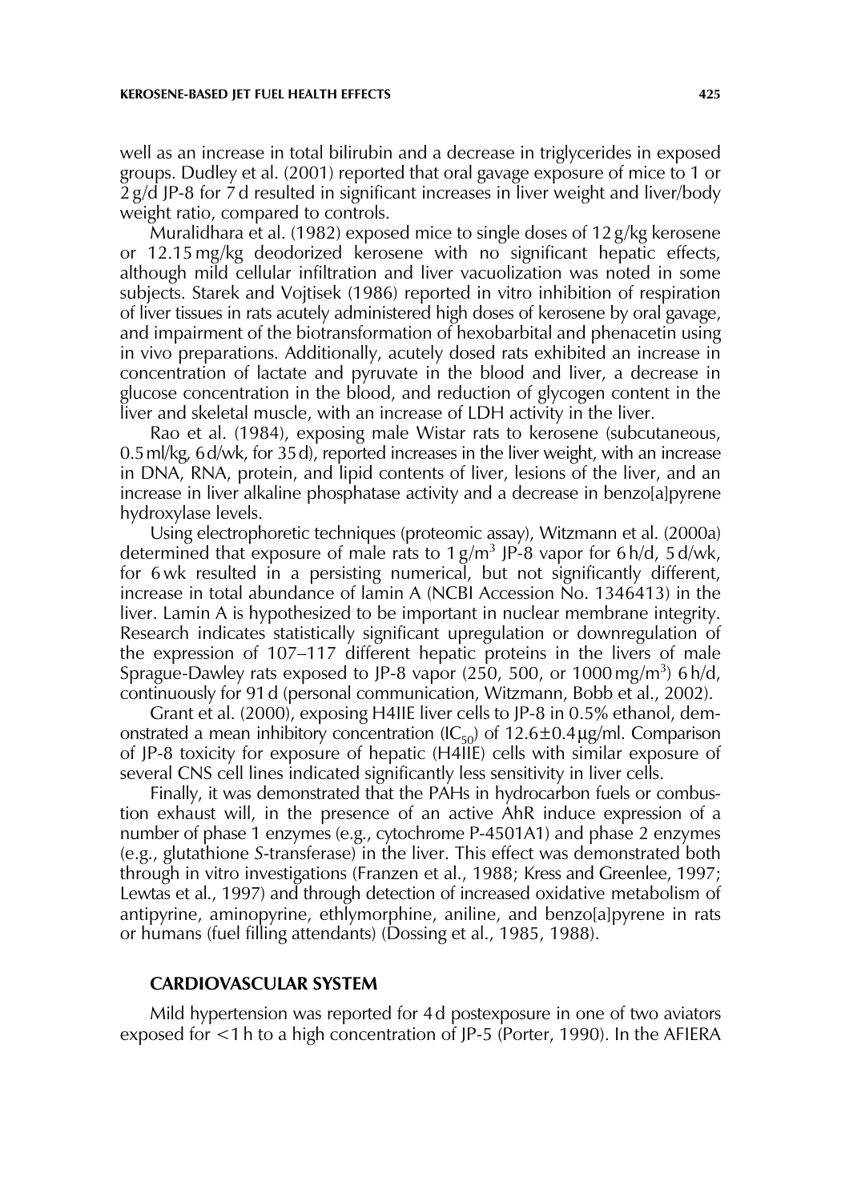well as an increase in total bilirubin and a decrease in triglycerides in exposed groups. Dudley et al. (2001) reported that oral gavage exposure of mice to 1 or 2 g/d JP-8 for 7 d resulted in significant increases in liver weight and liver/body weight ratio, compared to controls.

Muralidhara et al. (1982) exposed mice to single doses of 12 g/kg kerosene or 12.15 mg/kg deodorized kerosene with no significant hepatic effects, although mild cellular infiltration and liver vacuolization was noted in some subjects. Starek and Vojtisek (1986) reported in vitro inhibition of respiration of liver tissues in rats acutely administered high doses of kerosene by oral gavage, and impairment of the biotransformation of hexobarbital and phenacetin using in vivo preparations. Additionally, acutely dosed rats exhibited an increase in concentration of lactate and pyruvate in the blood and liver, a decrease in glucose concentration in the blood, and reduction of glycogen content in the liver and skeletal muscle, with an increase of LDH activity in the liver.

Rao et al. (1984), exposing male Wistar rats to kerosene (subcutaneous, 0.5 ml/kg, 6 d/wk, for 35 d), reported increases in the liver weight, with an increase in DNA, RNA, protein, and lipid contents of liver, lesions of the liver, and an increase in liver alkaline phosphatase activity and a decrease in benzo[a]pyrene hydroxylase levels.

Using electrophoretic techniques (proteomic assay), Witzmann et al. (2000a) determined that exposure of male rats to 1 g/m$^3$ JP-8 vapor for 6 h/d, 5 d/wk, for 6 wk resulted in a persisting numerical, but not significantly different, increase in total abundance of lamin A (NCBI Accession No. 1346413) in the liver. Lamin A is hypothesized to be important in nuclear membrane integrity. Research indicates statistically significant upregulation or downregulation of the expression of 107–117 different hepatic proteins in the livers of male Sprague-Dawley rats exposed to JP-8 vapor (250, 500, or 1000 mg/m$^3$) 6 h/d, continuously for 91 d (personal communication, Witzmann, Bobb et al., 2002).

Grant et al. (2000), exposing H4IIE liver cells to JP-8 in 0.5% ethanol, demonstrated a mean inhibitory concentration ($IC_{50}$) of 12.6±0.4 μg/ml. Comparison of JP-8 toxicity for exposure of hepatic (H4IIE) cells with similar exposure of several CNS cell lines indicated significantly less sensitivity in liver cells.

Finally, it was demonstrated that the PAHs in hydrocarbon fuels or combustion exhaust will, in the presence of an active AhR induce expression of a number of phase 1 enzymes (e.g., cytochrome P-4501A1) and phase 2 enzymes (e.g., glutathione *S*-transferase) in the liver. This effect was demonstrated both through in vitro investigations (Franzen et al., 1988; Kress and Greenlee, 1997; Lewtas et al., 1997) and through detection of increased oxidative metabolism of antipyrine, aminopyrine, ethlymorphine, aniline, and benzo[a]pyrene in rats or humans (fuel filling attendants) (Dossing et al., 1985, 1988).

## CARDIOVASCULAR SYSTEM

Mild hypertension was reported for 4 d postexposure in one of two aviators exposed for <1 h to a high concentration of JP-5 (Porter, 1990). In the AFIERA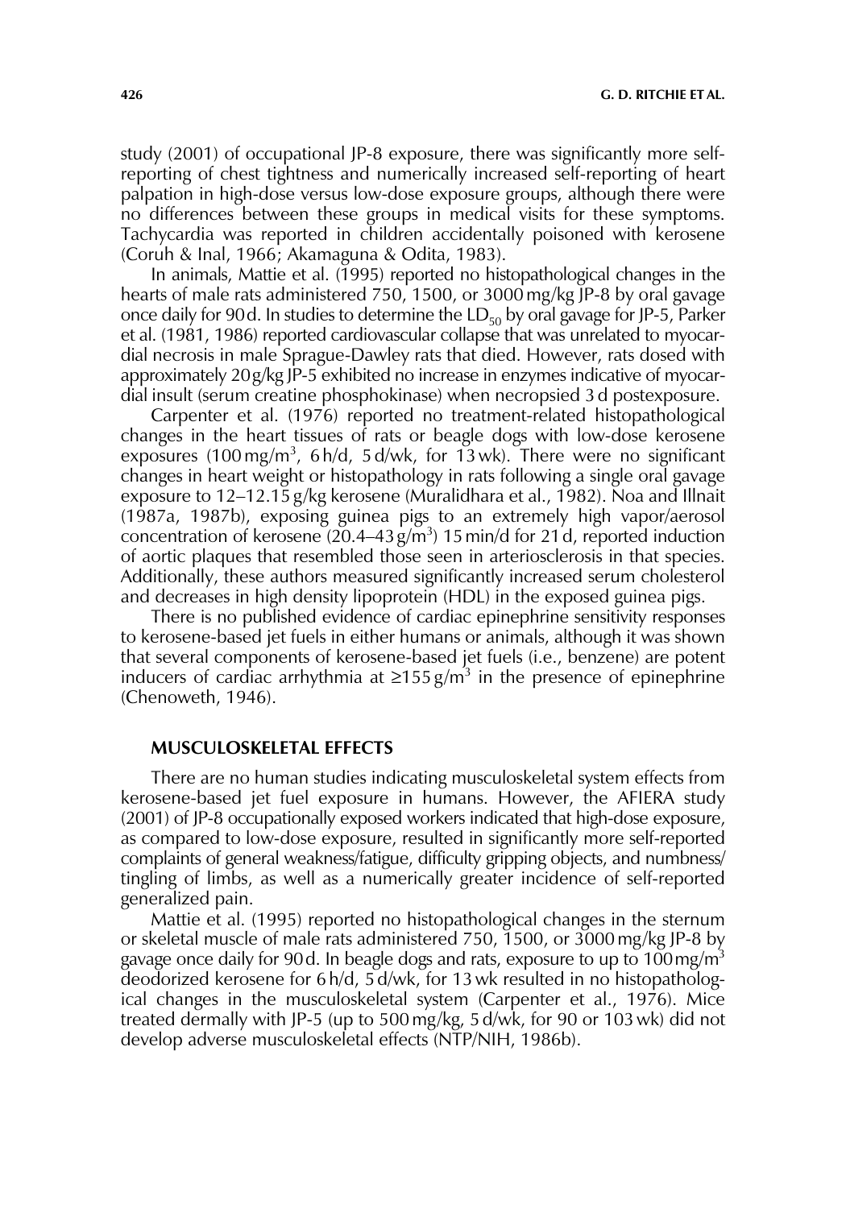study (2001) of occupational JP-8 exposure, there was significantly more self-reporting of chest tightness and numerically increased self-reporting of heart palpation in high-dose versus low-dose exposure groups, although there were no differences between these groups in medical visits for these symptoms. Tachycardia was reported in children accidentally poisoned with kerosene (Coruh & Inal, 1966; Akamaguna & Odita, 1983).

In animals, Mattie et al. (1995) reported no histopathological changes in the hearts of male rats administered 750, 1500, or 3000 mg/kg JP-8 by oral gavage once daily for 90 d. In studies to determine the $LD_{50}$ by oral gavage for JP-5, Parker et al. (1981, 1986) reported cardiovascular collapse that was unrelated to myocardial necrosis in male Sprague-Dawley rats that died. However, rats dosed with approximately 20 g/kg JP-5 exhibited no increase in enzymes indicative of myocardial insult (serum creatine phosphokinase) when necropsied 3 d postexposure.

Carpenter et al. (1976) reported no treatment-related histopathological changes in the heart tissues of rats or beagle dogs with low-dose kerosene exposures (100 mg/m$^3$, 6 h/d, 5 d/wk, for 13 wk). There were no significant changes in heart weight or histopathology in rats following a single oral gavage exposure to 12–12.15 g/kg kerosene (Muralidhara et al., 1982). Noa and Illnait (1987a, 1987b), exposing guinea pigs to an extremely high vapor/aerosol concentration of kerosene (20.4–43 g/m$^3$) 15 min/d for 21 d, reported induction of aortic plaques that resembled those seen in arteriosclerosis in that species. Additionally, these authors measured significantly increased serum cholesterol and decreases in high density lipoprotein (HDL) in the exposed guinea pigs.

There is no published evidence of cardiac epinephrine sensitivity responses to kerosene-based jet fuels in either humans or animals, although it was shown that several components of kerosene-based jet fuels (i.e., benzene) are potent inducers of cardiac arrhythmia at ≥155 g/m$^3$ in the presence of epinephrine (Chenoweth, 1946).

## MUSCULOSKELETAL EFFECTS

There are no human studies indicating musculoskeletal system effects from kerosene-based jet fuel exposure in humans. However, the AFIERA study (2001) of JP-8 occupationally exposed workers indicated that high-dose exposure, as compared to low-dose exposure, resulted in significantly more self-reported complaints of general weakness/fatigue, difficulty gripping objects, and numbness/tingling of limbs, as well as a numerically greater incidence of self-reported generalized pain.

Mattie et al. (1995) reported no histopathological changes in the sternum or skeletal muscle of male rats administered 750, 1500, or 3000 mg/kg JP-8 by gavage once daily for 90 d. In beagle dogs and rats, exposure to up to 100 mg/m$^3$ deodorized kerosene for 6 h/d, 5 d/wk, for 13 wk resulted in no histopathological changes in the musculoskeletal system (Carpenter et al., 1976). Mice treated dermally with JP-5 (up to 500 mg/kg, 5 d/wk, for 90 or 103 wk) did not develop adverse musculoskeletal effects (NTP/NIH, 1986b).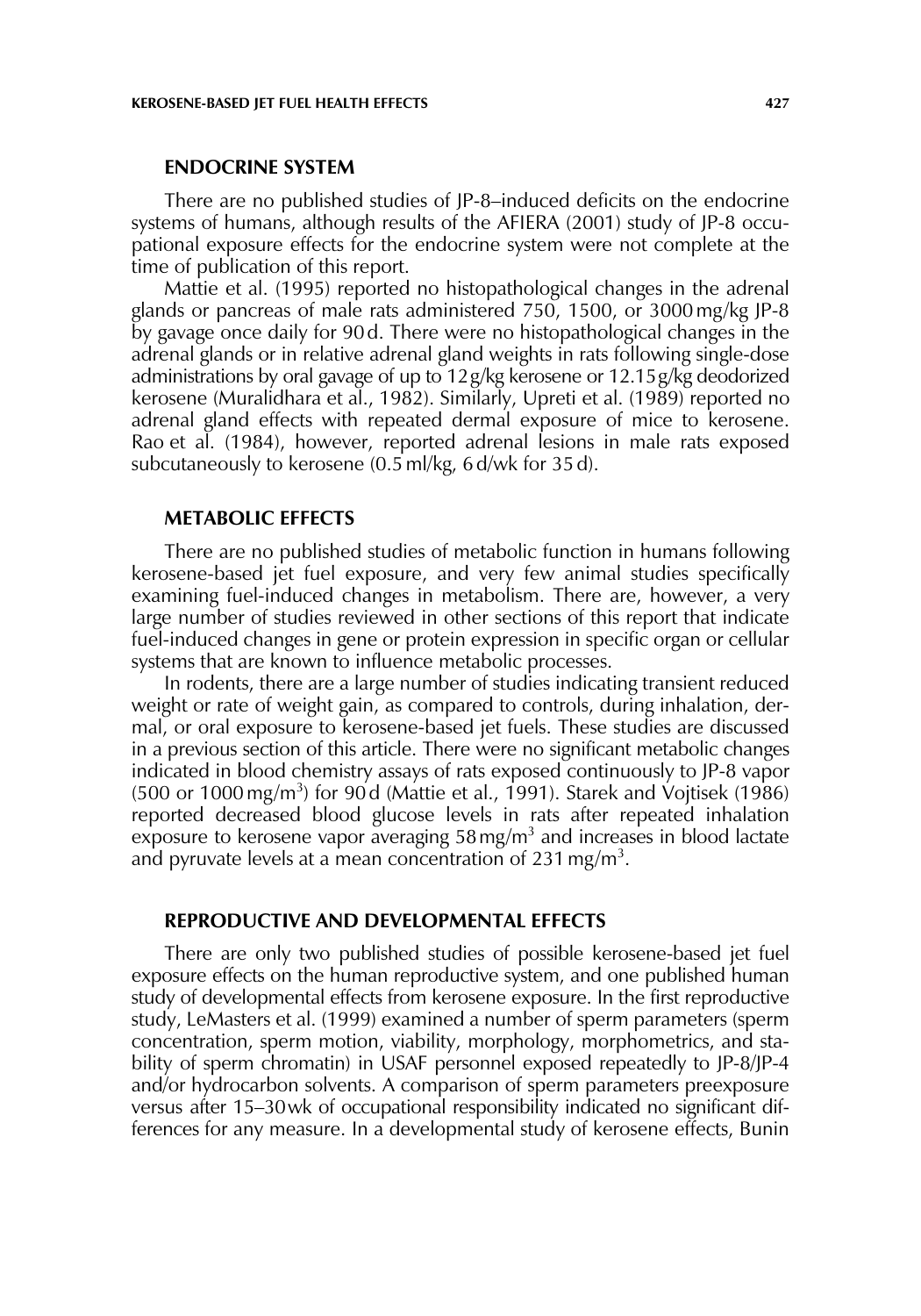## ENDOCRINE SYSTEM

There are no published studies of JP-8–induced deficits on the endocrine systems of humans, although results of the AFIERA (2001) study of JP-8 occupational exposure effects for the endocrine system were not complete at the time of publication of this report.

Mattie et al. (1995) reported no histopathological changes in the adrenal glands or pancreas of male rats administered 750, 1500, or 3000 mg/kg JP-8 by gavage once daily for 90 d. There were no histopathological changes in the adrenal glands or in relative adrenal gland weights in rats following single-dose administrations by oral gavage of up to 12 g/kg kerosene or 12.15 g/kg deodorized kerosene (Muralidhara et al., 1982). Similarly, Upreti et al. (1989) reported no adrenal gland effects with repeated dermal exposure of mice to kerosene. Rao et al. (1984), however, reported adrenal lesions in male rats exposed subcutaneously to kerosene (0.5 ml/kg, 6 d/wk for 35 d).

## METABOLIC EFFECTS

There are no published studies of metabolic function in humans following kerosene-based jet fuel exposure, and very few animal studies specifically examining fuel-induced changes in metabolism. There are, however, a very large number of studies reviewed in other sections of this report that indicate fuel-induced changes in gene or protein expression in specific organ or cellular systems that are known to influence metabolic processes.

In rodents, there are a large number of studies indicating transient reduced weight or rate of weight gain, as compared to controls, during inhalation, dermal, or oral exposure to kerosene-based jet fuels. These studies are discussed in a previous section of this article. There were no significant metabolic changes indicated in blood chemistry assays of rats exposed continuously to JP-8 vapor (500 or 1000 $mg/m^3$) for 90 d (Mattie et al., 1991). Starek and Vojtisek (1986) reported decreased blood glucose levels in rats after repeated inhalation exposure to kerosene vapor averaging 58 $mg/m^3$ and increases in blood lactate and pyruvate levels at a mean concentration of 231 $mg/m^3$.

## REPRODUCTIVE AND DEVELOPMENTAL EFFECTS

There are only two published studies of possible kerosene-based jet fuel exposure effects on the human reproductive system, and one published human study of developmental effects from kerosene exposure. In the first reproductive study, LeMasters et al. (1999) examined a number of sperm parameters (sperm concentration, sperm motion, viability, morphology, morphometrics, and stability of sperm chromatin) in USAF personnel exposed repeatedly to JP-8/JP-4 and/or hydrocarbon solvents. A comparison of sperm parameters preexposure versus after 15–30 wk of occupational responsibility indicated no significant differences for any measure. In a developmental study of kerosene effects, Bunin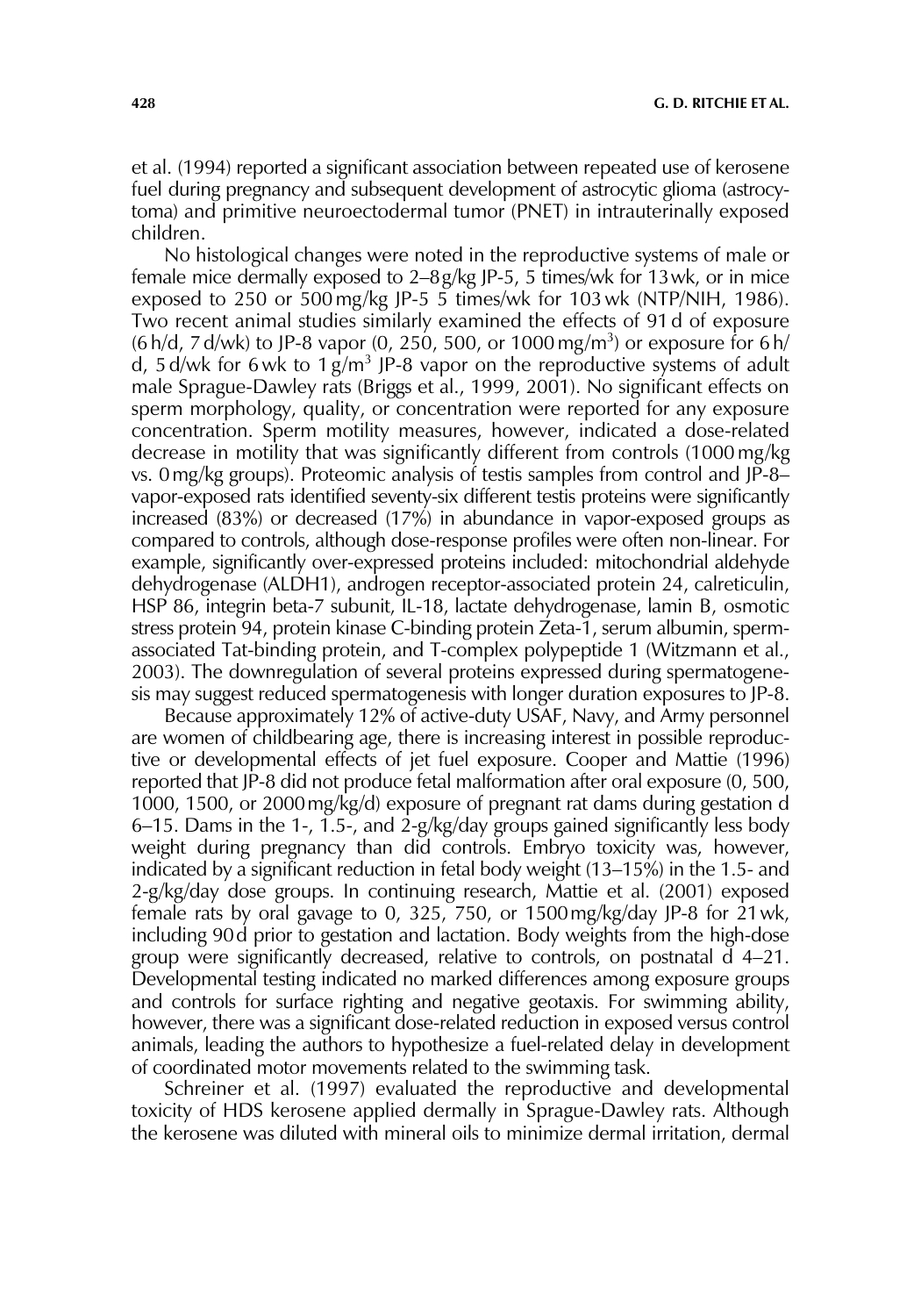et al. (1994) reported a significant association between repeated use of kerosene fuel during pregnancy and subsequent development of astrocytic glioma (astrocytoma) and primitive neuroectodermal tumor (PNET) in intrauterinally exposed children.

No histological changes were noted in the reproductive systems of male or female mice dermally exposed to 2–8 g/kg JP-5, 5 times/wk for 13 wk, or in mice exposed to 250 or 500 mg/kg JP-5 5 times/wk for 103 wk (NTP/NIH, 1986). Two recent animal studies similarly examined the effects of 91 d of exposure (6 h/d, 7 d/wk) to JP-8 vapor (0, 250, 500, or 1000 mg/m$^3$) or exposure for 6 h/d, 5 d/wk for 6 wk to 1 g/m$^3$ JP-8 vapor on the reproductive systems of adult male Sprague-Dawley rats (Briggs et al., 1999, 2001). No significant effects on sperm morphology, quality, or concentration were reported for any exposure concentration. Sperm motility measures, however, indicated a dose-related decrease in motility that was significantly different from controls (1000 mg/kg vs. 0 mg/kg groups). Proteomic analysis of testis samples from control and JP-8–vapor-exposed rats identified seventy-six different testis proteins were significantly increased (83%) or decreased (17%) in abundance in vapor-exposed groups as compared to controls, although dose-response profiles were often non-linear. For example, significantly over-expressed proteins included: mitochondrial aldehyde dehydrogenase (ALDH1), androgen receptor-associated protein 24, calreticulin, HSP 86, integrin beta-7 subunit, IL-18, lactate dehydrogenase, lamin B, osmotic stress protein 94, protein kinase C-binding protein Zeta-1, serum albumin, sperm-associated Tat-binding protein, and T-complex polypeptide 1 (Witzmann et al., 2003). The downregulation of several proteins expressed during spermatogenesis may suggest reduced spermatogenesis with longer duration exposures to JP-8.

Because approximately 12% of active-duty USAF, Navy, and Army personnel are women of childbearing age, there is increasing interest in possible reproductive or developmental effects of jet fuel exposure. Cooper and Mattie (1996) reported that JP-8 did not produce fetal malformation after oral exposure (0, 500, 1000, 1500, or 2000 mg/kg/d) exposure of pregnant rat dams during gestation d 6–15. Dams in the 1-, 1.5-, and 2-g/kg/day groups gained significantly less body weight during pregnancy than did controls. Embryo toxicity was, however, indicated by a significant reduction in fetal body weight (13–15%) in the 1.5- and 2-g/kg/day dose groups. In continuing research, Mattie et al. (2001) exposed female rats by oral gavage to 0, 325, 750, or 1500 mg/kg/day JP-8 for 21 wk, including 90 d prior to gestation and lactation. Body weights from the high-dose group were significantly decreased, relative to controls, on postnatal d 4–21. Developmental testing indicated no marked differences among exposure groups and controls for surface righting and negative geotaxis. For swimming ability, however, there was a significant dose-related reduction in exposed versus control animals, leading the authors to hypothesize a fuel-related delay in development of coordinated motor movements related to the swimming task.

Schreiner et al. (1997) evaluated the reproductive and developmental toxicity of HDS kerosene applied dermally in Sprague-Dawley rats. Although the kerosene was diluted with mineral oils to minimize dermal irritation, dermal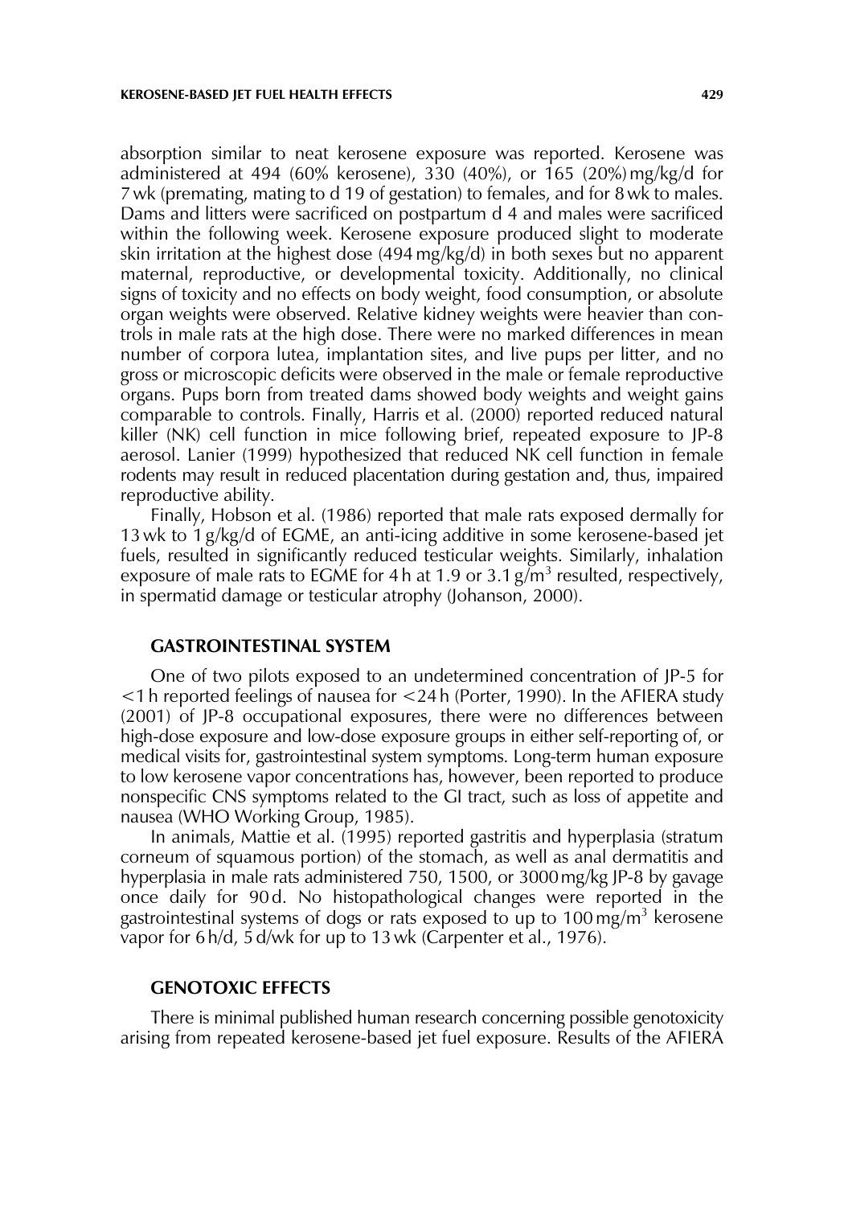absorption similar to neat kerosene exposure was reported. Kerosene was administered at 494 (60% kerosene), 330 (40%), or 165 (20%) mg/kg/d for 7 wk (premating, mating to d 19 of gestation) to females, and for 8 wk to males. Dams and litters were sacrificed on postpartum d 4 and males were sacrificed within the following week. Kerosene exposure produced slight to moderate skin irritation at the highest dose (494 mg/kg/d) in both sexes but no apparent maternal, reproductive, or developmental toxicity. Additionally, no clinical signs of toxicity and no effects on body weight, food consumption, or absolute organ weights were observed. Relative kidney weights were heavier than controls in male rats at the high dose. There were no marked differences in mean number of corpora lutea, implantation sites, and live pups per litter, and no gross or microscopic deficits were observed in the male or female reproductive organs. Pups born from treated dams showed body weights and weight gains comparable to controls. Finally, Harris et al. (2000) reported reduced natural killer (NK) cell function in mice following brief, repeated exposure to JP-8 aerosol. Lanier (1999) hypothesized that reduced NK cell function in female rodents may result in reduced placentation during gestation and, thus, impaired reproductive ability.

Finally, Hobson et al. (1986) reported that male rats exposed dermally for 13 wk to 1 g/kg/d of EGME, an anti-icing additive in some kerosene-based jet fuels, resulted in significantly reduced testicular weights. Similarly, inhalation exposure of male rats to EGME for 4 h at 1.9 or 3.1 g/m$^3$ resulted, respectively, in spermatid damage or testicular atrophy (Johanson, 2000).

## GASTROINTESTINAL SYSTEM

One of two pilots exposed to an undetermined concentration of JP-5 for <1 h reported feelings of nausea for <24 h (Porter, 1990). In the AFIERA study (2001) of JP-8 occupational exposures, there were no differences between high-dose exposure and low-dose exposure groups in either self-reporting of, or medical visits for, gastrointestinal system symptoms. Long-term human exposure to low kerosene vapor concentrations has, however, been reported to produce nonspecific CNS symptoms related to the GI tract, such as loss of appetite and nausea (WHO Working Group, 1985).

In animals, Mattie et al. (1995) reported gastritis and hyperplasia (stratum corneum of squamous portion) of the stomach, as well as anal dermatitis and hyperplasia in male rats administered 750, 1500, or 3000 mg/kg JP-8 by gavage once daily for 90 d. No histopathological changes were reported in the gastrointestinal systems of dogs or rats exposed to up to 100 mg/m$^3$ kerosene vapor for 6 h/d, 5 d/wk for up to 13 wk (Carpenter et al., 1976).

## GENOTOXIC EFFECTS

There is minimal published human research concerning possible genotoxicity arising from repeated kerosene-based jet fuel exposure. Results of the AFIERA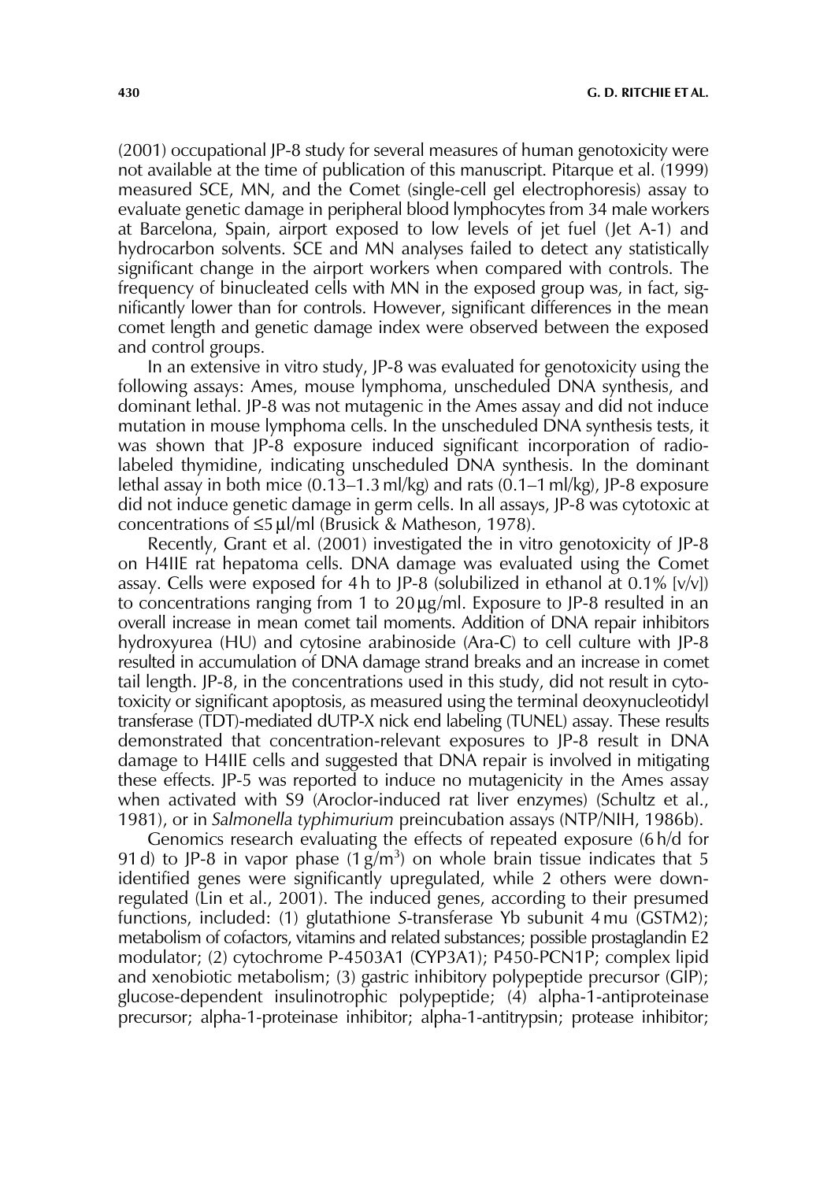(2001) occupational JP-8 study for several measures of human genotoxicity were not available at the time of publication of this manuscript. Pitarque et al. (1999) measured SCE, MN, and the Comet (single-cell gel electrophoresis) assay to evaluate genetic damage in peripheral blood lymphocytes from 34 male workers at Barcelona, Spain, airport exposed to low levels of jet fuel (Jet A-1) and hydrocarbon solvents. SCE and MN analyses failed to detect any statistically significant change in the airport workers when compared with controls. The frequency of binucleated cells with MN in the exposed group was, in fact, significantly lower than for controls. However, significant differences in the mean comet length and genetic damage index were observed between the exposed and control groups.

In an extensive in vitro study, JP-8 was evaluated for genotoxicity using the following assays: Ames, mouse lymphoma, unscheduled DNA synthesis, and dominant lethal. JP-8 was not mutagenic in the Ames assay and did not induce mutation in mouse lymphoma cells. In the unscheduled DNA synthesis tests, it was shown that JP-8 exposure induced significant incorporation of radiolabeled thymidine, indicating unscheduled DNA synthesis. In the dominant lethal assay in both mice (0.13–1.3 ml/kg) and rats (0.1–1 ml/kg), JP-8 exposure did not induce genetic damage in germ cells. In all assays, JP-8 was cytotoxic at concentrations of ≤5 μl/ml (Brusick & Matheson, 1978).

Recently, Grant et al. (2001) investigated the in vitro genotoxicity of JP-8 on H4IIE rat hepatoma cells. DNA damage was evaluated using the Comet assay. Cells were exposed for 4 h to JP-8 (solubilized in ethanol at 0.1% [v/v]) to concentrations ranging from 1 to 20 μg/ml. Exposure to JP-8 resulted in an overall increase in mean comet tail moments. Addition of DNA repair inhibitors hydroxyurea (HU) and cytosine arabinoside (Ara-C) to cell culture with JP-8 resulted in accumulation of DNA damage strand breaks and an increase in comet tail length. JP-8, in the concentrations used in this study, did not result in cytotoxicity or significant apoptosis, as measured using the terminal deoxynucleotidyl transferase (TDT)-mediated dUTP-X nick end labeling (TUNEL) assay. These results demonstrated that concentration-relevant exposures to JP-8 result in DNA damage to H4IIE cells and suggested that DNA repair is involved in mitigating these effects. JP-5 was reported to induce no mutagenicity in the Ames assay when activated with S9 (Aroclor-induced rat liver enzymes) (Schultz et al., 1981), or in *Salmonella typhimurium* preincubation assays (NTP/NIH, 1986b).

Genomics research evaluating the effects of repeated exposure (6 h/d for 91 d) to JP-8 in vapor phase (1 g/m$^3$) on whole brain tissue indicates that 5 identified genes were significantly upregulated, while 2 others were downregulated (Lin et al., 2001). The induced genes, according to their presumed functions, included: (1) glutathione *S*-transferase Yb subunit 4 mu (GSTM2); metabolism of cofactors, vitamins and related substances; possible prostaglandin E2 modulator; (2) cytochrome P-4503A1 (CYP3A1); P450-PCN1P; complex lipid and xenobiotic metabolism; (3) gastric inhibitory polypeptide precursor (GIP); glucose-dependent insulinotrophic polypeptide; (4) alpha-1-antiproteinase precursor; alpha-1-proteinase inhibitor; alpha-1-antitrypsin; protease inhibitor;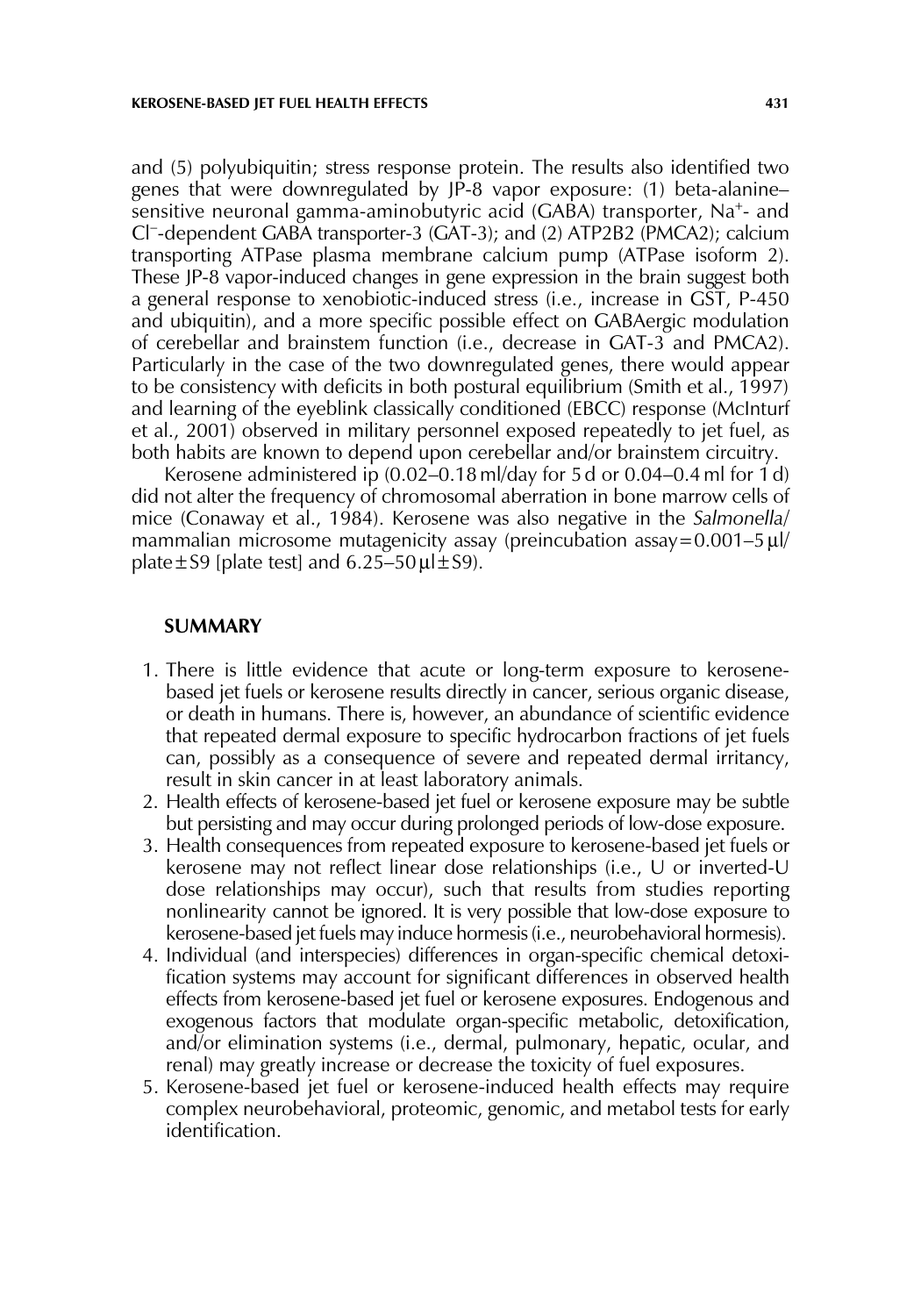and (5) polyubiquitin; stress response protein. The results also identified two genes that were downregulated by JP-8 vapor exposure: (1) beta-alanine–sensitive neuronal gamma-aminobutyric acid (GABA) transporter, $Na^+$- and $Cl^-$-dependent GABA transporter-3 (GAT-3); and (2) ATP2B2 (PMCA2); calcium transporting ATPase plasma membrane calcium pump (ATPase isoform 2). These JP-8 vapor-induced changes in gene expression in the brain suggest both a general response to xenobiotic-induced stress (i.e., increase in GST, P-450 and ubiquitin), and a more specific possible effect on GABAergic modulation of cerebellar and brainstem function (i.e., decrease in GAT-3 and PMCA2). Particularly in the case of the two downregulated genes, there would appear to be consistency with deficits in both postural equilibrium (Smith et al., 1997) and learning of the eyeblink classically conditioned (EBCC) response (McInturf et al., 2001) observed in military personnel exposed repeatedly to jet fuel, as both habits are known to depend upon cerebellar and/or brainstem circuitry.

Kerosene administered ip (0.02–0.18 ml/day for 5 d or 0.04–0.4 ml for 1 d) did not alter the frequency of chromosomal aberration in bone marrow cells of mice (Conaway et al., 1984). Kerosene was also negative in the *Salmonella*/mammalian microsome mutagenicity assay (preincubation assay = 0.001–5 μl/plate ± S9 [plate test] and 6.25–50 μl ± S9).

## SUMMARY

1. There is little evidence that acute or long-term exposure to kerosene-based jet fuels or kerosene results directly in cancer, serious organic disease, or death in humans. There is, however, an abundance of scientific evidence that repeated dermal exposure to specific hydrocarbon fractions of jet fuels can, possibly as a consequence of severe and repeated dermal irritancy, result in skin cancer in at least laboratory animals.
2. Health effects of kerosene-based jet fuel or kerosene exposure may be subtle but persisting and may occur during prolonged periods of low-dose exposure.
3. Health consequences from repeated exposure to kerosene-based jet fuels or kerosene may not reflect linear dose relationships (i.e., U or inverted-U dose relationships may occur), such that results from studies reporting nonlinearity cannot be ignored. It is very possible that low-dose exposure to kerosene-based jet fuels may induce hormesis (i.e., neurobehavioral hormesis).
4. Individual (and interspecies) differences in organ-specific chemical detoxification systems may account for significant differences in observed health effects from kerosene-based jet fuel or kerosene exposures. Endogenous and exogenous factors that modulate organ-specific metabolic, detoxification, and/or elimination systems (i.e., dermal, pulmonary, hepatic, ocular, and renal) may greatly increase or decrease the toxicity of fuel exposures.
5. Kerosene-based jet fuel or kerosene-induced health effects may require complex neurobehavioral, proteomic, genomic, and metabol tests for early identification.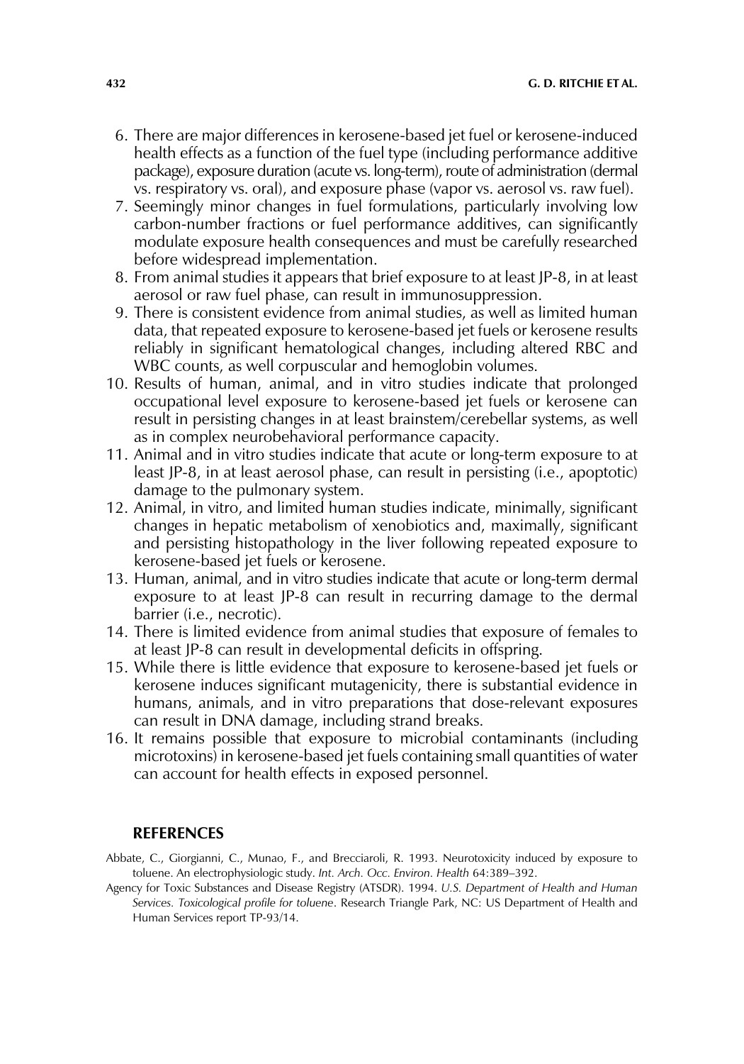6. There are major differences in kerosene-based jet fuel or kerosene-induced health effects as a function of the fuel type (including performance additive package), exposure duration (acute vs. long-term), route of administration (dermal vs. respiratory vs. oral), and exposure phase (vapor vs. aerosol vs. raw fuel).
7. Seemingly minor changes in fuel formulations, particularly involving low carbon-number fractions or fuel performance additives, can significantly modulate exposure health consequences and must be carefully researched before widespread implementation.
8. From animal studies it appears that brief exposure to at least JP-8, in at least aerosol or raw fuel phase, can result in immunosuppression.
9. There is consistent evidence from animal studies, as well as limited human data, that repeated exposure to kerosene-based jet fuels or kerosene results reliably in significant hematological changes, including altered RBC and WBC counts, as well corpuscular and hemoglobin volumes.
10. Results of human, animal, and in vitro studies indicate that prolonged occupational level exposure to kerosene-based jet fuels or kerosene can result in persisting changes in at least brainstem/cerebellar systems, as well as in complex neurobehavioral performance capacity.
11. Animal and in vitro studies indicate that acute or long-term exposure to at least JP-8, in at least aerosol phase, can result in persisting (i.e., apoptotic) damage to the pulmonary system.
12. Animal, in vitro, and limited human studies indicate, minimally, significant changes in hepatic metabolism of xenobiotics and, maximally, significant and persisting histopathology in the liver following repeated exposure to kerosene-based jet fuels or kerosene.
13. Human, animal, and in vitro studies indicate that acute or long-term dermal exposure to at least JP-8 can result in recurring damage to the dermal barrier (i.e., necrotic).
14. There is limited evidence from animal studies that exposure of females to at least JP-8 can result in developmental deficits in offspring.
15. While there is little evidence that exposure to kerosene-based jet fuels or kerosene induces significant mutagenicity, there is substantial evidence in humans, animals, and in vitro preparations that dose-relevant exposures can result in DNA damage, including strand breaks.
16. It remains possible that exposure to microbial contaminants (including microtoxins) in kerosene-based jet fuels containing small quantities of water can account for health effects in exposed personnel.

## REFERENCES

Abbate, C., Giorgianni, C., Munao, F., and Brecciaroli, R. 1993. Neurotoxicity induced by exposure to toluene. An electrophysiologic study. *Int. Arch. Occ. Environ. Health* 64:389–392.

Agency for Toxic Substances and Disease Registry (ATSDR). 1994. *U.S. Department of Health and Human Services. Toxicological profile for toluene*. Research Triangle Park, NC: US Department of Health and Human Services report TP-93/14.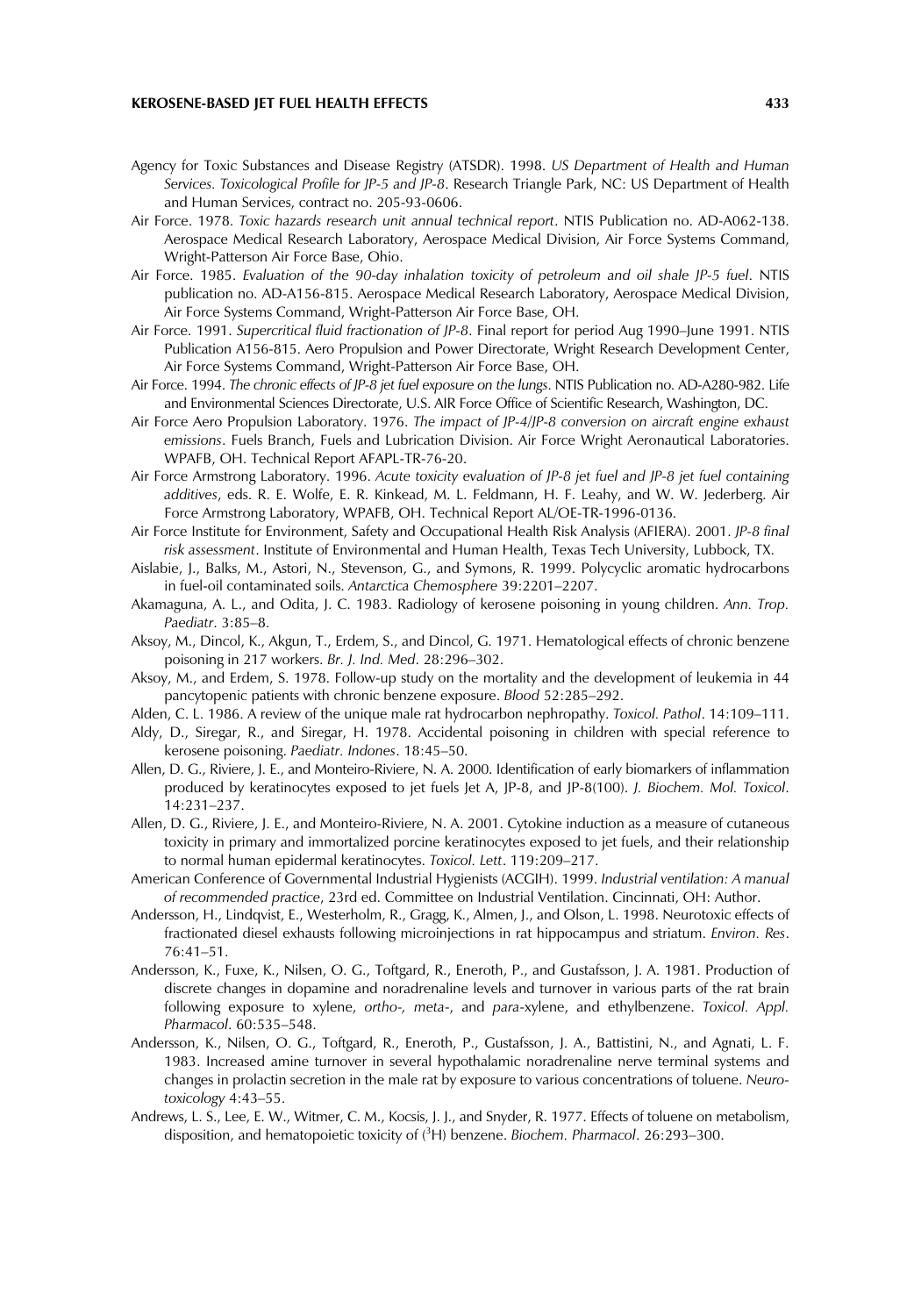Agency for Toxic Substances and Disease Registry (ATSDR). 1998. *US Department of Health and Human Services. Toxicological Profile for JP-5 and JP-8*. Research Triangle Park, NC: US Department of Health and Human Services, contract no. 205-93-0606.

Air Force. 1978. *Toxic hazards research unit annual technical report*. NTIS Publication no. AD-A062-138. Aerospace Medical Research Laboratory, Aerospace Medical Division, Air Force Systems Command, Wright-Patterson Air Force Base, Ohio.

Air Force. 1985. *Evaluation of the 90-day inhalation toxicity of petroleum and oil shale JP-5 fuel*. NTIS publication no. AD-A156-815. Aerospace Medical Research Laboratory, Aerospace Medical Division, Air Force Systems Command, Wright-Patterson Air Force Base, OH.

Air Force. 1991. *Supercritical fluid fractionation of JP-8*. Final report for period Aug 1990–June 1991. NTIS Publication A156-815. Aero Propulsion and Power Directorate, Wright Research Development Center, Air Force Systems Command, Wright-Patterson Air Force Base, OH.

Air Force. 1994. *The chronic effects of JP-8 jet fuel exposure on the lungs*. NTIS Publication no. AD-A280-982. Life and Environmental Sciences Directorate, U.S. AIR Force Office of Scientific Research, Washington, DC.

Air Force Aero Propulsion Laboratory. 1976. *The impact of JP-4/JP-8 conversion on aircraft engine exhaust emissions*. Fuels Branch, Fuels and Lubrication Division. Air Force Wright Aeronautical Laboratories. WPAFB, OH. Technical Report AFAPL-TR-76-20.

Air Force Armstrong Laboratory. 1996. *Acute toxicity evaluation of JP-8 jet fuel and JP-8 jet fuel containing additives*, eds. R. E. Wolfe, E. R. Kinkead, M. L. Feldmann, H. F. Leahy, and W. W. Jederberg. Air Force Armstrong Laboratory, WPAFB, OH. Technical Report AL/OE-TR-1996-0136.

Air Force Institute for Environment, Safety and Occupational Health Risk Analysis (AFIERA). 2001. *JP-8 final risk assessment*. Institute of Environmental and Human Health, Texas Tech University, Lubbock, TX.

Aislabie, J., Balks, M., Astori, N., Stevenson, G., and Symons, R. 1999. Polycyclic aromatic hydrocarbons in fuel-oil contaminated soils. *Antarctica Chemosphere* 39:2201–2207.

Akamaguna, A. L., and Odita, J. C. 1983. Radiology of kerosene poisoning in young children. *Ann. Trop. Paediatr*. 3:85–8.

Aksoy, M., Dincol, K., Akgun, T., Erdem, S., and Dincol, G. 1971. Hematological effects of chronic benzene poisoning in 217 workers. *Br. J. Ind. Med*. 28:296–302.

Aksoy, M., and Erdem, S. 1978. Follow-up study on the mortality and the development of leukemia in 44 pancytopenic patients with chronic benzene exposure. *Blood* 52:285–292.

Alden, C. L. 1986. A review of the unique male rat hydrocarbon nephropathy. *Toxicol. Pathol*. 14:109–111.

Aldy, D., Siregar, R., and Siregar, H. 1978. Accidental poisoning in children with special reference to kerosene poisoning. *Paediatr. Indones*. 18:45–50.

Allen, D. G., Riviere, J. E., and Monteiro-Riviere, N. A. 2000. Identification of early biomarkers of inflammation produced by keratinocytes exposed to jet fuels Jet A, JP-8, and JP-8(100). *J. Biochem. Mol. Toxicol*. 14:231–237.

Allen, D. G., Riviere, J. E., and Monteiro-Riviere, N. A. 2001. Cytokine induction as a measure of cutaneous toxicity in primary and immortalized porcine keratinocytes exposed to jet fuels, and their relationship to normal human epidermal keratinocytes. *Toxicol. Lett*. 119:209–217.

American Conference of Governmental Industrial Hygienists (ACGIH). 1999. *Industrial ventilation: A manual of recommended practice*, 23rd ed. Committee on Industrial Ventilation. Cincinnati, OH: Author.

Andersson, H., Lindqvist, E., Westerholm, R., Gragg, K., Almen, J., and Olson, L. 1998. Neurotoxic effects of fractionated diesel exhausts following microinjections in rat hippocampus and striatum. *Environ. Res*. 76:41–51.

Andersson, K., Fuxe, K., Nilsen, O. G., Toftgard, R., Eneroth, P., and Gustafsson, J. A. 1981. Production of discrete changes in dopamine and noradrenaline levels and turnover in various parts of the rat brain following exposure to xylene, *ortho-*, *meta-*, and *para*-xylene, and ethylbenzene. *Toxicol. Appl. Pharmacol*. 60:535–548.

Andersson, K., Nilsen, O. G., Toftgard, R., Eneroth, P., Gustafsson, J. A., Battistini, N., and Agnati, L. F. 1983. Increased amine turnover in several hypothalamic noradrenaline nerve terminal systems and changes in prolactin secretion in the male rat by exposure to various concentrations of toluene. *Neurotoxicology* 4:43–55.

Andrews, L. S., Lee, E. W., Witmer, C. M., Kocsis, J. J., and Snyder, R. 1977. Effects of toluene on metabolism, disposition, and hematopoietic toxicity of ($^3$H) benzene. *Biochem. Pharmacol*. 26:293–300.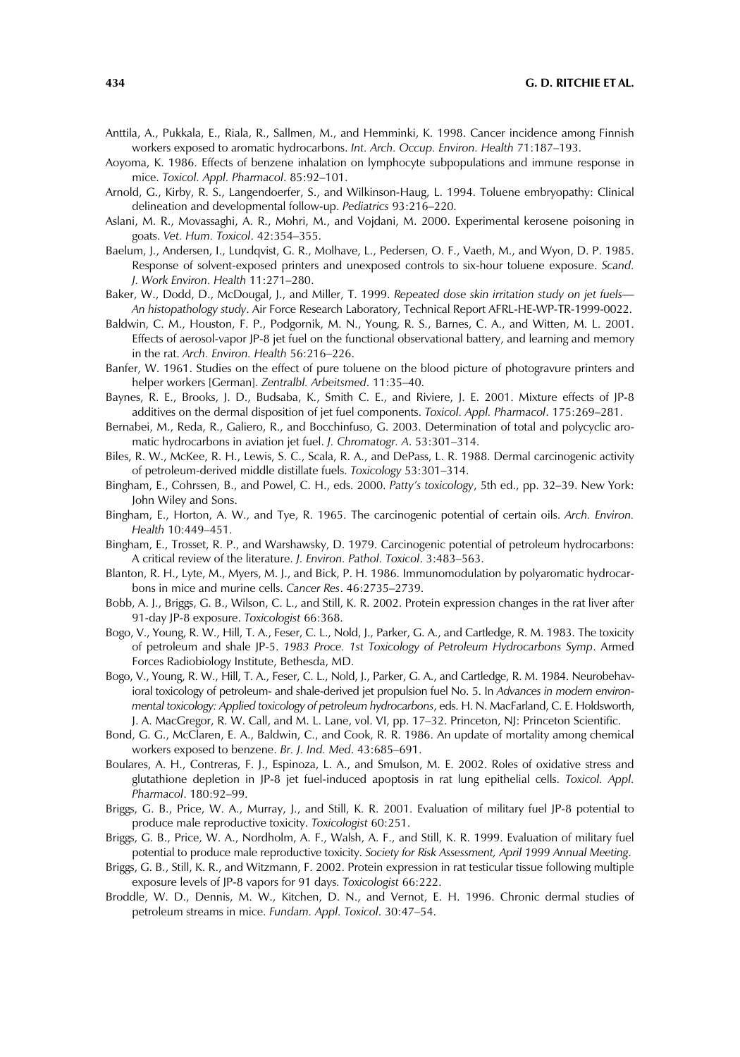Anttila, A., Pukkala, E., Riala, R., Sallmen, M., and Hemminki, K. 1998. Cancer incidence among Finnish workers exposed to aromatic hydrocarbons. *Int. Arch. Occup. Environ. Health* 71:187–193.

Aoyoma, K. 1986. Effects of benzene inhalation on lymphocyte subpopulations and immune response in mice. *Toxicol. Appl. Pharmacol*. 85:92–101.

Arnold, G., Kirby, R. S., Langendoerfer, S., and Wilkinson-Haug, L. 1994. Toluene embryopathy: Clinical delineation and developmental follow-up. *Pediatrics* 93:216–220.

Aslani, M. R., Movassaghi, A. R., Mohri, M., and Vojdani, M. 2000. Experimental kerosene poisoning in goats. *Vet. Hum. Toxicol*. 42:354–355.

Baelum, J., Andersen, I., Lundqvist, G. R., Molhave, L., Pedersen, O. F., Vaeth, M., and Wyon, D. P. 1985. Response of solvent-exposed printers and unexposed controls to six-hour toluene exposure. *Scand. J. Work Environ. Health* 11:271–280.

Baker, W., Dodd, D., McDougal, J., and Miller, T. 1999. *Repeated dose skin irritation study on jet fuels—An histopathology study*. Air Force Research Laboratory, Technical Report AFRL-HE-WP-TR-1999-0022.

Baldwin, C. M., Houston, F. P., Podgornik, M. N., Young, R. S., Barnes, C. A., and Witten, M. L. 2001. Effects of aerosol-vapor JP-8 jet fuel on the functional observational battery, and learning and memory in the rat. *Arch. Environ. Health* 56:216–226.

Banfer, W. 1961. Studies on the effect of pure toluene on the blood picture of photogravure printers and helper workers [German]. *Zentralbl. Arbeitsmed*. 11:35–40.

Baynes, R. E., Brooks, J. D., Budsaba, K., Smith C. E., and Riviere, J. E. 2001. Mixture effects of JP-8 additives on the dermal disposition of jet fuel components. *Toxicol. Appl. Pharmacol*. 175:269–281.

Bernabei, M., Reda, R., Galiero, R., and Bocchinfuso, G. 2003. Determination of total and polycyclic aromatic hydrocarbons in aviation jet fuel. *J. Chromatogr. A*. 53:301–314.

Biles, R. W., McKee, R. H., Lewis, S. C., Scala, R. A., and DePass, L. R. 1988. Dermal carcinogenic activity of petroleum-derived middle distillate fuels. *Toxicology* 53:301–314.

Bingham, E., Cohrssen, B., and Powel, C. H., eds. 2000. *Patty's toxicology*, 5th ed., pp. 32–39. New York: John Wiley and Sons.

Bingham, E., Horton, A. W., and Tye, R. 1965. The carcinogenic potential of certain oils. *Arch. Environ. Health* 10:449–451.

Bingham, E., Trosset, R. P., and Warshawsky, D. 1979. Carcinogenic potential of petroleum hydrocarbons: A critical review of the literature. *J. Environ. Pathol. Toxicol*. 3:483–563.

Blanton, R. H., Lyte, M., Myers, M. J., and Bick, P. H. 1986. Immunomodulation by polyaromatic hydrocarbons in mice and murine cells. *Cancer Res*. 46:2735–2739.

Bobb, A. J., Briggs, G. B., Wilson, C. L., and Still, K. R. 2002. Protein expression changes in the rat liver after 91-day JP-8 exposure. *Toxicologist* 66:368.

Bogo, V., Young, R. W., Hill, T. A., Feser, C. L., Nold, J., Parker, G. A., and Cartledge, R. M. 1983. The toxicity of petroleum and shale JP-5. *1983 Proce. 1st Toxicology of Petroleum Hydrocarbons Symp*. Armed Forces Radiobiology Institute, Bethesda, MD.

Bogo, V., Young, R. W., Hill, T. A., Feser, C. L., Nold, J., Parker, G. A., and Cartledge, R. M. 1984. Neurobehavioral toxicology of petroleum- and shale-derived jet propulsion fuel No. 5. In *Advances in modern environmental toxicology: Applied toxicology of petroleum hydrocarbons*, eds. H. N. MacFarland, C. E. Holdsworth, J. A. MacGregor, R. W. Call, and M. L. Lane, vol. VI, pp. 17–32. Princeton, NJ: Princeton Scientific.

Bond, G. G., McClaren, E. A., Baldwin, C., and Cook, R. R. 1986. An update of mortality among chemical workers exposed to benzene. *Br. J. Ind. Med*. 43:685–691.

Boulares, A. H., Contreras, F. J., Espinoza, L. A., and Smulson, M. E. 2002. Roles of oxidative stress and glutathione depletion in JP-8 jet fuel-induced apoptosis in rat lung epithelial cells. *Toxicol. Appl. Pharmacol*. 180:92–99.

Briggs, G. B., Price, W. A., Murray, J., and Still, K. R. 2001. Evaluation of military fuel JP-8 potential to produce male reproductive toxicity. *Toxicologist* 60:251.

Briggs, G. B., Price, W. A., Nordholm, A. F., Walsh, A. F., and Still, K. R. 1999. Evaluation of military fuel potential to produce male reproductive toxicity. *Society for Risk Assessment, April 1999 Annual Meeting*.

Briggs, G. B., Still, K. R., and Witzmann, F. 2002. Protein expression in rat testicular tissue following multiple exposure levels of JP-8 vapors for 91 days. *Toxicologist* 66:222.

Broddle, W. D., Dennis, M. W., Kitchen, D. N., and Vernot, E. H. 1996. Chronic dermal studies of petroleum streams in mice. *Fundam. Appl. Toxicol*. 30:47–54.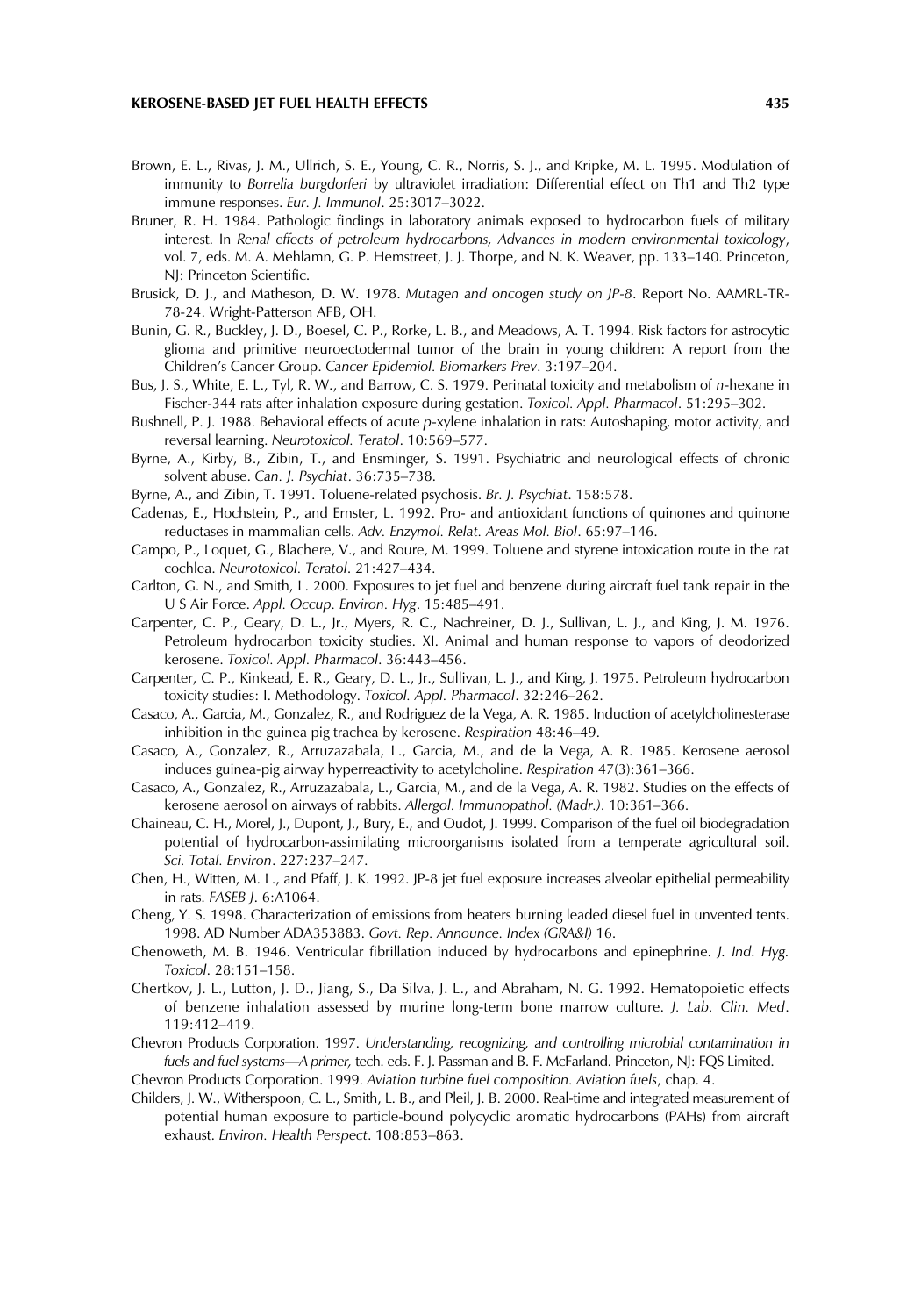Brown, E. L., Rivas, J. M., Ullrich, S. E., Young, C. R., Norris, S. J., and Kripke, M. L. 1995. Modulation of immunity to *Borrelia burgdorferi* by ultraviolet irradiation: Differential effect on Th1 and Th2 type immune responses. *Eur. J. Immunol*. 25:3017–3022.

Bruner, R. H. 1984. Pathologic findings in laboratory animals exposed to hydrocarbon fuels of military interest. In *Renal effects of petroleum hydrocarbons, Advances in modern environmental toxicology*, vol. 7, eds. M. A. Mehlamn, G. P. Hemstreet, J. J. Thorpe, and N. K. Weaver, pp. 133–140. Princeton, NJ: Princeton Scientific.

Brusick, D. J., and Matheson, D. W. 1978. *Mutagen and oncogen study on JP-8*. Report No. AAMRL-TR-78-24. Wright-Patterson AFB, OH.

Bunin, G. R., Buckley, J. D., Boesel, C. P., Rorke, L. B., and Meadows, A. T. 1994. Risk factors for astrocytic glioma and primitive neuroectodermal tumor of the brain in young children: A report from the Children's Cancer Group. *Cancer Epidemiol. Biomarkers Prev*. 3:197–204.

Bus, J. S., White, E. L., Tyl, R. W., and Barrow, C. S. 1979. Perinatal toxicity and metabolism of *n*-hexane in Fischer-344 rats after inhalation exposure during gestation. *Toxicol. Appl. Pharmacol*. 51:295–302.

Bushnell, P. J. 1988. Behavioral effects of acute *p*-xylene inhalation in rats: Autoshaping, motor activity, and reversal learning. *Neurotoxicol. Teratol*. 10:569–577.

Byrne, A., Kirby, B., Zibin, T., and Ensminger, S. 1991. Psychiatric and neurological effects of chronic solvent abuse. *Can. J. Psychiat*. 36:735–738.

Byrne, A., and Zibin, T. 1991. Toluene-related psychosis. *Br. J. Psychiat*. 158:578.

Cadenas, E., Hochstein, P., and Ernster, L. 1992. Pro- and antioxidant functions of quinones and quinone reductases in mammalian cells. *Adv. Enzymol. Relat. Areas Mol. Biol*. 65:97–146.

Campo, P., Loquet, G., Blachere, V., and Roure, M. 1999. Toluene and styrene intoxication route in the rat cochlea. *Neurotoxicol. Teratol*. 21:427–434.

Carlton, G. N., and Smith, L. 2000. Exposures to jet fuel and benzene during aircraft fuel tank repair in the U S Air Force. *Appl. Occup. Environ. Hyg*. 15:485–491.

Carpenter, C. P., Geary, D. L., Jr., Myers, R. C., Nachreiner, D. J., Sullivan, L. J., and King, J. M. 1976. Petroleum hydrocarbon toxicity studies. XI. Animal and human response to vapors of deodorized kerosene. *Toxicol. Appl. Pharmacol*. 36:443–456.

Carpenter, C. P., Kinkead, E. R., Geary, D. L., Jr., Sullivan, L. J., and King, J. 1975. Petroleum hydrocarbon toxicity studies: I. Methodology. *Toxicol. Appl. Pharmacol*. 32:246–262.

Casaco, A., Garcia, M., Gonzalez, R., and Rodriguez de la Vega, A. R. 1985. Induction of acetylcholinesterase inhibition in the guinea pig trachea by kerosene. *Respiration* 48:46–49.

Casaco, A., Gonzalez, R., Arruzazabala, L., Garcia, M., and de la Vega, A. R. 1985. Kerosene aerosol induces guinea-pig airway hyperreactivity to acetylcholine. *Respiration* 47(3):361–366.

Casaco, A., Gonzalez, R., Arruzazabala, L., Garcia, M., and de la Vega, A. R. 1982. Studies on the effects of kerosene aerosol on airways of rabbits. *Allergol. Immunopathol. (Madr.)*. 10:361–366.

Chaineau, C. H., Morel, J., Dupont, J., Bury, E., and Oudot, J. 1999. Comparison of the fuel oil biodegradation potential of hydrocarbon-assimilating microorganisms isolated from a temperate agricultural soil. *Sci. Total. Environ*. 227:237–247.

Chen, H., Witten, M. L., and Pfaff, J. K. 1992. JP-8 jet fuel exposure increases alveolar epithelial permeability in rats. *FASEB J*. 6:A1064.

Cheng, Y. S. 1998. Characterization of emissions from heaters burning leaded diesel fuel in unvented tents. 1998. AD Number ADA353883. *Govt. Rep. Announce. Index (GRA&I)* 16.

Chenoweth, M. B. 1946. Ventricular fibrillation induced by hydrocarbons and epinephrine. *J. Ind. Hyg. Toxicol*. 28:151–158.

Chertkov, J. L., Lutton, J. D., Jiang, S., Da Silva, J. L., and Abraham, N. G. 1992. Hematopoietic effects of benzene inhalation assessed by murine long-term bone marrow culture. *J. Lab. Clin. Med*. 119:412–419.

Chevron Products Corporation. 1997. *Understanding, recognizing, and controlling microbial contamination in fuels and fuel systems—A primer,* tech. eds. F. J. Passman and B. F. McFarland. Princeton, NJ: FQS Limited.

Chevron Products Corporation. 1999. *Aviation turbine fuel composition. Aviation fuels*, chap. 4.

Childers, J. W., Witherspoon, C. L., Smith, L. B., and Pleil, J. B. 2000. Real-time and integrated measurement of potential human exposure to particle-bound polycyclic aromatic hydrocarbons (PAHs) from aircraft exhaust. *Environ. Health Perspect*. 108:853–863.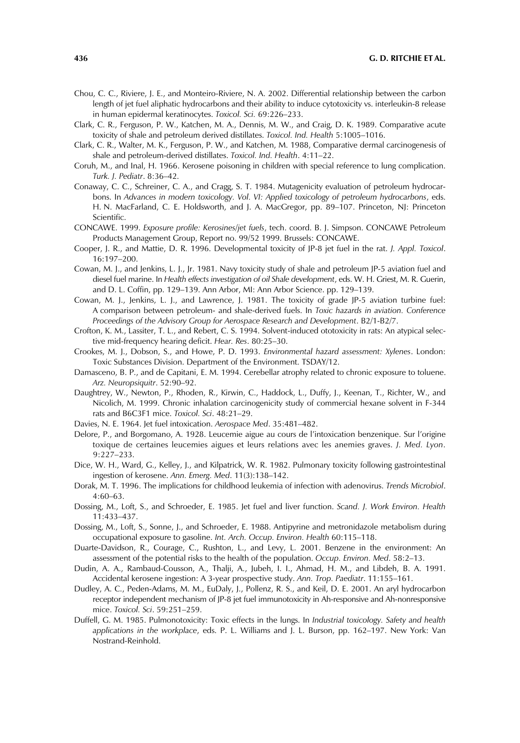Chou, C. C., Riviere, J. E., and Monteiro-Riviere, N. A. 2002. Differential relationship between the carbon length of jet fuel aliphatic hydrocarbons and their ability to induce cytotoxicity vs. interleukin-8 release in human epidermal keratinocytes. *Toxicol. Sci.* 69:226–233.

Clark, C. R., Ferguson, P. W., Katchen, M. A., Dennis, M. W., and Craig, D. K. 1989. Comparative acute toxicity of shale and petroleum derived distillates. *Toxicol. Ind. Health* 5:1005–1016.

Clark, C. R., Walter, M. K., Ferguson, P. W., and Katchen, M. 1988, Comparative dermal carcinogenesis of shale and petroleum-derived distillates. *Toxicol. Ind. Health*. 4:11–22.

Coruh, M., and Inal, H. 1966. Kerosene poisoning in children with special reference to lung complication. *Turk. J. Pediatr*. 8:36–42.

Conaway, C. C., Schreiner, C. A., and Cragg, S. T. 1984. Mutagenicity evaluation of petroleum hydrocarbons. In *Advances in modern toxicology. Vol. VI: Applied toxicology of petroleum hydrocarbons*, eds. H. N. MacFarland, C. E. Holdsworth, and J. A. MacGregor, pp. 89–107. Princeton, NJ: Princeton Scientific.

CONCAWE. 1999. *Exposure profile: Kerosines/jet fuels*, tech. coord. B. J. Simpson. CONCAWE Petroleum Products Management Group, Report no. 99/52 1999. Brussels: CONCAWE.

Cooper, J. R., and Mattie, D. R. 1996. Developmental toxicity of JP-8 jet fuel in the rat. *J. Appl. Toxicol*. 16:197–200.

Cowan, M. J., and Jenkins, L. J., Jr. 1981. Navy toxicity study of shale and petroleum JP-5 aviation fuel and diesel fuel marine. In *Health effects investigation of oil Shale development*, eds. W. H. Griest, M. R. Guerin, and D. L. Coffin, pp. 129–139. Ann Arbor, MI: Ann Arbor Science. pp. 129–139.

Cowan, M. J., Jenkins, L. J., and Lawrence, J. 1981. The toxicity of grade JP-5 aviation turbine fuel: A comparison between petroleum- and shale-derived fuels. In *Toxic hazards in aviation. Conference Proceedings of the Advisory Group for Aerospace Research and Development*. B2/1-B2/7.

Crofton, K. M., Lassiter, T. L., and Rebert, C. S. 1994. Solvent-induced ototoxicity in rats: An atypical selective mid-frequency hearing deficit. *Hear. Res*. 80:25–30.

Crookes, M. J., Dobson, S., and Howe, P. D. 1993. *Environmental hazard assessment: Xylenes*. London: Toxic Substances Division. Department of the Environment. TSDAY/12.

Damasceno, B. P., and de Capitani, E. M. 1994. Cerebellar atrophy related to chronic exposure to toluene. *Arz. Neuropsiquitr*. 52:90–92.

Daughtrey, W., Newton, P., Rhoden, R., Kirwin, C., Haddock, L., Duffy, J., Keenan, T., Richter, W., and Nicolich, M. 1999. Chronic inhalation carcinogenicity study of commercial hexane solvent in F-344 rats and B6C3F1 mice. *Toxicol. Sci*. 48:21–29.

Davies, N. E. 1964. Jet fuel intoxication. *Aerospace Med*. 35:481–482.

Delore, P., and Borgomano, A. 1928. Leucemie aigue au cours de l'intoxication benzenique. Sur l'origine toxique de certaines leucemies aigues et leurs relations avec les anemies graves. *J. Med. Lyon*. 9:227–233.

Dice, W. H., Ward, G., Kelley, J., and Kilpatrick, W. R. 1982. Pulmonary toxicity following gastrointestinal ingestion of kerosene. *Ann. Emerg. Med*. 11(3):138–142.

Dorak, M. T. 1996. The implications for childhood leukemia of infection with adenovirus. *Trends Microbiol*. 4:60–63.

Dossing, M., Loft, S., and Schroeder, E. 1985. Jet fuel and liver function. *Scand. J. Work Environ. Health* 11:433–437.

Dossing, M., Loft, S., Sonne, J., and Schroeder, E. 1988. Antipyrine and metronidazole metabolism during occupational exposure to gasoline. *Int. Arch. Occup. Environ. Health* 60:115–118.

Duarte-Davidson, R., Courage, C., Rushton, L., and Levy, L. 2001. Benzene in the environment: An assessment of the potential risks to the health of the population. *Occup. Environ. Med*. 58:2–13.

Dudin, A. A., Rambaud-Cousson, A., Thalji, A., Jubeh, I. I., Ahmad, H. M., and Libdeh, B. A. 1991. Accidental kerosene ingestion: A 3-year prospective study. *Ann. Trop. Paediatr*. 11:155–161.

Dudley, A. C., Peden-Adams, M. M., EuDaly, J., Pollenz, R. S., and Keil, D. E. 2001. An aryl hydrocarbon receptor independent mechanism of JP-8 jet fuel immunotoxicity in Ah-responsive and Ah-nonresponsive mice. *Toxicol. Sci*. 59:251–259.

Duffell, G. M. 1985. Pulmonotoxicity: Toxic effects in the lungs. In *Industrial toxicology. Safety and health applications in the workplace*, eds. P. L. Williams and J. L. Burson, pp. 162–197. New York: Van Nostrand-Reinhold.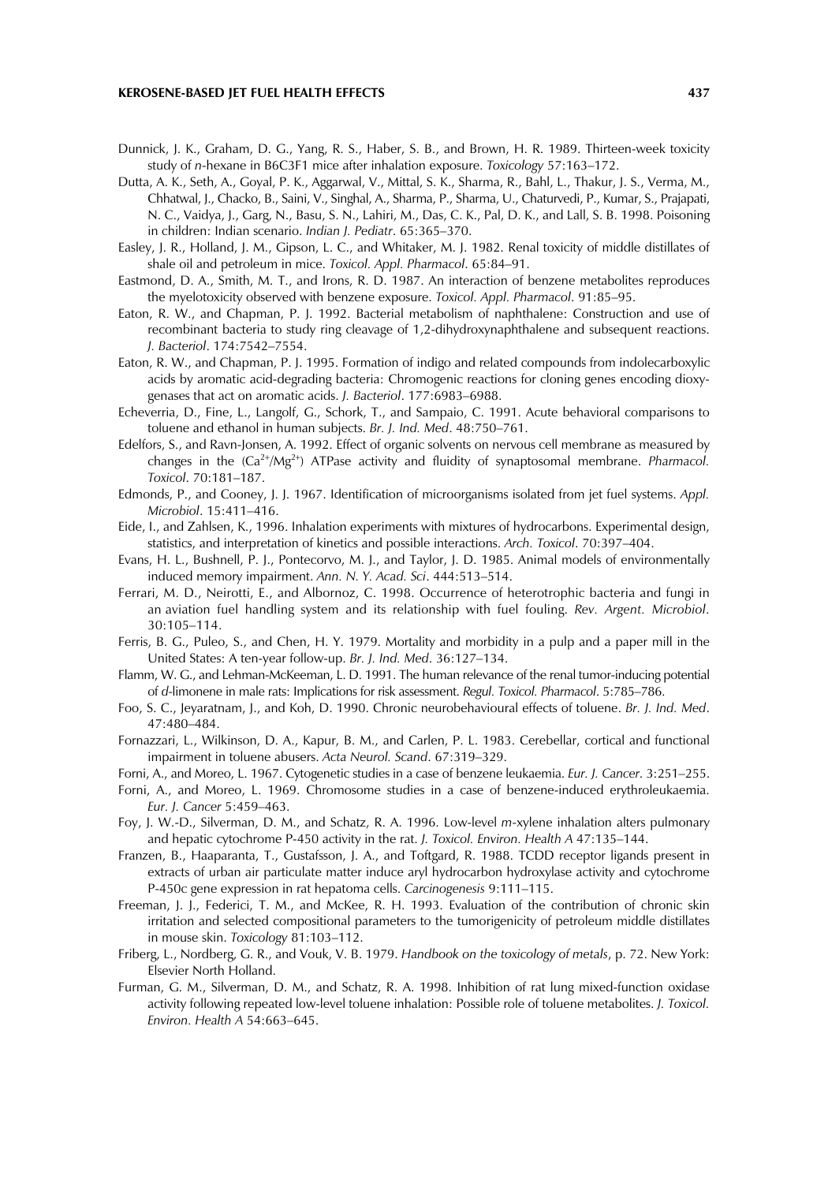Dunnick, J. K., Graham, D. G., Yang, R. S., Haber, S. B., and Brown, H. R. 1989. Thirteen-week toxicity study of *n*-hexane in B6C3F1 mice after inhalation exposure. *Toxicology* 57:163–172.

Dutta, A. K., Seth, A., Goyal, P. K., Aggarwal, V., Mittal, S. K., Sharma, R., Bahl, L., Thakur, J. S., Verma, M., Chhatwal, J., Chacko, B., Saini, V., Singhal, A., Sharma, P., Sharma, U., Chaturvedi, P., Kumar, S., Prajapati, N. C., Vaidya, J., Garg, N., Basu, S. N., Lahiri, M., Das, C. K., Pal, D. K., and Lall, S. B. 1998. Poisoning in children: Indian scenario. *Indian J. Pediatr*. 65:365–370.

Easley, J. R., Holland, J. M., Gipson, L. C., and Whitaker, M. J. 1982. Renal toxicity of middle distillates of shale oil and petroleum in mice. *Toxicol. Appl. Pharmacol*. 65:84–91.

Eastmond, D. A., Smith, M. T., and Irons, R. D. 1987. An interaction of benzene metabolites reproduces the myelotoxicity observed with benzene exposure. *Toxicol. Appl. Pharmacol*. 91:85–95.

Eaton, R. W., and Chapman, P. J. 1992. Bacterial metabolism of naphthalene: Construction and use of recombinant bacteria to study ring cleavage of 1,2-dihydroxynaphthalene and subsequent reactions. *J. Bacteriol*. 174:7542–7554.

Eaton, R. W., and Chapman, P. J. 1995. Formation of indigo and related compounds from indolecarboxylic acids by aromatic acid-degrading bacteria: Chromogenic reactions for cloning genes encoding dioxygenases that act on aromatic acids. *J. Bacteriol*. 177:6983–6988.

Echeverria, D., Fine, L., Langolf, G., Schork, T., and Sampaio, C. 1991. Acute behavioral comparisons to toluene and ethanol in human subjects. *Br. J. Ind. Med*. 48:750–761.

Edelfors, S., and Ravn-Jonsen, A. 1992. Effect of organic solvents on nervous cell membrane as measured by changes in the ($Ca^{2+}/Mg^{2+}$) ATPase activity and fluidity of synaptosomal membrane. *Pharmacol. Toxicol*. 70:181–187.

Edmonds, P., and Cooney, J. J. 1967. Identification of microorganisms isolated from jet fuel systems. *Appl. Microbiol*. 15:411–416.

Eide, I., and Zahlsen, K., 1996. Inhalation experiments with mixtures of hydrocarbons. Experimental design, statistics, and interpretation of kinetics and possible interactions. *Arch. Toxicol*. 70:397–404.

Evans, H. L., Bushnell, P. J., Pontecorvo, M. J., and Taylor, J. D. 1985. Animal models of environmentally induced memory impairment. *Ann. N. Y. Acad. Sci*. 444:513–514.

Ferrari, M. D., Neirotti, E., and Albornoz, C. 1998. Occurrence of heterotrophic bacteria and fungi in an aviation fuel handling system and its relationship with fuel fouling. *Rev. Argent. Microbiol*. 30:105–114.

Ferris, B. G., Puleo, S., and Chen, H. Y. 1979. Mortality and morbidity in a pulp and a paper mill in the United States: A ten-year follow-up. *Br. J. Ind. Med*. 36:127–134.

Flamm, W. G., and Lehman-McKeeman, L. D. 1991. The human relevance of the renal tumor-inducing potential of *d*-limonene in male rats: Implications for risk assessment. *Regul. Toxicol. Pharmacol*. 5:785–786.

Foo, S. C., Jeyaratnam, J., and Koh, D. 1990. Chronic neurobehavioural effects of toluene. *Br. J. Ind. Med*. 47:480–484.

Fornazzari, L., Wilkinson, D. A., Kapur, B. M., and Carlen, P. L. 1983. Cerebellar, cortical and functional impairment in toluene abusers. *Acta Neurol. Scand*. 67:319–329.

Forni, A., and Moreo, L. 1967. Cytogenetic studies in a case of benzene leukaemia. *Eur. J. Cancer*. 3:251–255.

Forni, A., and Moreo, L. 1969. Chromosome studies in a case of benzene-induced erythroleukaemia. *Eur. J. Cancer* 5:459–463.

Foy, J. W.-D., Silverman, D. M., and Schatz, R. A. 1996. Low-level *m*-xylene inhalation alters pulmonary and hepatic cytochrome P-450 activity in the rat. *J. Toxicol. Environ. Health A* 47:135–144.

Franzen, B., Haaparanta, T., Gustafsson, J. A., and Toftgard, R. 1988. TCDD receptor ligands present in extracts of urban air particulate matter induce aryl hydrocarbon hydroxylase activity and cytochrome P-450c gene expression in rat hepatoma cells. *Carcinogenesis* 9:111–115.

Freeman, J. J., Federici, T. M., and McKee, R. H. 1993. Evaluation of the contribution of chronic skin irritation and selected compositional parameters to the tumorigenicity of petroleum middle distillates in mouse skin. *Toxicology* 81:103–112.

Friberg, L., Nordberg, G. R., and Vouk, V. B. 1979. *Handbook on the toxicology of metals*, p. 72. New York: Elsevier North Holland.

Furman, G. M., Silverman, D. M., and Schatz, R. A. 1998. Inhibition of rat lung mixed-function oxidase activity following repeated low-level toluene inhalation: Possible role of toluene metabolites. *J. Toxicol. Environ. Health A* 54:663–645.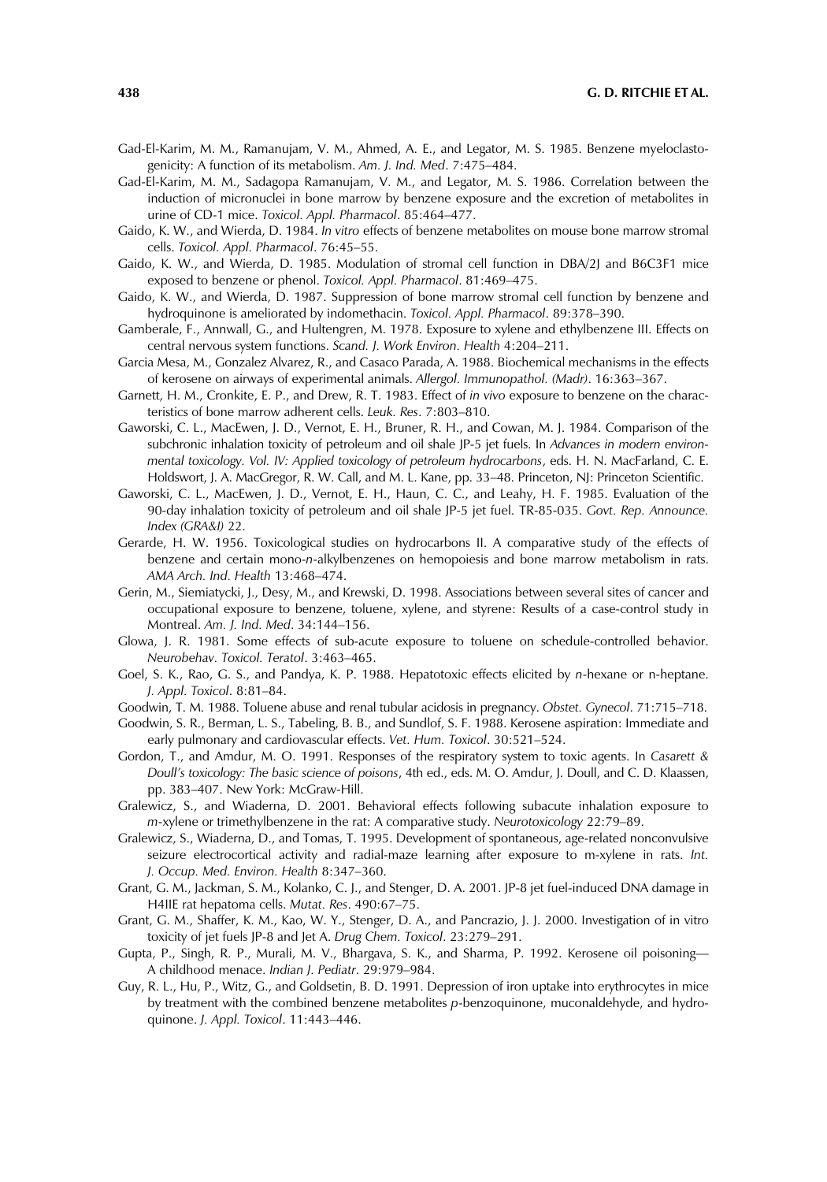Gad-El-Karim, M. M., Ramanujam, V. M., Ahmed, A. E., and Legator, M. S. 1985. Benzene myeloclastogenicity: A function of its metabolism. *Am. J. Ind. Med*. 7:475–484.

Gad-El-Karim, M. M., Sadagopa Ramanujam, V. M., and Legator, M. S. 1986. Correlation between the induction of micronuclei in bone marrow by benzene exposure and the excretion of metabolites in urine of CD-1 mice. *Toxicol. Appl. Pharmacol*. 85:464–477.

Gaido, K. W., and Wierda, D. 1984. *In vitro* effects of benzene metabolites on mouse bone marrow stromal cells. *Toxicol. Appl. Pharmacol*. 76:45–55.

Gaido, K. W., and Wierda, D. 1985. Modulation of stromal cell function in DBA/2J and B6C3F1 mice exposed to benzene or phenol. *Toxicol. Appl. Pharmacol*. 81:469–475.

Gaido, K. W., and Wierda, D. 1987. Suppression of bone marrow stromal cell function by benzene and hydroquinone is ameliorated by indomethacin. *Toxicol. Appl. Pharmacol*. 89:378–390.

Gamberale, F., Annwall, G., and Hultengren, M. 1978. Exposure to xylene and ethylbenzene III. Effects on central nervous system functions. *Scand. J. Work Environ. Health* 4:204–211.

Garcia Mesa, M., Gonzalez Alvarez, R., and Casaco Parada, A. 1988. Biochemical mechanisms in the effects of kerosene on airways of experimental animals. *Allergol. Immunopathol. (Madr)*. 16:363–367.

Garnett, H. M., Cronkite, E. P., and Drew, R. T. 1983. Effect of *in vivo* exposure to benzene on the characteristics of bone marrow adherent cells. *Leuk. Res*. 7:803–810.

Gaworski, C. L., MacEwen, J. D., Vernot, E. H., Bruner, R. H., and Cowan, M. J. 1984. Comparison of the subchronic inhalation toxicity of petroleum and oil shale JP-5 jet fuels. In *Advances in modern environmental toxicology. Vol. IV: Applied toxicology of petroleum hydrocarbons*, eds. H. N. MacFarland, C. E. Holdswort, J. A. MacGregor, R. W. Call, and M. L. Kane, pp. 33–48. Princeton, NJ: Princeton Scientific.

Gaworski, C. L., MacEwen, J. D., Vernot, E. H., Haun, C. C., and Leahy, H. F. 1985. Evaluation of the 90-day inhalation toxicity of petroleum and oil shale JP-5 jet fuel. TR-85-035. *Govt. Rep. Announce. Index (GRA&I)* 22.

Gerarde, H. W. 1956. Toxicological studies on hydrocarbons II. A comparative study of the effects of benzene and certain mono-*n*-alkylbenzenes on hemopoiesis and bone marrow metabolism in rats. *AMA Arch. Ind. Health* 13:468–474.

Gerin, M., Siemiatycki, J., Desy, M., and Krewski, D. 1998. Associations between several sites of cancer and occupational exposure to benzene, toluene, xylene, and styrene: Results of a case-control study in Montreal. *Am. J. Ind. Med*. 34:144–156.

Glowa, J. R. 1981. Some effects of sub-acute exposure to toluene on schedule-controlled behavior. *Neurobehav. Toxicol. Teratol*. 3:463–465.

Goel, S. K., Rao, G. S., and Pandya, K. P. 1988. Hepatotoxic effects elicited by *n*-hexane or n-heptane. *J. Appl. Toxicol*. 8:81–84.

Goodwin, T. M. 1988. Toluene abuse and renal tubular acidosis in pregnancy. *Obstet. Gynecol*. 71:715–718.

Goodwin, S. R., Berman, L. S., Tabeling, B. B., and Sundlof, S. F. 1988. Kerosene aspiration: Immediate and early pulmonary and cardiovascular effects. *Vet. Hum. Toxicol*. 30:521–524.

Gordon, T., and Amdur, M. O. 1991. Responses of the respiratory system to toxic agents. In *Casarett & Doull's toxicology: The basic science of poisons*, 4th ed., eds. M. O. Amdur, J. Doull, and C. D. Klaassen, pp. 383–407. New York: McGraw-Hill.

Gralewicz, S., and Wiaderna, D. 2001. Behavioral effects following subacute inhalation exposure to *m*-xylene or trimethylbenzene in the rat: A comparative study. *Neurotoxicology* 22:79–89.

Gralewicz, S., Wiaderna, D., and Tomas, T. 1995. Development of spontaneous, age-related nonconvulsive seizure electrocortical activity and radial-maze learning after exposure to m-xylene in rats. *Int. J. Occup. Med. Environ. Health* 8:347–360.

Grant, G. M., Jackman, S. M., Kolanko, C. J., and Stenger, D. A. 2001. JP-8 jet fuel-induced DNA damage in H4IIE rat hepatoma cells. *Mutat. Res*. 490:67–75.

Grant, G. M., Shaffer, K. M., Kao, W. Y., Stenger, D. A., and Pancrazio, J. J. 2000. Investigation of in vitro toxicity of jet fuels JP-8 and Jet A. *Drug Chem. Toxicol*. 23:279–291.

Gupta, P., Singh, R. P., Murali, M. V., Bhargava, S. K., and Sharma, P. 1992. Kerosene oil poisoning—A childhood menace. *Indian J. Pediatr*. 29:979–984.

Guy, R. L., Hu, P., Witz, G., and Goldsetin, B. D. 1991. Depression of iron uptake into erythrocytes in mice by treatment with the combined benzene metabolites *p*-benzoquinone, muconaldehyde, and hydroquinone. *J. Appl. Toxicol*. 11:443–446.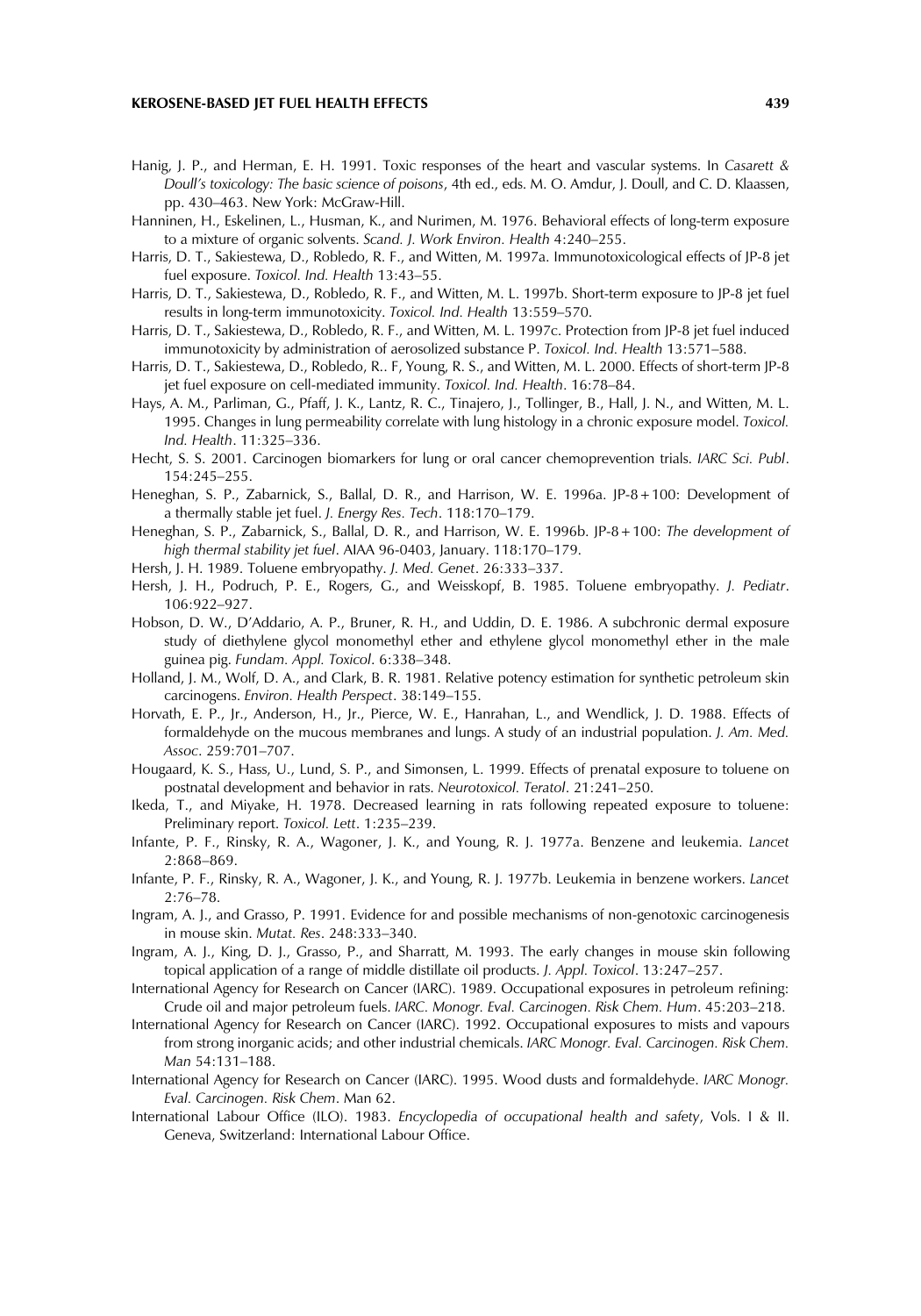Hanig, J. P., and Herman, E. H. 1991. Toxic responses of the heart and vascular systems. In *Casarett & Doull's toxicology: The basic science of poisons*, 4th ed., eds. M. O. Amdur, J. Doull, and C. D. Klaassen, pp. 430–463. New York: McGraw-Hill.

Hanninen, H., Eskelinen, L., Husman, K., and Nurimen, M. 1976. Behavioral effects of long-term exposure to a mixture of organic solvents. *Scand. J. Work Environ. Health* 4:240–255.

Harris, D. T., Sakiestewa, D., Robledo, R. F., and Witten, M. 1997a. Immunotoxicological effects of JP-8 jet fuel exposure. *Toxicol. Ind. Health* 13:43–55.

Harris, D. T., Sakiestewa, D., Robledo, R. F., and Witten, M. L. 1997b. Short-term exposure to JP-8 jet fuel results in long-term immunotoxicity. *Toxicol. Ind. Health* 13:559–570.

Harris, D. T., Sakiestewa, D., Robledo, R. F., and Witten, M. L. 1997c. Protection from JP-8 jet fuel induced immunotoxicity by administration of aerosolized substance P. *Toxicol. Ind. Health* 13:571–588.

Harris, D. T., Sakiestewa, D., Robledo, R.. F, Young, R. S., and Witten, M. L. 2000. Effects of short-term JP-8 jet fuel exposure on cell-mediated immunity. *Toxicol. Ind. Health*. 16:78–84.

Hays, A. M., Parliman, G., Pfaff, J. K., Lantz, R. C., Tinajero, J., Tollinger, B., Hall, J. N., and Witten, M. L. 1995. Changes in lung permeability correlate with lung histology in a chronic exposure model. *Toxicol. Ind. Health*. 11:325–336.

Hecht, S. S. 2001. Carcinogen biomarkers for lung or oral cancer chemoprevention trials. *IARC Sci. Publ*. 154:245–255.

Heneghan, S. P., Zabarnick, S., Ballal, D. R., and Harrison, W. E. 1996a. JP-8 + 100: Development of a thermally stable jet fuel. *J. Energy Res. Tech*. 118:170–179.

Heneghan, S. P., Zabarnick, S., Ballal, D. R., and Harrison, W. E. 1996b. JP-8 + 100: *The development of high thermal stability jet fuel*. AIAA 96-0403, January. 118:170–179.

Hersh, J. H. 1989. Toluene embryopathy. *J. Med. Genet*. 26:333–337.

Hersh, J. H., Podruch, P. E., Rogers, G., and Weisskopf, B. 1985. Toluene embryopathy. *J. Pediatr*. 106:922–927.

Hobson, D. W., D'Addario, A. P., Bruner, R. H., and Uddin, D. E. 1986. A subchronic dermal exposure study of diethylene glycol monomethyl ether and ethylene glycol monomethyl ether in the male guinea pig. *Fundam. Appl. Toxicol*. 6:338–348.

Holland, J. M., Wolf, D. A., and Clark, B. R. 1981. Relative potency estimation for synthetic petroleum skin carcinogens. *Environ. Health Perspect*. 38:149–155.

Horvath, E. P., Jr., Anderson, H., Jr., Pierce, W. E., Hanrahan, L., and Wendlick, J. D. 1988. Effects of formaldehyde on the mucous membranes and lungs. A study of an industrial population. *J. Am. Med. Assoc*. 259:701–707.

Hougaard, K. S., Hass, U., Lund, S. P., and Simonsen, L. 1999. Effects of prenatal exposure to toluene on postnatal development and behavior in rats. *Neurotoxicol. Teratol*. 21:241–250.

Ikeda, T., and Miyake, H. 1978. Decreased learning in rats following repeated exposure to toluene: Preliminary report. *Toxicol. Lett*. 1:235–239.

Infante, P. F., Rinsky, R. A., Wagoner, J. K., and Young, R. J. 1977a. Benzene and leukemia. *Lancet* 2:868–869.

Infante, P. F., Rinsky, R. A., Wagoner, J. K., and Young, R. J. 1977b. Leukemia in benzene workers. *Lancet* 2:76–78.

Ingram, A. J., and Grasso, P. 1991. Evidence for and possible mechanisms of non-genotoxic carcinogenesis in mouse skin. *Mutat. Res*. 248:333–340.

Ingram, A. J., King, D. J., Grasso, P., and Sharratt, M. 1993. The early changes in mouse skin following topical application of a range of middle distillate oil products. *J. Appl. Toxicol*. 13:247–257.

International Agency for Research on Cancer (IARC). 1989. Occupational exposures in petroleum refining: Crude oil and major petroleum fuels. *IARC. Monogr. Eval. Carcinogen. Risk Chem. Hum*. 45:203–218.

International Agency for Research on Cancer (IARC). 1992. Occupational exposures to mists and vapours from strong inorganic acids; and other industrial chemicals. *IARC Monogr. Eval. Carcinogen. Risk Chem. Man* 54:131–188.

International Agency for Research on Cancer (IARC). 1995. Wood dusts and formaldehyde. *IARC Monogr. Eval. Carcinogen. Risk Chem*. Man 62.

International Labour Office (ILO). 1983. *Encyclopedia of occupational health and safety*, Vols. I & II. Geneva, Switzerland: International Labour Office.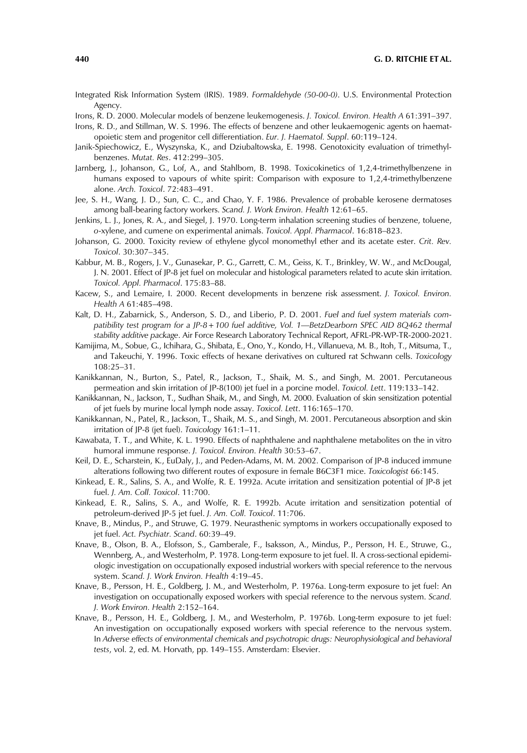Integrated Risk Information System (IRIS). 1989. *Formaldehyde (50-00-0)*. U.S. Environmental Protection Agency.

Irons, R. D. 2000. Molecular models of benzene leukemogenesis. *J. Toxicol. Environ. Health A* 61:391–397.

Irons, R. D., and Stillman, W. S. 1996. The effects of benzene and other leukaemogenic agents on haematopoietic stem and progenitor cell differentiation. *Eur. J. Haematol. Suppl*. 60:119–124.

Janik-Spiechowicz, E., Wyszynska, K., and Dziubaltowska, E. 1998. Genotoxicity evaluation of trimethylbenzenes. *Mutat. Res*. 412:299–305.

Jarnberg, J., Johanson, G., Lof, A., and Stahlbom, B. 1998. Toxicokinetics of 1,2,4-trimethylbenzene in humans exposed to vapours of white spirit: Comparison with exposure to 1,2,4-trimethylbenzene alone. *Arch. Toxicol*. 72:483–491.

Jee, S. H., Wang, J. D., Sun, C. C., and Chao, Y. F. 1986. Prevalence of probable kerosene dermatoses among ball-bearing factory workers. *Scand. J. Work Environ. Health* 12:61–65.

Jenkins, L. J., Jones, R. A., and Siegel, J. 1970. Long-term inhalation screening studies of benzene, toluene, *o*-xylene, and cumene on experimental animals. *Toxicol. Appl. Pharmacol*. 16:818–823.

Johanson, G. 2000. Toxicity review of ethylene glycol monomethyl ether and its acetate ester. *Crit. Rev. Toxicol*. 30:307–345.

Kabbur, M. B., Rogers, J. V., Gunasekar, P. G., Garrett, C. M., Geiss, K. T., Brinkley, W. W., and McDougal, J. N. 2001. Effect of JP-8 jet fuel on molecular and histological parameters related to acute skin irritation. *Toxicol. Appl. Pharmacol*. 175:83–88.

Kacew, S., and Lemaire, I. 2000. Recent developments in benzene risk assessment. *J. Toxicol. Environ. Health A* 61:485–498.

Kalt, D. H., Zabarnick, S., Anderson, S. D., and Liberio, P. D. 2001. *Fuel and fuel system materials compatibility test program for a JP-8 + 100 fuel additive, Vol. 1—BetzDearborn SPEC AID 8Q462 thermal stability additive package*. Air Force Research Laboratory Technical Report, AFRL-PR-WP-TR-2000-2021.

Kamijima, M., Sobue, G., Ichihara, G., Shibata, E., Ono, Y., Kondo, H., Villanueva, M. B., Itoh, T., Mitsuma, T., and Takeuchi, Y. 1996. Toxic effects of hexane derivatives on cultured rat Schwann cells. *Toxicology* 108:25–31.

Kanikkannan, N., Burton, S., Patel, R., Jackson, T., Shaik, M. S., and Singh, M. 2001. Percutaneous permeation and skin irritation of JP-8(100) jet fuel in a porcine model. *Toxicol. Lett*. 119:133–142.

Kanikkannan, N., Jackson, T., Sudhan Shaik, M., and Singh, M. 2000. Evaluation of skin sensitization potential of jet fuels by murine local lymph node assay. *Toxicol. Lett*. 116:165–170.

Kanikkannan, N., Patel, R., Jackson, T., Shaik, M. S., and Singh, M. 2001. Percutaneous absorption and skin irritation of JP-8 (jet fuel). *Toxicology* 161:1–11.

Kawabata, T. T., and White, K. L. 1990. Effects of naphthalene and naphthalene metabolites on the in vitro humoral immune response. *J. Toxicol. Environ. Health* 30:53–67.

Keil, D. E., Scharstein, K., EuDaly, J., and Peden-Adams, M. M. 2002. Comparison of JP-8 induced immune alterations following two different routes of exposure in female B6C3F1 mice. *Toxicologist* 66:145.

Kinkead, E. R., Salins, S. A., and Wolfe, R. E. 1992a. Acute irritation and sensitization potential of JP-8 jet fuel. *J. Am. Coll. Toxicol*. 11:700.

Kinkead, E. R., Salins, S. A., and Wolfe, R. E. 1992b. Acute irritation and sensitization potential of petroleum-derived JP-5 jet fuel. *J. Am. Coll. Toxicol*. 11:706.

Knave, B., Mindus, P., and Struwe, G. 1979. Neurasthenic symptoms in workers occupationally exposed to jet fuel. *Act. Psychiatr. Scand*. 60:39–49.

Knave, B., Olson, B. A., Elofsson, S., Gamberale, F., Isaksson, A., Mindus, P., Persson, H. E., Struwe, G., Wennberg, A., and Westerholm, P. 1978. Long-term exposure to jet fuel. II. A cross-sectional epidemiologic investigation on occupationally exposed industrial workers with special reference to the nervous system. *Scand. J. Work Environ. Health* 4:19–45.

Knave, B., Persson, H. E., Goldberg, J. M., and Westerholm, P. 1976a. Long-term exposure to jet fuel: An investigation on occupationally exposed workers with special reference to the nervous system. *Scand. J. Work Environ. Health* 2:152–164.

Knave, B., Persson, H. E., Goldberg, J. M., and Westerholm, P. 1976b. Long-term exposure to jet fuel: An investigation on occupationally exposed workers with special reference to the nervous system. In *Adverse effects of environmental chemicals and psychotropic drugs: Neurophysiological and behavioral tests*, vol. 2, ed. M. Horvath, pp. 149–155. Amsterdam: Elsevier.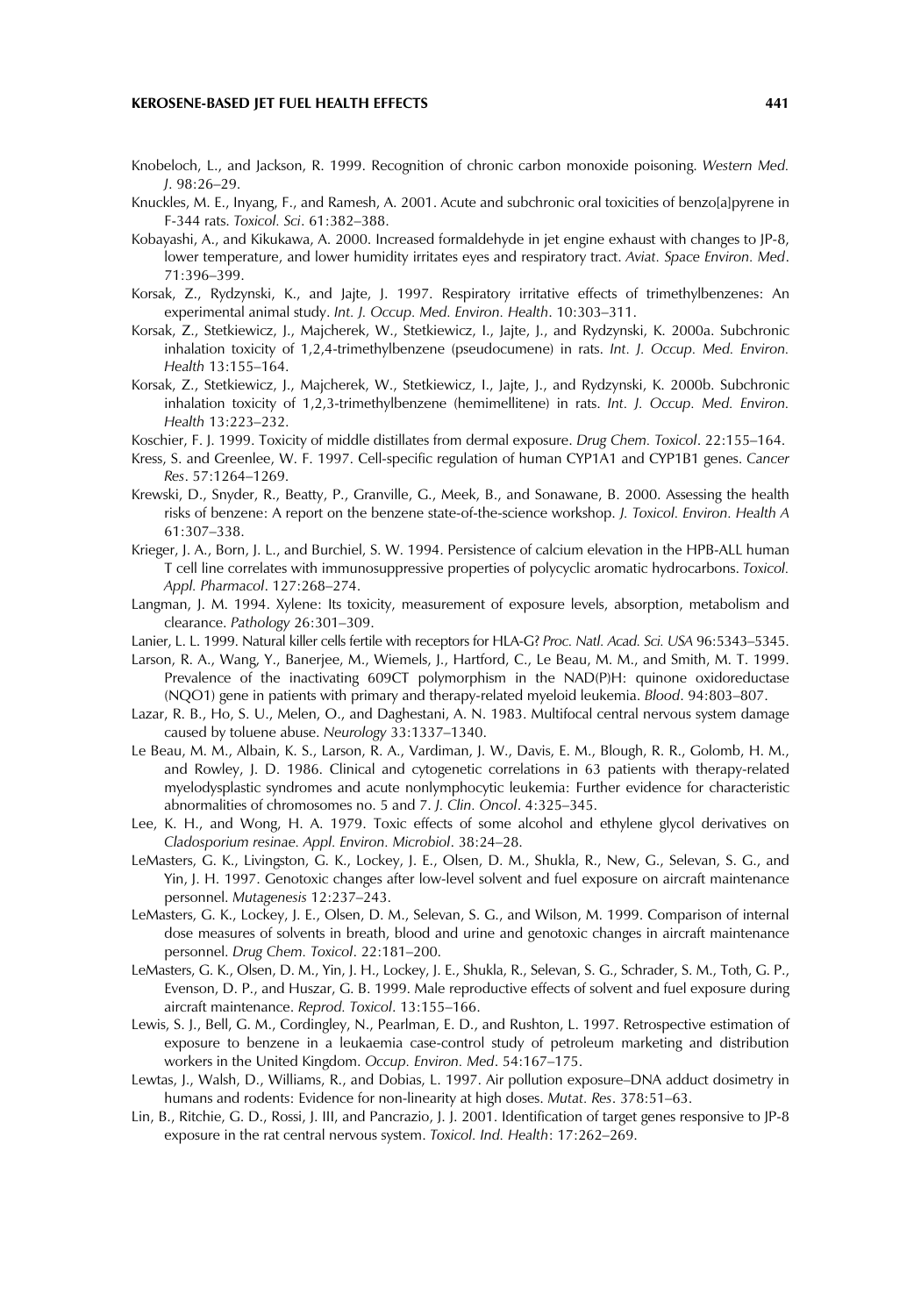Knobeloch, L., and Jackson, R. 1999. Recognition of chronic carbon monoxide poisoning. *Western Med. J*. 98:26–29.

Knuckles, M. E., Inyang, F., and Ramesh, A. 2001. Acute and subchronic oral toxicities of benzo[a]pyrene in F-344 rats. *Toxicol. Sci*. 61:382–388.

Kobayashi, A., and Kikukawa, A. 2000. Increased formaldehyde in jet engine exhaust with changes to JP-8, lower temperature, and lower humidity irritates eyes and respiratory tract. *Aviat. Space Environ. Med*. 71:396–399.

Korsak, Z., Rydzynski, K., and Jajte, J. 1997. Respiratory irritative effects of trimethylbenzenes: An experimental animal study. *Int. J. Occup. Med. Environ. Health*. 10:303–311.

Korsak, Z., Stetkiewicz, J., Majcherek, W., Stetkiewicz, I., Jajte, J., and Rydzynski, K. 2000a. Subchronic inhalation toxicity of 1,2,4-trimethylbenzene (pseudocumene) in rats. *Int. J. Occup. Med. Environ. Health* 13:155–164.

Korsak, Z., Stetkiewicz, J., Majcherek, W., Stetkiewicz, I., Jajte, J., and Rydzynski, K. 2000b. Subchronic inhalation toxicity of 1,2,3-trimethylbenzene (hemimellitene) in rats. *Int. J. Occup. Med. Environ. Health* 13:223–232.

Koschier, F. J. 1999. Toxicity of middle distillates from dermal exposure. *Drug Chem. Toxicol*. 22:155–164.

Kress, S. and Greenlee, W. F. 1997. Cell-specific regulation of human CYP1A1 and CYP1B1 genes. *Cancer Res*. 57:1264–1269.

Krewski, D., Snyder, R., Beatty, P., Granville, G., Meek, B., and Sonawane, B. 2000. Assessing the health risks of benzene: A report on the benzene state-of-the-science workshop. *J. Toxicol. Environ. Health A* 61:307–338.

Krieger, J. A., Born, J. L., and Burchiel, S. W. 1994. Persistence of calcium elevation in the HPB-ALL human T cell line correlates with immunosuppressive properties of polycyclic aromatic hydrocarbons. *Toxicol. Appl. Pharmacol*. 127:268–274.

Langman, J. M. 1994. Xylene: Its toxicity, measurement of exposure levels, absorption, metabolism and clearance. *Pathology* 26:301–309.

Lanier, L. L. 1999. Natural killer cells fertile with receptors for HLA-G? *Proc. Natl. Acad. Sci. USA* 96:5343–5345.

Larson, R. A., Wang, Y., Banerjee, M., Wiemels, J., Hartford, C., Le Beau, M. M., and Smith, M. T. 1999. Prevalence of the inactivating 609CT polymorphism in the NAD(P)H: quinone oxidoreductase (NQO1) gene in patients with primary and therapy-related myeloid leukemia. *Blood*. 94:803–807.

Lazar, R. B., Ho, S. U., Melen, O., and Daghestani, A. N. 1983. Multifocal central nervous system damage caused by toluene abuse. *Neurology* 33:1337–1340.

Le Beau, M. M., Albain, K. S., Larson, R. A., Vardiman, J. W., Davis, E. M., Blough, R. R., Golomb, H. M., and Rowley, J. D. 1986. Clinical and cytogenetic correlations in 63 patients with therapy-related myelodysplastic syndromes and acute nonlymphocytic leukemia: Further evidence for characteristic abnormalities of chromosomes no. 5 and 7. *J. Clin. Oncol*. 4:325–345.

Lee, K. H., and Wong, H. A. 1979. Toxic effects of some alcohol and ethylene glycol derivatives on *Cladosporium resinae*. *Appl. Environ. Microbiol*. 38:24–28.

LeMasters, G. K., Livingston, G. K., Lockey, J. E., Olsen, D. M., Shukla, R., New, G., Selevan, S. G., and Yin, J. H. 1997. Genotoxic changes after low-level solvent and fuel exposure on aircraft maintenance personnel. *Mutagenesis* 12:237–243.

LeMasters, G. K., Lockey, J. E., Olsen, D. M., Selevan, S. G., and Wilson, M. 1999. Comparison of internal dose measures of solvents in breath, blood and urine and genotoxic changes in aircraft maintenance personnel. *Drug Chem. Toxicol*. 22:181–200.

LeMasters, G. K., Olsen, D. M., Yin, J. H., Lockey, J. E., Shukla, R., Selevan, S. G., Schrader, S. M., Toth, G. P., Evenson, D. P., and Huszar, G. B. 1999. Male reproductive effects of solvent and fuel exposure during aircraft maintenance. *Reprod. Toxicol*. 13:155–166.

Lewis, S. J., Bell, G. M., Cordingley, N., Pearlman, E. D., and Rushton, L. 1997. Retrospective estimation of exposure to benzene in a leukaemia case-control study of petroleum marketing and distribution workers in the United Kingdom. *Occup. Environ. Med*. 54:167–175.

Lewtas, J., Walsh, D., Williams, R., and Dobias, L. 1997. Air pollution exposure–DNA adduct dosimetry in humans and rodents: Evidence for non-linearity at high doses. *Mutat. Res*. 378:51–63.

Lin, B., Ritchie, G. D., Rossi, J. III, and Pancrazio, J. J. 2001. Identification of target genes responsive to JP-8 exposure in the rat central nervous system. *Toxicol. Ind. Health*: 17:262–269.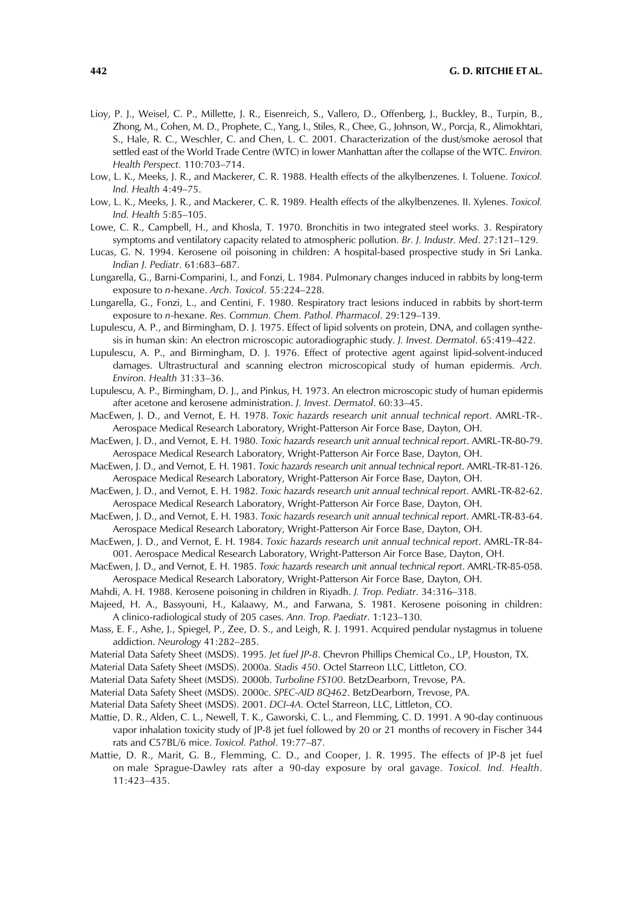Lioy, P. J., Weisel, C. P., Millette, J. R., Eisenreich, S., Vallero, D., Offenberg, J., Buckley, B., Turpin, B., Zhong, M., Cohen, M. D., Prophete, C., Yang, I., Stiles, R., Chee, G., Johnson, W., Porcja, R., Alimokhtari, S., Hale, R. C., Weschler, C. and Chen, L. C. 2001. Characterization of the dust/smoke aerosol that settled east of the World Trade Centre (WTC) in lower Manhattan after the collapse of the WTC. *Environ. Health Perspect.* 110:703–714.

Low, L. K., Meeks, J. R., and Mackerer, C. R. 1988. Health effects of the alkylbenzenes. I. Toluene. *Toxicol. Ind. Health* 4:49–75.

Low, L. K., Meeks, J. R., and Mackerer, C. R. 1989. Health effects of the alkylbenzenes. II. Xylenes. *Toxicol. Ind. Health* 5:85–105.

Lowe, C. R., Campbell, H., and Khosla, T. 1970. Bronchitis in two integrated steel works. 3. Respiratory symptoms and ventilatory capacity related to atmospheric pollution. *Br. J. Industr. Med*. 27:121–129.

Lucas, G. N. 1994. Kerosene oil poisoning in children: A hospital-based prospective study in Sri Lanka. *Indian J. Pediatr*. 61:683–687.

Lungarella, G., Barni-Comparini, I., and Fonzi, L. 1984. Pulmonary changes induced in rabbits by long-term exposure to *n*-hexane. *Arch. Toxicol*. 55:224–228.

Lungarella, G., Fonzi, L., and Centini, F. 1980. Respiratory tract lesions induced in rabbits by short-term exposure to *n*-hexane. *Res. Commun. Chem. Pathol. Pharmacol*. 29:129–139.

Lupulescu, A. P., and Birmingham, D. J. 1975. Effect of lipid solvents on protein, DNA, and collagen synthesis in human skin: An electron microscopic autoradiographic study. *J. Invest. Dermatol*. 65:419–422.

Lupulescu, A. P., and Birmingham, D. J. 1976. Effect of protective agent against lipid-solvent-induced damages. Ultrastructural and scanning electron microscopical study of human epidermis. *Arch. Environ. Health* 31:33–36.

Lupulescu, A. P., Birmingham, D. J., and Pinkus, H. 1973. An electron microscopic study of human epidermis after acetone and kerosene administration. *J. Invest. Dermatol*. 60:33–45.

MacEwen, J. D., and Vernot, E. H. 1978. *Toxic hazards research unit annual technical report*. AMRL-TR-. Aerospace Medical Research Laboratory, Wright-Patterson Air Force Base, Dayton, OH.

MacEwen, J. D., and Vernot, E. H. 1980. *Toxic hazards research unit annual technical report*. AMRL-TR-80-79. Aerospace Medical Research Laboratory, Wright-Patterson Air Force Base, Dayton, OH.

MacEwen, J. D., and Vernot, E. H. 1981. *Toxic hazards research unit annual technical report*. AMRL-TR-81-126. Aerospace Medical Research Laboratory, Wright-Patterson Air Force Base, Dayton, OH.

MacEwen, J. D., and Vernot, E. H. 1982. *Toxic hazards research unit annual technical report*. AMRL-TR-82-62. Aerospace Medical Research Laboratory, Wright-Patterson Air Force Base, Dayton, OH.

MacEwen, J. D., and Vernot, E. H. 1983. *Toxic hazards research unit annual technical report*. AMRL-TR-83-64. Aerospace Medical Research Laboratory, Wright-Patterson Air Force Base, Dayton, OH.

MacEwen, J. D., and Vernot, E. H. 1984. *Toxic hazards research unit annual technical report*. AMRL-TR-84-001. Aerospace Medical Research Laboratory, Wright-Patterson Air Force Base, Dayton, OH.

MacEwen, J. D., and Vernot, E. H. 1985. *Toxic hazards research unit annual technical report*. AMRL-TR-85-058. Aerospace Medical Research Laboratory, Wright-Patterson Air Force Base, Dayton, OH.

Mahdi, A. H. 1988. Kerosene poisoning in children in Riyadh. *J. Trop. Pediatr*. 34:316–318.

Majeed, H. A., Bassyouni, H., Kalaawy, M., and Farwana, S. 1981. Kerosene poisoning in children: A clinico-radiological study of 205 cases. *Ann. Trop. Paediatr*. 1:123–130.

Mass, E. F., Ashe, J., Spiegel, P., Zee, D. S., and Leigh, R. J. 1991. Acquired pendular nystagmus in toluene addiction. *Neurology* 41:282–285.

Material Data Safety Sheet (MSDS). 1995. *Jet fuel JP-8*. Chevron Phillips Chemical Co., LP, Houston, TX.

Material Data Safety Sheet (MSDS). 2000a. *Stadis 450*. Octel Starreon LLC, Littleton, CO.

Material Data Safety Sheet (MSDS). 2000b. *Turboline FS100*. BetzDearborn, Trevose, PA.

Material Data Safety Sheet (MSDS). 2000c. *SPEC-AID 8Q462*. BetzDearborn, Trevose, PA.

Material Data Safety Sheet (MSDS). 2001. *DCI-4A*. Octel Starreon, LLC, Littleton, CO.

Mattie, D. R., Alden, C. L., Newell, T. K., Gaworski, C. L., and Flemming, C. D. 1991. A 90-day continuous vapor inhalation toxicity study of JP-8 jet fuel followed by 20 or 21 months of recovery in Fischer 344 rats and C57BL/6 mice. *Toxicol. Pathol*. 19:77–87.

Mattie, D. R., Marit, G. B., Flemming, C. D., and Cooper, J. R. 1995. The effects of JP-8 jet fuel on male Sprague-Dawley rats after a 90-day exposure by oral gavage. *Toxicol. Ind. Health*. 11:423–435.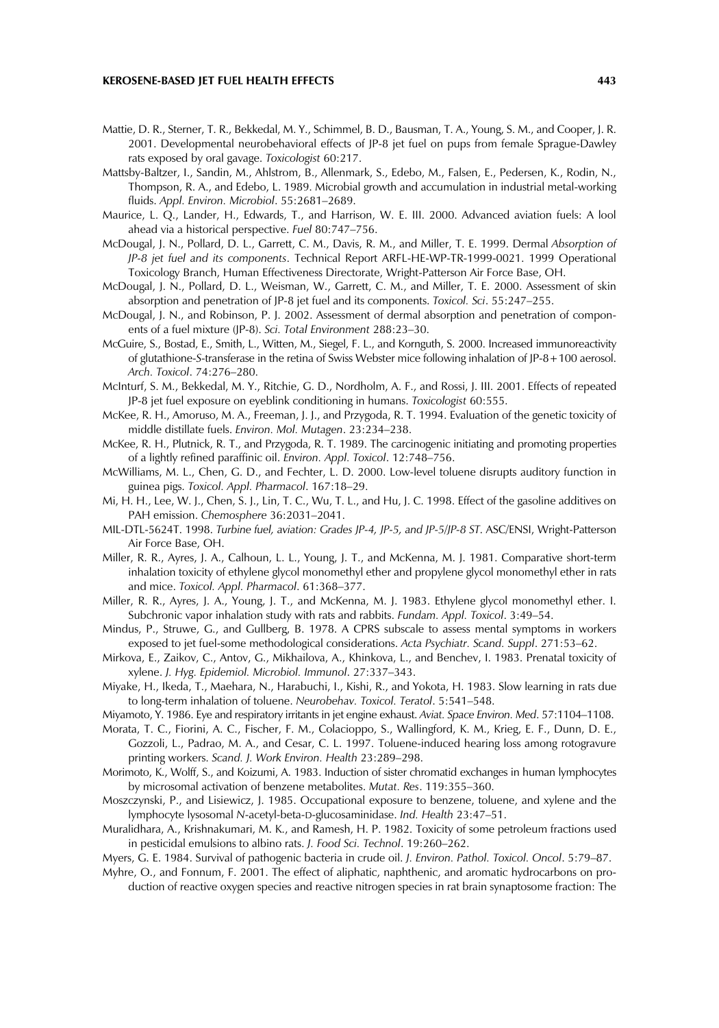Mattie, D. R., Sterner, T. R., Bekkedal, M. Y., Schimmel, B. D., Bausman, T. A., Young, S. M., and Cooper, J. R. 2001. Developmental neurobehavioral effects of JP-8 jet fuel on pups from female Sprague-Dawley rats exposed by oral gavage. *Toxicologist* 60:217.

Mattsby-Baltzer, I., Sandin, M., Ahlstrom, B., Allenmark, S., Edebo, M., Falsen, E., Pedersen, K., Rodin, N., Thompson, R. A., and Edebo, L. 1989. Microbial growth and accumulation in industrial metal-working fluids. *Appl. Environ. Microbiol*. 55:2681–2689.

Maurice, L. Q., Lander, H., Edwards, T., and Harrison, W. E. III. 2000. Advanced aviation fuels: A lool ahead via a historical perspective. *Fuel* 80:747–756.

McDougal, J. N., Pollard, D. L., Garrett, C. M., Davis, R. M., and Miller, T. E. 1999. Dermal *Absorption of JP-8 jet fuel and its components*. Technical Report ARFL-HE-WP-TR-1999-0021. 1999 Operational Toxicology Branch, Human Effectiveness Directorate, Wright-Patterson Air Force Base, OH.

McDougal, J. N., Pollard, D. L., Weisman, W., Garrett, C. M., and Miller, T. E. 2000. Assessment of skin absorption and penetration of JP-8 jet fuel and its components. *Toxicol. Sci*. 55:247–255.

McDougal, J. N., and Robinson, P. J. 2002. Assessment of dermal absorption and penetration of components of a fuel mixture (JP-8). *Sci. Total Environment* 288:23–30.

McGuire, S., Bostad, E., Smith, L., Witten, M., Siegel, F. L., and Kornguth, S. 2000. Increased immunoreactivity of glutathione-*S*-transferase in the retina of Swiss Webster mice following inhalation of JP-8+100 aerosol. *Arch. Toxicol*. 74:276–280.

McInturf, S. M., Bekkedal, M. Y., Ritchie, G. D., Nordholm, A. F., and Rossi, J. III. 2001. Effects of repeated JP-8 jet fuel exposure on eyeblink conditioning in humans. *Toxicologist* 60:555.

McKee, R. H., Amoruso, M. A., Freeman, J. J., and Przygoda, R. T. 1994. Evaluation of the genetic toxicity of middle distillate fuels. *Environ. Mol. Mutagen*. 23:234–238.

McKee, R. H., Plutnick, R. T., and Przygoda, R. T. 1989. The carcinogenic initiating and promoting properties of a lightly refined paraffinic oil. *Environ. Appl. Toxicol*. 12:748–756.

McWilliams, M. L., Chen, G. D., and Fechter, L. D. 2000. Low-level toluene disrupts auditory function in guinea pigs. *Toxicol. Appl. Pharmacol*. 167:18–29.

Mi, H. H., Lee, W. J., Chen, S. J., Lin, T. C., Wu, T. L., and Hu, J. C. 1998. Effect of the gasoline additives on PAH emission. *Chemosphere* 36:2031–2041.

MIL-DTL-5624T. 1998. *Turbine fuel, aviation: Grades JP-4, JP-5, and JP-5/JP-8 ST*. ASC/ENSI, Wright-Patterson Air Force Base, OH.

Miller, R. R., Ayres, J. A., Calhoun, L. L., Young, J. T., and McKenna, M. J. 1981. Comparative short-term inhalation toxicity of ethylene glycol monomethyl ether and propylene glycol monomethyl ether in rats and mice. *Toxicol. Appl. Pharmacol*. 61:368–377.

Miller, R. R., Ayres, J. A., Young, J. T., and McKenna, M. J. 1983. Ethylene glycol monomethyl ether. I. Subchronic vapor inhalation study with rats and rabbits. *Fundam. Appl. Toxicol*. 3:49–54.

Mindus, P., Struwe, G., and Gullberg, B. 1978. A CPRS subscale to assess mental symptoms in workers exposed to jet fuel-some methodological considerations. *Acta Psychiatr. Scand. Suppl*. 271:53–62.

Mirkova, E., Zaikov, C., Antov, G., Mikhailova, A., Khinkova, L., and Benchev, I. 1983. Prenatal toxicity of xylene. *J. Hyg. Epidemiol. Microbiol. Immunol*. 27:337–343.

Miyake, H., Ikeda, T., Maehara, N., Harabuchi, I., Kishi, R., and Yokota, H. 1983. Slow learning in rats due to long-term inhalation of toluene. *Neurobehav. Toxicol. Teratol*. 5:541–548.

Miyamoto, Y. 1986. Eye and respiratory irritants in jet engine exhaust. *Aviat. Space Environ. Med*. 57:1104–1108.

Morata, T. C., Fiorini, A. C., Fischer, F. M., Colacioppo, S., Wallingford, K. M., Krieg, E. F., Dunn, D. E., Gozzoli, L., Padrao, M. A., and Cesar, C. L. 1997. Toluene-induced hearing loss among rotogravure printing workers. *Scand. J. Work Environ. Health* 23:289–298.

Morimoto, K., Wolff, S., and Koizumi, A. 1983. Induction of sister chromatid exchanges in human lymphocytes by microsomal activation of benzene metabolites. *Mutat. Res*. 119:355–360.

Moszczynski, P., and Lisiewicz, J. 1985. Occupational exposure to benzene, toluene, and xylene and the lymphocyte lysosomal *N*-acetyl-beta-D-glucosaminidase. *Ind. Health* 23:47–51.

Muralidhara, A., Krishnakumari, M. K., and Ramesh, H. P. 1982. Toxicity of some petroleum fractions used in pesticidal emulsions to albino rats. *J. Food Sci. Technol*. 19:260–262.

Myers, G. E. 1984. Survival of pathogenic bacteria in crude oil. *J. Environ. Pathol. Toxicol. Oncol*. 5:79–87.

Myhre, O., and Fonnum, F. 2001. The effect of aliphatic, naphthenic, and aromatic hydrocarbons on production of reactive oxygen species and reactive nitrogen species in rat brain synaptosome fraction: The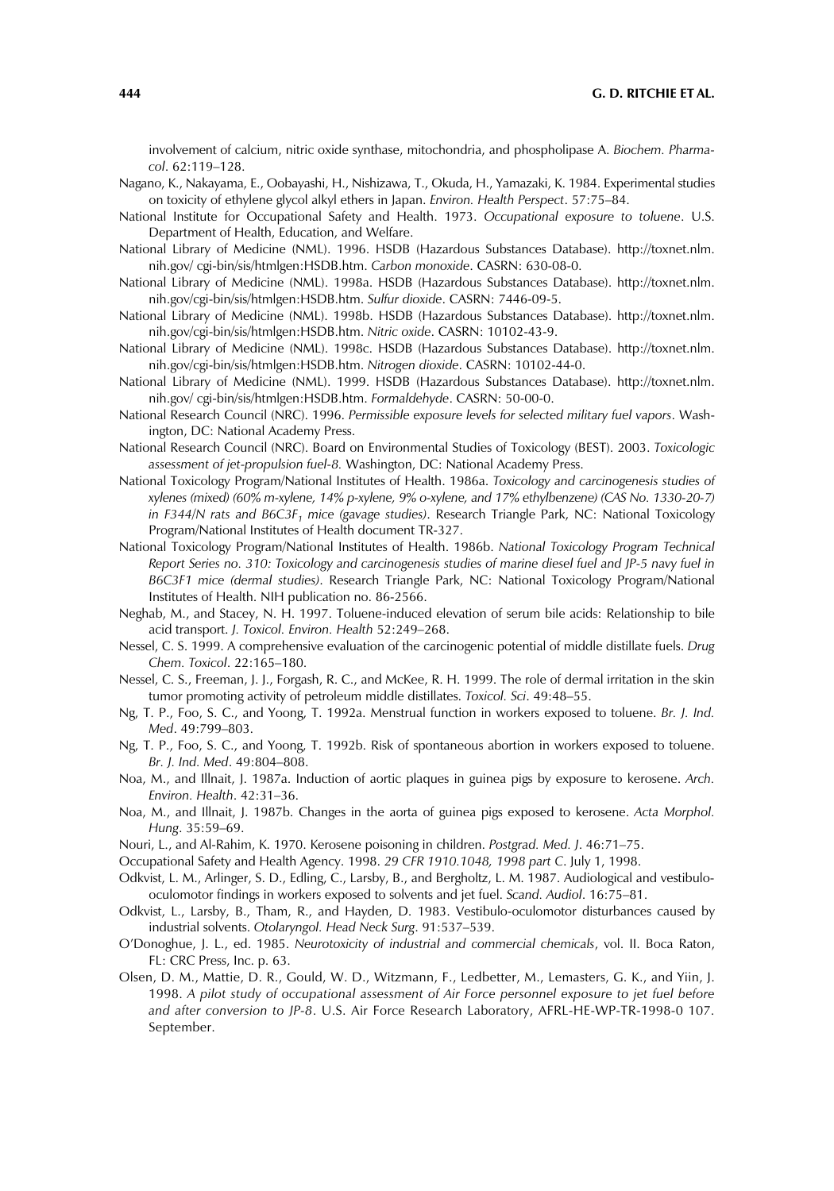involvement of calcium, nitric oxide synthase, mitochondria, and phospholipase A. *Biochem. Pharmacol*. 62:119–128.

Nagano, K., Nakayama, E., Oobayashi, H., Nishizawa, T., Okuda, H., Yamazaki, K. 1984. Experimental studies on toxicity of ethylene glycol alkyl ethers in Japan. *Environ. Health Perspect*. 57:75–84.

National Institute for Occupational Safety and Health. 1973. *Occupational exposure to toluene*. U.S. Department of Health, Education, and Welfare.

National Library of Medicine (NML). 1996. HSDB (Hazardous Substances Database). http://toxnet.nlm.nih.gov/ cgi-bin/sis/htmlgen:HSDB.htm. *Carbon monoxide*. CASRN: 630-08-0.

National Library of Medicine (NML). 1998a. HSDB (Hazardous Substances Database). http://toxnet.nlm.nih.gov/cgi-bin/sis/htmlgen:HSDB.htm. *Sulfur dioxide*. CASRN: 7446-09-5.

National Library of Medicine (NML). 1998b. HSDB (Hazardous Substances Database). http://toxnet.nlm.nih.gov/cgi-bin/sis/htmlgen:HSDB.htm. *Nitric oxide*. CASRN: 10102-43-9.

National Library of Medicine (NML). 1998c. HSDB (Hazardous Substances Database). http://toxnet.nlm.nih.gov/cgi-bin/sis/htmlgen:HSDB.htm. *Nitrogen dioxide*. CASRN: 10102-44-0.

National Library of Medicine (NML). 1999. HSDB (Hazardous Substances Database). http://toxnet.nlm.nih.gov/ cgi-bin/sis/htmlgen:HSDB.htm. *Formaldehyde*. CASRN: 50-00-0.

National Research Council (NRC). 1996. *Permissible exposure levels for selected military fuel vapors*. Washington, DC: National Academy Press.

National Research Council (NRC). Board on Environmental Studies of Toxicology (BEST). 2003. *Toxicologic assessment of jet-propulsion fuel-8.* Washington, DC: National Academy Press.

National Toxicology Program/National Institutes of Health. 1986a. *Toxicology and carcinogenesis studies of xylenes (mixed) (60% m-xylene, 14% p-xylene, 9% o-xylene, and 17% ethylbenzene) (CAS No. 1330-20-7) in F344/N rats and B6C3F$_1$ mice (gavage studies)*. Research Triangle Park, NC: National Toxicology Program/National Institutes of Health document TR-327.

National Toxicology Program/National Institutes of Health. 1986b. *National Toxicology Program Technical Report Series no. 310: Toxicology and carcinogenesis studies of marine diesel fuel and JP-5 navy fuel in B6C3F1 mice (dermal studies)*. Research Triangle Park, NC: National Toxicology Program/National Institutes of Health. NIH publication no. 86-2566.

Neghab, M., and Stacey, N. H. 1997. Toluene-induced elevation of serum bile acids: Relationship to bile acid transport. *J. Toxicol. Environ. Health* 52:249–268.

Nessel, C. S. 1999. A comprehensive evaluation of the carcinogenic potential of middle distillate fuels. *Drug Chem. Toxicol*. 22:165–180.

Nessel, C. S., Freeman, J. J., Forgash, R. C., and McKee, R. H. 1999. The role of dermal irritation in the skin tumor promoting activity of petroleum middle distillates. *Toxicol. Sci*. 49:48–55.

Ng, T. P., Foo, S. C., and Yoong, T. 1992a. Menstrual function in workers exposed to toluene. *Br. J. Ind. Med*. 49:799–803.

Ng, T. P., Foo, S. C., and Yoong, T. 1992b. Risk of spontaneous abortion in workers exposed to toluene. *Br. J. Ind. Med*. 49:804–808.

Noa, M., and Illnait, J. 1987a. Induction of aortic plaques in guinea pigs by exposure to kerosene. *Arch. Environ. Health*. 42:31–36.

Noa, M., and Illnait, J. 1987b. Changes in the aorta of guinea pigs exposed to kerosene. *Acta Morphol. Hung*. 35:59–69.

Nouri, L., and Al-Rahim, K. 1970. Kerosene poisoning in children. *Postgrad. Med. J*. 46:71–75.

Occupational Safety and Health Agency. 1998. *29 CFR 1910.1048, 1998 part C*. July 1, 1998.

Odkvist, L. M., Arlinger, S. D., Edling, C., Larsby, B., and Bergholtz, L. M. 1987. Audiological and vestibulo-oculomotor findings in workers exposed to solvents and jet fuel. *Scand. Audiol*. 16:75–81.

Odkvist, L., Larsby, B., Tham, R., and Hayden, D. 1983. Vestibulo-oculomotor disturbances caused by industrial solvents. *Otolaryngol. Head Neck Surg*. 91:537–539.

O'Donoghue, J. L., ed. 1985. *Neurotoxicity of industrial and commercial chemicals*, vol. II. Boca Raton, FL: CRC Press, Inc. p. 63.

Olsen, D. M., Mattie, D. R., Gould, W. D., Witzmann, F., Ledbetter, M., Lemasters, G. K., and Yiin, J. 1998. *A pilot study of occupational assessment of Air Force personnel exposure to jet fuel before and after conversion to JP-8*. U.S. Air Force Research Laboratory, AFRL-HE-WP-TR-1998-0 107. September.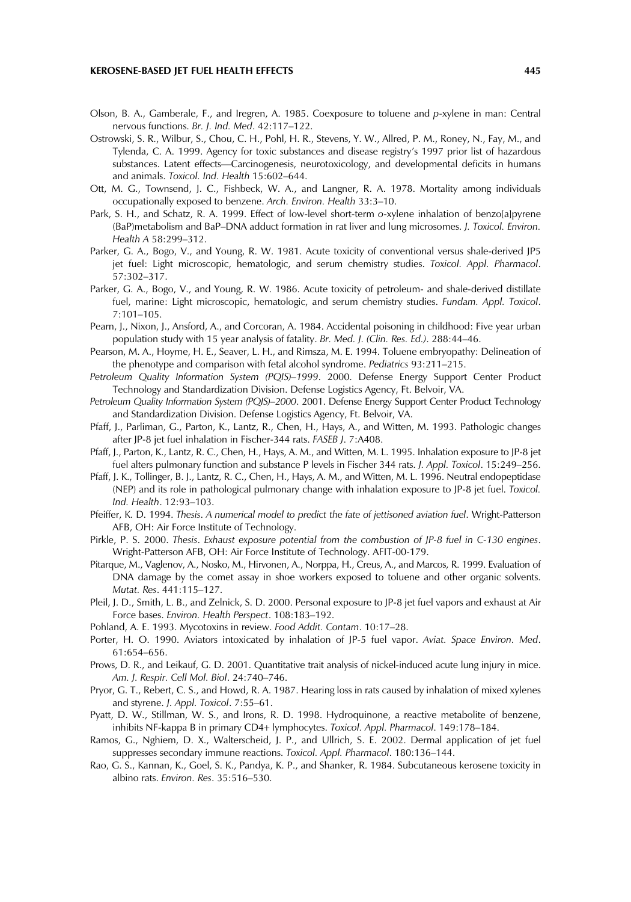Olson, B. A., Gamberale, F., and Iregren, A. 1985. Coexposure to toluene and *p*-xylene in man: Central nervous functions. *Br. J. Ind. Med*. 42:117–122.

Ostrowski, S. R., Wilbur, S., Chou, C. H., Pohl, H. R., Stevens, Y. W., Allred, P. M., Roney, N., Fay, M., and Tylenda, C. A. 1999. Agency for toxic substances and disease registry's 1997 prior list of hazardous substances. Latent effects—Carcinogenesis, neurotoxicology, and developmental deficits in humans and animals. *Toxicol. Ind. Health* 15:602–644.

Ott, M. G., Townsend, J. C., Fishbeck, W. A., and Langner, R. A. 1978. Mortality among individuals occupationally exposed to benzene. *Arch. Environ. Health* 33:3–10.

Park, S. H., and Schatz, R. A. 1999. Effect of low-level short-term *o*-xylene inhalation of benzo[a]pyrene (BaP)metabolism and BaP–DNA adduct formation in rat liver and lung microsomes. *J. Toxicol. Environ. Health A* 58:299–312.

Parker, G. A., Bogo, V., and Young, R. W. 1981. Acute toxicity of conventional versus shale-derived JP5 jet fuel: Light microscopic, hematologic, and serum chemistry studies. *Toxicol. Appl. Pharmacol*. 57:302–317.

Parker, G. A., Bogo, V., and Young, R. W. 1986. Acute toxicity of petroleum- and shale-derived distillate fuel, marine: Light microscopic, hematologic, and serum chemistry studies. *Fundam. Appl. Toxicol*. 7:101–105.

Pearn, J., Nixon, J., Ansford, A., and Corcoran, A. 1984. Accidental poisoning in childhood: Five year urban population study with 15 year analysis of fatality. *Br. Med. J. (Clin. Res. Ed.)*. 288:44–46.

Pearson, M. A., Hoyme, H. E., Seaver, L. H., and Rimsza, M. E. 1994. Toluene embryopathy: Delineation of the phenotype and comparison with fetal alcohol syndrome. *Pediatrics* 93:211–215.

*Petroleum Quality Information System (PQIS)–1999*. 2000. Defense Energy Support Center Product Technology and Standardization Division. Defense Logistics Agency, Ft. Belvoir, VA.

*Petroleum Quality Information System (PQIS)–2000*. 2001. Defense Energy Support Center Product Technology and Standardization Division. Defense Logistics Agency, Ft. Belvoir, VA.

Pfaff, J., Parliman, G., Parton, K., Lantz, R., Chen, H., Hays, A., and Witten, M. 1993. Pathologic changes after JP-8 jet fuel inhalation in Fischer-344 rats. *FASEB J*. 7:A408.

Pfaff, J., Parton, K., Lantz, R. C., Chen, H., Hays, A. M., and Witten, M. L. 1995. Inhalation exposure to JP-8 jet fuel alters pulmonary function and substance P levels in Fischer 344 rats. *J. Appl. Toxicol*. 15:249–256.

Pfaff, J. K., Tollinger, B. J., Lantz, R. C., Chen, H., Hays, A. M., and Witten, M. L. 1996. Neutral endopeptidase (NEP) and its role in pathological pulmonary change with inhalation exposure to JP-8 jet fuel. *Toxicol. Ind. Health*. 12:93–103.

Pfeiffer, K. D. 1994. *Thesis*. *A numerical model to predict the fate of jettisoned aviation fuel*. Wright-Patterson AFB, OH: Air Force Institute of Technology.

Pirkle, P. S. 2000. *Thesis*. *Exhaust exposure potential from the combustion of JP-8 fuel in C-130 engines*. Wright-Patterson AFB, OH: Air Force Institute of Technology. AFIT-00-179.

Pitarque, M., Vaglenov, A., Nosko, M., Hirvonen, A., Norppa, H., Creus, A., and Marcos, R. 1999. Evaluation of DNA damage by the comet assay in shoe workers exposed to toluene and other organic solvents. *Mutat. Res*. 441:115–127.

Pleil, J. D., Smith, L. B., and Zelnick, S. D. 2000. Personal exposure to JP-8 jet fuel vapors and exhaust at Air Force bases. *Environ. Health Perspect*. 108:183–192.

Pohland, A. E. 1993. Mycotoxins in review. *Food Addit. Contam*. 10:17–28.

Porter, H. O. 1990. Aviators intoxicated by inhalation of JP-5 fuel vapor. *Aviat. Space Environ. Med*. 61:654–656.

Prows, D. R., and Leikauf, G. D. 2001. Quantitative trait analysis of nickel-induced acute lung injury in mice. *Am. J. Respir. Cell Mol. Biol*. 24:740–746.

Pryor, G. T., Rebert, C. S., and Howd, R. A. 1987. Hearing loss in rats caused by inhalation of mixed xylenes and styrene. *J. Appl. Toxicol*. 7:55–61.

Pyatt, D. W., Stillman, W. S., and Irons, R. D. 1998. Hydroquinone, a reactive metabolite of benzene, inhibits NF-kappa B in primary CD4+ lymphocytes. *Toxicol. Appl. Pharmacol*. 149:178–184.

Ramos, G., Nghiem, D. X., Walterscheid, J. P., and Ullrich, S. E. 2002. Dermal application of jet fuel suppresses secondary immune reactions. *Toxicol. Appl. Pharmacol*. 180:136–144.

Rao, G. S., Kannan, K., Goel, S. K., Pandya, K. P., and Shanker, R. 1984. Subcutaneous kerosene toxicity in albino rats. *Environ. Res*. 35:516–530.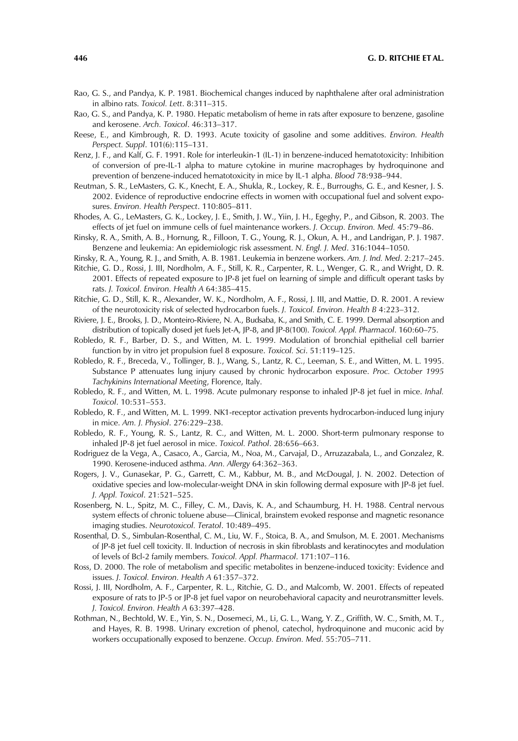Rao, G. S., and Pandya, K. P. 1981. Biochemical changes induced by naphthalene after oral administration in albino rats. *Toxicol. Lett*. 8:311–315.

Rao, G. S., and Pandya, K. P. 1980. Hepatic metabolism of heme in rats after exposure to benzene, gasoline and kerosene. *Arch. Toxicol*. 46:313–317.

Reese, E., and Kimbrough, R. D. 1993. Acute toxicity of gasoline and some additives. *Environ. Health Perspect. Suppl*. 101(6):115–131.

Renz, J. F., and Kalf, G. F. 1991. Role for interleukin-1 (IL-1) in benzene-induced hematotoxicity: Inhibition of conversion of pre-IL-1 alpha to mature cytokine in murine macrophages by hydroquinone and prevention of benzene-induced hematotoxicity in mice by IL-1 alpha. *Blood* 78:938–944.

Reutman, S. R., LeMasters, G. K., Knecht, E. A., Shukla, R., Lockey, R. E., Burroughs, G. E., and Kesner, J. S. 2002. Evidence of reproductive endocrine effects in women with occupational fuel and solvent exposures. *Environ. Health Perspect*. 110:805–811.

Rhodes, A. G., LeMasters, G. K., Lockey, J. E., Smith, J. W., Yiin, J. H., Egeghy, P., and Gibson, R. 2003. The effects of jet fuel on immune cells of fuel maintenance workers. *J. Occup. Environ. Med*. 45:79–86.

Rinsky, R. A., Smith, A. B., Hornung, R., Filloon, T. G., Young, R. J., Okun, A. H., and Landrigan, P. J. 1987. Benzene and leukemia: An epidemiologic risk assessment. *N. Engl. J. Med*. 316:1044–1050.

Rinsky, R. A., Young, R. J., and Smith, A. B. 1981. Leukemia in benzene workers. *Am. J. Ind. Med*. 2:217–245.

Ritchie, G. D., Rossi, J. III, Nordholm, A. F., Still, K. R., Carpenter, R. L., Wenger, G. R., and Wright, D. R. 2001. Effects of repeated exposure to JP-8 jet fuel on learning of simple and difficult operant tasks by rats. *J. Toxicol. Environ. Health A* 64:385–415.

Ritchie, G. D., Still, K. R., Alexander, W. K., Nordholm, A. F., Rossi, J. III, and Mattie, D. R. 2001. A review of the neurotoxicity risk of selected hydrocarbon fuels. *J. Toxicol. Environ. Health B* 4:223–312.

Riviere, J. E., Brooks, J. D., Monteiro-Riviere, N. A., Budsaba, K., and Smith, C. E. 1999. Dermal absorption and distribution of topically dosed jet fuels Jet-A, JP-8, and JP-8(100). *Toxicol. Appl. Pharmacol*. 160:60–75.

Robledo, R. F., Barber, D. S., and Witten, M. L. 1999. Modulation of bronchial epithelial cell barrier function by in vitro jet propulsion fuel 8 exposure. *Toxicol. Sci*. 51:119–125.

Robledo, R. F., Breceda, V., Tollinger, B. J., Wang, S., Lantz, R. C., Leeman, S. E., and Witten, M. L. 1995. Substance P attenuates lung injury caused by chronic hydrocarbon exposure. *Proc. October 1995 Tachykinins International Meeting*, Florence, Italy.

Robledo, R. F., and Witten, M. L. 1998. Acute pulmonary response to inhaled JP-8 jet fuel in mice. *Inhal. Toxicol*. 10:531–553.

Robledo, R. F., and Witten, M. L. 1999. NK1-receptor activation prevents hydrocarbon-induced lung injury in mice. *Am. J. Physiol*. 276:229–238.

Robledo, R. F., Young, R. S., Lantz, R. C., and Witten, M. L. 2000. Short-term pulmonary response to inhaled JP-8 jet fuel aerosol in mice. *Toxicol. Pathol*. 28:656–663.

Rodriguez de la Vega, A., Casaco, A., Garcia, M., Noa, M., Carvajal, D., Arruzazabala, L., and Gonzalez, R. 1990. Kerosene-induced asthma. *Ann. Allergy* 64:362–363.

Rogers, J. V., Gunasekar, P. G., Garrett, C. M., Kabbur, M. B., and McDougal, J. N. 2002. Detection of oxidative species and low-molecular-weight DNA in skin following dermal exposure with JP-8 jet fuel. *J. Appl. Toxicol*. 21:521–525.

Rosenberg, N. L., Spitz, M. C., Filley, C. M., Davis, K. A., and Schaumburg, H. H. 1988. Central nervous system effects of chronic toluene abuse—Clinical, brainstem evoked response and magnetic resonance imaging studies. *Neurotoxicol. Teratol*. 10:489–495.

Rosenthal, D. S., Simbulan-Rosenthal, C. M., Liu, W. F., Stoica, B. A., and Smulson, M. E. 2001. Mechanisms of JP-8 jet fuel cell toxicity. II. Induction of necrosis in skin fibroblasts and keratinocytes and modulation of levels of Bcl-2 family members. *Toxicol. Appl. Pharmacol*. 171:107–116.

Ross, D. 2000. The role of metabolism and specific metabolites in benzene-induced toxicity: Evidence and issues. *J. Toxicol. Environ. Health A* 61:357–372.

Rossi, J. III, Nordholm, A. F., Carpenter, R. L., Ritchie, G. D., and Malcomb, W. 2001. Effects of repeated exposure of rats to JP-5 or JP-8 jet fuel vapor on neurobehavioral capacity and neurotransmitter levels. *J. Toxicol. Environ. Health A* 63:397–428.

Rothman, N., Bechtold, W. E., Yin, S. N., Dosemeci, M., Li, G. L., Wang, Y. Z., Griffith, W. C., Smith, M. T., and Hayes, R. B. 1998. Urinary excretion of phenol, catechol, hydroquinone and muconic acid by workers occupationally exposed to benzene. *Occup. Environ. Med*. 55:705–711.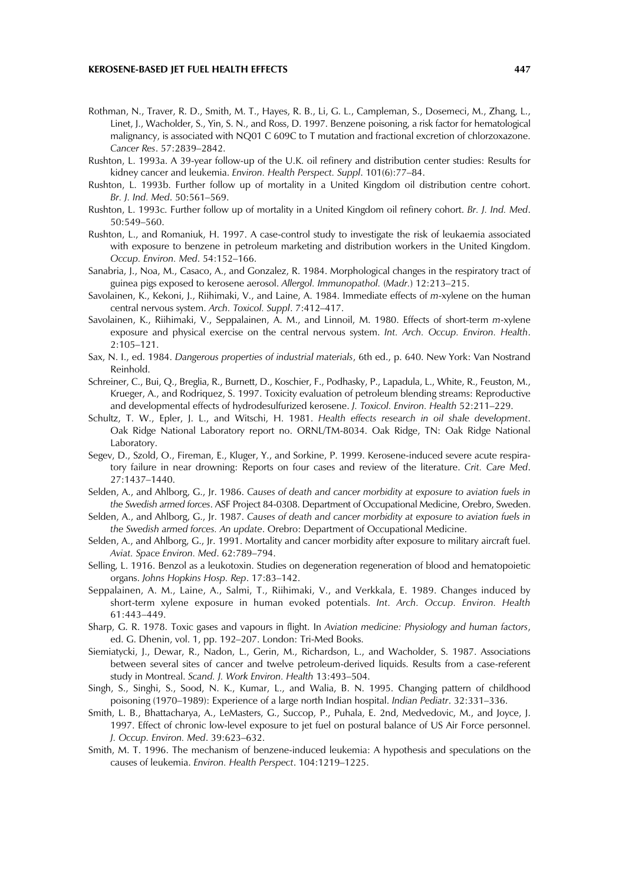Rothman, N., Traver, R. D., Smith, M. T., Hayes, R. B., Li, G. L., Campleman, S., Dosemeci, M., Zhang, L., Linet, J., Wacholder, S., Yin, S. N., and Ross, D. 1997. Benzene poisoning, a risk factor for hematological malignancy, is associated with NQ01 C 609C to T mutation and fractional excretion of chlorzoxazone. *Cancer Res*. 57:2839–2842.

Rushton, L. 1993a. A 39-year follow-up of the U.K. oil refinery and distribution center studies: Results for kidney cancer and leukemia. *Environ. Health Perspect. Suppl*. 101(6):77–84.

Rushton, L. 1993b. Further follow up of mortality in a United Kingdom oil distribution centre cohort. *Br. J. Ind. Med*. 50:561–569.

Rushton, L. 1993c. Further follow up of mortality in a United Kingdom oil refinery cohort. *Br. J. Ind. Med*. 50:549–560.

Rushton, L., and Romaniuk, H. 1997. A case-control study to investigate the risk of leukaemia associated with exposure to benzene in petroleum marketing and distribution workers in the United Kingdom. *Occup. Environ. Med*. 54:152–166.

Sanabria, J., Noa, M., Casaco, A., and Gonzalez, R. 1984. Morphological changes in the respiratory tract of guinea pigs exposed to kerosene aerosol. *Allergol. Immunopathol.* (*Madr.*) 12:213–215.

Savolainen, K., Kekoni, J., Riihimaki, V., and Laine, A. 1984. Immediate effects of *m*-xylene on the human central nervous system. *Arch. Toxicol. Suppl*. 7:412–417.

Savolainen, K., Riihimaki, V., Seppalainen, A. M., and Linnoil, M. 1980. Effects of short-term *m*-xylene exposure and physical exercise on the central nervous system. *Int. Arch. Occup. Environ. Health*. 2:105–121.

Sax, N. I., ed. 1984. *Dangerous properties of industrial materials*, 6th ed., p. 640. New York: Van Nostrand Reinhold.

Schreiner, C., Bui, Q., Breglia, R., Burnett, D., Koschier, F., Podhasky, P., Lapadula, L., White, R., Feuston, M., Krueger, A., and Rodriquez, S. 1997. Toxicity evaluation of petroleum blending streams: Reproductive and developmental effects of hydrodesulfurized kerosene. *J. Toxicol. Environ. Health* 52:211–229.

Schultz, T. W., Epler, J. L., and Witschi, H. 1981. *Health effects research in oil shale development*. Oak Ridge National Laboratory report no. ORNL/TM-8034. Oak Ridge, TN: Oak Ridge National Laboratory.

Segev, D., Szold, O., Fireman, E., Kluger, Y., and Sorkine, P. 1999. Kerosene-induced severe acute respiratory failure in near drowning: Reports on four cases and review of the literature. *Crit. Care Med*. 27:1437–1440.

Selden, A., and Ahlborg, G., Jr. 1986. *Causes of death and cancer morbidity at exposure to aviation fuels in the Swedish armed forces*. ASF Project 84-0308. Department of Occupational Medicine, Orebro, Sweden.

Selden, A., and Ahlborg, G., Jr. 1987. *Causes of death and cancer morbidity at exposure to aviation fuels in the Swedish armed forces. An update*. Orebro: Department of Occupational Medicine.

Selden, A., and Ahlborg, G., Jr. 1991. Mortality and cancer morbidity after exposure to military aircraft fuel. *Aviat. Space Environ. Med*. 62:789–794.

Selling, L. 1916. Benzol as a leukotoxin. Studies on degeneration regeneration of blood and hematopoietic organs. *Johns Hopkins Hosp. Rep*. 17:83–142.

Seppalainen, A. M., Laine, A., Salmi, T., Riihimaki, V., and Verkkala, E. 1989. Changes induced by short-term xylene exposure in human evoked potentials. *Int. Arch. Occup. Environ. Health* 61:443–449.

Sharp, G. R. 1978. Toxic gases and vapours in flight. In *Aviation medicine: Physiology and human factors*, ed. G. Dhenin, vol. 1, pp. 192–207. London: Tri-Med Books.

Siemiatycki, J., Dewar, R., Nadon, L., Gerin, M., Richardson, L., and Wacholder, S. 1987. Associations between several sites of cancer and twelve petroleum-derived liquids. Results from a case-referent study in Montreal. *Scand. J. Work Environ. Health* 13:493–504.

Singh, S., Singhi, S., Sood, N. K., Kumar, L., and Walia, B. N. 1995. Changing pattern of childhood poisoning (1970–1989): Experience of a large north Indian hospital. *Indian Pediatr*. 32:331–336.

Smith, L. B., Bhattacharya, A., LeMasters, G., Succop, P., Puhala, E. 2nd, Medvedovic, M., and Joyce, J. 1997. Effect of chronic low-level exposure to jet fuel on postural balance of US Air Force personnel. *J. Occup. Environ. Med*. 39:623–632.

Smith, M. T. 1996. The mechanism of benzene-induced leukemia: A hypothesis and speculations on the causes of leukemia. *Environ. Health Perspect*. 104:1219–1225.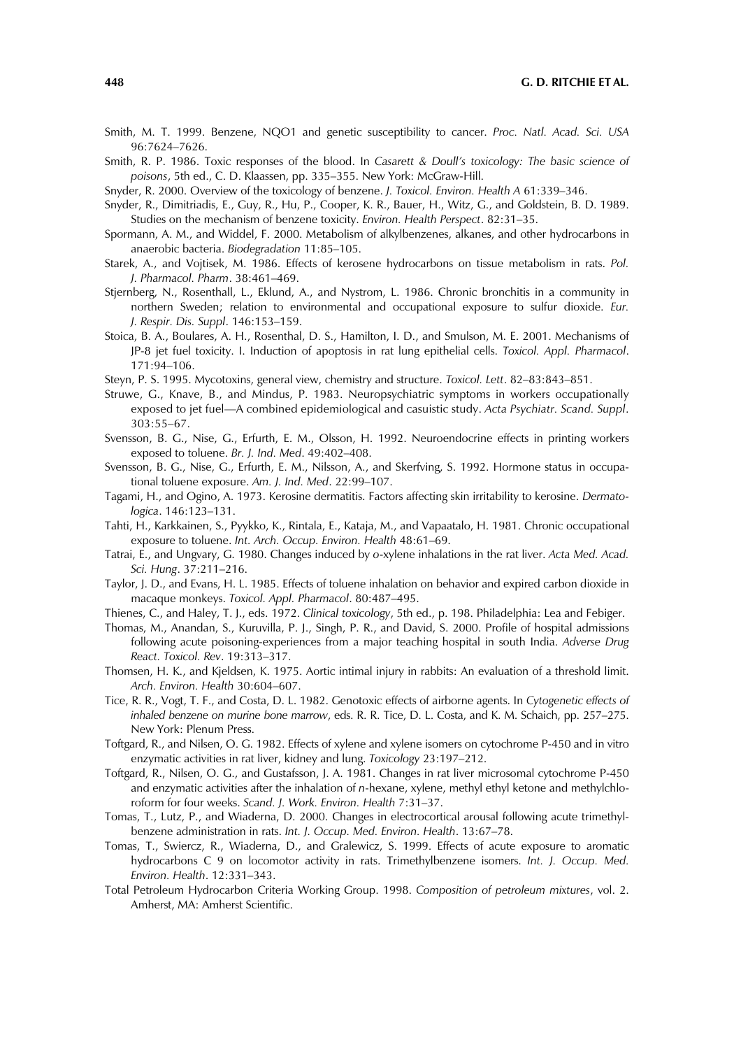Smith, M. T. 1999. Benzene, NQO1 and genetic susceptibility to cancer. *Proc. Natl. Acad. Sci. USA* 96:7624–7626.

Smith, R. P. 1986. Toxic responses of the blood. In *Casarett & Doull's toxicology: The basic science of poisons*, 5th ed., C. D. Klaassen, pp. 335–355. New York: McGraw-Hill.

Snyder, R. 2000. Overview of the toxicology of benzene. *J. Toxicol. Environ. Health A* 61:339–346.

Snyder, R., Dimitriadis, E., Guy, R., Hu, P., Cooper, K. R., Bauer, H., Witz, G., and Goldstein, B. D. 1989. Studies on the mechanism of benzene toxicity. *Environ. Health Perspect*. 82:31–35.

Spormann, A. M., and Widdel, F. 2000. Metabolism of alkylbenzenes, alkanes, and other hydrocarbons in anaerobic bacteria. *Biodegradation* 11:85–105.

Starek, A., and Vojtisek, M. 1986. Effects of kerosene hydrocarbons on tissue metabolism in rats. *Pol. J. Pharmacol. Pharm*. 38:461–469.

Stjernberg, N., Rosenthall, L., Eklund, A., and Nystrom, L. 1986. Chronic bronchitis in a community in northern Sweden; relation to environmental and occupational exposure to sulfur dioxide. *Eur. J. Respir. Dis. Suppl*. 146:153–159.

Stoica, B. A., Boulares, A. H., Rosenthal, D. S., Hamilton, I. D., and Smulson, M. E. 2001. Mechanisms of JP-8 jet fuel toxicity. I. Induction of apoptosis in rat lung epithelial cells. *Toxicol. Appl. Pharmacol*. 171:94–106.

Steyn, P. S. 1995. Mycotoxins, general view, chemistry and structure. *Toxicol. Lett*. 82–83:843–851.

Struwe, G., Knave, B., and Mindus, P. 1983. Neuropsychiatric symptoms in workers occupationally exposed to jet fuel—A combined epidemiological and casuistic study. *Acta Psychiatr. Scand. Suppl*. 303:55–67.

Svensson, B. G., Nise, G., Erfurth, E. M., Olsson, H. 1992. Neuroendocrine effects in printing workers exposed to toluene. *Br. J. Ind. Med*. 49:402–408.

Svensson, B. G., Nise, G., Erfurth, E. M., Nilsson, A., and Skerfving, S. 1992. Hormone status in occupational toluene exposure. *Am. J. Ind. Med*. 22:99–107.

Tagami, H., and Ogino, A. 1973. Kerosine dermatitis. Factors affecting skin irritability to kerosine. *Dermatologica*. 146:123–131.

Tahti, H., Karkkainen, S., Pyykko, K., Rintala, E., Kataja, M., and Vapaatalo, H. 1981. Chronic occupational exposure to toluene. *Int. Arch. Occup. Environ. Health* 48:61–69.

Tatrai, E., and Ungvary, G. 1980. Changes induced by *o*-xylene inhalations in the rat liver. *Acta Med. Acad. Sci. Hung*. 37:211–216.

Taylor, J. D., and Evans, H. L. 1985. Effects of toluene inhalation on behavior and expired carbon dioxide in macaque monkeys. *Toxicol. Appl. Pharmacol*. 80:487–495.

Thienes, C., and Haley, T. J., eds. 1972. *Clinical toxicology*, 5th ed., p. 198. Philadelphia: Lea and Febiger.

Thomas, M., Anandan, S., Kuruvilla, P. J., Singh, P. R., and David, S. 2000. Profile of hospital admissions following acute poisoning-experiences from a major teaching hospital in south India. *Adverse Drug React. Toxicol. Rev*. 19:313–317.

Thomsen, H. K., and Kjeldsen, K. 1975. Aortic intimal injury in rabbits: An evaluation of a threshold limit. *Arch. Environ. Health* 30:604–607.

Tice, R. R., Vogt, T. F., and Costa, D. L. 1982. Genotoxic effects of airborne agents. In *Cytogenetic effects of inhaled benzene on murine bone marrow*, eds. R. R. Tice, D. L. Costa, and K. M. Schaich, pp. 257–275. New York: Plenum Press.

Toftgard, R., and Nilsen, O. G. 1982. Effects of xylene and xylene isomers on cytochrome P-450 and in vitro enzymatic activities in rat liver, kidney and lung. *Toxicology* 23:197–212.

Toftgard, R., Nilsen, O. G., and Gustafsson, J. A. 1981. Changes in rat liver microsomal cytochrome P-450 and enzymatic activities after the inhalation of *n*-hexane, xylene, methyl ethyl ketone and methylchloroform for four weeks. *Scand. J. Work. Environ. Health* 7:31–37.

Tomas, T., Lutz, P., and Wiaderna, D. 2000. Changes in electrocortical arousal following acute trimethylbenzene administration in rats. *Int. J. Occup. Med. Environ. Health*. 13:67–78.

Tomas, T., Swiercz, R., Wiaderna, D., and Gralewicz, S. 1999. Effects of acute exposure to aromatic hydrocarbons C 9 on locomotor activity in rats. Trimethylbenzene isomers. *Int. J. Occup. Med. Environ. Health*. 12:331–343.

Total Petroleum Hydrocarbon Criteria Working Group. 1998. *Composition of petroleum mixtures*, vol. 2. Amherst, MA: Amherst Scientific.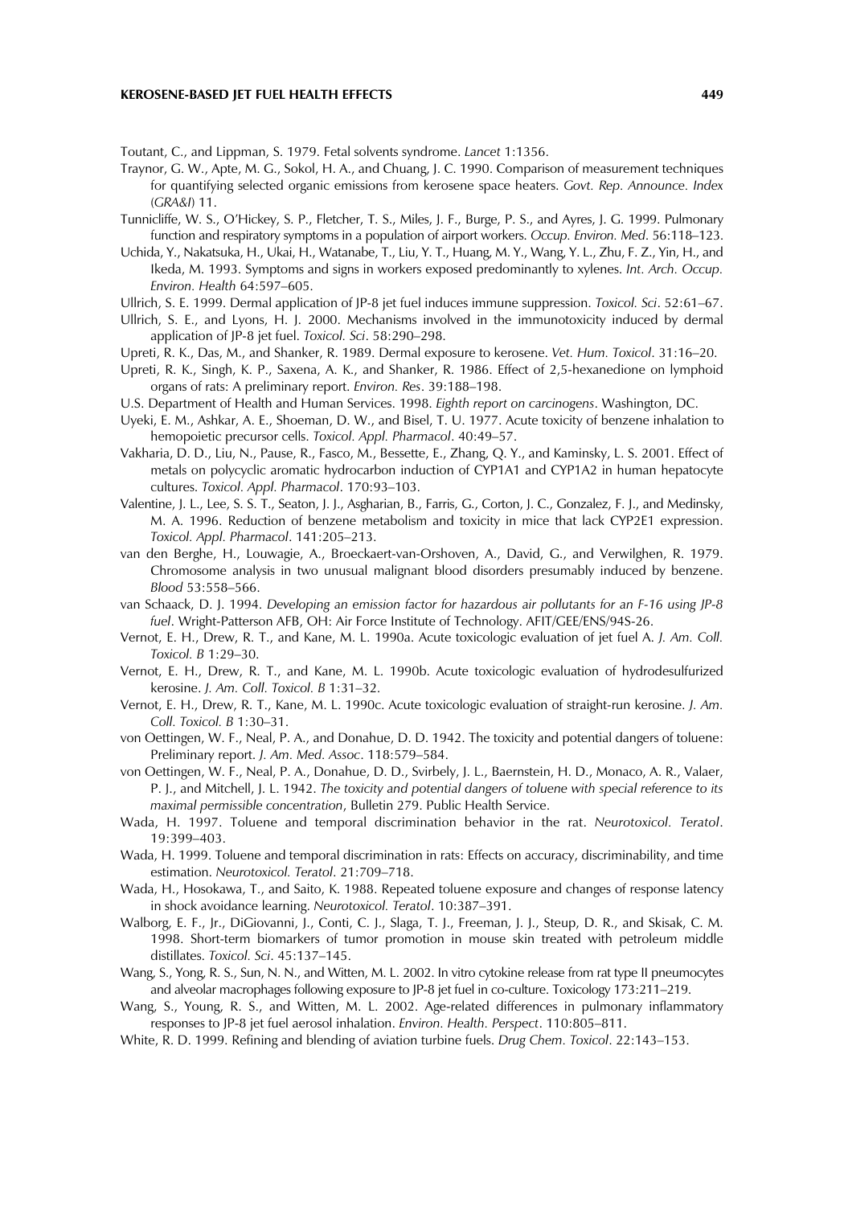Toutant, C., and Lippman, S. 1979. Fetal solvents syndrome. *Lancet* 1:1356.

Traynor, G. W., Apte, M. G., Sokol, H. A., and Chuang, J. C. 1990. Comparison of measurement techniques for quantifying selected organic emissions from kerosene space heaters. *Govt. Rep. Announce. Index (GRA&I)* 11.

Tunnicliffe, W. S., O'Hickey, S. P., Fletcher, T. S., Miles, J. F., Burge, P. S., and Ayres, J. G. 1999. Pulmonary function and respiratory symptoms in a population of airport workers. *Occup. Environ. Med*. 56:118–123.

Uchida, Y., Nakatsuka, H., Ukai, H., Watanabe, T., Liu, Y. T., Huang, M. Y., Wang, Y. L., Zhu, F. Z., Yin, H., and Ikeda, M. 1993. Symptoms and signs in workers exposed predominantly to xylenes. *Int. Arch. Occup. Environ. Health* 64:597–605.

Ullrich, S. E. 1999. Dermal application of JP-8 jet fuel induces immune suppression. *Toxicol. Sci*. 52:61–67.

Ullrich, S. E., and Lyons, H. J. 2000. Mechanisms involved in the immunotoxicity induced by dermal application of JP-8 jet fuel. *Toxicol. Sci*. 58:290–298.

Upreti, R. K., Das, M., and Shanker, R. 1989. Dermal exposure to kerosene. *Vet. Hum. Toxicol*. 31:16–20.

Upreti, R. K., Singh, K. P., Saxena, A. K., and Shanker, R. 1986. Effect of 2,5-hexanedione on lymphoid organs of rats: A preliminary report. *Environ. Res*. 39:188–198.

U.S. Department of Health and Human Services. 1998. *Eighth report on carcinogens*. Washington, DC.

Uyeki, E. M., Ashkar, A. E., Shoeman, D. W., and Bisel, T. U. 1977. Acute toxicity of benzene inhalation to hemopoietic precursor cells. *Toxicol. Appl. Pharmacol*. 40:49–57.

Vakharia, D. D., Liu, N., Pause, R., Fasco, M., Bessette, E., Zhang, Q. Y., and Kaminsky, L. S. 2001. Effect of metals on polycyclic aromatic hydrocarbon induction of CYP1A1 and CYP1A2 in human hepatocyte cultures. *Toxicol. Appl. Pharmacol*. 170:93–103.

Valentine, J. L., Lee, S. S. T., Seaton, J. J., Asgharian, B., Farris, G., Corton, J. C., Gonzalez, F. J., and Medinsky, M. A. 1996. Reduction of benzene metabolism and toxicity in mice that lack CYP2E1 expression. *Toxicol. Appl. Pharmacol*. 141:205–213.

van den Berghe, H., Louwagie, A., Broeckaert-van-Orshoven, A., David, G., and Verwilghen, R. 1979. Chromosome analysis in two unusual malignant blood disorders presumably induced by benzene. *Blood* 53:558–566.

van Schaack, D. J. 1994. *Developing an emission factor for hazardous air pollutants for an F-16 using JP-8 fuel*. Wright-Patterson AFB, OH: Air Force Institute of Technology. AFIT/GEE/ENS/94S-26.

Vernot, E. H., Drew, R. T., and Kane, M. L. 1990a. Acute toxicologic evaluation of jet fuel A. *J. Am. Coll. Toxicol. B* 1:29–30.

Vernot, E. H., Drew, R. T., and Kane, M. L. 1990b. Acute toxicologic evaluation of hydrodesulfurized kerosine. *J. Am. Coll. Toxicol. B* 1:31–32.

Vernot, E. H., Drew, R. T., Kane, M. L. 1990c. Acute toxicologic evaluation of straight-run kerosine. *J. Am. Coll. Toxicol. B* 1:30–31.

von Oettingen, W. F., Neal, P. A., and Donahue, D. D. 1942. The toxicity and potential dangers of toluene: Preliminary report. *J. Am. Med. Assoc*. 118:579–584.

von Oettingen, W. F., Neal, P. A., Donahue, D. D., Svirbely, J. L., Baernstein, H. D., Monaco, A. R., Valaer, P. J., and Mitchell, J. L. 1942. *The toxicity and potential dangers of toluene with special reference to its maximal permissible concentration*, Bulletin 279. Public Health Service.

Wada, H. 1997. Toluene and temporal discrimination behavior in the rat. *Neurotoxicol. Teratol*. 19:399–403.

Wada, H. 1999. Toluene and temporal discrimination in rats: Effects on accuracy, discriminability, and time estimation. *Neurotoxicol. Teratol*. 21:709–718.

Wada, H., Hosokawa, T., and Saito, K. 1988. Repeated toluene exposure and changes of response latency in shock avoidance learning. *Neurotoxicol. Teratol*. 10:387–391.

Walborg, E. F., Jr., DiGiovanni, J., Conti, C. J., Slaga, T. J., Freeman, J. J., Steup, D. R., and Skisak, C. M. 1998. Short-term biomarkers of tumor promotion in mouse skin treated with petroleum middle distillates. *Toxicol. Sci*. 45:137–145.

Wang, S., Yong, R. S., Sun, N. N., and Witten, M. L. 2002. In vitro cytokine release from rat type II pneumocytes and alveolar macrophages following exposure to JP-8 jet fuel in co-culture. Toxicology 173:211–219.

Wang, S., Young, R. S., and Witten, M. L. 2002. Age-related differences in pulmonary inflammatory responses to JP-8 jet fuel aerosol inhalation. *Environ. Health. Perspect*. 110:805–811.

White, R. D. 1999. Refining and blending of aviation turbine fuels. *Drug Chem. Toxicol*. 22:143–153.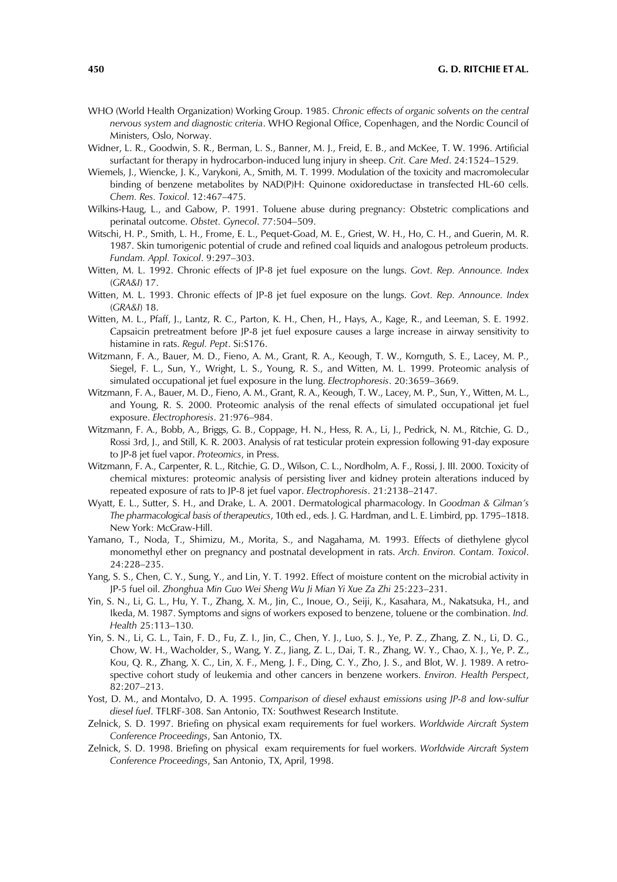WHO (World Health Organization) Working Group. 1985. *Chronic effects of organic solvents on the central nervous system and diagnostic criteria*. WHO Regional Office, Copenhagen, and the Nordic Council of Ministers, Oslo, Norway.

Widner, L. R., Goodwin, S. R., Berman, L. S., Banner, M. J., Freid, E. B., and McKee, T. W. 1996. Artificial surfactant for therapy in hydrocarbon-induced lung injury in sheep. *Crit. Care Med*. 24:1524–1529.

Wiemels, J., Wiencke, J. K., Varykoni, A., Smith, M. T. 1999. Modulation of the toxicity and macromolecular binding of benzene metabolites by NAD(P)H: Quinone oxidoreductase in transfected HL-60 cells. *Chem. Res. Toxicol*. 12:467–475.

Wilkins-Haug, L., and Gabow, P. 1991. Toluene abuse during pregnancy: Obstetric complications and perinatal outcome. *Obstet. Gynecol*. 77:504–509.

Witschi, H. P., Smith, L. H., Frome, E. L., Pequet-Goad, M. E., Griest, W. H., Ho, C. H., and Guerin, M. R. 1987. Skin tumorigenic potential of crude and refined coal liquids and analogous petroleum products. *Fundam. Appl. Toxicol*. 9:297–303.

Witten, M. L. 1992. Chronic effects of JP-8 jet fuel exposure on the lungs. *Govt. Rep. Announce. Index (GRA&I)* 17.

Witten, M. L. 1993. Chronic effects of JP-8 jet fuel exposure on the lungs. *Govt. Rep. Announce. Index (GRA&I)* 18.

Witten, M. L., Pfaff, J., Lantz, R. C., Parton, K. H., Chen, H., Hays, A., Kage, R., and Leeman, S. E. 1992. Capsaicin pretreatment before JP-8 jet fuel exposure causes a large increase in airway sensitivity to histamine in rats. *Regul. Pept*. Si:S176.

Witzmann, F. A., Bauer, M. D., Fieno, A. M., Grant, R. A., Keough, T. W., Kornguth, S. E., Lacey, M. P., Siegel, F. L., Sun, Y., Wright, L. S., Young, R. S., and Witten, M. L. 1999. Proteomic analysis of simulated occupational jet fuel exposure in the lung. *Electrophoresis*. 20:3659–3669.

Witzmann, F. A., Bauer, M. D., Fieno, A. M., Grant, R. A., Keough, T. W., Lacey, M. P., Sun, Y., Witten, M. L., and Young, R. S. 2000. Proteomic analysis of the renal effects of simulated occupational jet fuel exposure. *Electrophoresis*. 21:976–984.

Witzmann, F. A., Bobb, A., Briggs, G. B., Coppage, H. N., Hess, R. A., Li, J., Pedrick, N. M., Ritchie, G. D., Rossi 3rd, J., and Still, K. R. 2003. Analysis of rat testicular protein expression following 91-day exposure to JP-8 jet fuel vapor. *Proteomics*, in Press.

Witzmann, F. A., Carpenter, R. L., Ritchie, G. D., Wilson, C. L., Nordholm, A. F., Rossi, J. III. 2000. Toxicity of chemical mixtures: proteomic analysis of persisting liver and kidney protein alterations induced by repeated exposure of rats to JP-8 jet fuel vapor. *Electrophoresis*. 21:2138–2147.

Wyatt, E. L., Sutter, S. H., and Drake, L. A. 2001. Dermatological pharmacology. In *Goodman & Gilman's The pharmacological basis of therapeutics*, 10th ed., eds. J. G. Hardman, and L. E. Limbird, pp. 1795–1818. New York: McGraw-Hill.

Yamano, T., Noda, T., Shimizu, M., Morita, S., and Nagahama, M. 1993. Effects of diethylene glycol monomethyl ether on pregnancy and postnatal development in rats. *Arch. Environ. Contam. Toxicol*. 24:228–235.

Yang, S. S., Chen, C. Y., Sung, Y., and Lin, Y. T. 1992. Effect of moisture content on the microbial activity in JP-5 fuel oil. *Zhonghua Min Guo Wei Sheng Wu Ji Mian Yi Xue Za Zhi* 25:223–231.

Yin, S. N., Li, G. L., Hu, Y. T., Zhang, X. M., Jin, C., Inoue, O., Seiji, K., Kasahara, M., Nakatsuka, H., and Ikeda, M. 1987. Symptoms and signs of workers exposed to benzene, toluene or the combination. *Ind. Health* 25:113–130.

Yin, S. N., Li, G. L., Tain, F. D., Fu, Z. I., Jin, C., Chen, Y. J., Luo, S. J., Ye, P. Z., Zhang, Z. N., Li, D. G., Chow, W. H., Wacholder, S., Wang, Y. Z., Jiang, Z. L., Dai, T. R., Zhang, W. Y., Chao, X. J., Ye, P. Z., Kou, Q. R., Zhang, X. C., Lin, X. F., Meng, J. F., Ding, C. Y., Zho, J. S., and Blot, W. J. 1989. A retrospective cohort study of leukemia and other cancers in benzene workers. *Environ. Health Perspect*, 82:207–213.

Yost, D. M., and Montalvo, D. A. 1995. *Comparison of diesel exhaust emissions using JP-8 and low-sulfur diesel fuel*. TFLRF-308. San Antonio, TX: Southwest Research Institute.

Zelnick, S. D. 1997. Briefing on physical exam requirements for fuel workers. *Worldwide Aircraft System Conference Proceedings*, San Antonio, TX.

Zelnick, S. D. 1998. Briefing on physical exam requirements for fuel workers. *Worldwide Aircraft System Conference Proceedings*, San Antonio, TX, April, 1998.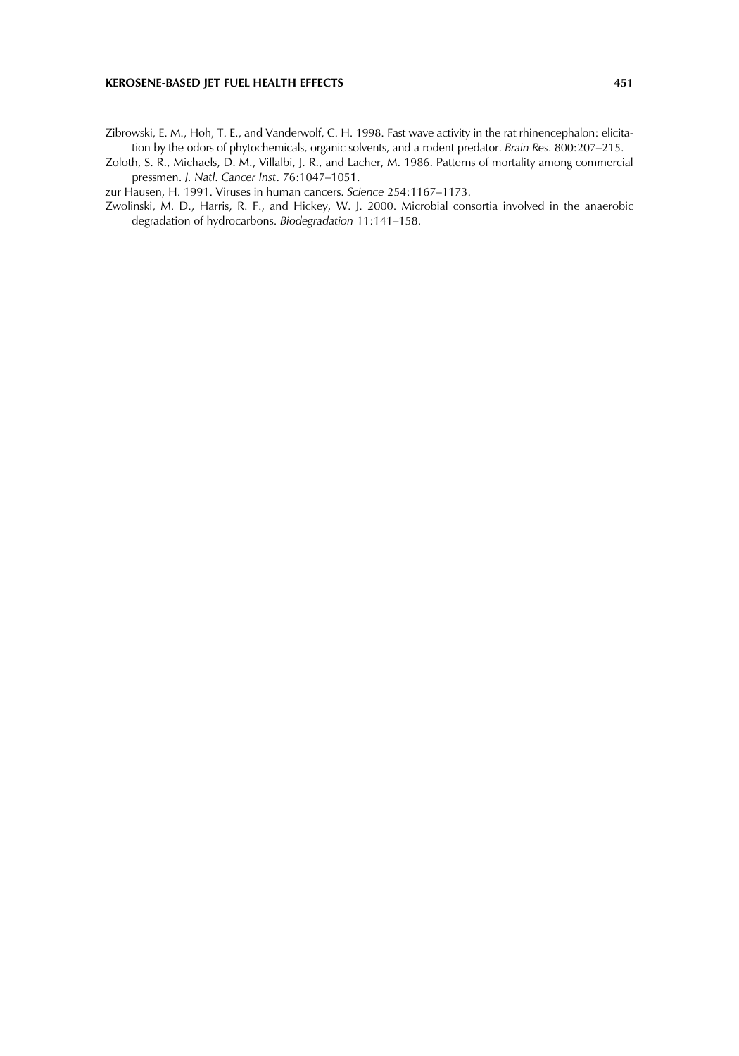Zibrowski, E. M., Hoh, T. E., and Vanderwolf, C. H. 1998. Fast wave activity in the rat rhinencephalon: elicitation by the odors of phytochemicals, organic solvents, and a rodent predator. *Brain Res*. 800:207–215.

Zoloth, S. R., Michaels, D. M., Villalbi, J. R., and Lacher, M. 1986. Patterns of mortality among commercial pressmen. *J. Natl. Cancer Inst*. 76:1047–1051.

zur Hausen, H. 1991. Viruses in human cancers. *Science* 254:1167–1173.

Zwolinski, M. D., Harris, R. F., and Hickey, W. J. 2000. Microbial consortia involved in the anaerobic degradation of hydrocarbons. *Biodegradation* 11:141–158.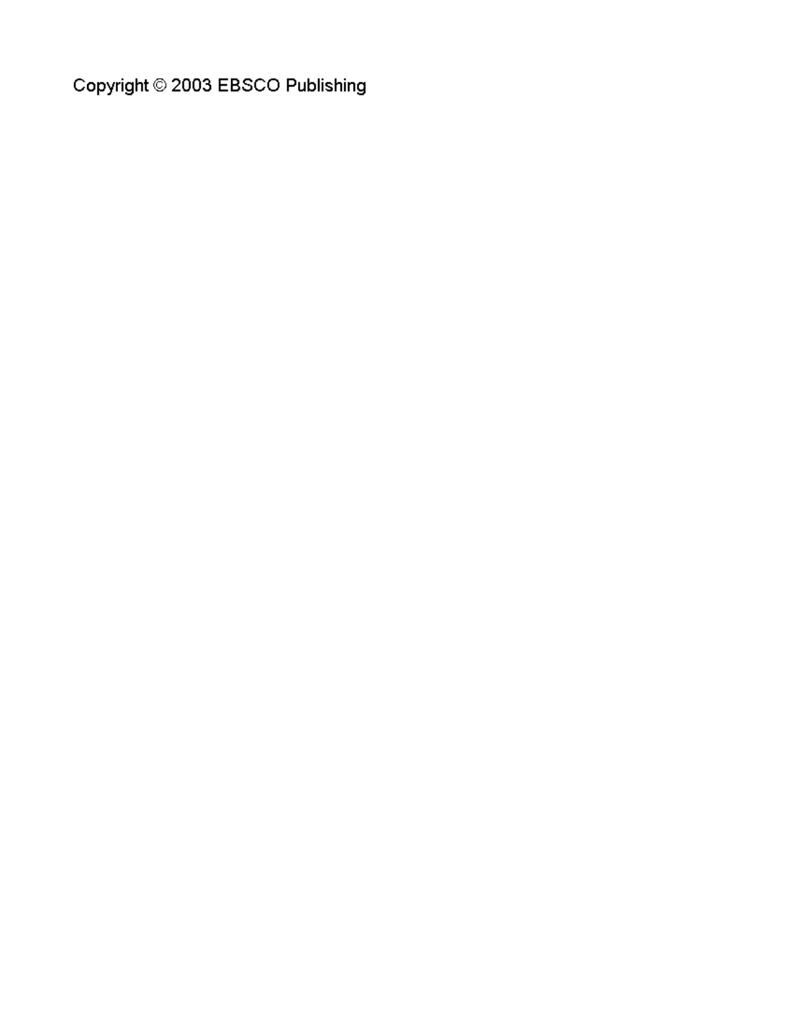Copyright © 2003 EBSCO Publishing